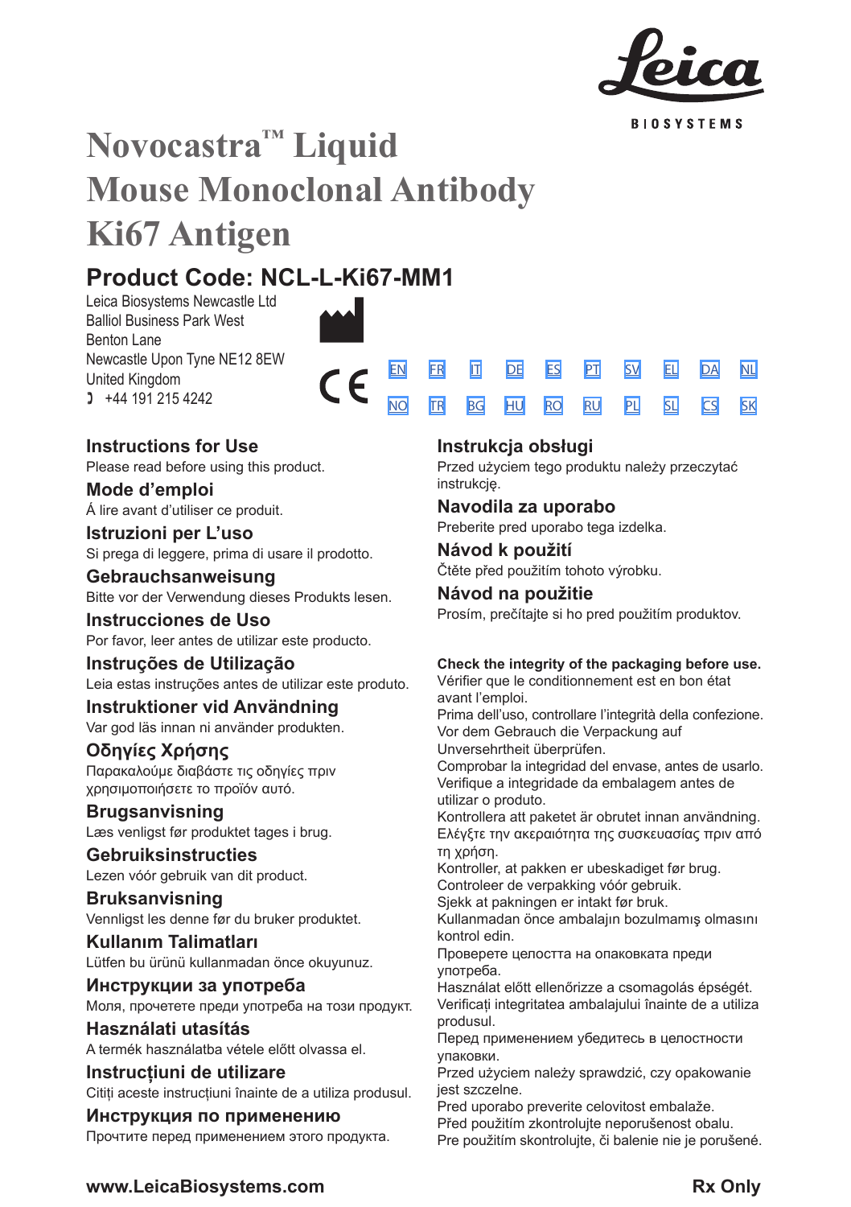# Novocastra™ Liquid Mouse Monoclonal Antibody Ki67 Antigen

## Product Code: NCL-L-Ki67-MM1

Leica Biosystems Newcastle Ltd
Balliol Business Park West
Benton Lane
Newcastle Upon Tyne NE12 8EW
United Kingdom
+44 191 215 4242

EN FR IT DE ES PT SV EL DA NL
NO TR BG HU RO RU PL SL CS SK

### Instructions for Use
Please read before using this product.

### Mode d'emploi
Á lire avant d'utiliser ce produit.

### Istruzioni per L'uso
Si prega di leggere, prima di usare il prodotto.

### Gebrauchsanweisung
Bitte vor der Verwendung dieses Produkts lesen.

### Instrucciones de Uso
Por favor, leer antes de utilizar este producto.

### Instruções de Utilização
Leia estas instruções antes de utilizar este produto.

### Instruktioner vid Användning
Var god läs innan ni använder produkten.

### Οδηγίες Χρήσης
Παρακαλούμε διαβάστε τις οδηγίες πριν χρησιμοποιήσετε το προϊόν αυτό.

### Brugsanvisning
Læs venligst før produktet tages i brug.

### Gebruiksinstructies
Lezen vóór gebruik van dit product.

### Bruksanvisning
Vennligst les denne før du bruker produktet.

### Kullanım Talimatları
Lütfen bu ürünü kullanmadan önce okuyunuz.

### Инструкции за употреба
Моля, прочетете преди употреба на този продукт.

### Használati utasítás
A termék használatba vétele előtt olvassa el.

### Instrucțiuni de utilizare
Citiți aceste instrucțiuni înainte de a utiliza produsul.

### Инструкция по применению
Прочтите перед применением этого продукта.

### Instrukcja obsługi
Przed użyciem tego produktu należy przeczytać instrukcję.

### Navodila za uporabo
Preberite pred uporabo tega izdelka.

### Návod k použití
Čtěte před použitím tohoto výrobku.

### Návod na použitie
Prosím, prečítajte si ho pred použitím produktov.

**Check the integrity of the packaging before use.**
Vérifier que le conditionnement est en bon état avant l'emploi.
Prima dell'uso, controllare l'integrità della confezione.
Vor dem Gebrauch die Verpackung auf Unversehrtheit überprüfen.
Comprobar la integridad del envase, antes de usarlo.
Verifique a integridade da embalagem antes de utilizar o produto.
Kontrollera att paketet är obrutet innan användning.
Ελέγξτε την ακεραιότητα της συσκευασίας πριν από τη χρήση.
Kontroller, at pakken er ubeskadiget før brug.
Controleer de verpakking vóór gebruik.
Sjekk at pakningen er intakt før bruk.
Kullanmadan önce ambalajın bozulmamış olmasını kontrol edin.
Проверете целостта на опаковката преди употреба.
Használat előtt ellenőrizze a csomagolás épségét.
Verificați integritatea ambalajului înainte de a utiliza produsul.
Перед применением убедитесь в целостности упаковки.
Przed użyciem należy sprawdzić, czy opakowanie jest szczelne.
Pred uporabo preverite celovitost embalaže.
Před použitím zkontrolujte neporušenost obalu.
Pre použitím skontrolujte, či balenie nie je porušené.

**www.LeicaBiosystems.com** **Rx Only**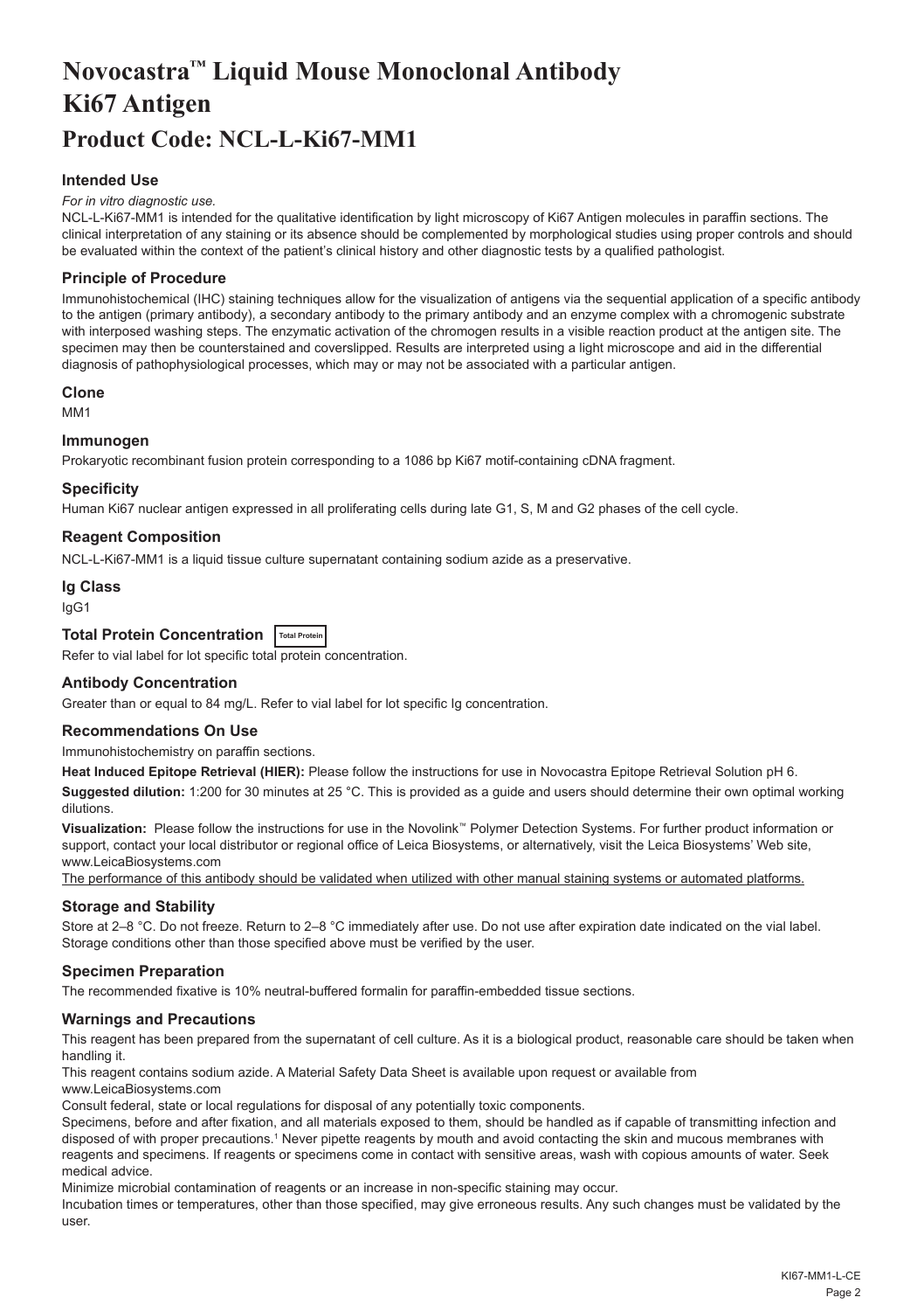# Novocastra™ Liquid Mouse Monoclonal Antibody Ki67 Antigen

# Product Code: NCL-L-Ki67-MM1

### Intended Use

*For in vitro diagnostic use.*

NCL-L-Ki67-MM1 is intended for the qualitative identification by light microscopy of Ki67 Antigen molecules in paraffin sections. The clinical interpretation of any staining or its absence should be complemented by morphological studies using proper controls and should be evaluated within the context of the patient's clinical history and other diagnostic tests by a qualified pathologist.

### Principle of Procedure

Immunohistochemical (IHC) staining techniques allow for the visualization of antigens via the sequential application of a specific antibody to the antigen (primary antibody), a secondary antibody to the primary antibody and an enzyme complex with a chromogenic substrate with interposed washing steps. The enzymatic activation of the chromogen results in a visible reaction product at the antigen site. The specimen may then be counterstained and coverslipped. Results are interpreted using a light microscope and aid in the differential diagnosis of pathophysiological processes, which may or may not be associated with a particular antigen.

### Clone

MM1

### Immunogen

Prokaryotic recombinant fusion protein corresponding to a 1086 bp Ki67 motif-containing cDNA fragment.

### Specificity

Human Ki67 nuclear antigen expressed in all proliferating cells during late G1, S, M and G2 phases of the cell cycle.

### Reagent Composition

NCL-L-Ki67-MM1 is a liquid tissue culture supernatant containing sodium azide as a preservative.

### Ig Class

IgG1

### Total Protein Concentration Total Protein

Refer to vial label for lot specific total protein concentration.

### Antibody Concentration

Greater than or equal to 84 mg/L. Refer to vial label for lot specific Ig concentration.

### Recommendations On Use

Immunohistochemistry on paraffin sections.

**Heat Induced Epitope Retrieval (HIER):** Please follow the instructions for use in Novocastra Epitope Retrieval Solution pH 6.

**Suggested dilution:** 1:200 for 30 minutes at 25 °C. This is provided as a guide and users should determine their own optimal working dilutions.

**Visualization:** Please follow the instructions for use in the Novolink™ Polymer Detection Systems. For further product information or support, contact your local distributor or regional office of Leica Biosystems, or alternatively, visit the Leica Biosystems' Web site, www.LeicaBiosystems.com

The performance of this antibody should be validated when utilized with other manual staining systems or automated platforms.

### Storage and Stability

Store at 2–8 °C. Do not freeze. Return to 2–8 °C immediately after use. Do not use after expiration date indicated on the vial label. Storage conditions other than those specified above must be verified by the user.

### Specimen Preparation

The recommended fixative is 10% neutral-buffered formalin for paraffin-embedded tissue sections.

### Warnings and Precautions

This reagent has been prepared from the supernatant of cell culture. As it is a biological product, reasonable care should be taken when handling it.

This reagent contains sodium azide. A Material Safety Data Sheet is available upon request or available from www.LeicaBiosystems.com

Consult federal, state or local regulations for disposal of any potentially toxic components.

Specimens, before and after fixation, and all materials exposed to them, should be handled as if capable of transmitting infection and disposed of with proper precautions.[1] Never pipette reagents by mouth and avoid contacting the skin and mucous membranes with reagents and specimens. If reagents or specimens come in contact with sensitive areas, wash with copious amounts of water. Seek medical advice.

Minimize microbial contamination of reagents or an increase in non-specific staining may occur.

Incubation times or temperatures, other than those specified, may give erroneous results. Any such changes must be validated by the user.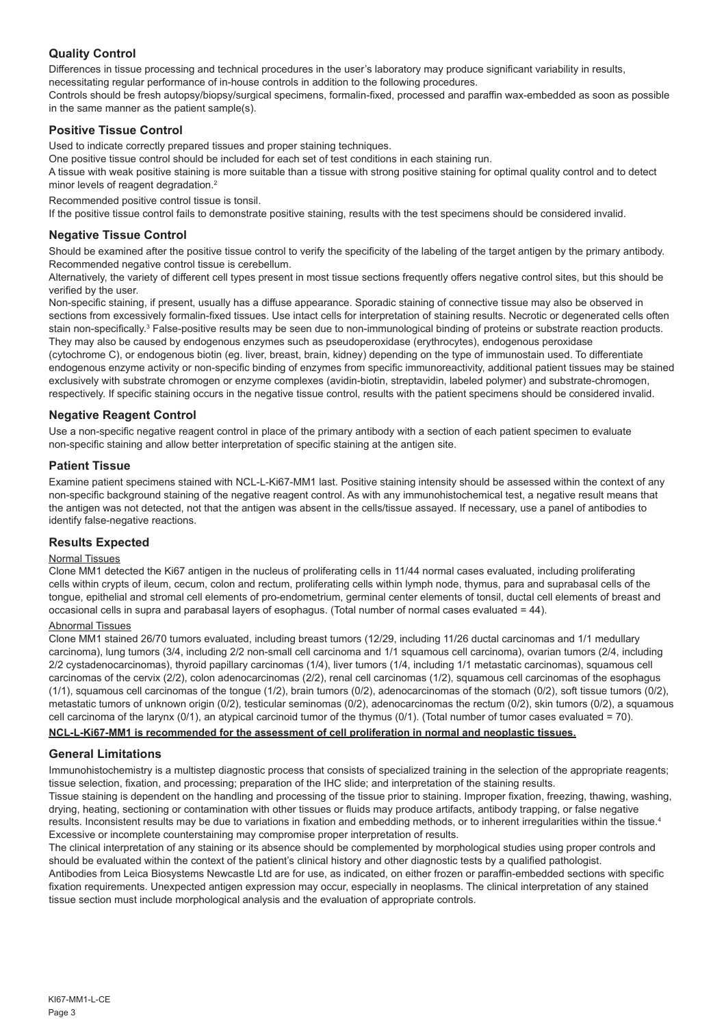## Quality Control

Differences in tissue processing and technical procedures in the user's laboratory may produce significant variability in results, necessitating regular performance of in-house controls in addition to the following procedures.

Controls should be fresh autopsy/biopsy/surgical specimens, formalin-fixed, processed and paraffin wax-embedded as soon as possible in the same manner as the patient sample(s).

## Positive Tissue Control

Used to indicate correctly prepared tissues and proper staining techniques.

One positive tissue control should be included for each set of test conditions in each staining run.

A tissue with weak positive staining is more suitable than a tissue with strong positive staining for optimal quality control and to detect minor levels of reagent degradation.[2]

Recommended positive control tissue is tonsil.

If the positive tissue control fails to demonstrate positive staining, results with the test specimens should be considered invalid.

## Negative Tissue Control

Should be examined after the positive tissue control to verify the specificity of the labeling of the target antigen by the primary antibody. Recommended negative control tissue is cerebellum.

Alternatively, the variety of different cell types present in most tissue sections frequently offers negative control sites, but this should be verified by the user.

Non-specific staining, if present, usually has a diffuse appearance. Sporadic staining of connective tissue may also be observed in sections from excessively formalin-fixed tissues. Use intact cells for interpretation of staining results. Necrotic or degenerated cells often stain non-specifically.[3] False-positive results may be seen due to non-immunological binding of proteins or substrate reaction products. They may also be caused by endogenous enzymes such as pseudoperoxidase (erythrocytes), endogenous peroxidase (cytochrome C), or endogenous biotin (eg. liver, breast, brain, kidney) depending on the type of immunostain used. To differentiate endogenous enzyme activity or non-specific binding of enzymes from specific immunoreactivity, additional patient tissues may be stained exclusively with substrate chromogen or enzyme complexes (avidin-biotin, streptavidin, labeled polymer) and substrate-chromogen, respectively. If specific staining occurs in the negative tissue control, results with the patient specimens should be considered invalid.

## Negative Reagent Control

Use a non-specific negative reagent control in place of the primary antibody with a section of each patient specimen to evaluate non-specific staining and allow better interpretation of specific staining at the antigen site.

## Patient Tissue

Examine patient specimens stained with NCL-L-Ki67-MM1 last. Positive staining intensity should be assessed within the context of any non-specific background staining of the negative reagent control. As with any immunohistochemical test, a negative result means that the antigen was not detected, not that the antigen was absent in the cells/tissue assayed. If necessary, use a panel of antibodies to identify false-negative reactions.

## Results Expected

### Normal Tissues

Clone MM1 detected the Ki67 antigen in the nucleus of proliferating cells in 11/44 normal cases evaluated, including proliferating cells within crypts of ileum, cecum, colon and rectum, proliferating cells within lymph node, thymus, para and suprabasal cells of the tongue, epithelial and stromal cell elements of pro-endometrium, germinal center elements of tonsil, ductal cell elements of breast and occasional cells in supra and parabasal layers of esophagus. (Total number of normal cases evaluated = 44).

### Abnormal Tissues

Clone MM1 stained 26/70 tumors evaluated, including breast tumors (12/29, including 11/26 ductal carcinomas and 1/1 medullary carcinoma), lung tumors (3/4, including 2/2 non-small cell carcinoma and 1/1 squamous cell carcinoma), ovarian tumors (2/4, including 2/2 cystadenocarcinomas), thyroid papillary carcinomas (1/4), liver tumors (1/4, including 1/1 metastatic carcinomas), squamous cell carcinomas of the cervix (2/2), colon adenocarcinomas (2/2), renal cell carcinomas (1/2), squamous cell carcinomas of the esophagus (1/1), squamous cell carcinomas of the tongue (1/2), brain tumors (0/2), adenocarcinomas of the stomach (0/2), soft tissue tumors (0/2), metastatic tumors of unknown origin (0/2), testicular seminomas (0/2), adenocarcinomas the rectum (0/2), skin tumors (0/2), a squamous cell carcinoma of the larynx (0/1), an atypical carcinoid tumor of the thymus (0/1). (Total number of tumor cases evaluated = 70).

**NCL-L-Ki67-MM1 is recommended for the assessment of cell proliferation in normal and neoplastic tissues.**

## General Limitations

Immunohistochemistry is a multistep diagnostic process that consists of specialized training in the selection of the appropriate reagents; tissue selection, fixation, and processing; preparation of the IHC slide; and interpretation of the staining results.

Tissue staining is dependent on the handling and processing of the tissue prior to staining. Improper fixation, freezing, thawing, washing, drying, heating, sectioning or contamination with other tissues or fluids may produce artifacts, antibody trapping, or false negative results. Inconsistent results may be due to variations in fixation and embedding methods, or to inherent irregularities within the tissue.[4]

Excessive or incomplete counterstaining may compromise proper interpretation of results.

The clinical interpretation of any staining or its absence should be complemented by morphological studies using proper controls and should be evaluated within the context of the patient's clinical history and other diagnostic tests by a qualified pathologist.

Antibodies from Leica Biosystems Newcastle Ltd are for use, as indicated, on either frozen or paraffin-embedded sections with specific fixation requirements. Unexpected antigen expression may occur, especially in neoplasms. The clinical interpretation of any stained tissue section must include morphological analysis and the evaluation of appropriate controls.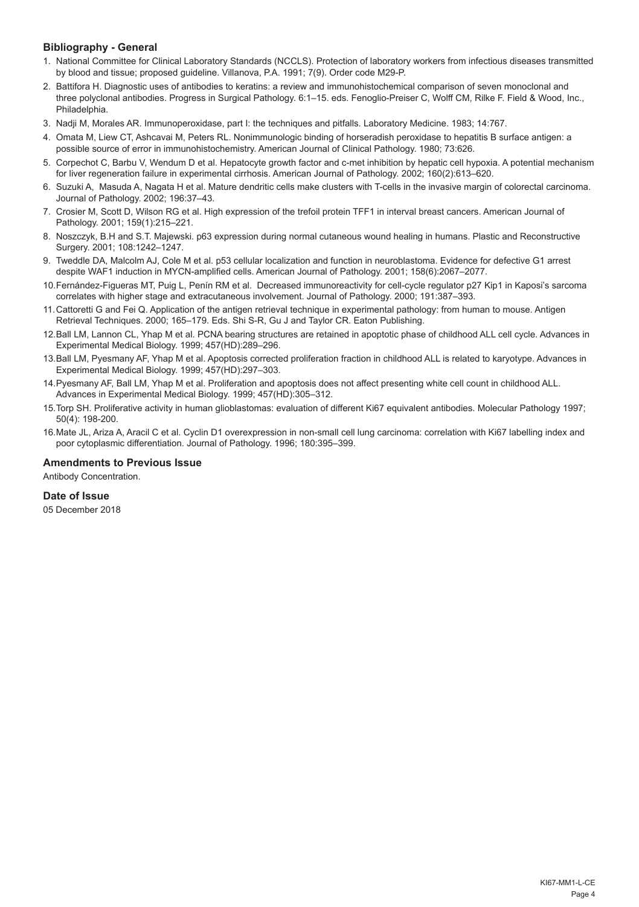## Bibliography - General

1. National Committee for Clinical Laboratory Standards (NCCLS). Protection of laboratory workers from infectious diseases transmitted by blood and tissue; proposed guideline. Villanova, P.A. 1991; 7(9). Order code M29-P.
2. Battifora H. Diagnostic uses of antibodies to keratins: a review and immunohistochemical comparison of seven monoclonal and three polyclonal antibodies. Progress in Surgical Pathology. 6:1–15. eds. Fenoglio-Preiser C, Wolff CM, Rilke F. Field & Wood, Inc., Philadelphia.
3. Nadji M, Morales AR. Immunoperoxidase, part I: the techniques and pitfalls. Laboratory Medicine. 1983; 14:767.
4. Omata M, Liew CT, Ashcavai M, Peters RL. Nonimmunologic binding of horseradish peroxidase to hepatitis B surface antigen: a possible source of error in immunohistochemistry. American Journal of Clinical Pathology. 1980; 73:626.
5. Corpechot C, Barbu V, Wendum D et al. Hepatocyte growth factor and c-met inhibition by hepatic cell hypoxia. A potential mechanism for liver regeneration failure in experimental cirrhosis. American Journal of Pathology. 2002; 160(2):613–620.
6. Suzuki A, Masuda A, Nagata H et al. Mature dendritic cells make clusters with T-cells in the invasive margin of colorectal carcinoma. Journal of Pathology. 2002; 196:37–43.
7. Crosier M, Scott D, Wilson RG et al. High expression of the trefoil protein TFF1 in interval breast cancers. American Journal of Pathology. 2001; 159(1):215–221.
8. Noszczyk, B.H and S.T. Majewski. p63 expression during normal cutaneous wound healing in humans. Plastic and Reconstructive Surgery. 2001; 108:1242–1247.
9. Tweddle DA, Malcolm AJ, Cole M et al. p53 cellular localization and function in neuroblastoma. Evidence for defective G1 arrest despite WAF1 induction in MYCN-amplified cells. American Journal of Pathology. 2001; 158(6):2067–2077.
10. Fernández-Figueras MT, Puig L, Penín RM et al. Decreased immunoreactivity for cell-cycle regulator p27 Kip1 in Kaposi's sarcoma correlates with higher stage and extracutaneous involvement. Journal of Pathology. 2000; 191:387–393.
11. Cattoretti G and Fei Q. Application of the antigen retrieval technique in experimental pathology: from human to mouse. Antigen Retrieval Techniques. 2000; 165–179. Eds. Shi S-R, Gu J and Taylor CR. Eaton Publishing.
12. Ball LM, Lannon CL, Yhap M et al. PCNA bearing structures are retained in apoptotic phase of childhood ALL cell cycle. Advances in Experimental Medical Biology. 1999; 457(HD):289–296.
13. Ball LM, Pyesmany AF, Yhap M et al. Apoptosis corrected proliferation fraction in childhood ALL is related to karyotype. Advances in Experimental Medical Biology. 1999; 457(HD):297–303.
14. Pyesmany AF, Ball LM, Yhap M et al. Proliferation and apoptosis does not affect presenting white cell count in childhood ALL. Advances in Experimental Medical Biology. 1999; 457(HD):305–312.
15. Torp SH. Proliferative activity in human glioblastomas: evaluation of different Ki67 equivalent antibodies. Molecular Pathology 1997; 50(4): 198-200.
16. Mate JL, Ariza A, Aracil C et al. Cyclin D1 overexpression in non-small cell lung carcinoma: correlation with Ki67 labelling index and poor cytoplasmic differentiation. Journal of Pathology. 1996; 180:395–399.

## Amendments to Previous Issue

Antibody Concentration.

## Date of Issue

05 December 2018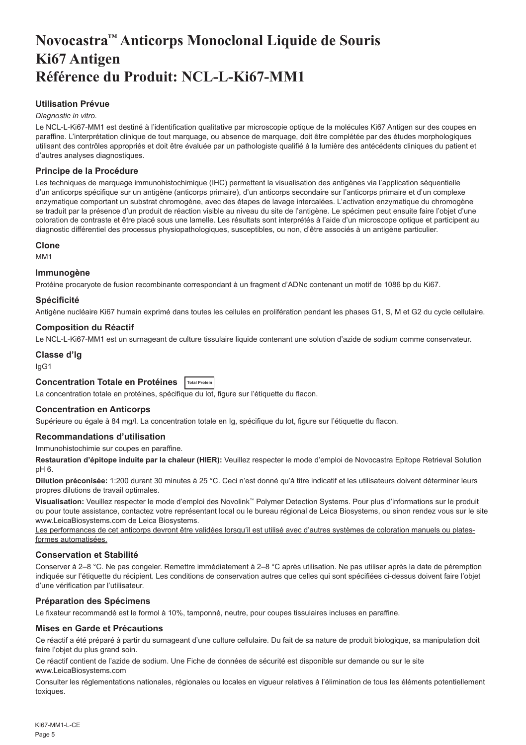# Novocastra™ Anticorps Monoclonal Liquide de Souris
# Ki67 Antigen
# Référence du Produit: NCL-L-Ki67-MM1

### Utilisation Prévue

*Diagnostic in vitro*.

Le NCL-L-Ki67-MM1 est destiné à l'identification qualitative par microscopie optique de la molécules Ki67 Antigen sur des coupes en paraffine. L'interprétation clinique de tout marquage, ou absence de marquage, doit être complétée par des études morphologiques utilisant des contrôles appropriés et doit être évaluée par un pathologiste qualifié à la lumière des antécédents cliniques du patient et d'autres analyses diagnostiques.

### Principe de la Procédure

Les techniques de marquage immunohistochimique (IHC) permettent la visualisation des antigènes via l'application séquentielle d'un anticorps spécifique sur un antigène (anticorps primaire), d'un anticorps secondaire sur l'anticorps primaire et d'un complexe enzymatique comportant un substrat chromogène, avec des étapes de lavage intercalées. L'activation enzymatique du chromogène se traduit par la présence d'un produit de réaction visible au niveau du site de l'antigène. Le spécimen peut ensuite faire l'objet d'une coloration de contraste et être placé sous une lamelle. Les résultats sont interprétés à l'aide d'un microscope optique et participent au diagnostic différentiel des processus physiopathologiques, susceptibles, ou non, d'être associés à un antigène particulier.

### Clone

MM1

### Immunogène

Protéine procaryote de fusion recombinante correspondant à un fragment d'ADNc contenant un motif de 1086 bp du Ki67.

### Spécificité

Antigène nucléaire Ki67 humain exprimé dans toutes les cellules en prolifération pendant les phases G1, S, M et G2 du cycle cellulaire.

### Composition du Réactif

Le NCL-L-Ki67-MM1 est un surnageant de culture tissulaire liquide contenant une solution d'azide de sodium comme conservateur.

### Classe d'Ig

IgG1

### Concentration Totale en Protéines Total Protein

La concentration totale en protéines, spécifique du lot, figure sur l'étiquette du flacon.

### Concentration en Anticorps

Supérieure ou égale à 84 mg/l. La concentration totale en Ig, spécifique du lot, figure sur l'étiquette du flacon.

### Recommandations d'utilisation

Immunohistochimie sur coupes en paraffine.

**Restauration d'épitope induite par la chaleur (HIER):** Veuillez respecter le mode d'emploi de Novocastra Epitope Retrieval Solution pH 6.

**Dilution préconisée:** 1:200 durant 30 minutes à 25 °C. Ceci n'est donné qu'à titre indicatif et les utilisateurs doivent déterminer leurs propres dilutions de travail optimales.

**Visualisation:** Veuillez respecter le mode d'emploi des Novolink™ Polymer Detection Systems. Pour plus d'informations sur le produit ou pour toute assistance, contactez votre représentant local ou le bureau régional de Leica Biosystems, ou sinon rendez vous sur le site www.LeicaBiosystems.com de Leica Biosystems.

<u>Les performances de cet anticorps devront être validées lorsqu'il est utilisé avec d'autres systèmes de coloration manuels ou plates-formes automatisées.</u>

### Conservation et Stabilité

Conserver à 2–8 °C. Ne pas congeler. Remettre immédiatement à 2–8 °C après utilisation. Ne pas utiliser après la date de péremption indiquée sur l'étiquette du récipient. Les conditions de conservation autres que celles qui sont spécifiées ci-dessus doivent faire l'objet d'une vérification par l'utilisateur.

### Préparation des Spécimens

Le fixateur recommandé est le formol à 10%, tamponné, neutre, pour coupes tissulaires incluses en paraffine.

### Mises en Garde et Précautions

Ce réactif a été préparé à partir du surnageant d'une culture cellulaire. Du fait de sa nature de produit biologique, sa manipulation doit faire l'objet du plus grand soin.

Ce réactif contient de l'azide de sodium. Une Fiche de données de sécurité est disponible sur demande ou sur le site www.LeicaBiosystems.com

Consulter les réglementations nationales, régionales ou locales en vigueur relatives à l'élimination de tous les éléments potentiellement toxiques.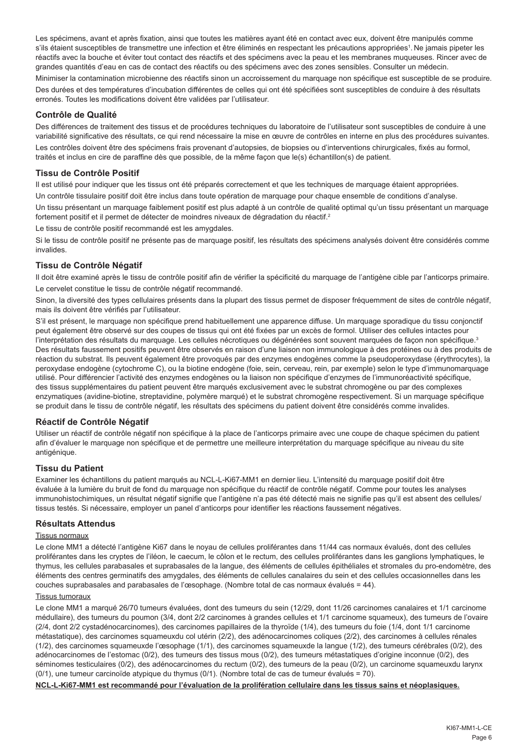Les spécimens, avant et après fixation, ainsi que toutes les matières ayant été en contact avec eux, doivent être manipulés comme s'ils étaient susceptibles de transmettre une infection et être éliminés en respectant les précautions appropriées[1]. Ne jamais pipeter les réactifs avec la bouche et éviter tout contact des réactifs et des spécimens avec la peau et les membranes muqueuses. Rincer avec de grandes quantités d'eau en cas de contact des réactifs ou des spécimens avec des zones sensibles. Consulter un médecin.

Minimiser la contamination microbienne des réactifs sinon un accroissement du marquage non spécifique est susceptible de se produire.

Des durées et des températures d'incubation différentes de celles qui ont été spécifiées sont susceptibles de conduire à des résultats erronés. Toutes les modifications doivent être validées par l'utilisateur.

## Contrôle de Qualité

Des différences de traitement des tissus et de procédures techniques du laboratoire de l'utilisateur sont susceptibles de conduire à une variabilité significative des résultats, ce qui rend nécessaire la mise en œuvre de contrôles en interne en plus des procédures suivantes.

Les contrôles doivent être des spécimens frais provenant d'autopsies, de biopsies ou d'interventions chirurgicales, fixés au formol, traités et inclus en cire de paraffine dès que possible, de la même façon que le(s) échantillon(s) de patient.

## Tissu de Contrôle Positif

Il est utilisé pour indiquer que les tissus ont été préparés correctement et que les techniques de marquage étaient appropriées.

Un contrôle tissulaire positif doit être inclus dans toute opération de marquage pour chaque ensemble de conditions d'analyse.

Un tissu présentant un marquage faiblement positif est plus adapté à un contrôle de qualité optimal qu'un tissu présentant un marquage fortement positif et il permet de détecter de moindres niveaux de dégradation du réactif.[2]

Le tissu de contrôle positif recommandé est les amygdales.

Si le tissu de contrôle positif ne présente pas de marquage positif, les résultats des spécimens analysés doivent être considérés comme invalides.

## Tissu de Contrôle Négatif

Il doit être examiné après le tissu de contrôle positif afin de vérifier la spécificité du marquage de l'antigène cible par l'anticorps primaire.

Le cervelet constitue le tissu de contrôle négatif recommandé.

Sinon, la diversité des types cellulaires présents dans la plupart des tissus permet de disposer fréquemment de sites de contrôle négatif, mais ils doivent être vérifiés par l'utilisateur.

S'il est présent, le marquage non spécifique prend habituellement une apparence diffuse. Un marquage sporadique du tissu conjonctif peut également être observé sur des coupes de tissus qui ont été fixées par un excès de formol. Utiliser des cellules intactes pour l'interprétation des résultats du marquage. Les cellules nécrotiques ou dégénérées sont souvent marquées de façon non spécifique.[3] Des résultats faussement positifs peuvent être observés en raison d'une liaison non immunologique à des protéines ou à des produits de réaction du substrat. Ils peuvent également être provoqués par des enzymes endogènes comme la pseudoperoxydase (érythrocytes), la peroxydase endogène (cytochrome C), ou la biotine endogène (foie, sein, cerveau, rein, par exemple) selon le type d'immunomarquage utilisé. Pour différencier l'activité des enzymes endogènes ou la liaison non spécifique d'enzymes de l'immunoréactivité spécifique, des tissus supplémentaires du patient peuvent être marqués exclusivement avec le substrat chromogène ou par des complexes enzymatiques (avidine-biotine, streptavidine, polymère marqué) et le substrat chromogène respectivement. Si un marquage spécifique se produit dans le tissu de contrôle négatif, les résultats des spécimens du patient doivent être considérés comme invalides.

## Réactif de Contrôle Négatif

Utiliser un réactif de contrôle négatif non spécifique à la place de l'anticorps primaire avec une coupe de chaque spécimen du patient afin d'évaluer le marquage non spécifique et de permettre une meilleure interprétation du marquage spécifique au niveau du site antigénique.

## Tissu du Patient

Examiner les échantillons du patient marqués au NCL-L-Ki67-MM1 en dernier lieu. L'intensité du marquage positif doit être évaluée à la lumière du bruit de fond du marquage non spécifique du réactif de contrôle négatif. Comme pour toutes les analyses immunohistochimiques, un résultat négatif signifie que l'antigène n'a pas été détecté mais ne signifie pas qu'il est absent des cellules/tissus testés. Si nécessaire, employer un panel d'anticorps pour identifier les réactions faussement négatives.

## Résultats Attendus

Tissus normaux

Le clone MM1 a détecté l'antigène Ki67 dans le noyau de cellules proliférantes dans 11/44 cas normaux évalués, dont des cellules proliférantes dans les cryptes de l'iléon, le caecum, le côlon et le rectum, des cellules proliférantes dans les ganglions lymphatiques, le thymus, les cellules parabasales et suprabasales de la langue, des éléments de cellules épithéliales et stromales du pro-endomètre, des éléments des centres germinatifs des amygdales, des éléments de cellules canalaires du sein et des cellules occasionnelles dans les couches suprabasales and parabasales de l'œsophage. (Nombre total de cas normaux évalués = 44).

Tissus tumoraux

Le clone MM1 a marqué 26/70 tumeurs évaluées, dont des tumeurs du sein (12/29, dont 11/26 carcinomes canalaires et 1/1 carcinome médullaire), des tumeurs du poumon (3/4, dont 2/2 carcinomes à grandes cellules et 1/1 carcinome squameux), des tumeurs de l'ovaire (2/4, dont 2/2 cystadénocarcinomes), des carcinomes papillaires de la thyroïde (1/4), des tumeurs du foie (1/4, dont 1/1 carcinome métastatique), des carcinomes squameuxdu col utérin (2/2), des adénocarcinomes coliques (2/2), des carcinomes à cellules rénales (1/2), des carcinomes squameuxde l'œsophage (1/1), des carcinomes squameuxde la langue (1/2), des tumeurs cérébrales (0/2), des adénocarcinomes de l'estomac (0/2), des tumeurs des tissus mous (0/2), des tumeurs métastatiques d'origine inconnue (0/2), des séminomes testiculaires (0/2), des adénocarcinomes du rectum (0/2), des tumeurs de la peau (0/2), un carcinome squameuxdu larynx (0/1), une tumeur carcinoïde atypique du thymus (0/1). (Nombre total de cas de tumeur évalués = 70).

**NCL-L-Ki67-MM1 est recommandé pour l'évaluation de la prolifération cellulaire dans les tissus sains et néoplasiques.**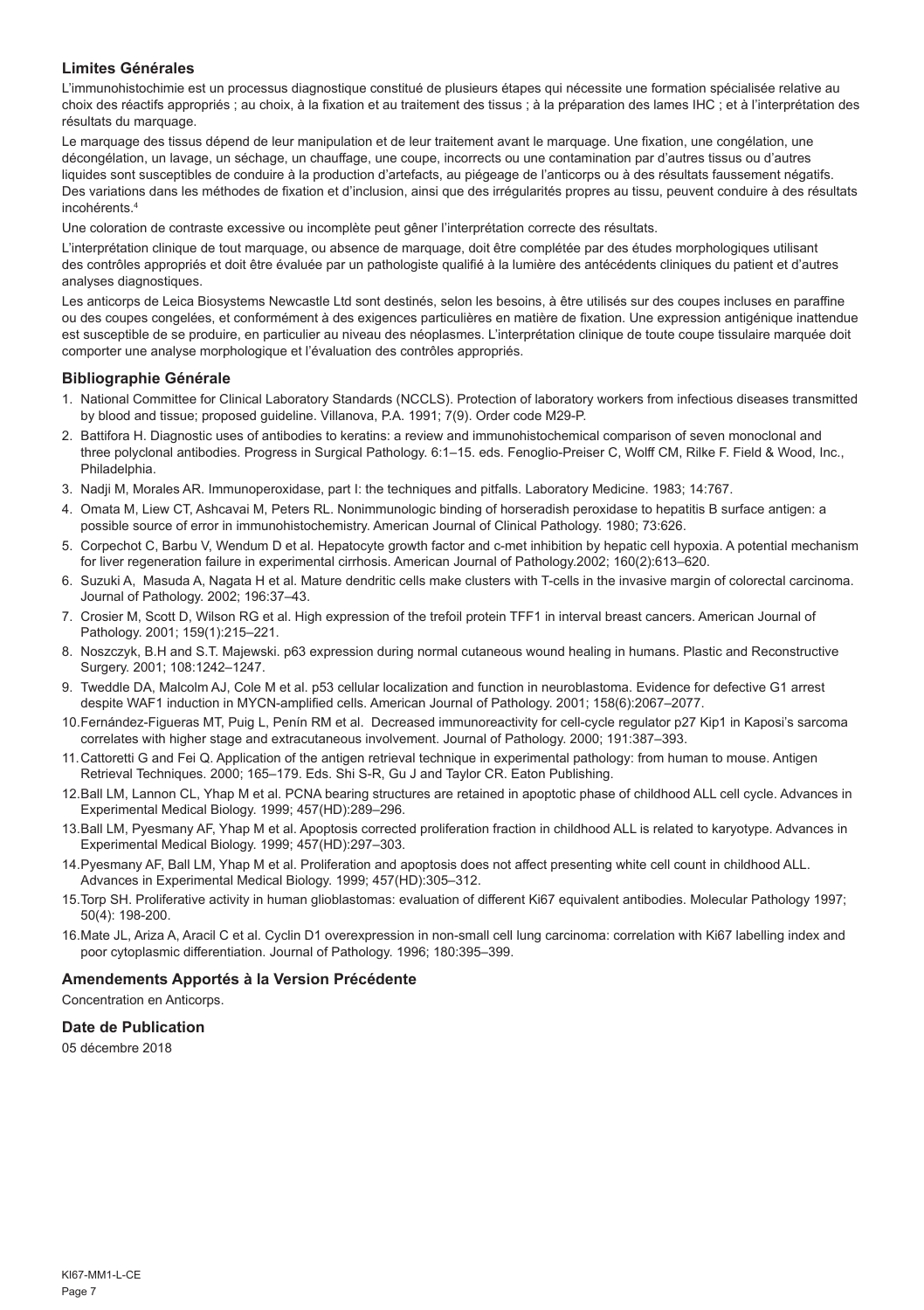## Limites Générales

L'immunohistochimie est un processus diagnostique constitué de plusieurs étapes qui nécessite une formation spécialisée relative au choix des réactifs appropriés ; au choix, à la fixation et au traitement des tissus ; à la préparation des lames IHC ; et à l'interprétation des résultats du marquage.

Le marquage des tissus dépend de leur manipulation et de leur traitement avant le marquage. Une fixation, une congélation, une décongélation, un lavage, un séchage, un chauffage, une coupe, incorrects ou une contamination par d'autres tissus ou d'autres liquides sont susceptibles de conduire à la production d'artefacts, au piégeage de l'anticorps ou à des résultats faussement négatifs. Des variations dans les méthodes de fixation et d'inclusion, ainsi que des irrégularités propres au tissu, peuvent conduire à des résultats incohérents.[4]

Une coloration de contraste excessive ou incomplète peut gêner l'interprétation correcte des résultats.

L'interprétation clinique de tout marquage, ou absence de marquage, doit être complétée par des études morphologiques utilisant des contrôles appropriés et doit être évaluée par un pathologiste qualifié à la lumière des antécédents cliniques du patient et d'autres analyses diagnostiques.

Les anticorps de Leica Biosystems Newcastle Ltd sont destinés, selon les besoins, à être utilisés sur des coupes incluses en paraffine ou des coupes congelées, et conformément à des exigences particulières en matière de fixation. Une expression antigénique inattendue est susceptible de se produire, en particulier au niveau des néoplasmes. L'interprétation clinique de toute coupe tissulaire marquée doit comporter une analyse morphologique et l'évaluation des contrôles appropriés.

## Bibliographie Générale

1. National Committee for Clinical Laboratory Standards (NCCLS). Protection of laboratory workers from infectious diseases transmitted by blood and tissue; proposed guideline. Villanova, P.A. 1991; 7(9). Order code M29-P.
2. Battifora H. Diagnostic uses of antibodies to keratins: a review and immunohistochemical comparison of seven monoclonal and three polyclonal antibodies. Progress in Surgical Pathology. 6:1–15. eds. Fenoglio-Preiser C, Wolff CM, Rilke F. Field & Wood, Inc., Philadelphia.
3. Nadji M, Morales AR. Immunoperoxidase, part I: the techniques and pitfalls. Laboratory Medicine. 1983; 14:767.
4. Omata M, Liew CT, Ashcavai M, Peters RL. Nonimmunologic binding of horseradish peroxidase to hepatitis B surface antigen: a possible source of error in immunohistochemistry. American Journal of Clinical Pathology. 1980; 73:626.
5. Corpechot C, Barbu V, Wendum D et al. Hepatocyte growth factor and c-met inhibition by hepatic cell hypoxia. A potential mechanism for liver regeneration failure in experimental cirrhosis. American Journal of Pathology.2002; 160(2):613–620.
6. Suzuki A, Masuda A, Nagata H et al. Mature dendritic cells make clusters with T-cells in the invasive margin of colorectal carcinoma. Journal of Pathology. 2002; 196:37–43.
7. Crosier M, Scott D, Wilson RG et al. High expression of the trefoil protein TFF1 in interval breast cancers. American Journal of Pathology. 2001; 159(1):215–221.
8. Noszczyk, B.H and S.T. Majewski. p63 expression during normal cutaneous wound healing in humans. Plastic and Reconstructive Surgery. 2001; 108:1242–1247.
9. Tweddle DA, Malcolm AJ, Cole M et al. p53 cellular localization and function in neuroblastoma. Evidence for defective G1 arrest despite WAF1 induction in MYCN-amplified cells. American Journal of Pathology. 2001; 158(6):2067–2077.
10. Fernández-Figueras MT, Puig L, Penín RM et al. Decreased immunoreactivity for cell-cycle regulator p27 Kip1 in Kaposi's sarcoma correlates with higher stage and extracutaneous involvement. Journal of Pathology. 2000; 191:387–393.
11. Cattoretti G and Fei Q. Application of the antigen retrieval technique in experimental pathology: from human to mouse. Antigen Retrieval Techniques. 2000; 165–179. Eds. Shi S-R, Gu J and Taylor CR. Eaton Publishing.
12. Ball LM, Lannon CL, Yhap M et al. PCNA bearing structures are retained in apoptotic phase of childhood ALL cell cycle. Advances in Experimental Medical Biology. 1999; 457(HD):289–296.
13. Ball LM, Pyesmany AF, Yhap M et al. Apoptosis corrected proliferation fraction in childhood ALL is related to karyotype. Advances in Experimental Medical Biology. 1999; 457(HD):297–303.
14. Pyesmany AF, Ball LM, Yhap M et al. Proliferation and apoptosis does not affect presenting white cell count in childhood ALL. Advances in Experimental Medical Biology. 1999; 457(HD):305–312.
15. Torp SH. Proliferative activity in human glioblastomas: evaluation of different Ki67 equivalent antibodies. Molecular Pathology 1997; 50(4): 198-200.
16. Mate JL, Ariza A, Aracil C et al. Cyclin D1 overexpression in non-small cell lung carcinoma: correlation with Ki67 labelling index and poor cytoplasmic differentiation. Journal of Pathology. 1996; 180:395–399.

## Amendements Apportés à la Version Précédente

Concentration en Anticorps.

## Date de Publication

05 décembre 2018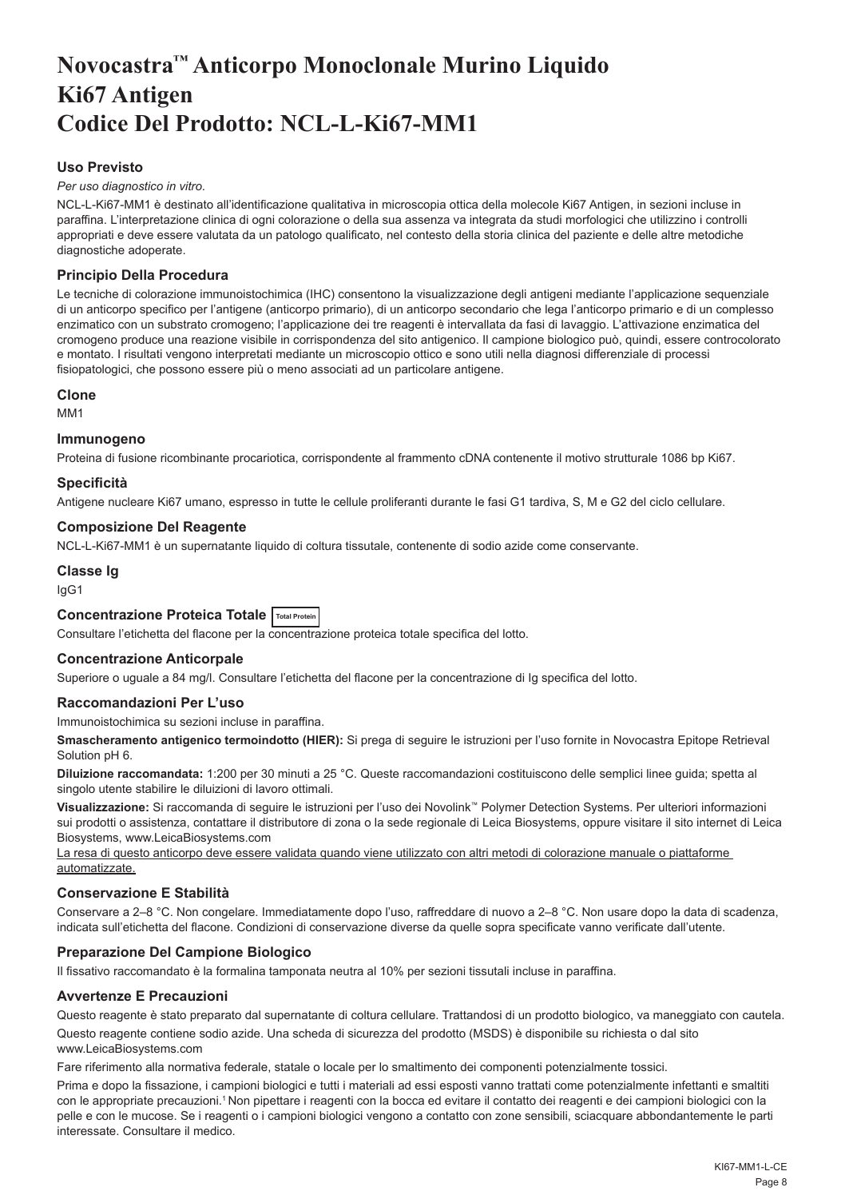# Novocastra™ Anticorpo Monoclonale Murino Liquido Ki67 Antigen Codice Del Prodotto: NCL-L-Ki67-MM1

## Uso Previsto

*Per uso diagnostico in vitro.*

NCL-L-Ki67-MM1 è destinato all'identificazione qualitativa in microscopia ottica della molecole Ki67 Antigen, in sezioni incluse in paraffina. L'interpretazione clinica di ogni colorazione o della sua assenza va integrata da studi morfologici che utilizzino i controlli appropriati e deve essere valutata da un patologo qualificato, nel contesto della storia clinica del paziente e delle altre metodiche diagnostiche adoperate.

## Principio Della Procedura

Le tecniche di colorazione immunoistochimica (IHC) consentono la visualizzazione degli antigeni mediante l'applicazione sequenziale di un anticorpo specifico per l'antigene (anticorpo primario), di un anticorpo secondario che lega l'anticorpo primario e di un complesso enzimatico con un substrato cromogeno; l'applicazione dei tre reagenti è intervallata da fasi di lavaggio. L'attivazione enzimatica del cromogeno produce una reazione visibile in corrispondenza del sito antigenico. Il campione biologico può, quindi, essere controcolorato e montato. I risultati vengono interpretati mediante un microscopio ottico e sono utili nella diagnosi differenziale di processi fisiopatologici, che possono essere più o meno associati ad un particolare antigene.

## Clone

MM1

## Immunogeno

Proteina di fusione ricombinante procariotica, corrispondente al frammento cDNA contenente il motivo strutturale 1086 bp Ki67.

## Specificità

Antigene nucleare Ki67 umano, espresso in tutte le cellule proliferanti durante le fasi G1 tardiva, S, M e G2 del ciclo cellulare.

## Composizione Del Reagente

NCL-L-Ki67-MM1 è un supernatante liquido di coltura tissutale, contenente di sodio azide come conservante.

## Classe Ig

IgG1

## Concentrazione Proteica Totale Total Protein

Consultare l'etichetta del flacone per la concentrazione proteica totale specifica del lotto.

## Concentrazione Anticorpale

Superiore o uguale a 84 mg/l. Consultare l'etichetta del flacone per la concentrazione di Ig specifica del lotto.

## Raccomandazioni Per L'uso

Immunoistochimica su sezioni incluse in paraffina.

**Smascheramento antigenico termoindotto (HIER):** Si prega di seguire le istruzioni per l'uso fornite in Novocastra Epitope Retrieval Solution pH 6.

**Diluizione raccomandata:** 1:200 per 30 minuti a 25 °C. Queste raccomandazioni costituiscono delle semplici linee guida; spetta al singolo utente stabilire le diluizioni di lavoro ottimali.

**Visualizzazione:** Si raccomanda di seguire le istruzioni per l'uso dei Novolink™ Polymer Detection Systems. Per ulteriori informazioni sui prodotti o assistenza, contattare il distributore di zona o la sede regionale di Leica Biosystems, oppure visitare il sito internet di Leica Biosystems, www.LeicaBiosystems.com

La resa di questo anticorpo deve essere validata quando viene utilizzato con altri metodi di colorazione manuale o piattaforme automatizzate.

## Conservazione E Stabilità

Conservare a 2–8 °C. Non congelare. Immediatamente dopo l'uso, raffreddare di nuovo a 2–8 °C. Non usare dopo la data di scadenza, indicata sull'etichetta del flacone. Condizioni di conservazione diverse da quelle sopra specificate vanno verificate dall'utente.

## Preparazione Del Campione Biologico

Il fissativo raccomandato è la formalina tamponata neutra al 10% per sezioni tissutali incluse in paraffina.

## Avvertenze E Precauzioni

Questo reagente è stato preparato dal supernatante di coltura cellulare. Trattandosi di un prodotto biologico, va maneggiato con cautela.

Questo reagente contiene sodio azide. Una scheda di sicurezza del prodotto (MSDS) è disponibile su richiesta o dal sito www.LeicaBiosystems.com

Fare riferimento alla normativa federale, statale o locale per lo smaltimento dei componenti potenzialmente tossici.

Prima e dopo la fissazione, i campioni biologici e tutti i materiali ad essi esposti vanno trattati come potenzialmente infettanti e smaltiti con le appropriate precauzioni.[1] Non pipettare i reagenti con la bocca ed evitare il contatto dei reagenti e dei campioni biologici con la pelle e con le mucose. Se i reagenti o i campioni biologici vengono a contatto con zone sensibili, sciacquare abbondantemente le parti interessate. Consultare il medico.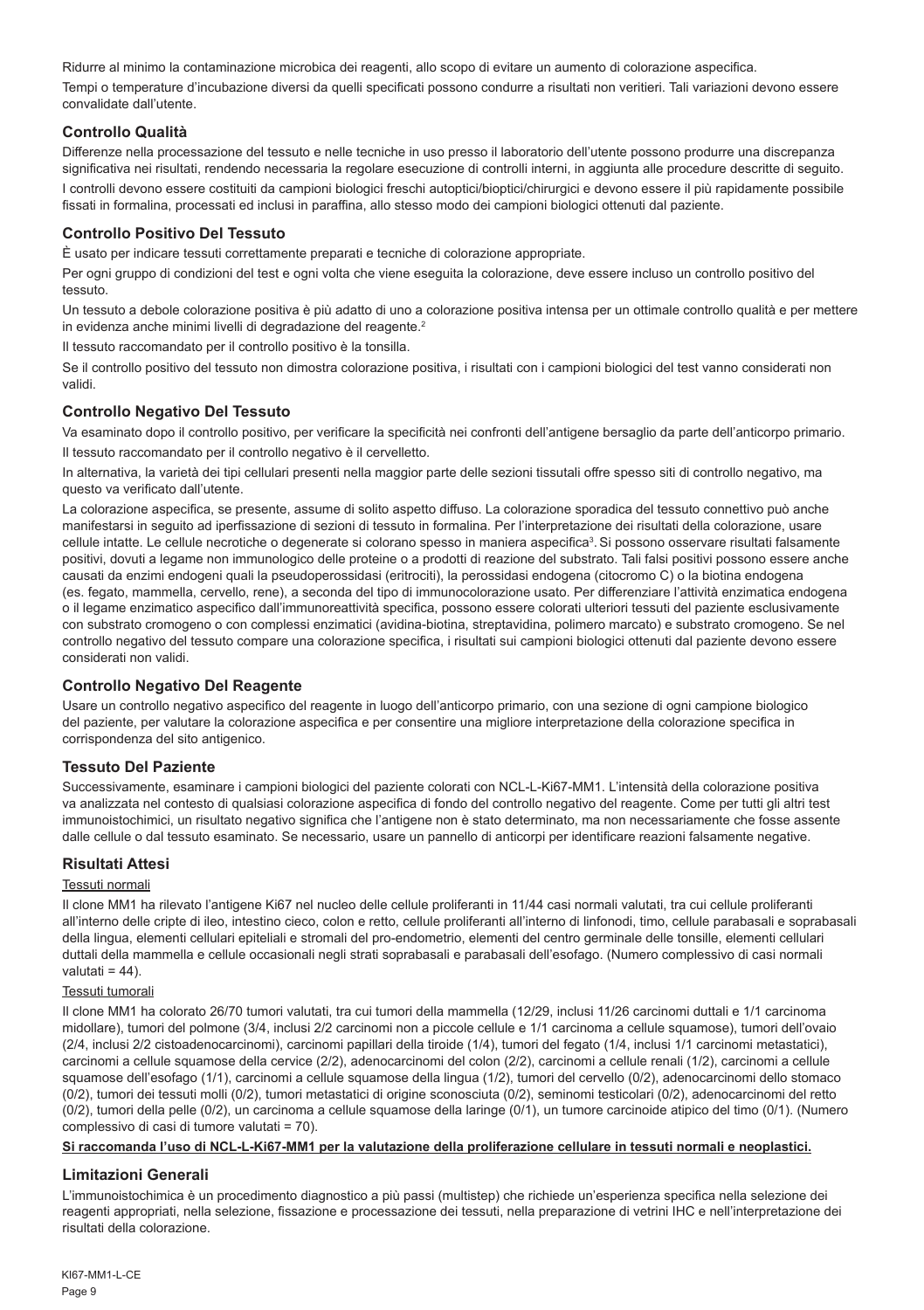Ridurre al minimo la contaminazione microbica dei reagenti, allo scopo di evitare un aumento di colorazione aspecifica.

Tempi o temperature d'incubazione diversi da quelli specificati possono condurre a risultati non veritieri. Tali variazioni devono essere convalidate dall'utente.

### Controllo Qualità

Differenze nella processazione del tessuto e nelle tecniche in uso presso il laboratorio dell'utente possono produrre una discrepanza significativa nei risultati, rendendo necessaria la regolare esecuzione di controlli interni, in aggiunta alle procedure descritte di seguito.

I controlli devono essere costituiti da campioni biologici freschi autoptici/bioptici/chirurgici e devono essere il più rapidamente possibile fissati in formalina, processati ed inclusi in paraffina, allo stesso modo dei campioni biologici ottenuti dal paziente.

### Controllo Positivo Del Tessuto

È usato per indicare tessuti correttamente preparati e tecniche di colorazione appropriate.

Per ogni gruppo di condizioni del test e ogni volta che viene eseguita la colorazione, deve essere incluso un controllo positivo del tessuto.

Un tessuto a debole colorazione positiva è più adatto di uno a colorazione positiva intensa per un ottimale controllo qualità e per mettere in evidenza anche minimi livelli di degradazione del reagente.[2]

Il tessuto raccomandato per il controllo positivo è la tonsilla.

Se il controllo positivo del tessuto non dimostra colorazione positiva, i risultati con i campioni biologici del test vanno considerati non validi.

### Controllo Negativo Del Tessuto

Va esaminato dopo il controllo positivo, per verificare la specificità nei confronti dell'antigene bersaglio da parte dell'anticorpo primario.

Il tessuto raccomandato per il controllo negativo è il cervelletto.

In alternativa, la varietà dei tipi cellulari presenti nella maggior parte delle sezioni tissutali offre spesso siti di controllo negativo, ma questo va verificato dall'utente.

La colorazione aspecifica, se presente, assume di solito aspetto diffuso. La colorazione sporadica del tessuto connettivo può anche manifestarsi in seguito ad iperfissazione di sezioni di tessuto in formalina. Per l'interpretazione dei risultati della colorazione, usare cellule intatte. Le cellule necrotiche o degenerate si colorano spesso in maniera aspecifica[3]. Si possono osservare risultati falsamente positivi, dovuti a legame non immunologico delle proteine o a prodotti di reazione del substrato. Tali falsi positivi possono essere anche causati da enzimi endogeni quali la pseudoperossidasi (eritrociti), la perossidasi endogena (citocromo C) o la biotina endogena (es. fegato, mammella, cervello, rene), a seconda del tipo di immunocolorazione usato. Per differenziare l'attività enzimatica endogena o il legame enzimatico aspecifico dall'immunoreattività specifica, possono essere colorati ulteriori tessuti del paziente esclusivamente con substrato cromogeno o con complessi enzimatici (avidina-biotina, streptavidina, polimero marcato) e substrato cromogeno. Se nel controllo negativo del tessuto compare una colorazione specifica, i risultati sui campioni biologici ottenuti dal paziente devono essere considerati non validi.

### Controllo Negativo Del Reagente

Usare un controllo negativo aspecifico del reagente in luogo dell'anticorpo primario, con una sezione di ogni campione biologico del paziente, per valutare la colorazione aspecifica e per consentire una migliore interpretazione della colorazione specifica in corrispondenza del sito antigenico.

### Tessuto Del Paziente

Successivamente, esaminare i campioni biologici del paziente colorati con NCL-L-Ki67-MM1. L'intensità della colorazione positiva va analizzata nel contesto di qualsiasi colorazione aspecifica di fondo del controllo negativo del reagente. Come per tutti gli altri test immunoistochimici, un risultato negativo significa che l'antigene non è stato determinato, ma non necessariamente che fosse assente dalle cellule o dal tessuto esaminato. Se necessario, usare un pannello di anticorpi per identificare reazioni falsamente negative.

### Risultati Attesi

Tessuti normali

Il clone MM1 ha rilevato l'antigene Ki67 nel nucleo delle cellule proliferanti in 11/44 casi normali valutati, tra cui cellule proliferanti all'interno delle cripte di ileo, intestino cieco, colon e retto, cellule proliferanti all'interno di linfonodi, timo, cellule parabasali e soprabasali della lingua, elementi cellulari epiteliali e stromali del pro-endometrio, elementi del centro germinale delle tonsille, elementi cellulari duttali della mammella e cellule occasionali negli strati soprabasali e parabasali dell'esofago. (Numero complessivo di casi normali valutati = 44).

Tessuti tumorali

Il clone MM1 ha colorato 26/70 tumori valutati, tra cui tumori della mammella (12/29, inclusi 11/26 carcinomi duttali e 1/1 carcinoma midollare), tumori del polmone (3/4, inclusi 2/2 carcinomi non a piccole cellule e 1/1 carcinoma a cellule squamose), tumori dell'ovaio (2/4, inclusi 2/2 cistoadenocarcinomi), carcinomi papillari della tiroide (1/4), tumori del fegato (1/4, inclusi 1/1 carcinomi metastatici), carcinomi a cellule squamose della cervice (2/2), adenocarcinomi del colon (2/2), carcinomi a cellule renali (1/2), carcinomi a cellule squamose dell'esofago (1/1), carcinomi a cellule squamose della lingua (1/2), tumori del cervello (0/2), adenocarcinomi dello stomaco (0/2), tumori dei tessuti molli (0/2), tumori metastatici di origine sconosciuta (0/2), seminomi testicolari (0/2), adenocarcinomi del retto (0/2), tumori della pelle (0/2), un carcinoma a cellule squamose della laringe (0/1), un tumore carcinoide atipico del timo (0/1). (Numero complessivo di casi di tumore valutati = 70).

**Si raccomanda l'uso di NCL-L-Ki67-MM1 per la valutazione della proliferazione cellulare in tessuti normali e neoplastici.**

### Limitazioni Generali

L'immunoistochimica è un procedimento diagnostico a più passi (multistep) che richiede un'esperienza specifica nella selezione dei reagenti appropriati, nella selezione, fissazione e processazione dei tessuti, nella preparazione di vetrini IHC e nell'interpretazione dei risultati della colorazione.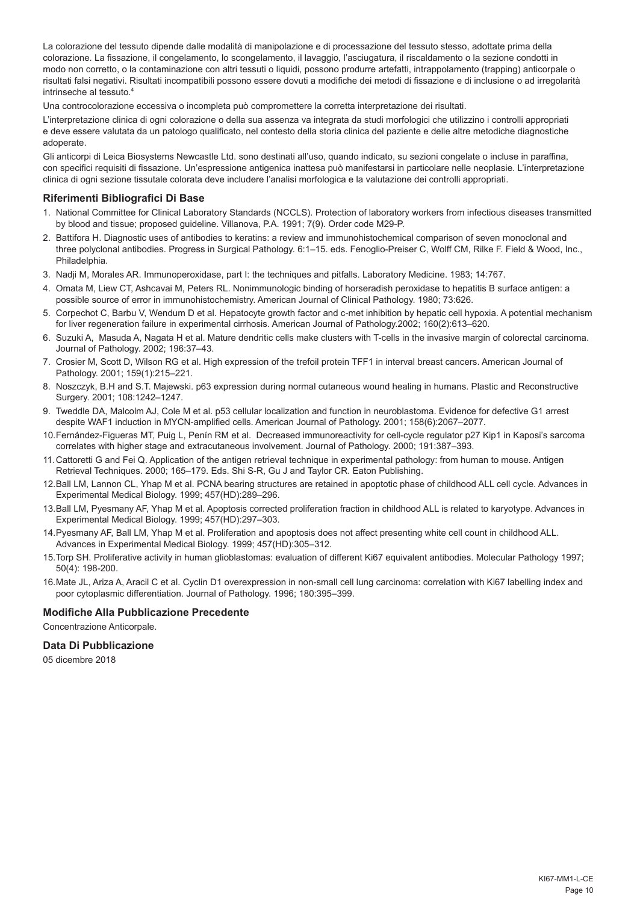La colorazione del tessuto dipende dalle modalità di manipolazione e di processazione del tessuto stesso, adottate prima della colorazione. La fissazione, il congelamento, lo scongelamento, il lavaggio, l'asciugatura, il riscaldamento o la sezione condotti in modo non corretto, o la contaminazione con altri tessuti o liquidi, possono produrre artefatti, intrappolamento (trapping) anticorpale o risultati falsi negativi. Risultati incompatibili possono essere dovuti a modifiche dei metodi di fissazione e di inclusione o ad irregolarità intrinseche al tessuto.[4]

Una controcolorazione eccessiva o incompleta può compromettere la corretta interpretazione dei risultati.

L'interpretazione clinica di ogni colorazione o della sua assenza va integrata da studi morfologici che utilizzino i controlli appropriati e deve essere valutata da un patologo qualificato, nel contesto della storia clinica del paziente e delle altre metodiche diagnostiche adoperate.

Gli anticorpi di Leica Biosystems Newcastle Ltd. sono destinati all'uso, quando indicato, su sezioni congelate o incluse in paraffina, con specifici requisiti di fissazione. Un'espressione antigenica inattesa può manifestarsi in particolare nelle neoplasie. L'interpretazione clinica di ogni sezione tissutale colorata deve includere l'analisi morfologica e la valutazione dei controlli appropriati.

## Riferimenti Bibliografici Di Base

1. National Committee for Clinical Laboratory Standards (NCCLS). Protection of laboratory workers from infectious diseases transmitted by blood and tissue; proposed guideline. Villanova, P.A. 1991; 7(9). Order code M29-P.
2. Battifora H. Diagnostic uses of antibodies to keratins: a review and immunohistochemical comparison of seven monoclonal and three polyclonal antibodies. Progress in Surgical Pathology. 6:1–15. eds. Fenoglio-Preiser C, Wolff CM, Rilke F. Field & Wood, Inc., Philadelphia.
3. Nadji M, Morales AR. Immunoperoxidase, part I: the techniques and pitfalls. Laboratory Medicine. 1983; 14:767.
4. Omata M, Liew CT, Ashcavai M, Peters RL. Nonimmunologic binding of horseradish peroxidase to hepatitis B surface antigen: a possible source of error in immunohistochemistry. American Journal of Clinical Pathology. 1980; 73:626.
5. Corpechot C, Barbu V, Wendum D et al. Hepatocyte growth factor and c-met inhibition by hepatic cell hypoxia. A potential mechanism for liver regeneration failure in experimental cirrhosis. American Journal of Pathology.2002; 160(2):613–620.
6. Suzuki A, Masuda A, Nagata H et al. Mature dendritic cells make clusters with T-cells in the invasive margin of colorectal carcinoma. Journal of Pathology. 2002; 196:37–43.
7. Crosier M, Scott D, Wilson RG et al. High expression of the trefoil protein TFF1 in interval breast cancers. American Journal of Pathology. 2001; 159(1):215–221.
8. Noszczyk, B.H and S.T. Majewski. p63 expression during normal cutaneous wound healing in humans. Plastic and Reconstructive Surgery. 2001; 108:1242–1247.
9. Tweddle DA, Malcolm AJ, Cole M et al. p53 cellular localization and function in neuroblastoma. Evidence for defective G1 arrest despite WAF1 induction in MYCN-amplified cells. American Journal of Pathology. 2001; 158(6):2067–2077.
10. Fernández-Figueras MT, Puig L, Penín RM et al. Decreased immunoreactivity for cell-cycle regulator p27 Kip1 in Kaposi's sarcoma correlates with higher stage and extracutaneous involvement. Journal of Pathology. 2000; 191:387–393.
11. Cattoretti G and Fei Q. Application of the antigen retrieval technique in experimental pathology: from human to mouse. Antigen Retrieval Techniques. 2000; 165–179. Eds. Shi S-R, Gu J and Taylor CR. Eaton Publishing.
12. Ball LM, Lannon CL, Yhap M et al. PCNA bearing structures are retained in apoptotic phase of childhood ALL cell cycle. Advances in Experimental Medical Biology. 1999; 457(HD):289–296.
13. Ball LM, Pyesmany AF, Yhap M et al. Apoptosis corrected proliferation fraction in childhood ALL is related to karyotype. Advances in Experimental Medical Biology. 1999; 457(HD):297–303.
14. Pyesmany AF, Ball LM, Yhap M et al. Proliferation and apoptosis does not affect presenting white cell count in childhood ALL. Advances in Experimental Medical Biology. 1999; 457(HD):305–312.
15. Torp SH. Proliferative activity in human glioblastomas: evaluation of different Ki67 equivalent antibodies. Molecular Pathology 1997; 50(4): 198-200.
16. Mate JL, Ariza A, Aracil C et al. Cyclin D1 overexpression in non-small cell lung carcinoma: correlation with Ki67 labelling index and poor cytoplasmic differentiation. Journal of Pathology. 1996; 180:395–399.

## Modifiche Alla Pubblicazione Precedente

Concentrazione Anticorpale.

## Data Di Pubblicazione

05 dicembre 2018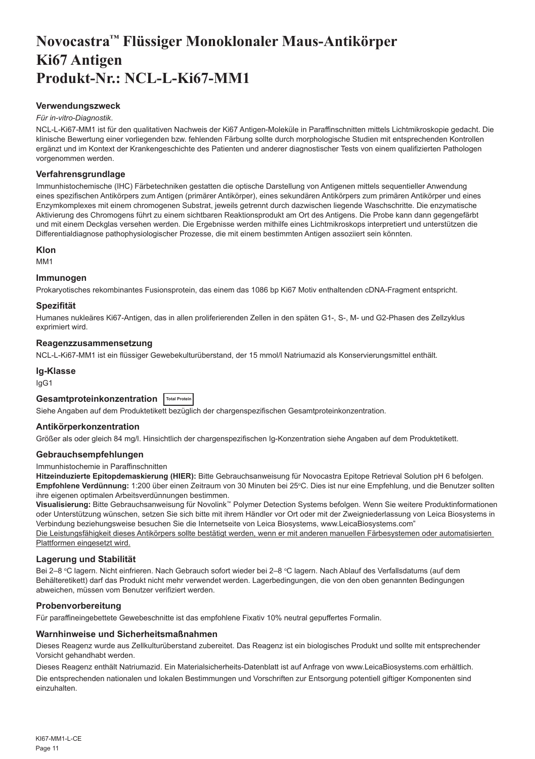# Novocastra™ Flüssiger Monoklonaler Maus-Antikörper Ki67 Antigen Produkt-Nr.: NCL-L-Ki67-MM1

## Verwendungszweck

*Für in-vitro-Diagnostik*.

NCL-L-Ki67-MM1 ist für den qualitativen Nachweis der Ki67 Antigen-Moleküle in Paraffinschnitten mittels Lichtmikroskopie gedacht. Die klinische Bewertung einer vorliegenden bzw. fehlenden Färbung sollte durch morphologische Studien mit entsprechenden Kontrollen ergänzt und im Kontext der Krankengeschichte des Patienten und anderer diagnostischer Tests von einem qualifizierten Pathologen vorgenommen werden.

## Verfahrensgrundlage

Immunhistochemische (IHC) Färbetechniken gestatten die optische Darstellung von Antigenen mittels sequentieller Anwendung eines spezifischen Antikörpers zum Antigen (primärer Antikörper), eines sekundären Antikörpers zum primären Antikörper und eines Enzymkomplexes mit einem chromogenen Substrat, jeweils getrennt durch dazwischen liegende Waschschritte. Die enzymatische Aktivierung des Chromogens führt zu einem sichtbaren Reaktionsprodukt am Ort des Antigens. Die Probe kann dann gegengefärbt und mit einem Deckglas versehen werden. Die Ergebnisse werden mithilfe eines Lichtmikroskops interpretiert und unterstützen die Differentialdiagnose pathophysiologischer Prozesse, die mit einem bestimmten Antigen assoziiert sein könnten.

## Klon

MM1

## Immunogen

Prokaryotisches rekombinantes Fusionsprotein, das einem das 1086 bp Ki67 Motiv enthaltenden cDNA-Fragment entspricht.

## Spezifität

Humanes nukleäres Ki67-Antigen, das in allen proliferierenden Zellen in den späten G1-, S-, M- und G2-Phasen des Zellzyklus exprimiert wird.

## Reagenzzusammensetzung

NCL-L-Ki67-MM1 ist ein flüssiger Gewebekulturüberstand, der 15 mmol/l Natriumazid als Konservierungsmittel enthält.

## Ig-Klasse

IgG1

## Gesamtproteinkonzentration Total Protein

Siehe Angaben auf dem Produktetikett bezüglich der chargenspezifischen Gesamtproteinkonzentration.

## Antikörperkonzentration

Größer als oder gleich 84 mg/l. Hinsichtlich der chargenspezifischen Ig-Konzentration siehe Angaben auf dem Produktetikett.

## Gebrauchsempfehlungen

Immunhistochemie in Paraffinschnitten

**Hitzeinduzierte Epitopdemaskierung (HIER):** Bitte Gebrauchsanweisung für Novocastra Epitope Retrieval Solution pH 6 befolgen.

**Empfohlene Verdünnung:** 1:200 über einen Zeitraum von 30 Minuten bei 25°C. Dies ist nur eine Empfehlung, und die Benutzer sollten ihre eigenen optimalen Arbeitsverdünnungen bestimmen.

**Visualisierung:** Bitte Gebrauchsanweisung für Novolink™ Polymer Detection Systems befolgen. Wenn Sie weitere Produktinformationen oder Unterstützung wünschen, setzen Sie sich bitte mit ihrem Händler vor Ort oder mit der Zweigniederlassung von Leica Biosystems in Verbindung beziehungsweise besuchen Sie die Internetseite von Leica Biosystems, www.LeicaBiosystems.com"

Die Leistungsfähigkeit dieses Antikörpers sollte bestätigt werden, wenn er mit anderen manuellen Färbesystemen oder automatisierten Plattformen eingesetzt wird.

## Lagerung und Stabilität

Bei 2–8 °C lagern. Nicht einfrieren. Nach Gebrauch sofort wieder bei 2–8 °C lagern. Nach Ablauf des Verfallsdatums (auf dem Behälteretikett) darf das Produkt nicht mehr verwendet werden. Lagerbedingungen, die von den oben genannten Bedingungen abweichen, müssen vom Benutzer verifiziert werden.

## Probenvorbereitung

Für paraffineingebettete Gewebeschnitte ist das empfohlene Fixativ 10% neutral gepuffertes Formalin.

## Warnhinweise und Sicherheitsmaßnahmen

Dieses Reagenz wurde aus Zellkulturüberstand zubereitet. Das Reagenz ist ein biologisches Produkt und sollte mit entsprechender Vorsicht gehandhabt werden.

Dieses Reagenz enthält Natriumazid. Ein Materialsicherheits-Datenblatt ist auf Anfrage von www.LeicaBiosystems.com erhältlich.

Die entsprechenden nationalen und lokalen Bestimmungen und Vorschriften zur Entsorgung potentiell giftiger Komponenten sind einzuhalten.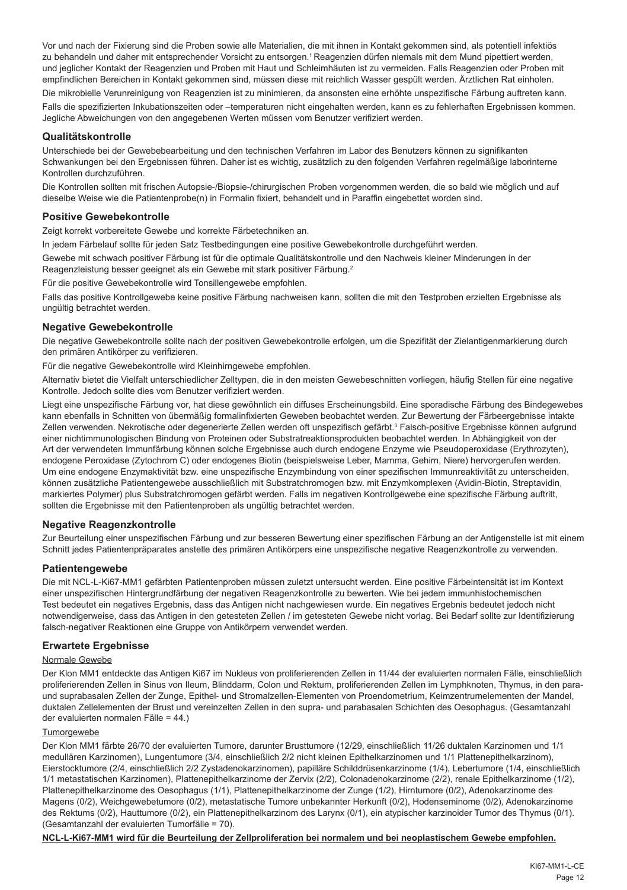Vor und nach der Fixierung sind die Proben sowie alle Materialien, die mit ihnen in Kontakt gekommen sind, als potentiell infektiös zu behandeln und daher mit entsprechender Vorsicht zu entsorgen.[1] Reagenzien dürfen niemals mit dem Mund pipettiert werden, und jeglicher Kontakt der Reagenzien und Proben mit Haut und Schleimhäuten ist zu vermeiden. Falls Reagenzien oder Proben mit empfindlichen Bereichen in Kontakt gekommen sind, müssen diese mit reichlich Wasser gespült werden. Ärztlichen Rat einholen.

Die mikrobielle Verunreinigung von Reagenzien ist zu minimieren, da ansonsten eine erhöhte unspezifische Färbung auftreten kann.

Falls die spezifizierten Inkubationszeiten oder –temperaturen nicht eingehalten werden, kann es zu fehlerhaften Ergebnissen kommen. Jegliche Abweichungen von den angegebenen Werten müssen vom Benutzer verifiziert werden.

## Qualitätskontrolle

Unterschiede bei der Gewebebearbeitung und den technischen Verfahren im Labor des Benutzers können zu signifikanten Schwankungen bei den Ergebnissen führen. Daher ist es wichtig, zusätzlich zu den folgenden Verfahren regelmäßige laborinterne Kontrollen durchzuführen.

Die Kontrollen sollten mit frischen Autopsie-/Biopsie-/chirurgischen Proben vorgenommen werden, die so bald wie möglich und auf dieselbe Weise wie die Patientenprobe(n) in Formalin fixiert, behandelt und in Paraffin eingebettet worden sind.

## Positive Gewebekontrolle

Zeigt korrekt vorbereitete Gewebe und korrekte Färbetechniken an.

In jedem Färbelauf sollte für jeden Satz Testbedingungen eine positive Gewebekontrolle durchgeführt werden.

Gewebe mit schwach positiver Färbung ist für die optimale Qualitätskontrolle und den Nachweis kleiner Minderungen in der Reagenzleistung besser geeignet als ein Gewebe mit stark positiver Färbung.[2]

Für die positive Gewebekontrolle wird Tonsillengewebe empfohlen.

Falls das positive Kontrollgewebe keine positive Färbung nachweisen kann, sollten die mit den Testproben erzielten Ergebnisse als ungültig betrachtet werden.

## Negative Gewebekontrolle

Die negative Gewebekontrolle sollte nach der positiven Gewebekontrolle erfolgen, um die Spezifität der Zielantigenmarkierung durch den primären Antikörper zu verifizieren.

Für die negative Gewebekontrolle wird Kleinhirngewebe empfohlen.

Alternativ bietet die Vielfalt unterschiedlicher Zelltypen, die in den meisten Gewebeschnitten vorliegen, häufig Stellen für eine negative Kontrolle. Jedoch sollte dies vom Benutzer verifiziert werden.

Liegt eine unspezifische Färbung vor, hat diese gewöhnlich ein diffuses Erscheinungsbild. Eine sporadische Färbung des Bindegewebes kann ebenfalls in Schnitten von übermäßig formalinfixierten Geweben beobachtet werden. Zur Bewertung der Färbeergebnisse intakte Zellen verwenden. Nekrotische oder degenerierte Zellen werden oft unspezifisch gefärbt.[3] Falsch-positive Ergebnisse können aufgrund einer nichtimmunologischen Bindung von Proteinen oder Substratreaktionsprodukten beobachtet werden. In Abhängigkeit von der Art der verwendeten Immunfärbung können solche Ergebnisse auch durch endogene Enzyme wie Pseudoperoxidase (Erythrozyten), endogene Peroxidase (Zytochrom C) oder endogenes Biotin (beispielsweise Leber, Mamma, Gehirn, Niere) hervorgerufen werden. Um eine endogene Enzymaktivität bzw. eine unspezifische Enzymbindung von einer spezifischen Immunreaktivität zu unterscheiden, können zusätzliche Patientengewebe ausschließlich mit Substratchromogen bzw. mit Enzymkomplexen (Avidin-Biotin, Streptavidin, markiertes Polymer) plus Substratchromogen gefärbt werden. Falls im negativen Kontrollgewebe eine spezifische Färbung auftritt, sollten die Ergebnisse mit den Patientenproben als ungültig betrachtet werden.

## Negative Reagenzkontrolle

Zur Beurteilung einer unspezifischen Färbung und zur besseren Bewertung einer spezifischen Färbung an der Antigenstelle ist mit einem Schnitt jedes Patientenpräparates anstelle des primären Antikörpers eine unspezifische negative Reagenzkontrolle zu verwenden.

## Patientengewebe

Die mit NCL-L-Ki67-MM1 gefärbten Patientenproben müssen zuletzt untersucht werden. Eine positive Färbeintensität ist im Kontext einer unspezifischen Hintergrundfärbung der negativen Reagenzkontrolle zu bewerten. Wie bei jedem immunhistochemischen Test bedeutet ein negatives Ergebnis, dass das Antigen nicht nachgewiesen wurde. Ein negatives Ergebnis bedeutet jedoch nicht notwendigerweise, dass das Antigen in den getesteten Zellen / im getesteten Gewebe nicht vorlag. Bei Bedarf sollte zur Identifizierung falsch-negativer Reaktionen eine Gruppe von Antikörpern verwendet werden.

## Erwartete Ergebnisse

### Normale Gewebe

Der Klon MM1 entdeckte das Antigen Ki67 im Nukleus von proliferierenden Zellen in 11/44 der evaluierten normalen Fälle, einschließlich proliferierenden Zellen in Sinus von Ileum, Blinddarm, Colon und Rektum, proliferierenden Zellen im Lymphknoten, Thymus, in den para- und suprabasalen Zellen der Zunge, Epithel- und Stromalzellen-Elementen von Proendometrium, Keimzentrumelementen der Mandel, duktalen Zellelementen der Brust und vereinzelten Zellen in den supra- und parabasalen Schichten des Oesophagus. (Gesamtanzahl der evaluierten normalen Fälle = 44.)

### Tumorgewebe

Der Klon MM1 färbte 26/70 der evaluierten Tumore, darunter Brusttumore (12/29, einschließlich 11/26 duktalen Karzinomen und 1/1 medullären Karzinomen), Lungentumore (3/4, einschließlich 2/2 nicht kleinen Epithelkarzinomen und 1/1 Plattenepithelkarzinom), Eierstocktumore (2/4, einschließlich 2/2 Zystadenokarzinomen), papilläre Schilddrüsenkarzinome (1/4), Lebertumore (1/4, einschließlich 1/1 metastatischen Karzinomen), Plattenepithelkarzinome der Zervix (2/2), Colonadenokarzinome (2/2), renale Epithelkarzinome (1/2), Plattenepithelkarzinome des Oesophagus (1/1), Plattenepithelkarzinome der Zunge (1/2), Hirntumore (0/2), Adenokarzinome des Magens (0/2), Weichgewebetumore (0/2), metastatische Tumore unbekannter Herkunft (0/2), Hodenseminome (0/2), Adenokarzinome des Rektums (0/2), Hauttumore (0/2), ein Plattenepithelkarzinom des Larynx (0/1), ein atypischer karzinoider Tumor des Thymus (0/1). (Gesamtanzahl der evaluierten Tumorfälle = 70).

**NCL-L-Ki67-MM1 wird für die Beurteilung der Zellproliferation bei normalem und bei neoplastischem Gewebe empfohlen.**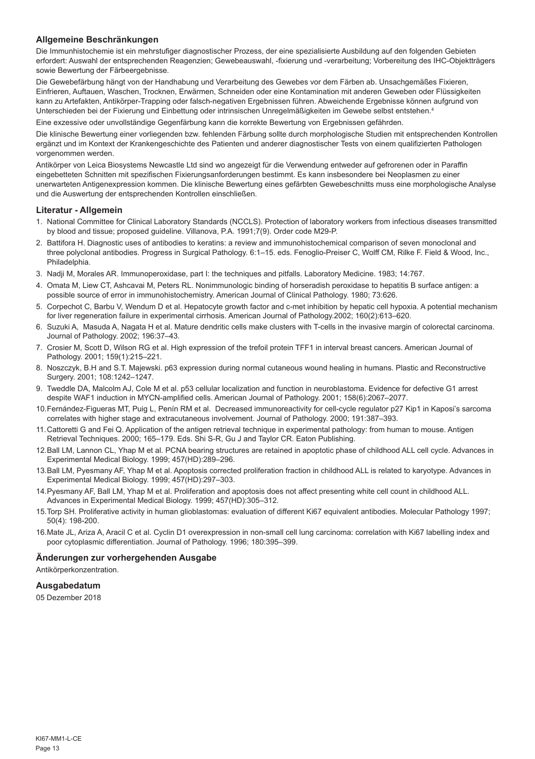## Allgemeine Beschränkungen

Die Immunhistochemie ist ein mehrstufiger diagnostischer Prozess, der eine spezialisierte Ausbildung auf den folgenden Gebieten erfordert: Auswahl der entsprechenden Reagenzien; Gewebeauswahl, -fixierung und -verarbeitung; Vorbereitung des IHC-Objektträgers sowie Bewertung der Färbeergebnisse.

Die Gewebefärbung hängt von der Handhabung und Verarbeitung des Gewebes vor dem Färben ab. Unsachgemäßes Fixieren, Einfrieren, Auftauen, Waschen, Trocknen, Erwärmen, Schneiden oder eine Kontamination mit anderen Geweben oder Flüssigkeiten kann zu Artefakten, Antikörper-Trapping oder falsch-negativen Ergebnissen führen. Abweichende Ergebnisse können aufgrund von Unterschieden bei der Fixierung und Einbettung oder intrinsischen Unregelmäßigkeiten im Gewebe selbst entstehen.[4]

Eine exzessive oder unvollständige Gegenfärbung kann die korrekte Bewertung von Ergebnissen gefährden.

Die klinische Bewertung einer vorliegenden bzw. fehlenden Färbung sollte durch morphologische Studien mit entsprechenden Kontrollen ergänzt und im Kontext der Krankengeschichte des Patienten und anderer diagnostischer Tests von einem qualifizierten Pathologen vorgenommen werden.

Antikörper von Leica Biosystems Newcastle Ltd sind wo angezeigt für die Verwendung entweder auf gefrorenen oder in Paraffin eingebetteten Schnitten mit spezifischen Fixierungsanforderungen bestimmt. Es kann insbesondere bei Neoplasmen zu einer unerwarteten Antigenexpression kommen. Die klinische Bewertung eines gefärbten Gewebeschnitts muss eine morphologische Analyse und die Auswertung der entsprechenden Kontrollen einschließen.

## Literatur - Allgemein

1. National Committee for Clinical Laboratory Standards (NCCLS). Protection of laboratory workers from infectious diseases transmitted by blood and tissue; proposed guideline. Villanova, P.A. 1991;7(9). Order code M29-P.
2. Battifora H. Diagnostic uses of antibodies to keratins: a review and immunohistochemical comparison of seven monoclonal and three polyclonal antibodies. Progress in Surgical Pathology. 6:1–15. eds. Fenoglio-Preiser C, Wolff CM, Rilke F. Field & Wood, Inc., Philadelphia.
3. Nadji M, Morales AR. Immunoperoxidase, part I: the techniques and pitfalls. Laboratory Medicine. 1983; 14:767.
4. Omata M, Liew CT, Ashcavai M, Peters RL. Nonimmunologic binding of horseradish peroxidase to hepatitis B surface antigen: a possible source of error in immunohistochemistry. American Journal of Clinical Pathology. 1980; 73:626.
5. Corpechot C, Barbu V, Wendum D et al. Hepatocyte growth factor and c-met inhibition by hepatic cell hypoxia. A potential mechanism for liver regeneration failure in experimental cirrhosis. American Journal of Pathology.2002; 160(2):613–620.
6. Suzuki A, Masuda A, Nagata H et al. Mature dendritic cells make clusters with T-cells in the invasive margin of colorectal carcinoma. Journal of Pathology. 2002; 196:37–43.
7. Crosier M, Scott D, Wilson RG et al. High expression of the trefoil protein TFF1 in interval breast cancers. American Journal of Pathology. 2001; 159(1):215–221.
8. Noszczyk, B.H and S.T. Majewski. p63 expression during normal cutaneous wound healing in humans. Plastic and Reconstructive Surgery. 2001; 108:1242–1247.
9. Tweddle DA, Malcolm AJ, Cole M et al. p53 cellular localization and function in neuroblastoma. Evidence for defective G1 arrest despite WAF1 induction in MYCN-amplified cells. American Journal of Pathology. 2001; 158(6):2067–2077.
10. Fernández-Figueras MT, Puig L, Penín RM et al. Decreased immunoreactivity for cell-cycle regulator p27 Kip1 in Kaposi's sarcoma correlates with higher stage and extracutaneous involvement. Journal of Pathology. 2000; 191:387–393.
11. Cattoretti G and Fei Q. Application of the antigen retrieval technique in experimental pathology: from human to mouse. Antigen Retrieval Techniques. 2000; 165–179. Eds. Shi S-R, Gu J and Taylor CR. Eaton Publishing.
12. Ball LM, Lannon CL, Yhap M et al. PCNA bearing structures are retained in apoptotic phase of childhood ALL cell cycle. Advances in Experimental Medical Biology. 1999; 457(HD):289–296.
13. Ball LM, Pyesmany AF, Yhap M et al. Apoptosis corrected proliferation fraction in childhood ALL is related to karyotype. Advances in Experimental Medical Biology. 1999; 457(HD):297–303.
14. Pyesmany AF, Ball LM, Yhap M et al. Proliferation and apoptosis does not affect presenting white cell count in childhood ALL. Advances in Experimental Medical Biology. 1999; 457(HD):305–312.
15. Torp SH. Proliferative activity in human glioblastomas: evaluation of different Ki67 equivalent antibodies. Molecular Pathology 1997; 50(4): 198-200.
16. Mate JL, Ariza A, Aracil C et al. Cyclin D1 overexpression in non-small cell lung carcinoma: correlation with Ki67 labelling index and poor cytoplasmic differentiation. Journal of Pathology. 1996; 180:395–399.

## Änderungen zur vorhergehenden Ausgabe

Antikörperkonzentration.

## Ausgabedatum

05 Dezember 2018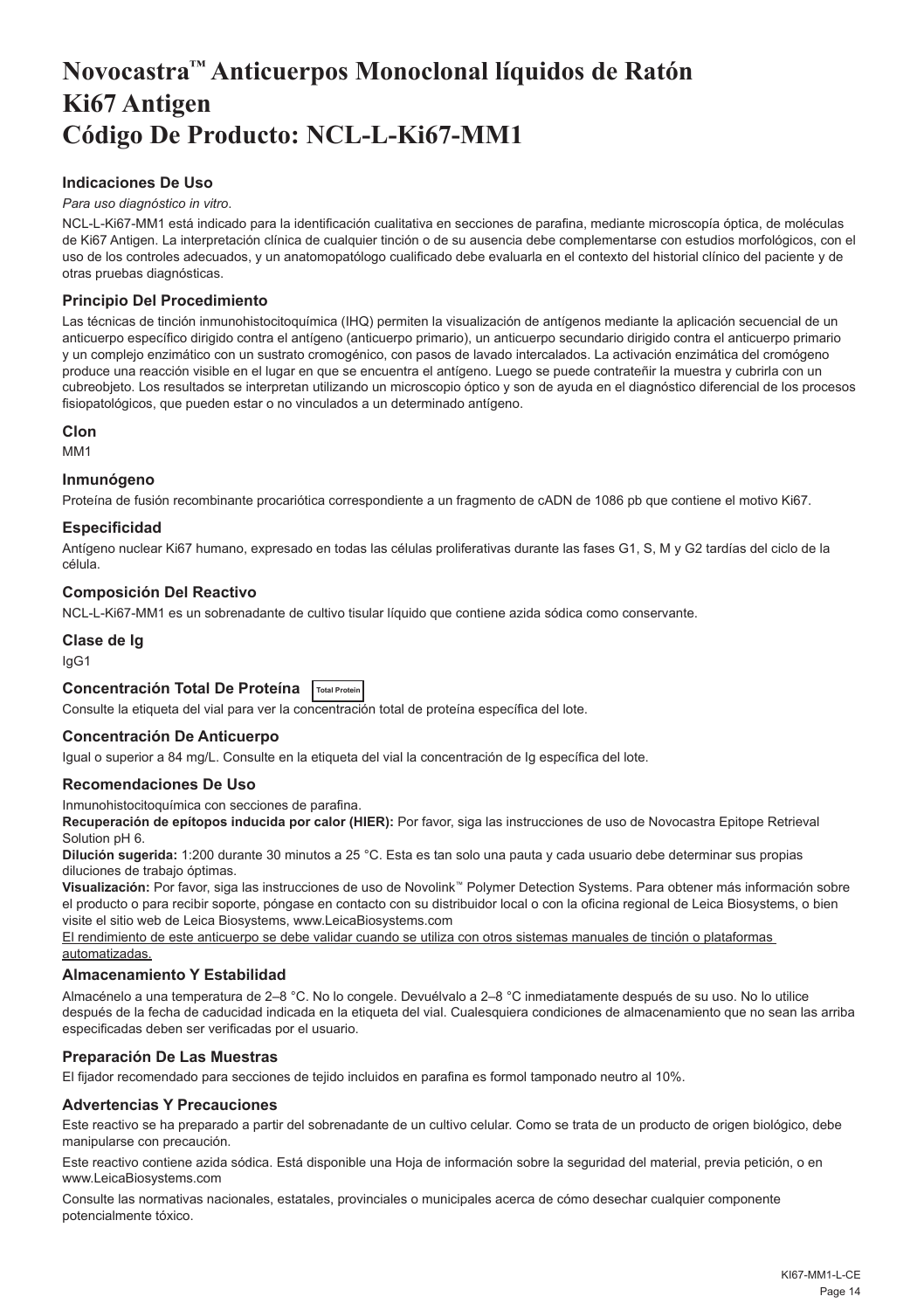# Novocastra™ Anticuerpos Monoclonal líquidos de Ratón Ki67 Antigen Código De Producto: NCL-L-Ki67-MM1

## Indicaciones De Uso

*Para uso diagnóstico in vitro*.

NCL-L-Ki67-MM1 está indicado para la identificación cualitativa en secciones de parafina, mediante microscopía óptica, de moléculas de Ki67 Antigen. La interpretación clínica de cualquier tinción o de su ausencia debe complementarse con estudios morfológicos, con el uso de los controles adecuados, y un anatomopatólogo cualificado debe evaluarla en el contexto del historial clínico del paciente y de otras pruebas diagnósticas.

## Principio Del Procedimiento

Las técnicas de tinción inmunohistocitoquímica (IHQ) permiten la visualización de antígenos mediante la aplicación secuencial de un anticuerpo específico dirigido contra el antígeno (anticuerpo primario), un anticuerpo secundario dirigido contra el anticuerpo primario y un complejo enzimático con un sustrato cromogénico, con pasos de lavado intercalados. La activación enzimática del cromógeno produce una reacción visible en el lugar en que se encuentra el antígeno. Luego se puede contrateñir la muestra y cubrirla con un cubreobjeto. Los resultados se interpretan utilizando un microscopio óptico y son de ayuda en el diagnóstico diferencial de los procesos fisiopatológicos, que pueden estar o no vinculados a un determinado antígeno.

## Clon

MM1

## Inmunógeno

Proteína de fusión recombinante procariótica correspondiente a un fragmento de cADN de 1086 pb que contiene el motivo Ki67.

## Especificidad

Antígeno nuclear Ki67 humano, expresado en todas las células proliferativas durante las fases G1, S, M y G2 tardías del ciclo de la célula.

## Composición Del Reactivo

NCL-L-Ki67-MM1 es un sobrenadante de cultivo tisular líquido que contiene azida sódica como conservante.

## Clase de Ig

IgG1

## Concentración Total De Proteína Total Protein

Consulte la etiqueta del vial para ver la concentración total de proteína específica del lote.

## Concentración De Anticuerpo

Igual o superior a 84 mg/L. Consulte en la etiqueta del vial la concentración de Ig específica del lote.

## Recomendaciones De Uso

Inmunohistocitoquímica con secciones de parafina.

**Recuperación de epítopos inducida por calor (HIER):** Por favor, siga las instrucciones de uso de Novocastra Epitope Retrieval Solution pH 6.

**Dilución sugerida:** 1:200 durante 30 minutos a 25 °C. Esta es tan solo una pauta y cada usuario debe determinar sus propias diluciones de trabajo óptimas.

**Visualización:** Por favor, siga las instrucciones de uso de Novolink™ Polymer Detection Systems. Para obtener más información sobre el producto o para recibir soporte, póngase en contacto con su distribuidor local o con la oficina regional de Leica Biosystems, o bien visite el sitio web de Leica Biosystems, www.LeicaBiosystems.com

El rendimiento de este anticuerpo se debe validar cuando se utiliza con otros sistemas manuales de tinción o plataformas automatizadas.

## Almacenamiento Y Estabilidad

Almacénelo a una temperatura de 2–8 °C. No lo congele. Devuélvalo a 2–8 °C inmediatamente después de su uso. No lo utilice después de la fecha de caducidad indicada en la etiqueta del vial. Cualesquiera condiciones de almacenamiento que no sean las arriba especificadas deben ser verificadas por el usuario.

## Preparación De Las Muestras

El fijador recomendado para secciones de tejido incluidos en parafina es formol tamponado neutro al 10%.

## Advertencias Y Precauciones

Este reactivo se ha preparado a partir del sobrenadante de un cultivo celular. Como se trata de un producto de origen biológico, debe manipularse con precaución.

Este reactivo contiene azida sódica. Está disponible una Hoja de información sobre la seguridad del material, previa petición, o en www.LeicaBiosystems.com

Consulte las normativas nacionales, estatales, provinciales o municipales acerca de cómo desechar cualquier componente potencialmente tóxico.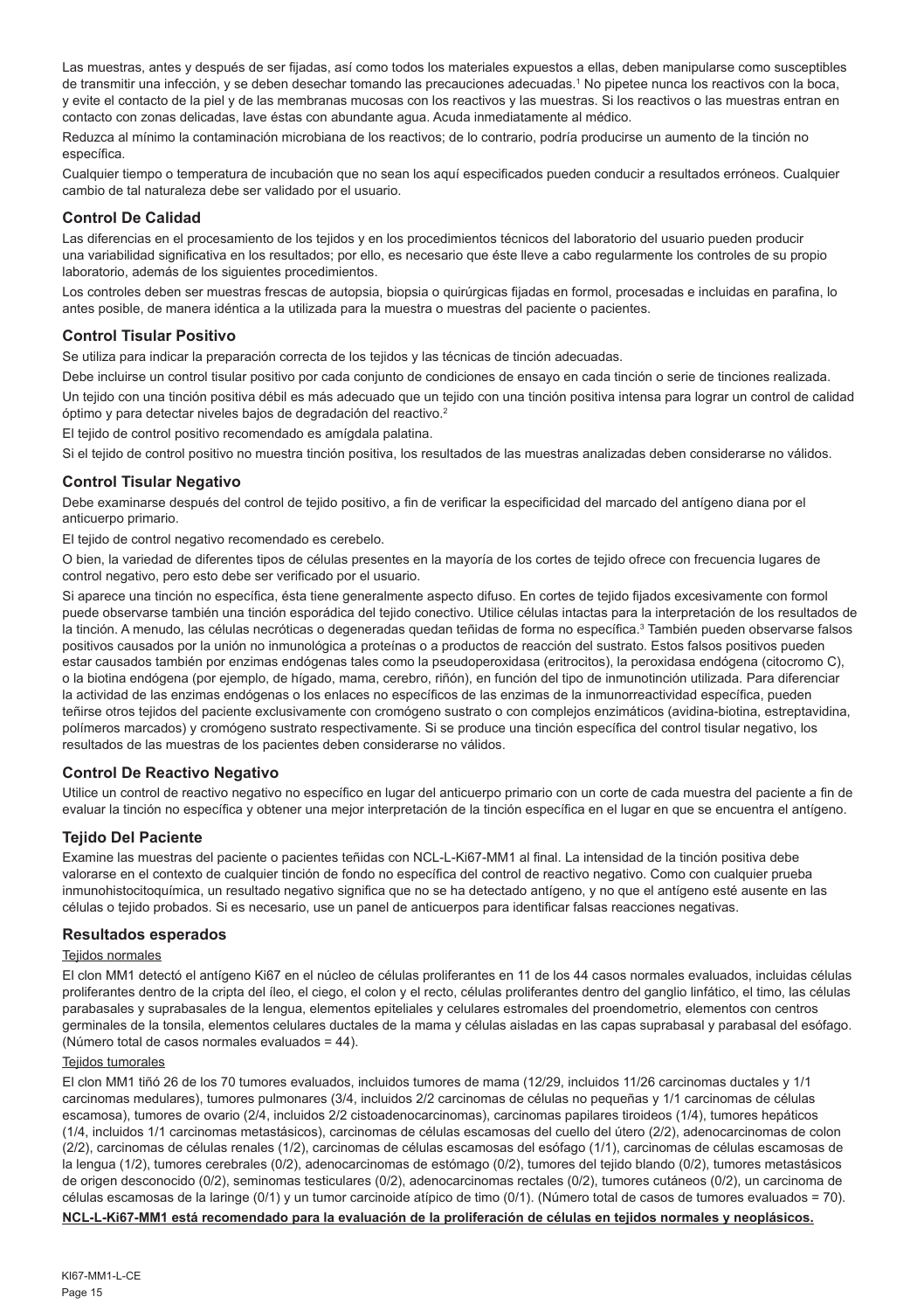Las muestras, antes y después de ser fijadas, así como todos los materiales expuestos a ellas, deben manipularse como susceptibles de transmitir una infección, y se deben desechar tomando las precauciones adecuadas.[1] No pipetee nunca los reactivos con la boca, y evite el contacto de la piel y de las membranas mucosas con los reactivos y las muestras. Si los reactivos o las muestras entran en contacto con zonas delicadas, lave éstas con abundante agua. Acuda inmediatamente al médico.

Reduzca al mínimo la contaminación microbiana de los reactivos; de lo contrario, podría producirse un aumento de la tinción no específica.

Cualquier tiempo o temperatura de incubación que no sean los aquí especificados pueden conducir a resultados erróneos. Cualquier cambio de tal naturaleza debe ser validado por el usuario.

## Control De Calidad

Las diferencias en el procesamiento de los tejidos y en los procedimientos técnicos del laboratorio del usuario pueden producir una variabilidad significativa en los resultados; por ello, es necesario que éste lleve a cabo regularmente los controles de su propio laboratorio, además de los siguientes procedimientos.

Los controles deben ser muestras frescas de autopsia, biopsia o quirúrgicas fijadas en formol, procesadas e incluidas en parafina, lo antes posible, de manera idéntica a la utilizada para la muestra o muestras del paciente o pacientes.

## Control Tisular Positivo

Se utiliza para indicar la preparación correcta de los tejidos y las técnicas de tinción adecuadas.

Debe incluirse un control tisular positivo por cada conjunto de condiciones de ensayo en cada tinción o serie de tinciones realizada.

Un tejido con una tinción positiva débil es más adecuado que un tejido con una tinción positiva intensa para lograr un control de calidad óptimo y para detectar niveles bajos de degradación del reactivo.[2]

El tejido de control positivo recomendado es amígdala palatina.

Si el tejido de control positivo no muestra tinción positiva, los resultados de las muestras analizadas deben considerarse no válidos.

## Control Tisular Negativo

Debe examinarse después del control de tejido positivo, a fin de verificar la especificidad del marcado del antígeno diana por el anticuerpo primario.

El tejido de control negativo recomendado es cerebelo.

O bien, la variedad de diferentes tipos de células presentes en la mayoría de los cortes de tejido ofrece con frecuencia lugares de control negativo, pero esto debe ser verificado por el usuario.

Si aparece una tinción no específica, ésta tiene generalmente aspecto difuso. En cortes de tejido fijados excesivamente con formol puede observarse también una tinción esporádica del tejido conectivo. Utilice células intactas para la interpretación de los resultados de la tinción. A menudo, las células necróticas o degeneradas quedan teñidas de forma no específica.[3] También pueden observarse falsos positivos causados por la unión no inmunológica a proteínas o a productos de reacción del sustrato. Estos falsos positivos pueden estar causados también por enzimas endógenas tales como la pseudoperoxidasa (eritrocitos), la peroxidasa endógena (citocromo C), o la biotina endógena (por ejemplo, de hígado, mama, cerebro, riñón), en función del tipo de inmunotinción utilizada. Para diferenciar la actividad de las enzimas endógenas o los enlaces no específicos de las enzimas de la inmunorreactividad específica, pueden teñirse otros tejidos del paciente exclusivamente con cromógeno sustrato o con complejos enzimáticos (avidina-biotina, estreptavidina, polímeros marcados) y cromógeno sustrato respectivamente. Si se produce una tinción específica del control tisular negativo, los resultados de las muestras de los pacientes deben considerarse no válidos.

## Control De Reactivo Negativo

Utilice un control de reactivo negativo no específico en lugar del anticuerpo primario con un corte de cada muestra del paciente a fin de evaluar la tinción no específica y obtener una mejor interpretación de la tinción específica en el lugar en que se encuentra el antígeno.

## Tejido Del Paciente

Examine las muestras del paciente o pacientes teñidas con NCL-L-Ki67-MM1 al final. La intensidad de la tinción positiva debe valorarse en el contexto de cualquier tinción de fondo no específica del control de reactivo negativo. Como con cualquier prueba inmunohistocitoquímica, un resultado negativo significa que no se ha detectado antígeno, y no que el antígeno esté ausente en las células o tejido probados. Si es necesario, use un panel de anticuerpos para identificar falsas reacciones negativas.

## Resultados esperados

### Tejidos normales

El clon MM1 detectó el antígeno Ki67 en el núcleo de células proliferantes en 11 de los 44 casos normales evaluados, incluidas células proliferantes dentro de la cripta del íleo, el ciego, el colon y el recto, células proliferantes dentro del ganglio linfático, el timo, las células parabasales y suprabasales de la lengua, elementos epiteliales y celulares estromales del proendometrio, elementos con centros germinales de la tonsila, elementos celulares ductales de la mama y células aisladas en las capas suprabasal y parabasal del esófago. (Número total de casos normales evaluados = 44).

### Tejidos tumorales

El clon MM1 tiñó 26 de los 70 tumores evaluados, incluidos tumores de mama (12/29, incluidos 11/26 carcinomas ductales y 1/1 carcinomas medulares), tumores pulmonares (3/4, incluidos 2/2 carcinomas de células no pequeñas y 1/1 carcinomas de células escamosa), tumores de ovario (2/4, incluidos 2/2 cistoadenocarcinomas), carcinomas papilares tiroideos (1/4), tumores hepáticos (1/4, incluidos 1/1 carcinomas metastásicos), carcinomas de células escamosas del cuello del útero (2/2), adenocarcinomas de colon (2/2), carcinomas de células renales (1/2), carcinomas de células escamosas del esófago (1/1), carcinomas de células escamosas de la lengua (1/2), tumores cerebrales (0/2), adenocarcinomas de estómago (0/2), tumores del tejido blando (0/2), tumores metastásicos de origen desconocido (0/2), seminomas testiculares (0/2), adenocarcinomas rectales (0/2), tumores cutáneos (0/2), un carcinoma de células escamosas de la laringe (0/1) y un tumor carcinoide atípico de timo (0/1). (Número total de casos de tumores evaluados = 70).

**NCL-L-Ki67-MM1 está recomendado para la evaluación de la proliferación de células en tejidos normales y neoplásicos.**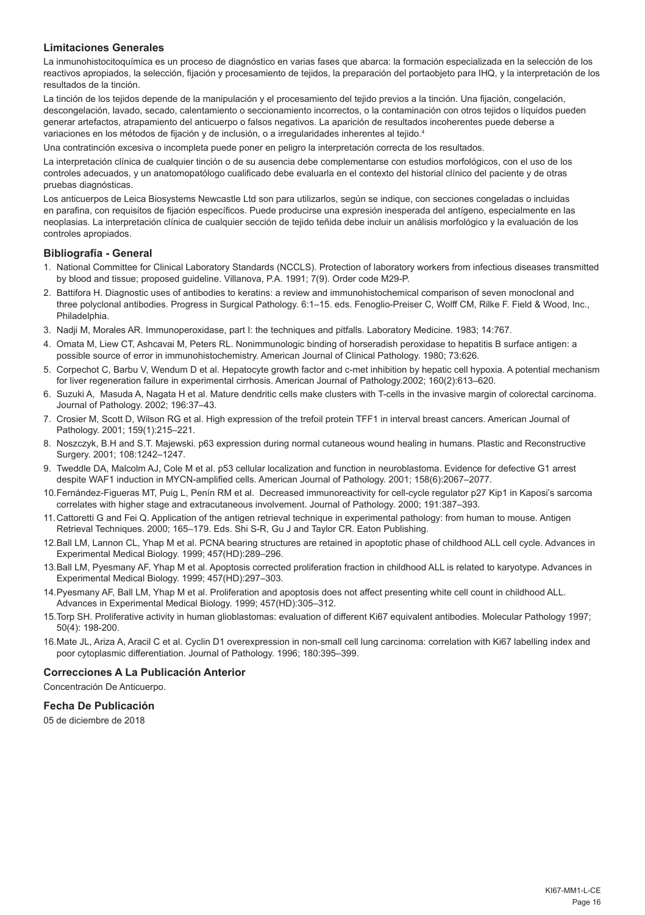### Limitaciones Generales

La inmunohistocitoquímica es un proceso de diagnóstico en varias fases que abarca: la formación especializada en la selección de los reactivos apropiados, la selección, fijación y procesamiento de tejidos, la preparación del portaobjeto para IHQ, y la interpretación de los resultados de la tinción.

La tinción de los tejidos depende de la manipulación y el procesamiento del tejido previos a la tinción. Una fijación, congelación, descongelación, lavado, secado, calentamiento o seccionamiento incorrectos, o la contaminación con otros tejidos o líquidos pueden generar artefactos, atrapamiento del anticuerpo o falsos negativos. La aparición de resultados incoherentes puede deberse a variaciones en los métodos de fijación y de inclusión, o a irregularidades inherentes al tejido.[4]

Una contratinción excesiva o incompleta puede poner en peligro la interpretación correcta de los resultados.

La interpretación clínica de cualquier tinción o de su ausencia debe complementarse con estudios morfológicos, con el uso de los controles adecuados, y un anatomopatólogo cualificado debe evaluarla en el contexto del historial clínico del paciente y de otras pruebas diagnósticas.

Los anticuerpos de Leica Biosystems Newcastle Ltd son para utilizarlos, según se indique, con secciones congeladas o incluidas en parafina, con requisitos de fijación específicos. Puede producirse una expresión inesperada del antígeno, especialmente en las neoplasias. La interpretación clínica de cualquier sección de tejido teñida debe incluir un análisis morfológico y la evaluación de los controles apropiados.

### Bibliografía - General

1. National Committee for Clinical Laboratory Standards (NCCLS). Protection of laboratory workers from infectious diseases transmitted by blood and tissue; proposed guideline. Villanova, P.A. 1991; 7(9). Order code M29-P.
2. Battifora H. Diagnostic uses of antibodies to keratins: a review and immunohistochemical comparison of seven monoclonal and three polyclonal antibodies. Progress in Surgical Pathology. 6:1–15. eds. Fenoglio-Preiser C, Wolff CM, Rilke F. Field & Wood, Inc., Philadelphia.
3. Nadji M, Morales AR. Immunoperoxidase, part I: the techniques and pitfalls. Laboratory Medicine. 1983; 14:767.
4. Omata M, Liew CT, Ashcavai M, Peters RL. Nonimmunologic binding of horseradish peroxidase to hepatitis B surface antigen: a possible source of error in immunohistochemistry. American Journal of Clinical Pathology. 1980; 73:626.
5. Corpechot C, Barbu V, Wendum D et al. Hepatocyte growth factor and c-met inhibition by hepatic cell hypoxia. A potential mechanism for liver regeneration failure in experimental cirrhosis. American Journal of Pathology.2002; 160(2):613–620.
6. Suzuki A, Masuda A, Nagata H et al. Mature dendritic cells make clusters with T-cells in the invasive margin of colorectal carcinoma. Journal of Pathology. 2002; 196:37–43.
7. Crosier M, Scott D, Wilson RG et al. High expression of the trefoil protein TFF1 in interval breast cancers. American Journal of Pathology. 2001; 159(1):215–221.
8. Noszczyk, B.H and S.T. Majewski. p63 expression during normal cutaneous wound healing in humans. Plastic and Reconstructive Surgery. 2001; 108:1242–1247.
9. Tweddle DA, Malcolm AJ, Cole M et al. p53 cellular localization and function in neuroblastoma. Evidence for defective G1 arrest despite WAF1 induction in MYCN-amplified cells. American Journal of Pathology. 2001; 158(6):2067–2077.
10. Fernández-Figueras MT, Puig L, Penín RM et al. Decreased immunoreactivity for cell-cycle regulator p27 Kip1 in Kaposi's sarcoma correlates with higher stage and extracutaneous involvement. Journal of Pathology. 2000; 191:387–393.
11. Cattoretti G and Fei Q. Application of the antigen retrieval technique in experimental pathology: from human to mouse. Antigen Retrieval Techniques. 2000; 165–179. Eds. Shi S-R, Gu J and Taylor CR. Eaton Publishing.
12. Ball LM, Lannon CL, Yhap M et al. PCNA bearing structures are retained in apoptotic phase of childhood ALL cell cycle. Advances in Experimental Medical Biology. 1999; 457(HD):289–296.
13. Ball LM, Pyesmany AF, Yhap M et al. Apoptosis corrected proliferation fraction in childhood ALL is related to karyotype. Advances in Experimental Medical Biology. 1999; 457(HD):297–303.
14. Pyesmany AF, Ball LM, Yhap M et al. Proliferation and apoptosis does not affect presenting white cell count in childhood ALL. Advances in Experimental Medical Biology. 1999; 457(HD):305–312.
15. Torp SH. Proliferative activity in human glioblastomas: evaluation of different Ki67 equivalent antibodies. Molecular Pathology 1997; 50(4): 198-200.
16. Mate JL, Ariza A, Aracil C et al. Cyclin D1 overexpression in non-small cell lung carcinoma: correlation with Ki67 labelling index and poor cytoplasmic differentiation. Journal of Pathology. 1996; 180:395–399.

### Correcciones A La Publicación Anterior

Concentración De Anticuerpo.

### Fecha De Publicación

05 de diciembre de 2018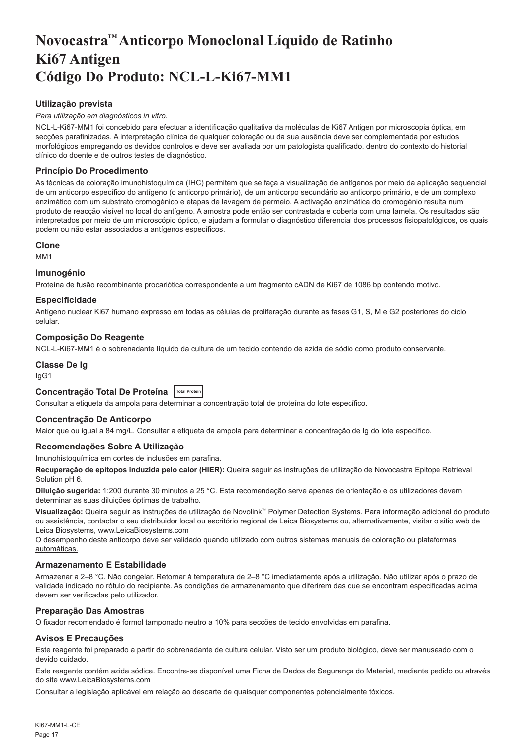# Novocastra™ Anticorpo Monoclonal Líquido de Ratinho Ki67 Antigen Código Do Produto: NCL-L-Ki67-MM1

### Utilização prevista

*Para utilização em diagnósticos in vitro.*

NCL-L-Ki67-MM1 foi concebido para efectuar a identificação qualitativa da moléculas de Ki67 Antigen por microscopia óptica, em secções parafinizadas. A interpretação clínica de qualquer coloração ou da sua ausência deve ser complementada por estudos morfológicos empregando os devidos controlos e deve ser avaliada por um patologista qualificado, dentro do contexto do historial clínico do doente e de outros testes de diagnóstico.

### Princípio Do Procedimento

As técnicas de coloração imunohistoquímica (IHC) permitem que se faça a visualização de antígenos por meio da aplicação sequencial de um anticorpo específico do antígeno (o anticorpo primário), de um anticorpo secundário ao anticorpo primário, e de um complexo enzimático com um substrato cromogénico e etapas de lavagem de permeio. A activação enzimática do cromogénio resulta num produto de reacção visível no local do antígeno. A amostra pode então ser contrastada e coberta com uma lamela. Os resultados são interpretados por meio de um microscópio óptico, e ajudam a formular o diagnóstico diferencial dos processos fisiopatológicos, os quais podem ou não estar associados a antígenos específicos.

### Clone

MM1

### Imunogénio

Proteína de fusão recombinante procariótica correspondente a um fragmento cADN de Ki67 de 1086 bp contendo motivo.

### Especificidade

Antígeno nuclear Ki67 humano expresso em todas as células de proliferação durante as fases G1, S, M e G2 posteriores do ciclo celular.

### Composição Do Reagente

NCL-L-Ki67-MM1 é o sobrenadante líquido da cultura de um tecido contendo de azida de sódio como produto conservante.

### Classe De Ig

IgG1

### Concentração Total De Proteína Total Protein

Consultar a etiqueta da ampola para determinar a concentração total de proteína do lote específico.

### Concentração De Anticorpo

Maior que ou igual a 84 mg/L. Consultar a etiqueta da ampola para determinar a concentração de Ig do lote específico.

### Recomendações Sobre A Utilização

Imunohistoquímica em cortes de inclusões em parafina.

**Recuperação de epítopos induzida pelo calor (HIER):** Queira seguir as instruções de utilização de Novocastra Epitope Retrieval Solution pH 6.

**Diluição sugerida:** 1:200 durante 30 minutos a 25 °C. Esta recomendação serve apenas de orientação e os utilizadores devem determinar as suas diluições óptimas de trabalho.

**Visualização:** Queira seguir as instruções de utilização de Novolink™ Polymer Detection Systems. Para informação adicional do produto ou assistência, contactar o seu distribuidor local ou escritório regional de Leica Biosystems ou, alternativamente, visitar o sitio web de Leica Biosystems, www.LeicaBiosystems.com

O desempenho deste anticorpo deve ser validado quando utilizado com outros sistemas manuais de coloração ou plataformas automáticas.

### Armazenamento E Estabilidade

Armazenar a 2–8 °C. Não congelar. Retornar à temperatura de 2–8 °C imediatamente após a utilização. Não utilizar após o prazo de validade indicado no rótulo do recipiente. As condições de armazenamento que diferirem das que se encontram especificadas acima devem ser verificadas pelo utilizador.

### Preparação Das Amostras

O fixador recomendado é formol tamponado neutro a 10% para secções de tecido envolvidas em parafina.

### Avisos E Precauções

Este reagente foi preparado a partir do sobrenadante de cultura celular. Visto ser um produto biológico, deve ser manuseado com o devido cuidado.

Este reagente contém azida sódica. Encontra-se disponível uma Ficha de Dados de Segurança do Material, mediante pedido ou através do site www.LeicaBiosystems.com

Consultar a legislação aplicável em relação ao descarte de quaisquer componentes potencialmente tóxicos.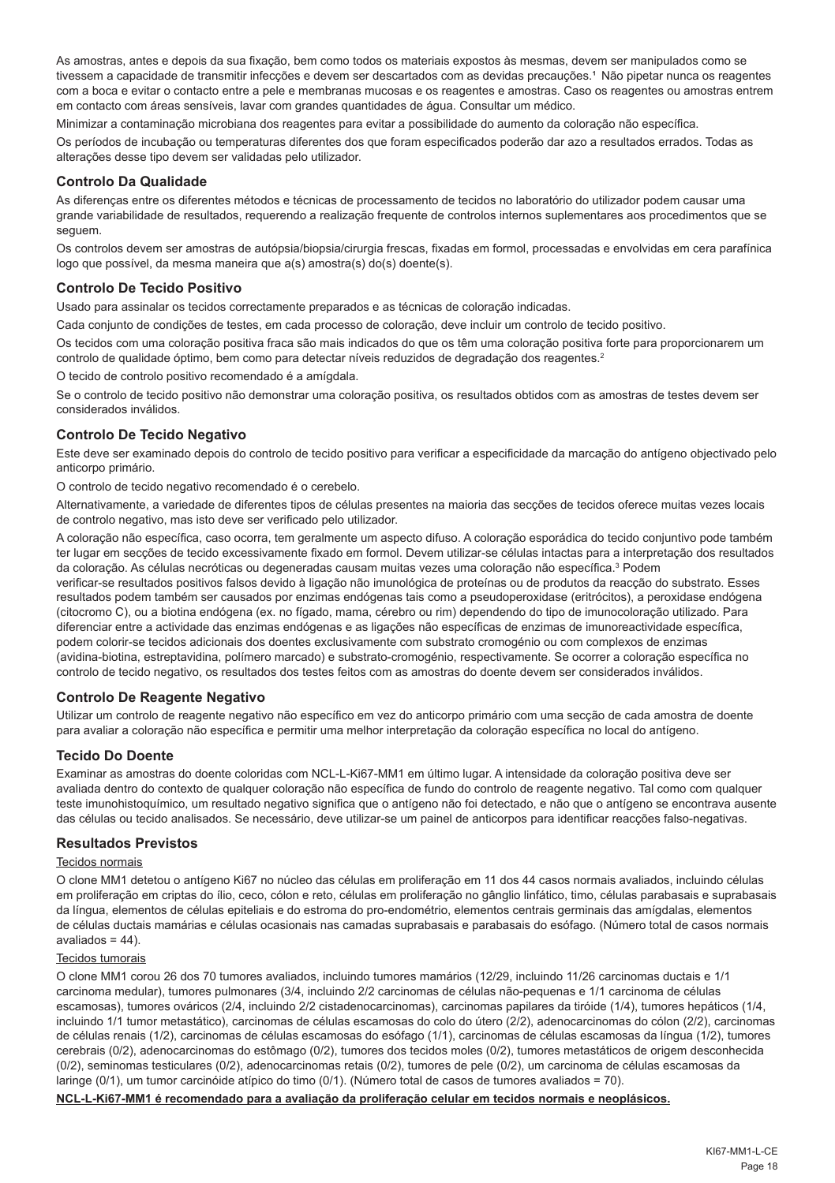As amostras, antes e depois da sua fixação, bem como todos os materiais expostos às mesmas, devem ser manipulados como se tivessem a capacidade de transmitir infecções e devem ser descartados com as devidas precauções.[1] Não pipetar nunca os reagentes com a boca e evitar o contacto entre a pele e membranas mucosas e os reagentes e amostras. Caso os reagentes ou amostras entrem em contacto com áreas sensíveis, lavar com grandes quantidades de água. Consultar um médico.

Minimizar a contaminação microbiana dos reagentes para evitar a possibilidade do aumento da coloração não específica.

Os períodos de incubação ou temperaturas diferentes dos que foram especificados poderão dar azo a resultados errados. Todas as alterações desse tipo devem ser validadas pelo utilizador.

## Controlo Da Qualidade

As diferenças entre os diferentes métodos e técnicas de processamento de tecidos no laboratório do utilizador podem causar uma grande variabilidade de resultados, requerendo a realização frequente de controlos internos suplementares aos procedimentos que se seguem.

Os controlos devem ser amostras de autópsia/biopsia/cirurgia frescas, fixadas em formol, processadas e envolvidas em cera parafínica logo que possível, da mesma maneira que a(s) amostra(s) do(s) doente(s).

## Controlo De Tecido Positivo

Usado para assinalar os tecidos correctamente preparados e as técnicas de coloração indicadas.

Cada conjunto de condições de testes, em cada processo de coloração, deve incluir um controlo de tecido positivo.

Os tecidos com uma coloração positiva fraca são mais indicados do que os têm uma coloração positiva forte para proporcionarem um controlo de qualidade óptimo, bem como para detectar níveis reduzidos de degradação dos reagentes.[2]

O tecido de controlo positivo recomendado é a amígdala.

Se o controlo de tecido positivo não demonstrar uma coloração positiva, os resultados obtidos com as amostras de testes devem ser considerados inválidos.

## Controlo De Tecido Negativo

Este deve ser examinado depois do controlo de tecido positivo para verificar a especificidade da marcação do antígeno objectivado pelo anticorpo primário.

O controlo de tecido negativo recomendado é o cerebelo.

Alternativamente, a variedade de diferentes tipos de células presentes na maioria das secções de tecidos oferece muitas vezes locais de controlo negativo, mas isto deve ser verificado pelo utilizador.

A coloração não específica, caso ocorra, tem geralmente um aspecto difuso. A coloração esporádica do tecido conjuntivo pode também ter lugar em secções de tecido excessivamente fixado em formol. Devem utilizar-se células intactas para a interpretação dos resultados da coloração. As células necróticas ou degeneradas causam muitas vezes uma coloração não específica.[3] Podem verificar-se resultados positivos falsos devido à ligação não imunológica de proteínas ou de produtos da reacção do substrato. Esses resultados podem também ser causados por enzimas endógenas tais como a pseudoperoxidase (eritrócitos), a peroxidase endógena (citocromo C), ou a biotina endógena (ex. no fígado, mama, cérebro ou rim) dependendo do tipo de imunocoloração utilizado. Para diferenciar entre a actividade das enzimas endógenas e as ligações não específicas de enzimas de imunoreactividade específica, podem colorir-se tecidos adicionais dos doentes exclusivamente com substrato cromogénio ou com complexos de enzimas (avidina-biotina, estreptavidina, polímero marcado) e substrato-cromogénio, respectivamente. Se ocorrer a coloração específica no controlo de tecido negativo, os resultados dos testes feitos com as amostras do doente devem ser considerados inválidos.

## Controlo De Reagente Negativo

Utilizar um controlo de reagente negativo não específico em vez do anticorpo primário com uma secção de cada amostra de doente para avaliar a coloração não específica e permitir uma melhor interpretação da coloração específica no local do antígeno.

## Tecido Do Doente

Examinar as amostras do doente coloridas com NCL-L-Ki67-MM1 em último lugar. A intensidade da coloração positiva deve ser avaliada dentro do contexto de qualquer coloração não específica de fundo do controlo de reagente negativo. Tal como com qualquer teste imunohistoquímico, um resultado negativo significa que o antígeno não foi detectado, e não que o antígeno se encontrava ausente das células ou tecido analisados. Se necessário, deve utilizar-se um painel de anticorpos para identificar reacções falso-negativas.

## Resultados Previstos

Tecidos normais

O clone MM1 detetou o antígeno Ki67 no núcleo das células em proliferação em 11 dos 44 casos normais avaliados, incluindo células em proliferação em criptas do ílio, ceco, cólon e reto, células em proliferação no gânglio linfático, timo, células parabasais e suprabasais da língua, elementos de células epiteliais e do estroma do pro-endométrio, elementos centrais germinais das amígdalas, elementos de células ductais mamárias e células ocasionais nas camadas suprabasais e parabasais do esófago. (Número total de casos normais avaliados = 44).

Tecidos tumorais

O clone MM1 corou 26 dos 70 tumores avaliados, incluindo tumores mamários (12/29, incluindo 11/26 carcinomas ductais e 1/1 carcinoma medular), tumores pulmonares (3/4, incluindo 2/2 carcinomas de células não-pequenas e 1/1 carcinoma de células escamosas), tumores ováricos (2/4, incluindo 2/2 cistadenocarcinomas), carcinomas papilares da tiróide (1/4), tumores hepáticos (1/4, incluindo 1/1 tumor metastático), carcinomas de células escamosas do colo do útero (2/2), adenocarcinomas do cólon (2/2), carcinomas de células renais (1/2), carcinomas de células escamosas do esófago (1/1), carcinomas de células escamosas da língua (1/2), tumores cerebrais (0/2), adenocarcinomas do estômago (0/2), tumores dos tecidos moles (0/2), tumores metastáticos de origem desconhecida (0/2), seminomas testiculares (0/2), adenocarcinomas retais (0/2), tumores de pele (0/2), um carcinoma de células escamosas da laringe (0/1), um tumor carcinóide atípico do timo (0/1). (Número total de casos de tumores avaliados = 70).

**NCL-L-Ki67-MM1 é recomendado para a avaliação da proliferação celular em tecidos normais e neoplásicos.**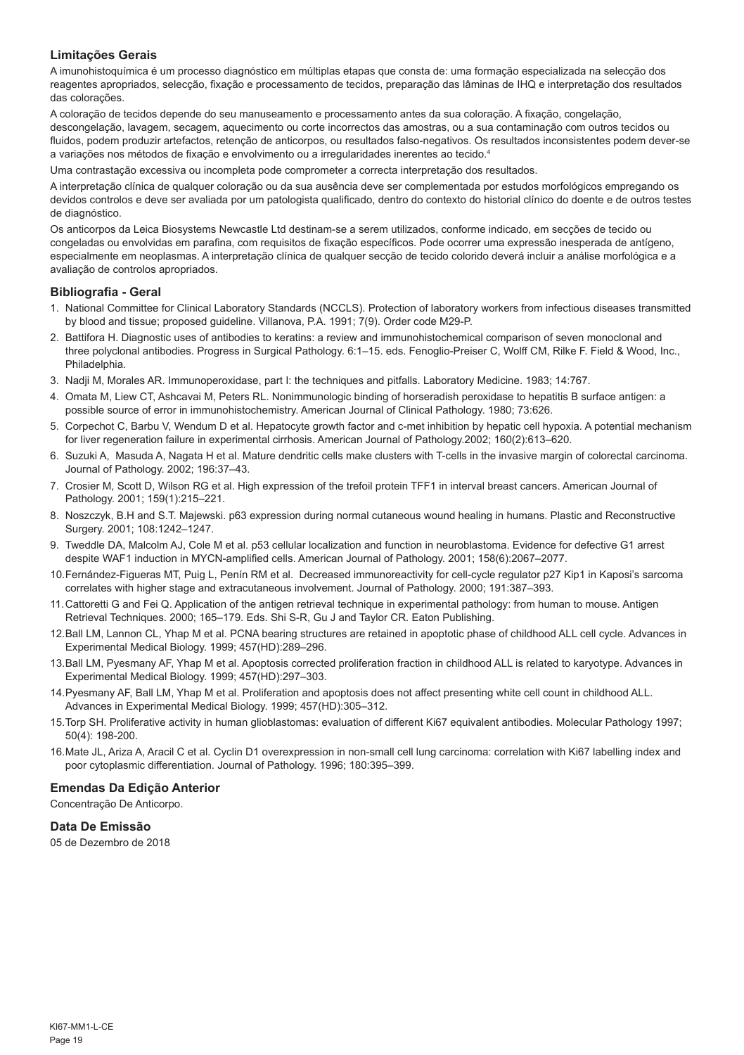### Limitações Gerais

A imunohistoquímica é um processo diagnóstico em múltiplas etapas que consta de: uma formação especializada na selecção dos reagentes apropriados, selecção, fixação e processamento de tecidos, preparação das lâminas de IHQ e interpretação dos resultados das colorações.

A coloração de tecidos depende do seu manuseamento e processamento antes da sua coloração. A fixação, congelação, descongelação, lavagem, secagem, aquecimento ou corte incorrectos das amostras, ou a sua contaminação com outros tecidos ou fluidos, podem produzir artefactos, retenção de anticorpos, ou resultados falso-negativos. Os resultados inconsistentes podem dever-se a variações nos métodos de fixação e envolvimento ou a irregularidades inerentes ao tecido.[4]

Uma contrastação excessiva ou incompleta pode comprometer a correcta interpretação dos resultados.

A interpretação clínica de qualquer coloração ou da sua ausência deve ser complementada por estudos morfológicos empregando os devidos controlos e deve ser avaliada por um patologista qualificado, dentro do contexto do historial clínico do doente e de outros testes de diagnóstico.

Os anticorpos da Leica Biosystems Newcastle Ltd destinam-se a serem utilizados, conforme indicado, em secções de tecido ou congeladas ou envolvidas em parafina, com requisitos de fixação específicos. Pode ocorrer uma expressão inesperada de antígeno, especialmente em neoplasmas. A interpretação clínica de qualquer secção de tecido colorido deverá incluir a análise morfológica e a avaliação de controlos apropriados.

### Bibliografia - Geral

1. National Committee for Clinical Laboratory Standards (NCCLS). Protection of laboratory workers from infectious diseases transmitted by blood and tissue; proposed guideline. Villanova, P.A. 1991; 7(9). Order code M29-P.
2. Battifora H. Diagnostic uses of antibodies to keratins: a review and immunohistochemical comparison of seven monoclonal and three polyclonal antibodies. Progress in Surgical Pathology. 6:1–15. eds. Fenoglio-Preiser C, Wolff CM, Rilke F. Field & Wood, Inc., Philadelphia.
3. Nadji M, Morales AR. Immunoperoxidase, part I: the techniques and pitfalls. Laboratory Medicine. 1983; 14:767.
4. Omata M, Liew CT, Ashcavai M, Peters RL. Nonimmunologic binding of horseradish peroxidase to hepatitis B surface antigen: a possible source of error in immunohistochemistry. American Journal of Clinical Pathology. 1980; 73:626.
5. Corpechot C, Barbu V, Wendum D et al. Hepatocyte growth factor and c-met inhibition by hepatic cell hypoxia. A potential mechanism for liver regeneration failure in experimental cirrhosis. American Journal of Pathology.2002; 160(2):613–620.
6. Suzuki A, Masuda A, Nagata H et al. Mature dendritic cells make clusters with T-cells in the invasive margin of colorectal carcinoma. Journal of Pathology. 2002; 196:37–43.
7. Crosier M, Scott D, Wilson RG et al. High expression of the trefoil protein TFF1 in interval breast cancers. American Journal of Pathology. 2001; 159(1):215–221.
8. Noszczyk, B.H and S.T. Majewski. p63 expression during normal cutaneous wound healing in humans. Plastic and Reconstructive Surgery. 2001; 108:1242–1247.
9. Tweddle DA, Malcolm AJ, Cole M et al. p53 cellular localization and function in neuroblastoma. Evidence for defective G1 arrest despite WAF1 induction in MYCN-amplified cells. American Journal of Pathology. 2001; 158(6):2067–2077.
10. Fernández-Figueras MT, Puig L, Penín RM et al. Decreased immunoreactivity for cell-cycle regulator p27 Kip1 in Kaposi's sarcoma correlates with higher stage and extracutaneous involvement. Journal of Pathology. 2000; 191:387–393.
11. Cattoretti G and Fei Q. Application of the antigen retrieval technique in experimental pathology: from human to mouse. Antigen Retrieval Techniques. 2000; 165–179. Eds. Shi S-R, Gu J and Taylor CR. Eaton Publishing.
12. Ball LM, Lannon CL, Yhap M et al. PCNA bearing structures are retained in apoptotic phase of childhood ALL cell cycle. Advances in Experimental Medical Biology. 1999; 457(HD):289–296.
13. Ball LM, Pyesmany AF, Yhap M et al. Apoptosis corrected proliferation fraction in childhood ALL is related to karyotype. Advances in Experimental Medical Biology. 1999; 457(HD):297–303.
14. Pyesmany AF, Ball LM, Yhap M et al. Proliferation and apoptosis does not affect presenting white cell count in childhood ALL. Advances in Experimental Medical Biology. 1999; 457(HD):305–312.
15. Torp SH. Proliferative activity in human glioblastomas: evaluation of different Ki67 equivalent antibodies. Molecular Pathology 1997; 50(4): 198-200.
16. Mate JL, Ariza A, Aracil C et al. Cyclin D1 overexpression in non-small cell lung carcinoma: correlation with Ki67 labelling index and poor cytoplasmic differentiation. Journal of Pathology. 1996; 180:395–399.

### Emendas Da Edição Anterior

Concentração De Anticorpo.

### Data De Emissão

05 de Dezembro de 2018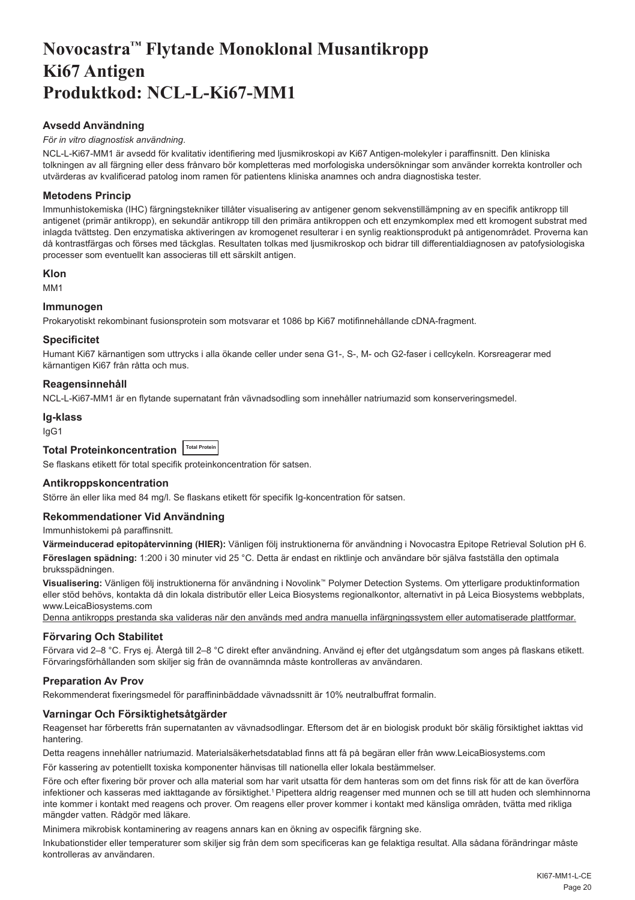# Novocastra™ Flytande Monoklonal Musantikropp Ki67 Antigen Produktkod: NCL-L-Ki67-MM1

## Avsedd Användning

*För in vitro diagnostisk användning.*

NCL-L-Ki67-MM1 är avsedd för kvalitativ identifiering med ljusmikroskopi av Ki67 Antigen-molekyler i paraffinsnitt. Den kliniska tolkningen av all färgning eller dess frånvaro bör kompletteras med morfologiska undersökningar som använder korrekta kontroller och utvärderas av kvalificerad patolog inom ramen för patientens kliniska anamnes och andra diagnostiska tester.

## Metodens Princip

Immunhistokemiska (IHC) färgningstekniker tillåter visualisering av antigener genom sekvenstillämpning av en specifik antikropp till antigenet (primär antikropp), en sekundär antikropp till den primära antikroppen och ett enzymkomplex med ett kromogent substrat med inlagda tvättsteg. Den enzymatiska aktiveringen av kromogenet resulterar i en synlig reaktionsprodukt på antigenområdet. Proverna kan då kontrastfärgas och förses med täckglas. Resultaten tolkas med ljusmikroskop och bidrar till differentialdiagnosen av patofysiologiska processer som eventuellt kan associeras till ett särskilt antigen.

## Klon

MM1

## Immunogen

Prokaryotiskt rekombinant fusionsprotein som motsvarar et 1086 bp Ki67 motifinnehållande cDNA-fragment.

## Specificitet

Humant Ki67 kärnantigen som uttrycks i alla ökande celler under sena G1-, S-, M- och G2-faser i cellcykeln. Korsreagerar med kärnantigen Ki67 från råtta och mus.

## Reagensinnehåll

NCL-L-Ki67-MM1 är en flytande supernatant från vävnadsodling som innehåller natriumazid som konserveringsmedel.

## Ig-klass

IgG1

## Total Proteinkoncentration Total Protein

Se flaskans etikett för total specifik proteinkoncentration för satsen.

## Antikroppskoncentration

Större än eller lika med 84 mg/l. Se flaskans etikett för specifik Ig-koncentration för satsen.

## Rekommendationer Vid Användning

Immunhistokemi på paraffinsnitt.

**Värmeinducerad epitopåtervinning (HIER):** Vänligen följ instruktionerna för användning i Novocastra Epitope Retrieval Solution pH 6.

**Föreslagen spädning:** 1:200 i 30 minuter vid 25 °C. Detta är endast en riktlinje och användare bör själva fastställa den optimala bruksspädningen.

**Visualisering:** Vänligen följ instruktionerna för användning i Novolink™ Polymer Detection Systems. Om ytterligare produktinformation eller stöd behövs, kontakta då din lokala distributör eller Leica Biosystems regionalkontor, alternativt in på Leica Biosystems webbplats, www.LeicaBiosystems.com

Denna antikropps prestanda ska valideras när den används med andra manuella infärgningssystem eller automatiserade plattformar.

## Förvaring Och Stabilitet

Förvara vid 2–8 °C. Frys ej. Återgå till 2–8 °C direkt efter användning. Använd ej efter det utgångsdatum som anges på flaskans etikett. Förvaringsförhållanden som skiljer sig från de ovannämnda måste kontrolleras av användaren.

## Preparation Av Prov

Rekommenderat fixeringsmedel för paraffininbäddade vävnadssnitt är 10% neutralbuffrat formalin.

## Varningar Och Försiktighetsåtgärder

Reagenset har förberetts från supernatanten av vävnadsodlingar. Eftersom det är en biologisk produkt bör skälig försiktighet iakttas vid hantering.

Detta reagens innehåller natriumazid. Materialsäkerhetsdatablad finns att få på begäran eller från www.LeicaBiosystems.com

För kassering av potentiellt toxiska komponenter hänvisas till nationella eller lokala bestämmelser.

Före och efter fixering bör prover och alla material som har varit utsatta för dem hanteras som om det finns risk för att de kan överföra infektioner och kasseras med iakttagande av försiktighet.[1] Pipettera aldrig reagenser med munnen och se till att huden och slemhinnorna inte kommer i kontakt med reagens och prover. Om reagens eller prover kommer i kontakt med känsliga områden, tvätta med rikliga mängder vatten. Rådgör med läkare.

Minimera mikrobisk kontaminering av reagens annars kan en ökning av ospecifik färgning ske.

Inkubationstider eller temperaturer som skiljer sig från dem som specificeras kan ge felaktiga resultat. Alla sådana förändringar måste kontrolleras av användaren.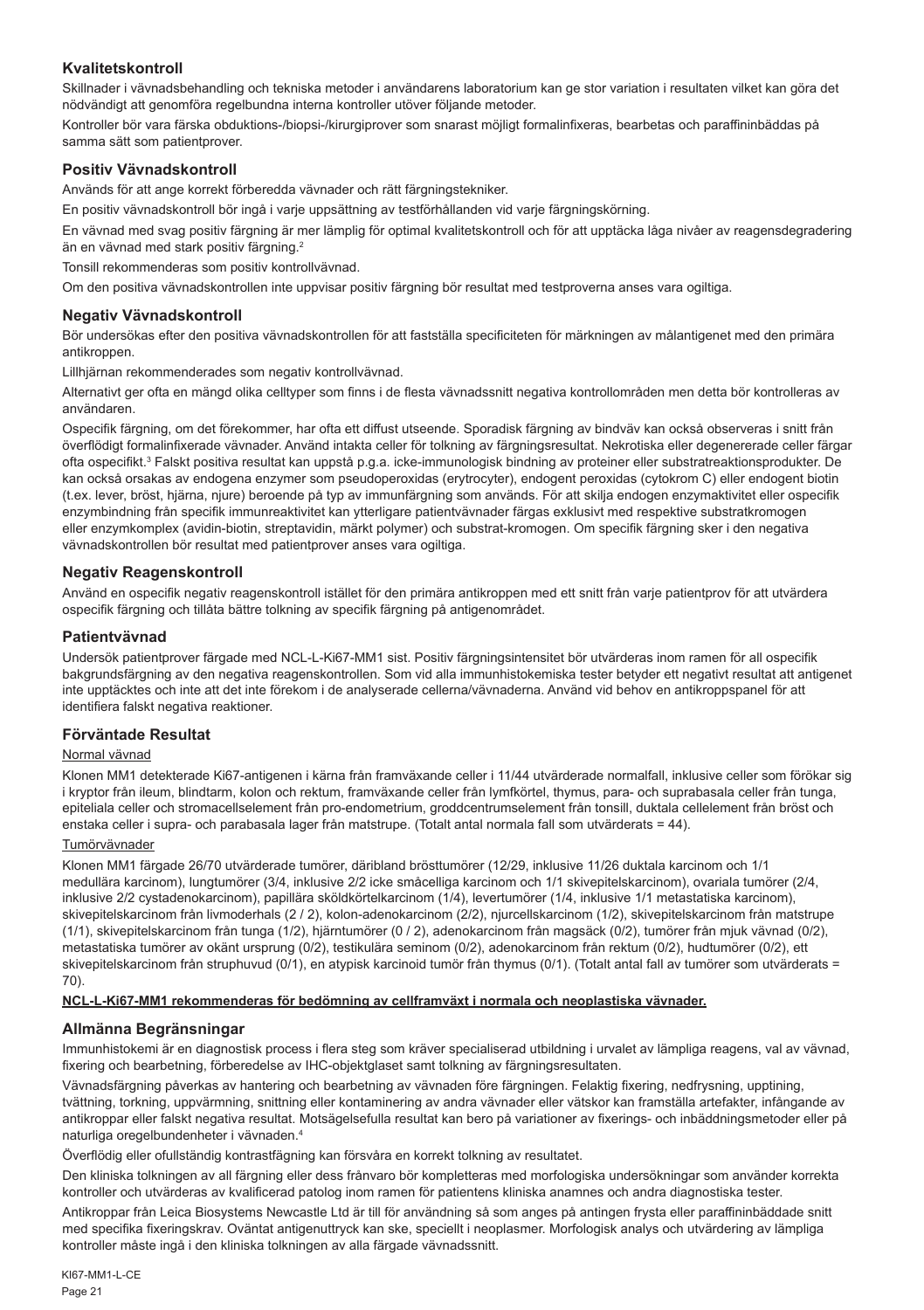## Kvalitetskontroll

Skillnader i vävnadsbehandling och tekniska metoder i användarens laboratorium kan ge stor variation i resultaten vilket kan göra det nödvändigt att genomföra regelbundna interna kontroller utöver följande metoder.

Kontroller bör vara färska obduktions-/biopsi-/kirurgiprover som snarast möjligt formalinfixeras, bearbetas och paraffininbäddas på samma sätt som patientprover.

## Positiv Vävnadskontroll

Används för att ange korrekt förberedda vävnader och rätt färgningstekniker.

En positiv vävnadskontroll bör ingå i varje uppsättning av testförhållanden vid varje färgningskörning.

En vävnad med svag positiv färgning är mer lämplig för optimal kvalitetskontroll och för att upptäcka låga nivåer av reagensdegradering än en vävnad med stark positiv färgning.[2]

Tonsill rekommenderas som positiv kontrollvävnad.

Om den positiva vävnadskontrollen inte uppvisar positiv färgning bör resultat med testproverna anses vara ogiltiga.

## Negativ Vävnadskontroll

Bör undersökas efter den positiva vävnadskontrollen för att fastställa specificiteten för märkningen av målantigenet med den primära antikroppen.

Lillhjärnan rekommenderades som negativ kontrollvävnad.

Alternativt ger ofta en mängd olika celltyper som finns i de flesta vävnadssnitt negativa kontrollområden men detta bör kontrolleras av användaren.

Ospecifik färgning, om det förekommer, har ofta ett diffust utseende. Sporadisk färgning av bindväv kan också observeras i snitt från överflödigt formalinfixerade vävnader. Använd intakta celler för tolkning av färgningsresultat. Nekrotiska eller degenererade celler färgar ofta ospecifikt.[3] Falskt positiva resultat kan uppstå p.g.a. icke-immunologisk bindning av proteiner eller substratreaktionsprodukter. De kan också orsakas av endogena enzymer som pseudoperoxidas (erytrocyter), endogent peroxidas (cytokrom C) eller endogent biotin (t.ex. lever, bröst, hjärna, njure) beroende på typ av immunfärgning som används. För att skilja endogen enzymaktivitet eller ospecifik enzymbindning från specifik immunreaktivitet kan ytterligare patientvävnader färgas exklusivt med respektive substratkromogen eller enzymkomplex (avidin-biotin, streptavidin, märkt polymer) och substrat-kromogen. Om specifik färgning sker i den negativa vävnadskontrollen bör resultat med patientprover anses vara ogiltiga.

## Negativ Reagenskontroll

Använd en ospecifik negativ reagenskontroll istället för den primära antikroppen med ett snitt från varje patientprov för att utvärdera ospecifik färgning och tillåta bättre tolkning av specifik färgning på antigenområdet.

## Patientvävnad

Undersök patientprover färgade med NCL-L-Ki67-MM1 sist. Positiv färgningsintensitet bör utvärderas inom ramen för all ospecifik bakgrundsfärgning av den negativa reagenskontrollen. Som vid alla immunhistokemiska tester betyder ett negativt resultat att antigenet inte upptäcktes och inte att det inte förekom i de analyserade cellerna/vävnaderna. Använd vid behov en antikroppspanel för att identifiera falskt negativa reaktioner.

## Förväntade Resultat

Normal vävnad

Klonen MM1 detekterade Ki67-antigenen i kärna från framväxande celler i 11/44 utvärderade normalfall, inklusive celler som förökar sig i kryptor från ileum, blindtarm, kolon och rektum, framväxande celler från lymfkörtel, thymus, para- och suprabasala celler från tunga, epiteliala celler och stromacellselement från pro-endometrium, groddcentrumselement från tonsill, duktala cellelement från bröst och enstaka celler i supra- och parabasala lager från matstrupe. (Totalt antal normala fall som utvärderats = 44).

Tumörvävnader

Klonen MM1 färgade 26/70 utvärderade tumörer, däribland brösttumörer (12/29, inklusive 11/26 duktala karcinom och 1/1 medullära karcinom), lungtumörer (3/4, inklusive 2/2 icke småcelliga karcinom och 1/1 skivepitelskarcinom), ovariala tumörer (2/4, inklusive 2/2 cystadenokarcinom), papillära sköldkörtelkarcinom (1/4), levertumörer (1/4, inklusive 1/1 metastatiska karcinom), skivepitelskarcinom från livmoderhals (2 / 2), kolon-adenokarcinom (2/2), njurcellskarcinom (1/2), skivepitelskarcinom från matstrupe (1/1), skivepitelskarcinom från tunga (1/2), hjärntumörer (0 / 2), adenokarcinom från magsäck (0/2), tumörer från mjuk vävnad (0/2), metastatiska tumörer av okänt ursprung (0/2), testikulära seminom (0/2), adenokarcinom från rektum (0/2), hudtumörer (0/2), ett skivepitelskarcinom från struphuvud (0/1), en atypisk karcinoid tumör från thymus (0/1). (Totalt antal fall av tumörer som utvärderats = 70).

**NCL-L-Ki67-MM1 rekommenderas för bedömning av cellframväxt i normala och neoplastiska vävnader.**

## Allmänna Begränsningar

Immunhistokemi är en diagnostisk process i flera steg som kräver specialiserad utbildning i urvalet av lämpliga reagens, val av vävnad, fixering och bearbetning, förberedelse av IHC-objektglaset samt tolkning av färgningsresultaten.

Vävnadsfärgning påverkas av hantering och bearbetning av vävnaden före färgningen. Felaktig fixering, nedfrysning, upptining, tvättning, torkning, uppvärmning, snittning eller kontaminering av andra vävnader eller vätskor kan framställa artefakter, infångande av antikroppar eller falskt negativa resultat. Motsägelsefulla resultat kan bero på variationer av fixerings- och inbäddningsmetoder eller på naturliga oregelbundenheter i vävnaden.[4]

Överflödig eller ofullständig kontrastfägning kan försvåra en korrekt tolkning av resultatet.

Den kliniska tolkningen av all färgning eller dess frånvaro bör kompletteras med morfologiska undersökningar som använder korrekta kontroller och utvärderas av kvalificerad patolog inom ramen för patientens kliniska anamnes och andra diagnostiska tester.

Antikroppar från Leica Biosystems Newcastle Ltd är till för användning så som anges på antingen frysta eller paraffininbäddade snitt med specifika fixeringskrav. Oväntat antigenuttryck kan ske, speciellt i neoplasmer. Morfologisk analys och utvärdering av lämpliga kontroller måste ingå i den kliniska tolkningen av alla färgade vävnadssnitt.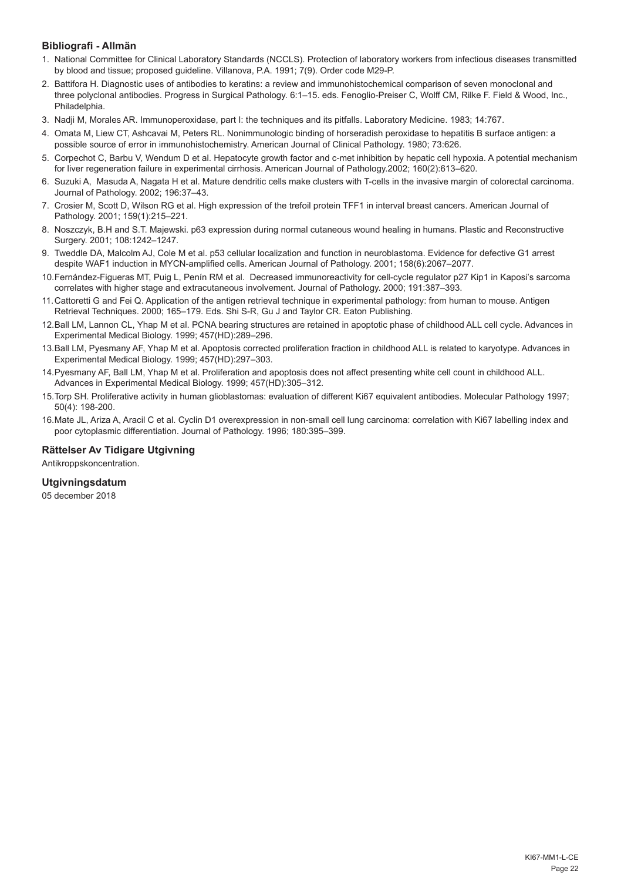### Bibliografi - Allmän

1. National Committee for Clinical Laboratory Standards (NCCLS). Protection of laboratory workers from infectious diseases transmitted by blood and tissue; proposed guideline. Villanova, P.A. 1991; 7(9). Order code M29-P.
2. Battifora H. Diagnostic uses of antibodies to keratins: a review and immunohistochemical comparison of seven monoclonal and three polyclonal antibodies. Progress in Surgical Pathology. 6:1–15. eds. Fenoglio-Preiser C, Wolff CM, Rilke F. Field & Wood, Inc., Philadelphia.
3. Nadji M, Morales AR. Immunoperoxidase, part I: the techniques and its pitfalls. Laboratory Medicine. 1983; 14:767.
4. Omata M, Liew CT, Ashcavai M, Peters RL. Nonimmunologic binding of horseradish peroxidase to hepatitis B surface antigen: a possible source of error in immunohistochemistry. American Journal of Clinical Pathology. 1980; 73:626.
5. Corpechot C, Barbu V, Wendum D et al. Hepatocyte growth factor and c-met inhibition by hepatic cell hypoxia. A potential mechanism for liver regeneration failure in experimental cirrhosis. American Journal of Pathology.2002; 160(2):613–620.
6. Suzuki A, Masuda A, Nagata H et al. Mature dendritic cells make clusters with T-cells in the invasive margin of colorectal carcinoma. Journal of Pathology. 2002; 196:37–43.
7. Crosier M, Scott D, Wilson RG et al. High expression of the trefoil protein TFF1 in interval breast cancers. American Journal of Pathology. 2001; 159(1):215–221.
8. Noszczyk, B.H and S.T. Majewski. p63 expression during normal cutaneous wound healing in humans. Plastic and Reconstructive Surgery. 2001; 108:1242–1247.
9. Tweddle DA, Malcolm AJ, Cole M et al. p53 cellular localization and function in neuroblastoma. Evidence for defective G1 arrest despite WAF1 induction in MYCN-amplified cells. American Journal of Pathology. 2001; 158(6):2067–2077.
10. Fernández-Figueras MT, Puig L, Penín RM et al. Decreased immunoreactivity for cell-cycle regulator p27 Kip1 in Kaposi's sarcoma correlates with higher stage and extracutaneous involvement. Journal of Pathology. 2000; 191:387–393.
11. Cattoretti G and Fei Q. Application of the antigen retrieval technique in experimental pathology: from human to mouse. Antigen Retrieval Techniques. 2000; 165–179. Eds. Shi S-R, Gu J and Taylor CR. Eaton Publishing.
12. Ball LM, Lannon CL, Yhap M et al. PCNA bearing structures are retained in apoptotic phase of childhood ALL cell cycle. Advances in Experimental Medical Biology. 1999; 457(HD):289–296.
13. Ball LM, Pyesmany AF, Yhap M et al. Apoptosis corrected proliferation fraction in childhood ALL is related to karyotype. Advances in Experimental Medical Biology. 1999; 457(HD):297–303.
14. Pyesmany AF, Ball LM, Yhap M et al. Proliferation and apoptosis does not affect presenting white cell count in childhood ALL. Advances in Experimental Medical Biology. 1999; 457(HD):305–312.
15. Torp SH. Proliferative activity in human glioblastomas: evaluation of different Ki67 equivalent antibodies. Molecular Pathology 1997; 50(4): 198-200.
16. Mate JL, Ariza A, Aracil C et al. Cyclin D1 overexpression in non-small cell lung carcinoma: correlation with Ki67 labelling index and poor cytoplasmic differentiation. Journal of Pathology. 1996; 180:395–399.

### Rättelser Av Tidigare Utgivning

Antikroppskoncentration.

### Utgivningsdatum

05 december 2018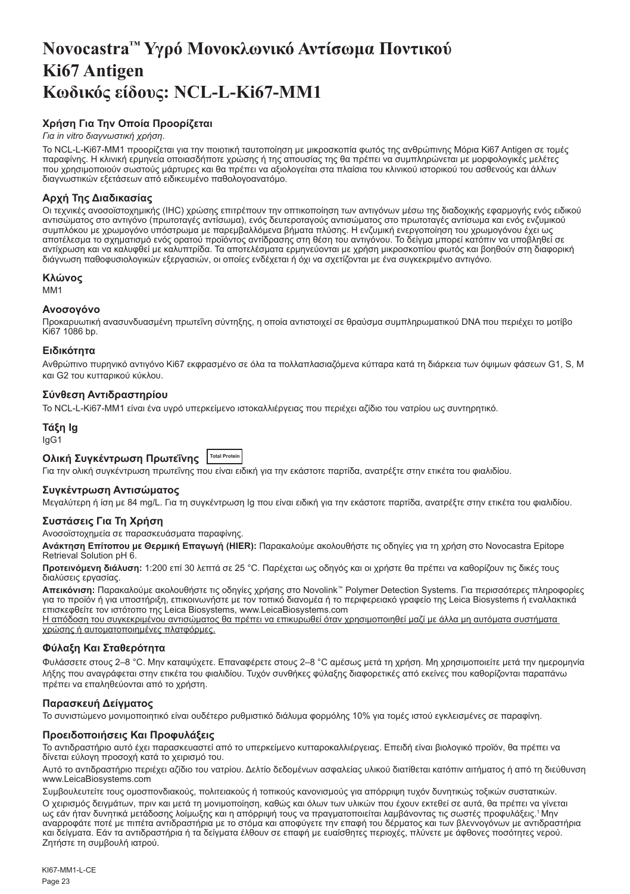# Novocastra™ Υγρό Μονοκλωνικό Αντίσωμα Ποντικού Ki67 Antigen Κωδικός είδους: NCL-L-Ki67-MM1

### Χρήση Για Την Οποία Προορίζεται

*Για in vitro διαγνωστική χρήση.*

Το NCL-L-Ki67-MM1 προορίζεται για την ποιοτική ταυτοποίηση με μικροσκοπία φωτός της ανθρώπινης Μόρια Ki67 Antigen σε τομές παραφίνης. Η κλινική ερμηνεία οποιασδήποτε χρώσης ή της απουσίας της θα πρέπει να συμπληρώνεται με μορφολογικές μελέτες που χρησιμοποιούν σωστούς μάρτυρες και θα πρέπει να αξιολογείται στα πλαίσια του κλινικού ιστορικού του ασθενούς και άλλων διαγνωστικών εξετάσεων από ειδικευμένο παθολογοανατόμο.

### Αρχή Της Διαδικασίας

Οι τεχνικές ανοσοϊστοχημικής (IHC) χρώσης επιτρέπουν την οπτικοποίηση των αντιγόνων μέσω της διαδοχικής εφαρμογής ενός ειδικού αντισώματος στο αντιγόνο (πρωτοταγές αντίσωμα), ενός δευτεροταγούς αντισώματος στο πρωτοταγές αντίσωμα και ενός ενζυμικού συμπλόκου με χρωμογόνο υπόστρωμα με παρεμβαλλόμενα βήματα πλύσης. Η ενζυμική ενεργοποίηση του χρωμογόνου έχει ως αποτέλεσμα το σχηματισμό ενός ορατού προϊόντος αντίδρασης στη θέση του αντιγόνου. Το δείγμα μπορεί κατόπιν να υποβληθεί σε αντίχρωση και να καλυφθεί με καλυπτρίδα. Τα αποτελέσματα ερμηνεύονται με χρήση μικροσκοπίου φωτός και βοηθούν στη διαφορική διάγνωση παθοφυσιολογικών εξεργασιών, οι οποίες ενδέχεται ή όχι να σχετίζονται με ένα συγκεκριμένο αντιγόνο.

### Κλώνος

MM1

### Ανοσογόνο

Προκαρυωτική ανασυνδυασμένη πρωτεΐνη σύντηξης, η οποία αντιστοιχεί σε θραύσμα συμπληρωματικού DNA που περιέχει το μοτίβο Ki67 1086 bp.

### Ειδικότητα

Ανθρώπινο πυρηνικό αντιγόνο Ki67 εκφρασμένο σε όλα τα πολλαπλασιαζόμενα κύτταρα κατά τη διάρκεια των όψιμων φάσεων G1, S, M και G2 του κυτταρικού κύκλου.

### Σύνθεση Αντιδραστηρίου

Το NCL-L-Ki67-MM1 είναι ένα υγρό υπερκείμενο ιστοκαλλιέργειας που περιέχει αζίδιο του νατρίου ως συντηρητικό.

### Τάξη Ig

IgG1

### Ολική Συγκέντρωση Πρωτεΐνης Total Protein

Για την ολική συγκέντρωση πρωτεΐνης που είναι ειδική για την εκάστοτε παρτίδα, ανατρέξτε στην ετικέτα του φιαλιδίου.

### Συγκέντρωση Αντισώματος

Μεγαλύτερη ή ίση με 84 mg/L. Για τη συγκέντρωση Ig που είναι ειδική για την εκάστοτε παρτίδα, ανατρέξτε στην ετικέτα του φιαλιδίου.

### Συστάσεις Για Τη Χρήση

Ανοσοϊστοχημεία σε παρασκευάσματα παραφίνης.

**Ανάκτηση Επίτοπου με Θερμική Επαγωγή (HIER):** Παρακαλούμε ακολουθήστε τις οδηγίες για τη χρήση στο Novocastra Epitope Retrieval Solution pH 6.

**Προτεινόμενη διάλυση:** 1:200 επί 30 λεπτά σε 25 °C. Παρέχεται ως οδηγός και οι χρήστε θα πρέπει να καθορίζουν τις δικές τους διαλύσεις εργασίας.

**Απεικόνιση:** Παρακαλούμε ακολουθήστε τις οδηγίες χρήσης στο Novolink™ Polymer Detection Systems. Για περισσότερες πληροφορίες για το προϊόν ή για υποστήριξη, επικοινωνήστε με τον τοπικό διανομέα ή το περιφερειακό γραφείο της Leica Biosystems ή εναλλακτικά επισκεφθείτε τον ιστότοπο της Leica Biosystems, www.LeicaBiosystems.com

<u>Η απόδοση του συγκεκριμένου αντισώματος θα πρέπει να επικυρωθεί όταν χρησιμοποιηθεί μαζί με άλλα μη αυτόματα συστήματα χρώσης ή αυτοματοποιημένες πλατφόρμες.</u>

### Φύλαξη Και Σταθερότητα

Φυλάσσετε στους 2–8 °C. Μην καταψύχετε. Επαναφέρετε στους 2–8 °C αμέσως μετά τη χρήση. Μη χρησιμοποιείτε μετά την ημερομηνία λήξης που αναγράφεται στην ετικέτα του φιαλιδίου. Τυχόν συνθήκες φύλαξης διαφορετικές από εκείνες που καθορίζονται παραπάνω πρέπει να επαληθεύονται από το χρήστη.

### Παρασκευή Δείγματος

Το συνιστώμενο μονιμοποιητικό είναι ουδέτερο ρυθμιστικό διάλυμα φορμόλης 10% για τομές ιστού εγκλεισμένες σε παραφίνη.

### Προειδοποιήσεις Και Προφυλάξεις

Το αντιδραστήριο αυτό έχει παρασκευαστεί από το υπερκείμενο κυτταροκαλλιέργειας. Επειδή είναι βιολογικό προϊόν, θα πρέπει να δίνεται εύλογη προσοχή κατά το χειρισμό του.

Αυτό το αντιδραστήριο περιέχει αζίδιο του νατρίου. Δελτίο δεδομένων ασφαλείας υλικού διατίθεται κατόπιν αιτήματος ή από τη διεύθυνση www.LeicaBiosystems.com

Συμβουλευτείτε τους ομοσπονδιακούς, πολιτειακούς ή τοπικούς κανονισμούς για απόρριψη τυχόν δυνητικώς τοξικών συστατικών.

Ο χειρισμός δειγμάτων, πριν και μετά τη μονιμοποίηση, καθώς και όλων των υλικών που έχουν εκτεθεί σε αυτά, θα πρέπει να γίνεται ως εάν ήταν δυνητικά μετάδοσης λοίμωξης και η απόρριψή τους να πραγματοποιείται λαμβάνοντας τις σωστές προφυλάξεις.[1] Μην αναρροφάτε ποτέ με πιπέτα αντιδραστήρια με το στόμα και αποφύγετε την επαφή του δέρματος και των βλεννογόνων με αντιδραστήρια και δείγματα. Εάν τα αντιδραστήρια ή τα δείγματα έλθουν σε επαφή με ευαίσθητες περιοχές, πλύνετε με άφθονες ποσότητες νερού. Ζητήστε τη συμβουλή ιατρού.

KI67-MM1-L-CE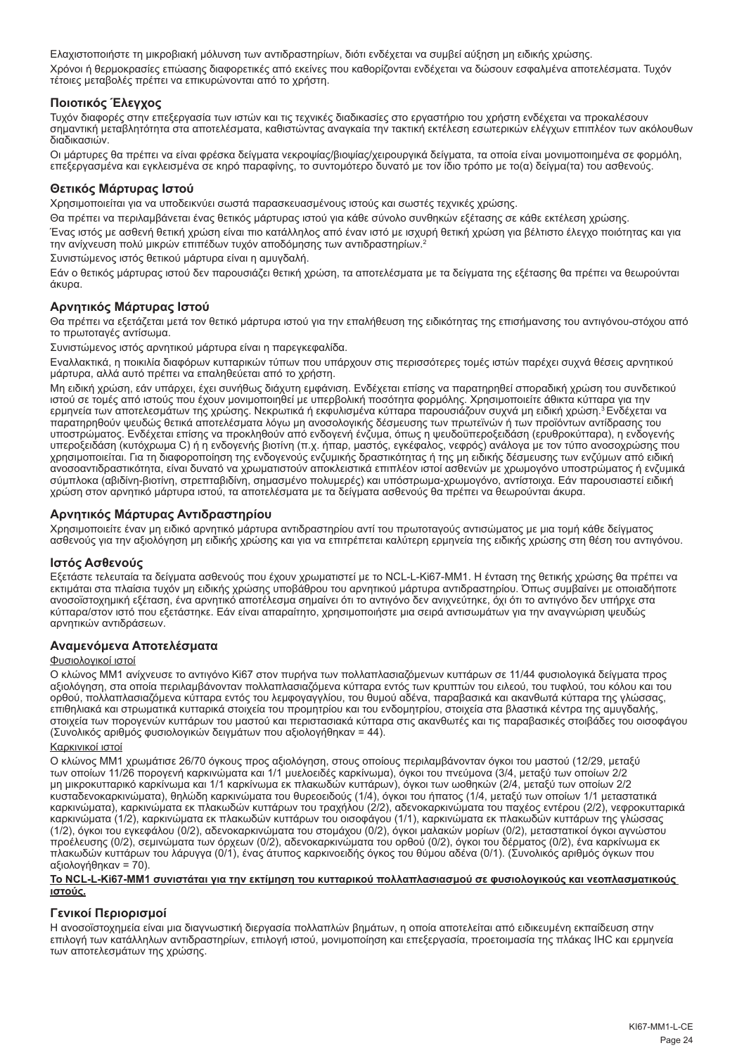Ελαχιστοποιήστε τη μικροβιακή μόλυνση των αντιδραστηρίων, διότι ενδέχεται να συμβεί αύξηση μη ειδικής χρώσης.

Χρόνοι ή θερμοκρασίες επώασης διαφορετικές από εκείνες που καθορίζονται ενδέχεται να δώσουν εσφαλμένα αποτελέσματα. Τυχόν τέτοιες μεταβολές πρέπει να επικυρώνονται από το χρήστη.

### Ποιοτικός Έλεγχος

Τυχόν διαφορές στην επεξεργασία των ιστών και τις τεχνικές διαδικασίες στο εργαστήριο του χρήστη ενδέχεται να προκαλέσουν σημαντική μεταβλητότητα στα αποτελέσματα, καθιστώντας αναγκαία την τακτική εκτέλεση εσωτερικών ελέγχων επιπλέον των ακόλουθων διαδικασιών.

Οι μάρτυρες θα πρέπει να είναι φρέσκα δείγματα νεκροψίας/βιοψίας/χειρουργικά δείγματα, τα οποία είναι μονιμοποιημένα σε φορμόλη, επεξεργασμένα και εγκλεισμένα σε κηρό παραφίνης, το συντομότερο δυνατό με τον ίδιο τρόπο με το(α) δείγμα(τα) του ασθενούς.

### Θετικός Μάρτυρας Ιστού

Χρησιμοποιείται για να υποδεικνύει σωστά παρασκευασμένους ιστούς και σωστές τεχνικές χρώσης.

Θα πρέπει να περιλαμβάνεται ένας θετικός μάρτυρας ιστού για κάθε σύνολο συνθηκών εξέτασης σε κάθε εκτέλεση χρώσης.

Ένας ιστός με ασθενή θετική χρώση είναι πιο κατάλληλος από έναν ιστό με ισχυρή θετική χρώση για βέλτιστο έλεγχο ποιότητας και για την ανίχνευση πολύ μικρών επιπέδων τυχόν αποδόμησης των αντιδραστηρίων.[2]

Συνιστώμενος ιστός θετικού μάρτυρα είναι η αμυγδαλή.

Εάν ο θετικός μάρτυρας ιστού δεν παρουσιάζει θετική χρώση, τα αποτελέσματα με τα δείγματα της εξέτασης θα πρέπει να θεωρούνται άκυρα.

### Αρνητικός Μάρτυρας Ιστού

Θα πρέπει να εξετάζεται μετά τον θετικό μάρτυρα ιστού για την επαλήθευση της ειδικότητας της επισήμανσης του αντιγόνου-στόχου από το πρωτοταγές αντίσωμα.

Συνιστώμενος ιστός αρνητικού μάρτυρα είναι η παρεγκεφαλίδα.

Εναλλακτικά, η ποικιλία διαφόρων κυτταρικών τύπων που υπάρχουν στις περισσότερες τομές ιστών παρέχει συχνά θέσεις αρνητικού μάρτυρα, αλλά αυτό πρέπει να επαληθεύεται από το χρήστη.

Μη ειδική χρώση, εάν υπάρχει, έχει συνήθως διάχυτη εμφάνιση. Ενδέχεται επίσης να παρατηρηθεί σποραδική χρώση του συνδετικού ιστού σε τομές από ιστούς που έχουν μονιμοποιηθεί με υπερβολική ποσότητα φορμόλης. Χρησιμοποιείτε άθικτα κύτταρα για την ερμηνεία των αποτελεσμάτων της χρώσης. Νεκρωτικά ή εκφυλισμένα κύτταρα παρουσιάζουν συχνά μη ειδική χρώση.[3] Ενδέχεται να παρατηρηθούν ψευδώς θετικά αποτελέσματα λόγω μη ανοσολογικής δέσμευσης των πρωτεϊνών ή των προϊόντων αντίδρασης του υποστρώματος. Ενδέχεται επίσης να προκληθούν από ενδογενή ένζυμα, όπως η ψευδοϋπεροξειδάση (ερυθροκύτταρα), η ενδογενής υπεροξειδάση (κυτόχρωμα C) ή η ενδογενής βιοτίνη (π.χ. ήπαρ, μαστός, εγκέφαλος, νεφρός) ανάλογα με τον τύπο ανοσοχρώσης που χρησιμοποιείται. Για τη διαφοροποίηση της ενδογενούς ενζυμικής δραστικότητας ή της μη ειδικής δέσμευσης των ενζύμων από ειδική ανοσοαντιδραστικότητα, είναι δυνατό να χρωματιστούν αποκλειστικά επιπλέον ιστοί ασθενών με χρωμογόνο υποστρώματος ή ενζυμικά σύμπλοκα (αβιδίνη-βιοτίνη, στρεπταβιδίνη, σημασμένο πολυμερές) και υπόστρωμα-χρωμογόνο, αντίστοιχα. Εάν παρουσιαστεί ειδική χρώση στον αρνητικό μάρτυρα ιστού, τα αποτελέσματα με τα δείγματα ασθενούς θα πρέπει να θεωρούνται άκυρα.

### Αρνητικός Μάρτυρας Αντιδραστηρίου

Χρησιμοποιείτε έναν μη ειδικό αρνητικό μάρτυρα αντιδραστηρίου αντί του πρωτοταγούς αντισώματος με μια τομή κάθε δείγματος ασθενούς για την αξιολόγηση μη ειδικής χρώσης και για να επιτρέπεται καλύτερη ερμηνεία της ειδικής χρώσης στη θέση του αντιγόνου.

### Ιστός Ασθενούς

Εξετάστε τελευταία τα δείγματα ασθενούς που έχουν χρωματιστεί με το NCL-L-Ki67-MM1. Η ένταση της θετικής χρώσης θα πρέπει να εκτιμάται στα πλαίσια τυχόν μη ειδικής χρώσης υποβάθρου του αρνητικού μάρτυρα αντιδραστηρίου. Όπως συμβαίνει με οποιαδήποτε ανοσοϊστοχημική εξέταση, ένα αρνητικό αποτέλεσμα σημαίνει ότι το αντιγόνο δεν ανιχνεύτηκε, όχι ότι το αντιγόνο δεν υπήρχε στα κύτταρα/στον ιστό που εξετάστηκε. Εάν είναι απαραίτητο, χρησιμοποιήστε μια σειρά αντισωμάτων για την αναγνώριση ψευδώς αρνητικών αντιδράσεων.

### Αναμενόμενα Αποτελέσματα

Φυσιολογικοί ιστοί

Ο κλώνος MM1 ανίχνευσε το αντιγόνο Ki67 στον πυρήνα των πολλαπλασιαζόμενων κυττάρων σε 11/44 φυσιολογικά δείγματα προς αξιολόγηση, στα οποία περιλαμβάνονταν πολλαπλασιαζόμενα κύτταρα εντός των κρυπτών του ειλεού, του τυφλού, του κόλου και του ορθού, πολλαπλασιαζόμενα κύτταρα εντός του λεμφογαγγλίου, του θυμού αδένα, παραβασικά και ακανθωτά κύτταρα της γλώσσας, επιθηλιακά και στρωματικά κυτταρικά στοιχεία του προμητρίου και του ενδομητρίου, στοιχεία στα βλαστικά κέντρα της αμυγδαλής, στοιχεία των πορογενών κυττάρων του μαστού και περιστασιακά κύτταρα στις ακανθωτές και τις παραβασικές στοιβάδες του οισοφάγου (Συνολικός αριθμός φυσιολογικών δειγμάτων που αξιολογήθηκαν = 44).

Καρκινικοί ιστοί

Ο κλώνος MM1 χρωμάτισε 26/70 όγκους προς αξιολόγηση, στους οποίους περιλαμβάνονταν όγκοι του μαστού (12/29, μεταξύ των οποίων 11/26 πορογενή καρκινώματα και 1/1 μυελοειδές καρκίνωμα), όγκοι του πνεύμονα (3/4, μεταξύ των οποίων 2/2 μη μικροκυτταρικό καρκίνωμα και 1/1 καρκίνωμα εκ πλακωδών κυττάρων), όγκοι των ωοθηκών (2/4, μεταξύ των οποίων 2/2 κυσταδενοκαρκινώματα), θηλώδη καρκινώματα του θυρεοειδούς (1/4), όγκοι του ήπατος (1/4, μεταξύ των οποίων 1/1 μεταστατικά καρκινώματα), καρκινώματα εκ πλακωδών κυττάρων του τραχήλου (2/2), αδενοκαρκινώματα του παχέος εντέρου (2/2), νεφροκυτταρικά καρκινώματα (1/2), καρκινώματα εκ πλακωδών κυττάρων του οισοφάγου (1/1), καρκινώματα εκ πλακωδών κυττάρων της γλώσσας (1/2), όγκοι του εγκεφάλου (0/2), αδενοκαρκινώματα του στομάχου (0/2), όγκοι μαλακών μορίων (0/2), μεταστατικοί όγκοι αγνώστου προέλευσης (0/2), σεμινώματα των όρχεων (0/2), αδενοκαρκινώματα του ορθού (0/2), όγκοι του δέρματος (0/2), ένα καρκίνωμα εκ πλακωδών κυττάρων του λάρυγγα (0/1), ένας άτυπος καρκινοειδής όγκος του θύμου αδένα (0/1). (Συνολικός αριθμός όγκων που αξιολογήθηκαν = 70).

**Το NCL-L-Ki67-MM1 συνιστάται για την εκτίμηση του κυτταρικού πολλαπλασιασμού σε φυσιολογικούς και νεοπλασματικούς ιστούς.**

### Γενικοί Περιορισμοί

Η ανοσοϊστοχημεία είναι μια διαγνωστική διεργασία πολλαπλών βημάτων, η οποία αποτελείται από ειδικευμένη εκπαίδευση στην επιλογή των κατάλληλων αντιδραστηρίων, επιλογή ιστού, μονιμοποίηση και επεξεργασία, προετοιμασία της πλάκας IHC και ερμηνεία των αποτελεσμάτων της χρώσης.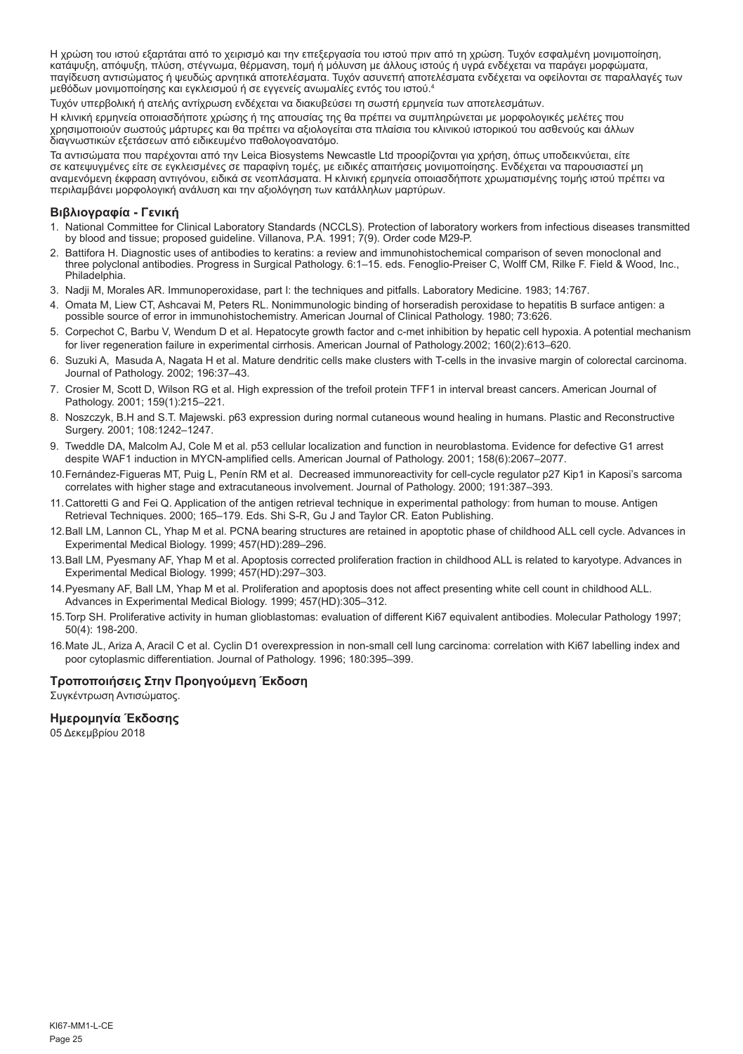Η χρώση του ιστού εξαρτάται από το χειρισμό και την επεξεργασία του ιστού πριν από τη χρώση. Τυχόν εσφαλμένη μονιμοποίηση, κατάψυξη, απόψυξη, πλύση, στέγνωμα, θέρμανση, τομή ή μόλυνση με άλλους ιστούς ή υγρά ενδέχεται να παράγει μορφώματα, παγίδευση αντισώματος ή ψευδώς αρνητικά αποτελέσματα. Τυχόν ασυνεπή αποτελέσματα ενδέχεται να οφείλονται σε παραλλαγές των μεθόδων μονιμοποίησης και εγκλεισμού ή σε εγγενείς ανωμαλίες εντός του ιστού.[4]

Τυχόν υπερβολική ή ατελής αντίχρωση ενδέχεται να διακυβεύσει τη σωστή ερμηνεία των αποτελεσμάτων.

Η κλινική ερμηνεία οποιασδήποτε χρώσης ή της απουσίας της θα πρέπει να συμπληρώνεται με μορφολογικές μελέτες που χρησιμοποιούν σωστούς μάρτυρες και θα πρέπει να αξιολογείται στα πλαίσια του κλινικού ιστορικού του ασθενούς και άλλων διαγνωστικών εξετάσεων από ειδικευμένο παθολογοανατόμο.

Τα αντισώματα που παρέχονται από την Leica Biosystems Newcastle Ltd προορίζονται για χρήση, όπως υποδεικνύεται, είτε σε κατεψυγμένες είτε σε εγκλεισμένες σε παραφίνη τομές, με ειδικές απαιτήσεις μονιμοποίησης. Ενδέχεται να παρουσιαστεί μη αναμενόμενη έκφραση αντιγόνου, ειδικά σε νεοπλάσματα. Η κλινική ερμηνεία οποιασδήποτε χρωματισμένης τομής ιστού πρέπει να περιλαμβάνει μορφολογική ανάλυση και την αξιολόγηση των κατάλληλων μαρτύρων.

### Βιβλιογραφία - Γενική

1. National Committee for Clinical Laboratory Standards (NCCLS). Protection of laboratory workers from infectious diseases transmitted by blood and tissue; proposed guideline. Villanova, P.A. 1991; 7(9). Order code M29-P.
2. Battifora H. Diagnostic uses of antibodies to keratins: a review and immunohistochemical comparison of seven monoclonal and three polyclonal antibodies. Progress in Surgical Pathology. 6:1–15. eds. Fenoglio-Preiser C, Wolff CM, Rilke F. Field & Wood, Inc., Philadelphia.
3. Nadji M, Morales AR. Immunoperoxidase, part I: the techniques and pitfalls. Laboratory Medicine. 1983; 14:767.
4. Omata M, Liew CT, Ashcavai M, Peters RL. Nonimmunologic binding of horseradish peroxidase to hepatitis B surface antigen: a possible source of error in immunohistochemistry. American Journal of Clinical Pathology. 1980; 73:626.
5. Corpechot C, Barbu V, Wendum D et al. Hepatocyte growth factor and c-met inhibition by hepatic cell hypoxia. A potential mechanism for liver regeneration failure in experimental cirrhosis. American Journal of Pathology.2002; 160(2):613–620.
6. Suzuki A, Masuda A, Nagata H et al. Mature dendritic cells make clusters with T-cells in the invasive margin of colorectal carcinoma. Journal of Pathology. 2002; 196:37–43.
7. Crosier M, Scott D, Wilson RG et al. High expression of the trefoil protein TFF1 in interval breast cancers. American Journal of Pathology. 2001; 159(1):215–221.
8. Noszczyk, B.H and S.T. Majewski. p63 expression during normal cutaneous wound healing in humans. Plastic and Reconstructive Surgery. 2001; 108:1242–1247.
9. Tweddle DA, Malcolm AJ, Cole M et al. p53 cellular localization and function in neuroblastoma. Evidence for defective G1 arrest despite WAF1 induction in MYCN-amplified cells. American Journal of Pathology. 2001; 158(6):2067–2077.
10. Fernández-Figueras MT, Puig L, Penín RM et al. Decreased immunoreactivity for cell-cycle regulator p27 Kip1 in Kaposi's sarcoma correlates with higher stage and extracutaneous involvement. Journal of Pathology. 2000; 191:387–393.
11. Cattoretti G and Fei Q. Application of the antigen retrieval technique in experimental pathology: from human to mouse. Antigen Retrieval Techniques. 2000; 165–179. Eds. Shi S-R, Gu J and Taylor CR. Eaton Publishing.
12. Ball LM, Lannon CL, Yhap M et al. PCNA bearing structures are retained in apoptotic phase of childhood ALL cell cycle. Advances in Experimental Medical Biology. 1999; 457(HD):289–296.
13. Ball LM, Pyesmany AF, Yhap M et al. Apoptosis corrected proliferation fraction in childhood ALL is related to karyotype. Advances in Experimental Medical Biology. 1999; 457(HD):297–303.
14. Pyesmany AF, Ball LM, Yhap M et al. Proliferation and apoptosis does not affect presenting white cell count in childhood ALL. Advances in Experimental Medical Biology. 1999; 457(HD):305–312.
15. Torp SH. Proliferative activity in human glioblastomas: evaluation of different Ki67 equivalent antibodies. Molecular Pathology 1997; 50(4): 198-200.
16. Mate JL, Ariza A, Aracil C et al. Cyclin D1 overexpression in non-small cell lung carcinoma: correlation with Ki67 labelling index and poor cytoplasmic differentiation. Journal of Pathology. 1996; 180:395–399.

### Τροποποιήσεις Στην Προηγούμενη Έκδοση

Συγκέντρωση Αντισώματος.

### Ημερομηνία Έκδοσης

05 Δεκεμβρίου 2018

KI67-MM1-L-CE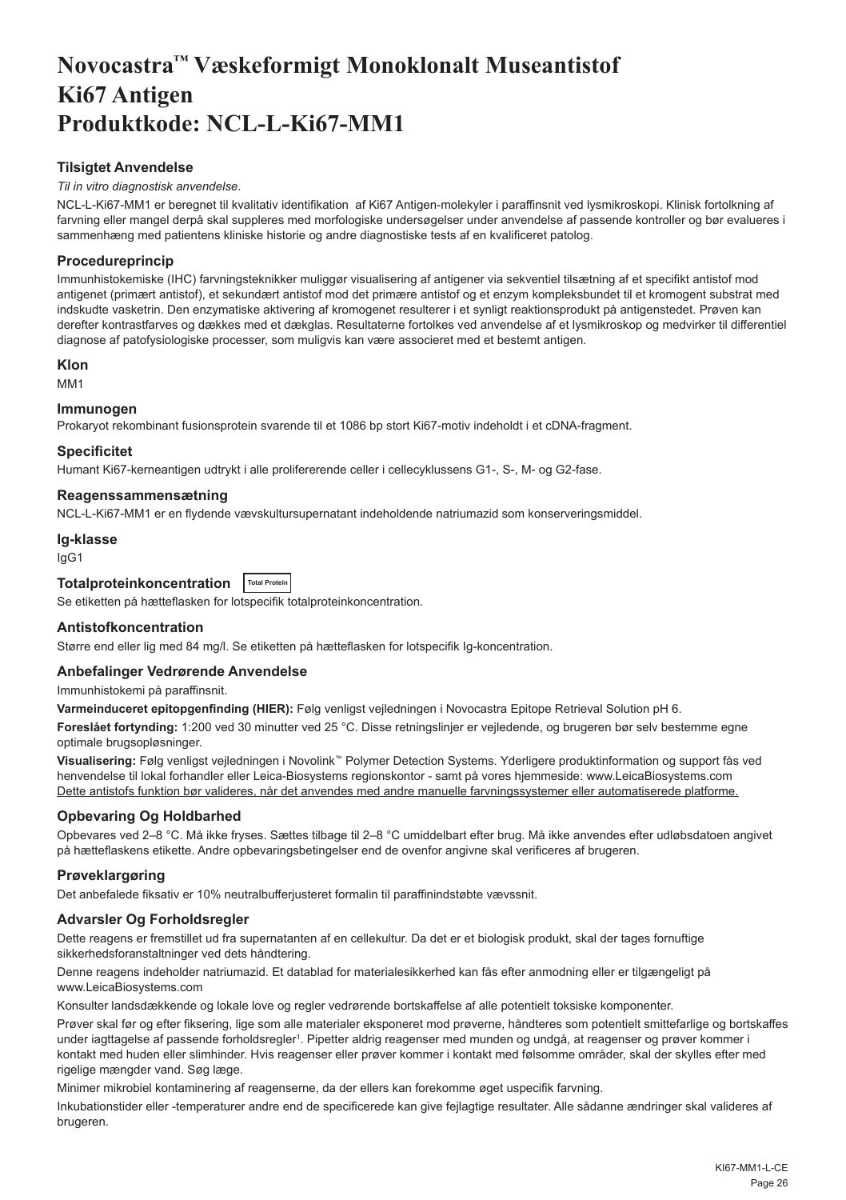# Novocastra™ Væskeformigt Monoklonalt Museantistof Ki67 Antigen Produktkode: NCL-L-Ki67-MM1

## Tilsigtet Anvendelse

*Til in vitro diagnostisk anvendelse*.

NCL-L-Ki67-MM1 er beregnet til kvalitativ identifikation af Ki67 Antigen-molekyler i paraffinsnit ved lysmikroskopi. Klinisk fortolkning af farvning eller mangel derpå skal suppleres med morfologiske undersøgelser under anvendelse af passende kontroller og bør evalueres i sammenhæng med patientens kliniske historie og andre diagnostiske tests af en kvalificeret patolog.

## Procedureprincip

Immunhistokemiske (IHC) farvningsteknikker muliggør visualisering af antigener via sekventiel tilsætning af et specifikt antistof mod antigenet (primært antistof), et sekundært antistof mod det primære antistof og et enzym kompleksbundet til et kromogent substrat med indskudte vasketrin. Den enzymatiske aktivering af kromogenet resulterer i et synligt reaktionsprodukt på antigenstedet. Prøven kan derefter kontrastfarves og dækkes med et dækglas. Resultaterne fortolkes ved anvendelse af et lysmikroskop og medvirker til differentiel diagnose af patofysiologiske processer, som muligvis kan være associeret med et bestemt antigen.

## Klon

MM1

## Immunogen

Prokaryot rekombinant fusionsprotein svarende til et 1086 bp stort Ki67-motiv indeholdt i et cDNA-fragment.

## Specificitet

Humant Ki67-kerneantigen udtrykt i alle prolifererende celler i cellecyklussens G1-, S-, M- og G2-fase.

## Reagenssammensætning

NCL-L-Ki67-MM1 er en flydende vævskultursupernatant indeholdende natriumazid som konserveringsmiddel.

## Ig-klasse

IgG1

## Totalproteinkoncentration Total Protein

Se etiketten på hætteflasken for lotspecifik totalproteinkoncentration.

## Antistofkoncentration

Større end eller lig med 84 mg/l. Se etiketten på hætteflasken for lotspecifik Ig-koncentration.

## Anbefalinger Vedrørende Anvendelse

Immunhistokemi på paraffinsnit.

**Varmeinduceret epitopgenfinding (HIER):** Følg venligst vejledningen i Novocastra Epitope Retrieval Solution pH 6.

**Foreslået fortynding:** 1:200 ved 30 minutter ved 25 °C. Disse retningslinjer er vejledende, og brugeren bør selv bestemme egne optimale brugsopløsninger.

**Visualisering:** Følg venligst vejledningen i Novolink™ Polymer Detection Systems. Yderligere produktinformation og support fås ved henvendelse til lokal forhandler eller Leica-Biosystems regionskontor - samt på vores hjemmeside: www.LeicaBiosystems.com

Dette antistofs funktion bør valideres, når det anvendes med andre manuelle farvningssystemer eller automatiserede platforme.

## Opbevaring Og Holdbarhed

Opbevares ved 2–8 °C. Må ikke fryses. Sættes tilbage til 2–8 °C umiddelbart efter brug. Må ikke anvendes efter udløbsdatoen angivet på hætteflaskens etikette. Andre opbevaringsbetingelser end de ovenfor angivne skal verificeres af brugeren.

## Prøveklargøring

Det anbefalede fiksativ er 10% neutralbufferjusteret formalin til paraffinindstøbte vævssnit.

## Advarsler Og Forholdsregler

Dette reagens er fremstillet ud fra supernatanten af en cellekultur. Da det er et biologisk produkt, skal der tages fornuftige sikkerhedsforanstaltninger ved dets håndtering.

Denne reagens indeholder natriumazid. Et datablad for materialesikkerhed kan fås efter anmodning eller er tilgængeligt på www.LeicaBiosystems.com

Konsulter landsdækkende og lokale love og regler vedrørende bortskaffelse af alle potentielt toksiske komponenter.

Prøver skal før og efter fiksering, lige som alle materialer eksponeret mod prøverne, håndteres som potentielt smittefarlige og bortskaffes under iagttagelse af passende forholdsregler[1]. Pipetter aldrig reagenser med munden og undgå, at reagenser og prøver kommer i kontakt med huden eller slimhinder. Hvis reagenser eller prøver kommer i kontakt med følsomme områder, skal der skylles efter med rigelige mængder vand. Søg læge.

Minimer mikrobiel kontaminering af reagenserne, da der ellers kan forekomme øget uspecifik farvning.

Inkubationstider eller -temperaturer andre end de specificerede kan give fejlagtige resultater. Alle sådanne ændringer skal valideres af brugeren.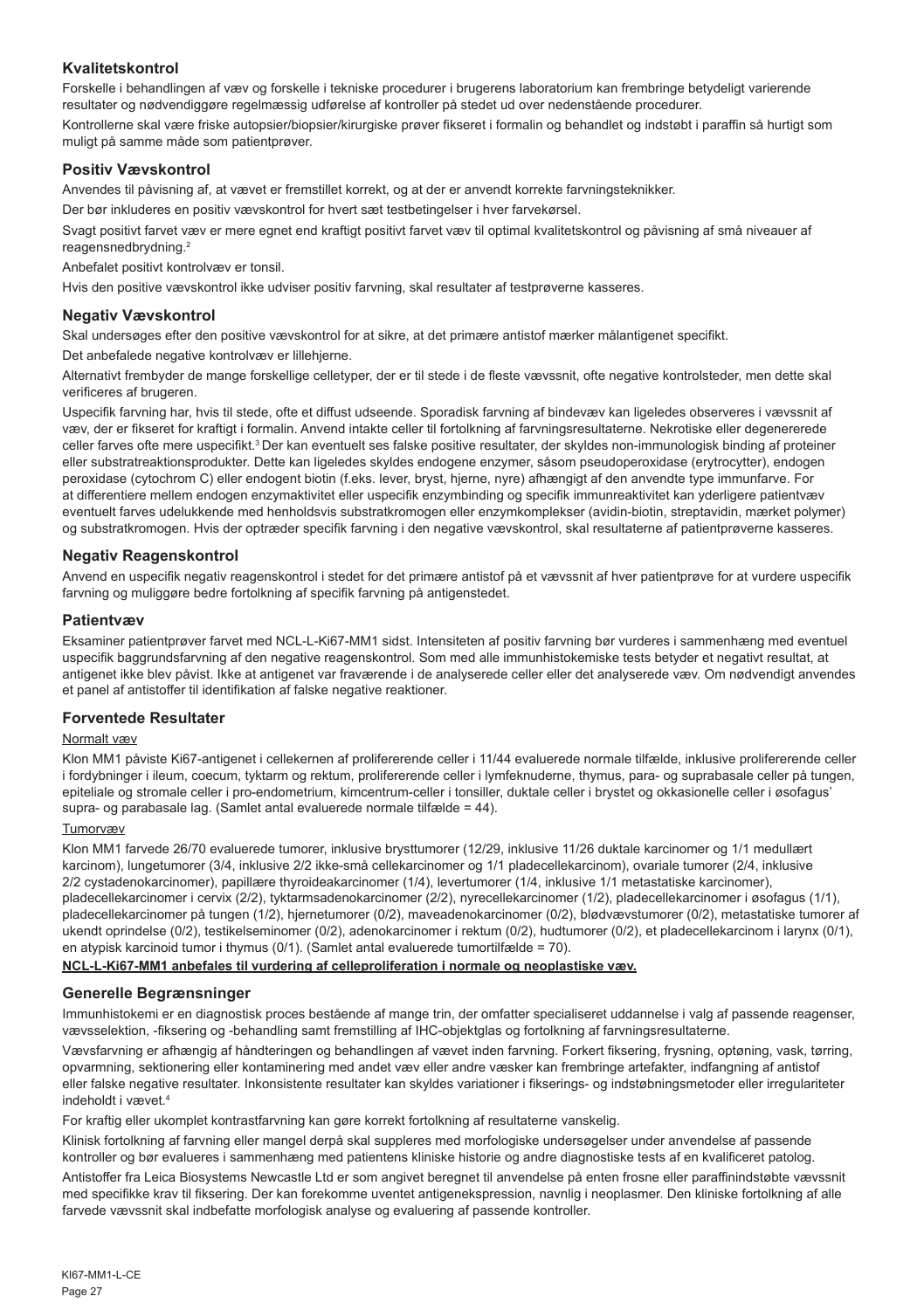## Kvalitetskontrol

Forskelle i behandlingen af væv og forskelle i tekniske procedurer i brugerens laboratorium kan frembringe betydeligt varierende resultater og nødvendiggøre regelmæssig udførelse af kontroller på stedet ud over nedenstående procedurer.

Kontrollerne skal være friske autopsier/biopsier/kirurgiske prøver fikseret i formalin og behandlet og indstøbt i paraffin så hurtigt som muligt på samme måde som patientprøver.

## Positiv Vævskontrol

Anvendes til påvisning af, at vævet er fremstillet korrekt, og at der er anvendt korrekte farvningsteknikker.

Der bør inkluderes en positiv vævskontrol for hvert sæt testbetingelser i hver farvekørsel.

Svagt positivt farvet væv er mere egnet end kraftigt positivt farvet væv til optimal kvalitetskontrol og påvisning af små niveauer af reagensnedbrydning.[2]

Anbefalet positivt kontrolvæv er tonsil.

Hvis den positive vævskontrol ikke udviser positiv farvning, skal resultater af testprøverne kasseres.

## Negativ Vævskontrol

Skal undersøges efter den positive vævskontrol for at sikre, at det primære antistof mærker målantigenet specifikt.

Det anbefalede negative kontrolvæv er lillehjerne.

Alternativt frembyder de mange forskellige celletyper, der er til stede i de fleste vævssnit, ofte negative kontrolsteder, men dette skal verificeres af brugeren.

Uspecifik farvning har, hvis til stede, ofte et diffust udseende. Sporadisk farvning af bindevæv kan ligeledes observeres i vævssnit af væv, der er fikseret for kraftigt i formalin. Anvend intakte celler til fortolkning af farvningsresultaterne. Nekrotiske eller degenererede celler farves ofte mere uspecifikt.[3] Der kan eventuelt ses falske positive resultater, der skyldes non-immunologisk binding af proteiner eller substratreaktionsprodukter. Dette kan ligeledes skyldes endogene enzymer, såsom pseudoperoxidase (erytrocytter), endogen peroxidase (cytochrom C) eller endogent biotin (f.eks. lever, bryst, hjerne, nyre) afhængigt af den anvendte type immunfarve. For at differentiere mellem endogen enzymaktivitet eller uspecifik enzymbinding og specifik immunreaktivitet kan yderligere patientvæv eventuelt farves udelukkende med henholdsvis substratkromogen eller enzymkomplekser (avidin-biotin, streptavidin, mærket polymer) og substratkromogen. Hvis der optræder specifik farvning i den negative vævskontrol, skal resultaterne af patientprøverne kasseres.

## Negativ Reagenskontrol

Anvend en uspecifik negativ reagenskontrol i stedet for det primære antistof på et vævssnit af hver patientprøve for at vurdere uspecifik farvning og muliggøre bedre fortolkning af specifik farvning på antigenstedet.

## Patientvæv

Eksaminer patientprøver farvet med NCL-L-Ki67-MM1 sidst. Intensiteten af positiv farvning bør vurderes i sammenhæng med eventuel uspecifik baggrundsfarvning af den negative reagenskontrol. Som med alle immunhistokemiske tests betyder et negativt resultat, at antigenet ikke blev påvist. Ikke at antigenet var fraværende i de analyserede celler eller det analyserede væv. Om nødvendigt anvendes et panel af antistoffer til identifikation af falske negative reaktioner.

## Forventede Resultater

Normalt væv

Klon MM1 påviste Ki67-antigenet i cellekernen af prolifererende celler i 11/44 evaluerede normale tilfælde, inklusive prolifererende celler i fordybninger i ileum, coecum, tyktarm og rektum, prolifererende celler i lymfeknuderne, thymus, para- og suprabasale celler på tungen, epiteliale og stromale celler i pro-endometrium, kimcentrum-celler i tonsiller, duktale celler i brystet og okkasionelle celler i øsofagus' supra- og parabasale lag. (Samlet antal evaluerede normale tilfælde = 44).

Tumorvæv

Klon MM1 farvede 26/70 evaluerede tumorer, inklusive brysttumorer (12/29, inklusive 11/26 duktale karcinomer og 1/1 medullært karcinom), lungetumorer (3/4, inklusive 2/2 ikke-små cellekarcinomer og 1/1 pladecellekarcinom), ovariale tumorer (2/4, inklusive 2/2 cystadenokarcinomer), papillære thyroideakarcinomer (1/4), levertumorer (1/4, inklusive 1/1 metastatiske karcinomer), pladecellekarcinomer i cervix (2/2), tyktarmsadenokarcinomer (2/2), nyrecellekarcinomer (1/2), pladecellekarcinomer i øsofagus (1/1), pladecellekarcinomer på tungen (1/2), hjernetumorer (0/2), maveadenokarcinomer (0/2), blødvævstumorer (0/2), metastatiske tumorer af ukendt oprindelse (0/2), testikelseminomer (0/2), adenokarcinomer i rektum (0/2), hudtumorer (0/2), et pladecellekarcinom i larynx (0/1), en atypisk karcinoid tumor i thymus (0/1). (Samlet antal evaluerede tumortilfælde = 70).

**NCL-L-Ki67-MM1 anbefales til vurdering af celleproliferation i normale og neoplastiske væv.**

## Generelle Begrænsninger

Immunhistokemi er en diagnostisk proces bestående af mange trin, der omfatter specialiseret uddannelse i valg af passende reagenser, vævsselektion, -fiksering og -behandling samt fremstilling af IHC-objektglas og fortolkning af farvningsresultaterne.

Vævsfarvning er afhængig af håndteringen og behandlingen af vævet inden farvning. Forkert fiksering, frysning, optøning, vask, tørring, opvarmning, sektionering eller kontaminering med andet væv eller andre væsker kan frembringe artefakter, indfangning af antistof eller falske negative resultater. Inkonsistente resultater kan skyldes variationer i fikserings- og indstøbningsmetoder eller irregulariteter indeholdt i vævet.[4]

For kraftig eller ukomplet kontrastfarvning kan gøre korrekt fortolkning af resultaterne vanskelig.

Klinisk fortolkning af farvning eller mangel derpå skal suppleres med morfologiske undersøgelser under anvendelse af passende kontroller og bør evalueres i sammenhæng med patientens kliniske historie og andre diagnostiske tests af en kvalificeret patolog.

Antistoffer fra Leica Biosystems Newcastle Ltd er som angivet beregnet til anvendelse på enten frosne eller paraffinindstøbte vævssnit med specifikke krav til fiksering. Der kan forekomme uventet antigenekspression, navnlig i neoplasmer. Den kliniske fortolkning af alle farvede vævssnit skal indbefatte morfologisk analyse og evaluering af passende kontroller.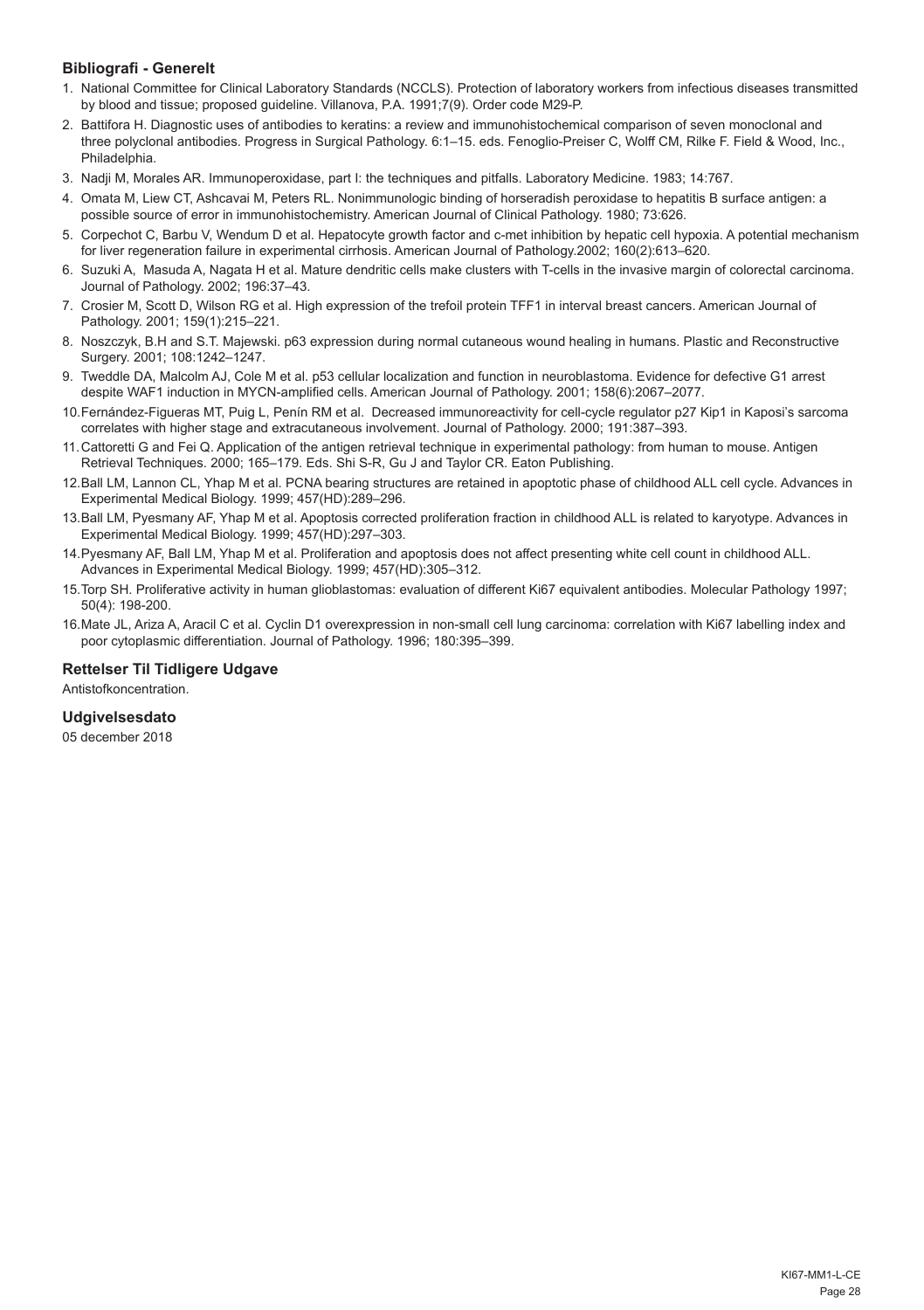### Bibliografi - Generelt

1. National Committee for Clinical Laboratory Standards (NCCLS). Protection of laboratory workers from infectious diseases transmitted by blood and tissue; proposed guideline. Villanova, P.A. 1991;7(9). Order code M29-P.
2. Battifora H. Diagnostic uses of antibodies to keratins: a review and immunohistochemical comparison of seven monoclonal and three polyclonal antibodies. Progress in Surgical Pathology. 6:1–15. eds. Fenoglio-Preiser C, Wolff CM, Rilke F. Field & Wood, Inc., Philadelphia.
3. Nadji M, Morales AR. Immunoperoxidase, part I: the techniques and pitfalls. Laboratory Medicine. 1983; 14:767.
4. Omata M, Liew CT, Ashcavai M, Peters RL. Nonimmunologic binding of horseradish peroxidase to hepatitis B surface antigen: a possible source of error in immunohistochemistry. American Journal of Clinical Pathology. 1980; 73:626.
5. Corpechot C, Barbu V, Wendum D et al. Hepatocyte growth factor and c-met inhibition by hepatic cell hypoxia. A potential mechanism for liver regeneration failure in experimental cirrhosis. American Journal of Pathology.2002; 160(2):613–620.
6. Suzuki A, Masuda A, Nagata H et al. Mature dendritic cells make clusters with T-cells in the invasive margin of colorectal carcinoma. Journal of Pathology. 2002; 196:37–43.
7. Crosier M, Scott D, Wilson RG et al. High expression of the trefoil protein TFF1 in interval breast cancers. American Journal of Pathology. 2001; 159(1):215–221.
8. Noszczyk, B.H and S.T. Majewski. p63 expression during normal cutaneous wound healing in humans. Plastic and Reconstructive Surgery. 2001; 108:1242–1247.
9. Tweddle DA, Malcolm AJ, Cole M et al. p53 cellular localization and function in neuroblastoma. Evidence for defective G1 arrest despite WAF1 induction in MYCN-amplified cells. American Journal of Pathology. 2001; 158(6):2067–2077.
10. Fernández-Figueras MT, Puig L, Penín RM et al. Decreased immunoreactivity for cell-cycle regulator p27 Kip1 in Kaposi's sarcoma correlates with higher stage and extracutaneous involvement. Journal of Pathology. 2000; 191:387–393.
11. Cattoretti G and Fei Q. Application of the antigen retrieval technique in experimental pathology: from human to mouse. Antigen Retrieval Techniques. 2000; 165–179. Eds. Shi S-R, Gu J and Taylor CR. Eaton Publishing.
12. Ball LM, Lannon CL, Yhap M et al. PCNA bearing structures are retained in apoptotic phase of childhood ALL cell cycle. Advances in Experimental Medical Biology. 1999; 457(HD):289–296.
13. Ball LM, Pyesmany AF, Yhap M et al. Apoptosis corrected proliferation fraction in childhood ALL is related to karyotype. Advances in Experimental Medical Biology. 1999; 457(HD):297–303.
14. Pyesmany AF, Ball LM, Yhap M et al. Proliferation and apoptosis does not affect presenting white cell count in childhood ALL. Advances in Experimental Medical Biology. 1999; 457(HD):305–312.
15. Torp SH. Proliferative activity in human glioblastomas: evaluation of different Ki67 equivalent antibodies. Molecular Pathology 1997; 50(4): 198-200.
16. Mate JL, Ariza A, Aracil C et al. Cyclin D1 overexpression in non-small cell lung carcinoma: correlation with Ki67 labelling index and poor cytoplasmic differentiation. Journal of Pathology. 1996; 180:395–399.

### Rettelser Til Tidligere Udgave

Antistofkoncentration.

### Udgivelsesdato

05 december 2018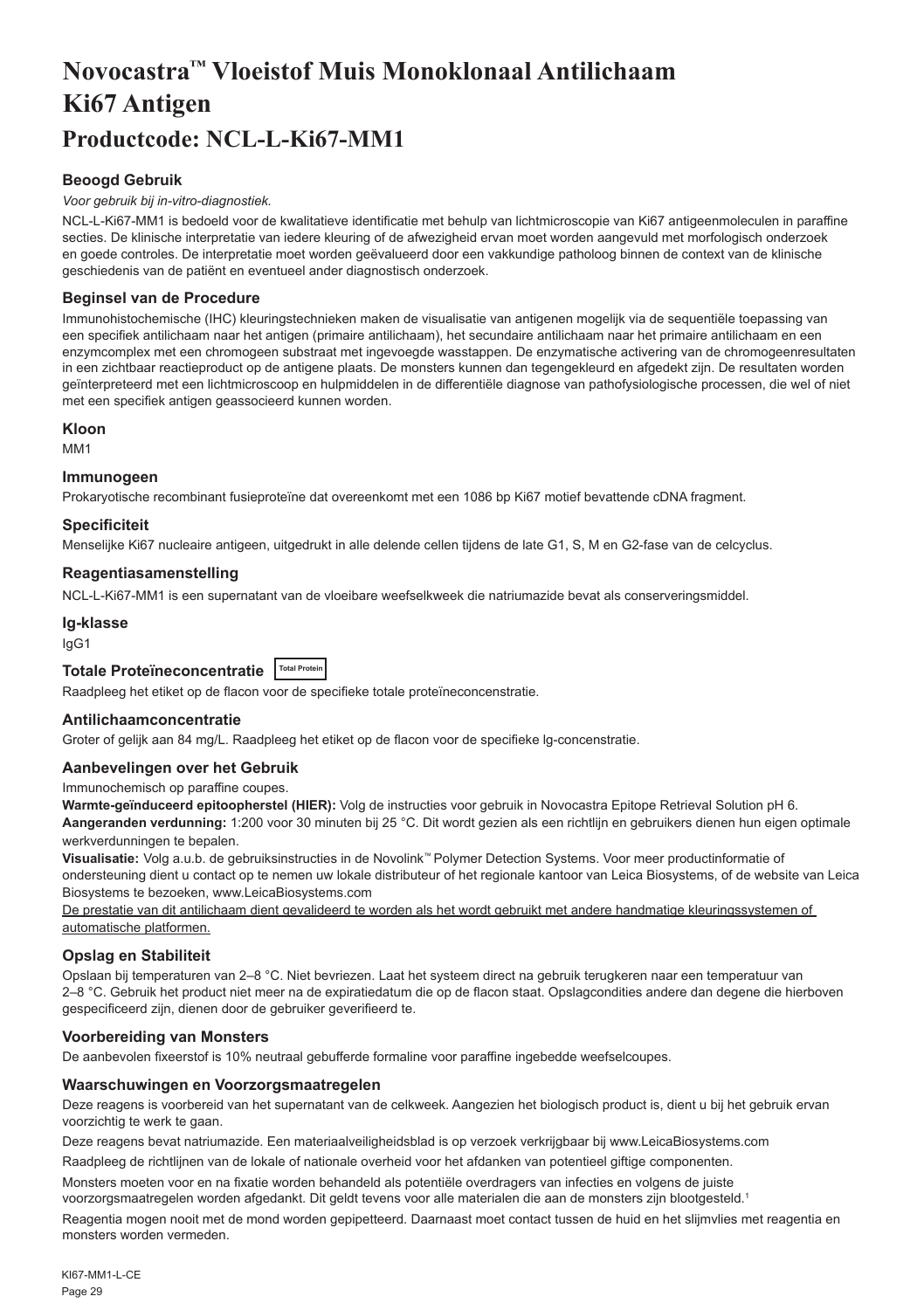# Novocastra™ Vloeistof Muis Monoklonaal Antilichaam Ki67 Antigen

# Productcode: NCL-L-Ki67-MM1

### Beoogd Gebruik

*Voor gebruik bij in-vitro-diagnostiek.*

NCL-L-Ki67-MM1 is bedoeld voor de kwalitatieve identificatie met behulp van lichtmicroscopie van Ki67 antigeenmoleculen in paraffine secties. De klinische interpretatie van iedere kleuring of de afwezigheid ervan moet worden aangevuld met morfologisch onderzoek en goede controles. De interpretatie moet worden geëvalueerd door een vakkundige patholoog binnen de context van de klinische geschiedenis van de patiënt en eventueel ander diagnostisch onderzoek.

### Beginsel van de Procedure

Immunohistochemische (IHC) kleuringstechnieken maken de visualisatie van antigenen mogelijk via de sequentiële toepassing van een specifiek antilichaam naar het antigen (primaire antilichaam), het secundaire antilichaam naar het primaire antilichaam en een enzymcomplex met een chromogeen substraat met ingevoegde wasstappen. De enzymatische activering van de chromogeenresultaten in een zichtbaar reactieproduct op de antigene plaats. De monsters kunnen dan tegengekleurd en afgedekt zijn. De resultaten worden geïnterpreteerd met een lichtmicroscoop en hulpmiddelen in de differentiële diagnose van pathofysiologische processen, die wel of niet met een specifiek antigen geassocieerd kunnen worden.

### Kloon

MM1

### Immunogeen

Prokaryotische recombinant fusieproteïne dat overeenkomt met een 1086 bp Ki67 motief bevattende cDNA fragment.

### Specificiteit

Menselijke Ki67 nucleaire antigeen, uitgedrukt in alle delende cellen tijdens de late G1, S, M en G2-fase van de celcyclus.

### Reagentiasamenstelling

NCL-L-Ki67-MM1 is een supernatant van de vloeibare weefselkweek die natriumazide bevat als conserveringsmiddel.

### Ig-klasse

IgG1

### Totale Proteïneconcentratie Total Protein

Raadpleeg het etiket op de flacon voor de specifieke totale proteïneconcentratie.

### Antilichaamconcentratie

Groter of gelijk aan 84 mg/L. Raadpleeg het etiket op de flacon voor de specifieke lg-concentratie.

### Aanbevelingen over het Gebruik

Immunochemisch op paraffine coupes.

**Warmte-geïnduceerd epitoopherstel (HIER):** Volg de instructies voor gebruik in Novocastra Epitope Retrieval Solution pH 6.

**Aangeranden verdunning:** 1:200 voor 30 minuten bij 25 °C. Dit wordt gezien als een richtlijn en gebruikers dienen hun eigen optimale werkverdunningen te bepalen.

**Visualisatie:** Volg a.u.b. de gebruiksinstructies in de Novolink™ Polymer Detection Systems. Voor meer productinformatie of ondersteuning dient u contact op te nemen uw lokale distributeur of het regionale kantoor van Leica Biosystems, of de website van Leica Biosystems te bezoeken, www.LeicaBiosystems.com

De prestatie van dit antilichaam dient gevalideerd te worden als het wordt gebruikt met andere handmatige kleuringssystemen of automatische platformen.

### Opslag en Stabiliteit

Opslaan bij temperaturen van 2–8 °C. Niet bevriezen. Laat het systeem direct na gebruik terugkeren naar een temperatuur van 2–8 °C. Gebruik het product niet meer na de expiratiedatum die op de flacon staat. Opslagcondities andere dan degene die hierboven gespecificeerd zijn, dienen door de gebruiker geverifieerd te.

### Voorbereiding van Monsters

De aanbevolen fixeerstof is 10% neutraal gebufferde formaline voor paraffine ingebedde weefselcoupes.

### Waarschuwingen en Voorzorgsmaatregelen

Deze reagens is voorbereid van het supernatant van de celkweek. Aangezien het biologisch product is, dient u bij het gebruik ervan voorzichtig te werk te gaan.

Deze reagens bevat natriumazide. Een materiaalveiligheidsblad is op verzoek verkrijgbaar bij www.LeicaBiosystems.com

Raadpleeg de richtlijnen van de lokale of nationale overheid voor het afdanken van potentieel giftige componenten.

Monsters moeten voor en na fixatie worden behandeld als potentiële overdragers van infecties en volgens de juiste voorzorgsmaatregelen worden afgedankt. Dit geldt tevens voor alle materialen die aan de monsters zijn blootgesteld.[1]

Reagentia mogen nooit met de mond worden gepipetteerd. Daarnaast moet contact tussen de huid en het slijmvlies met reagentia en monsters worden vermeden.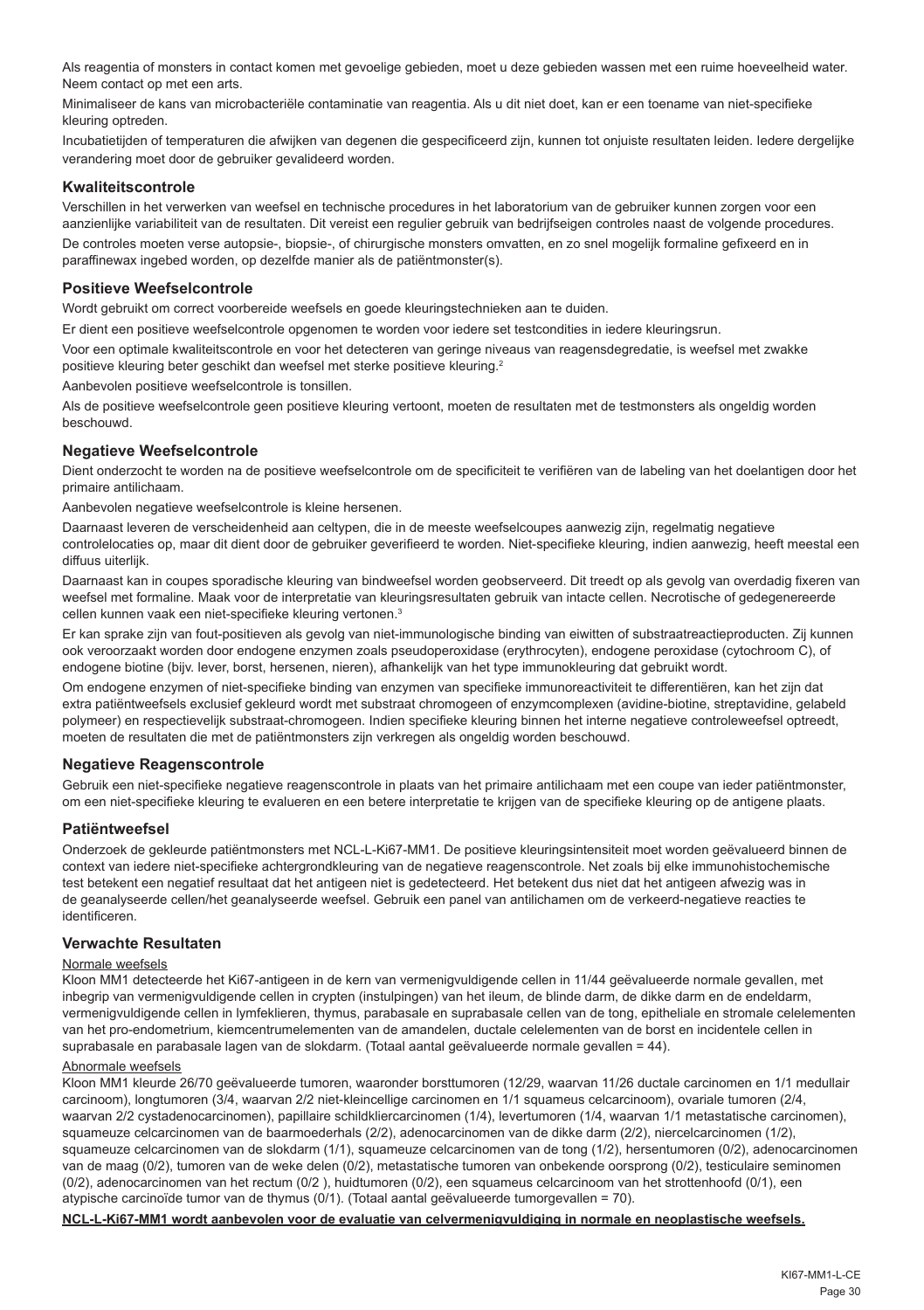Als reagentia of monsters in contact komen met gevoelige gebieden, moet u deze gebieden wassen met een ruime hoeveelheid water. Neem contact op met een arts.

Minimaliseer de kans van microbacteriële contaminatie van reagentia. Als u dit niet doet, kan er een toename van niet-specifieke kleuring optreden.

Incubatietijden of temperaturen die afwijken van degenen die gespecificeerd zijn, kunnen tot onjuiste resultaten leiden. Iedere dergelijke verandering moet door de gebruiker gevalideerd worden.

## Kwaliteitscontrole

Verschillen in het verwerken van weefsel en technische procedures in het laboratorium van de gebruiker kunnen zorgen voor een aanzienlijke variabiliteit van de resultaten. Dit vereist een regulier gebruik van bedrijfseigen controles naast de volgende procedures.

De controles moeten verse autopsie-, biopsie-, of chirurgische monsters omvatten, en zo snel mogelijk formaline gefixeerd en in paraffinewax ingebed worden, op dezelfde manier als de patiëntmonster(s).

## Positieve Weefselcontrole

Wordt gebruikt om correct voorbereide weefsels en goede kleuringstechnieken aan te duiden.

Er dient een positieve weefselcontrole opgenomen te worden voor iedere set testcondities in iedere kleuringsrun.

Voor een optimale kwaliteitscontrole en voor het detecteren van geringe niveaus van reagensdegradatie, is weefsel met zwakke positieve kleuring beter geschikt dan weefsel met sterke positieve kleuring.[2]

Aanbevolen positieve weefselcontrole is tonsillen.

Als de positieve weefselcontrole geen positieve kleuring vertoont, moeten de resultaten met de testmonsters als ongeldig worden beschouwd.

## Negatieve Weefselcontrole

Dient onderzocht te worden na de positieve weefselcontrole om de specificiteit te verifiëren van de labeling van het doelantigen door het primaire antilichaam.

Aanbevolen negatieve weefselcontrole is kleine hersenen.

Daarnaast leveren de verscheidenheid aan celtypen, die in de meeste weefselcoupes aanwezig zijn, regelmatig negatieve controlelocaties op, maar dit dient door de gebruiker geverifieerd te worden. Niet-specifieke kleuring, indien aanwezig, heeft meestal een diffuus uiterlijk.

Daarnaast kan in coupes sporadische kleuring van bindweefsel worden geobserveerd. Dit treedt op als gevolg van overdadig fixeren van weefsel met formaline. Maak voor de interpretatie van kleuringsresultaten gebruik van intacte cellen. Necrotische of gedegenereerde cellen kunnen vaak een niet-specifieke kleuring vertonen.[3]

Er kan sprake zijn van fout-positieven als gevolg van niet-immunologische binding van eiwitten of substraatreactieproducten. Zij kunnen ook veroorzaakt worden door endogene enzymen zoals pseudoperoxidase (erythrocyten), endogene peroxidase (cytochroom C), of endogene biotine (bijv. lever, borst, hersenen, nieren), afhankelijk van het type immunokleuring dat gebruikt wordt.

Om endogene enzymen of niet-specifieke binding van enzymen van specifieke immunoreactiviteit te differentiëren, kan het zijn dat extra patiëntweefsels exclusief gekleurd wordt met substraat chromogeen of enzymcomplexen (avidine-biotine, streptavidine, gelabeld polymeer) en respectievelijk substraat-chromogeen. Indien specifieke kleuring binnen het interne negatieve controleweefsel optreedt, moeten de resultaten die met de patiëntmonsters zijn verkregen als ongeldig worden beschouwd.

## Negatieve Reagenscontrole

Gebruik een niet-specifieke negatieve reagenscontrole in plaats van het primaire antilichaam met een coupe van ieder patiëntmonster, om een niet-specifieke kleuring te evalueren en een betere interpretatie te krijgen van de specifieke kleuring op de antigene plaats.

## Patiëntweefsel

Onderzoek de gekleurde patiëntmonsters met NCL-L-Ki67-MM1. De positieve kleuringsintensiteit moet worden geëvalueerd binnen de context van iedere niet-specifieke achtergrondkleuring van de negatieve reagenscontrole. Net zoals bij elke immunohistochemische test betekent een negatief resultaat dat het antigeen niet is gedetecteerd. Het betekent dus niet dat het antigeen afwezig was in de geanalyseerde cellen/het geanalyseerde weefsel. Gebruik een panel van antilichamen om de verkeerd-negatieve reacties te identificeren.

## Verwachte Resultaten

Normale weefsels

Kloon MM1 detecteerde het Ki67-antigeen in de kern van vermenigvuldigende cellen in 11/44 geëvalueerde normale gevallen, met inbegrip van vermenigvuldigende cellen in crypten (instulpingen) van het ileum, de blinde darm, de dikke darm en de endeldarm, vermenigvuldigende cellen in lymfeklieren, thymus, parabasale en suprabasale cellen van de tong, epitheliale en stromale celelementen van het pro-endometrium, kiemcentrumelementen van de amandelen, ductale celelementen van de borst en incidentele cellen in suprabasale en parabasale lagen van de slokdarm. (Totaal aantal geëvalueerde normale gevallen = 44).

Abnormale weefsels

Kloon MM1 kleurde 26/70 geëvalueerde tumoren, waaronder borsttumoren (12/29, waarvan 11/26 ductale carcinomen en 1/1 medullair carcinoom), longtumoren (3/4, waarvan 2/2 niet-kleincellige carcinomen en 1/1 squameus celcarcinoom), ovariale tumoren (2/4, waarvan 2/2 cystadenocarcinomen), papillaire schildkliercarcinomen (1/4), levertumoren (1/4, waarvan 1/1 metastatische carcinomen), squameuze celcarcinomen van de baarmoederhals (2/2), adenocarcinomen van de dikke darm (2/2), niercelcarcinomen (1/2), squameuze celcarcinomen van de slokdarm (1/1), squameuze celcarcinomen van de tong (1/2), hersentumoren (0/2), adenocarcinomen van de maag (0/2), tumoren van de weke delen (0/2), metastatische tumoren van onbekende oorsprong (0/2), testiculaire seminomen (0/2), adenocarcinomen van het rectum (0/2 ), huidtumoren (0/2), een squameus celcarcinoom van het strottenhoofd (0/1), een atypische carcinoïde tumor van de thymus (0/1). (Totaal aantal geëvalueerde tumorgevallen = 70).

**NCL-L-Ki67-MM1 wordt aanbevolen voor de evaluatie van celvermenigvuldiging in normale en neoplastische weefsels.**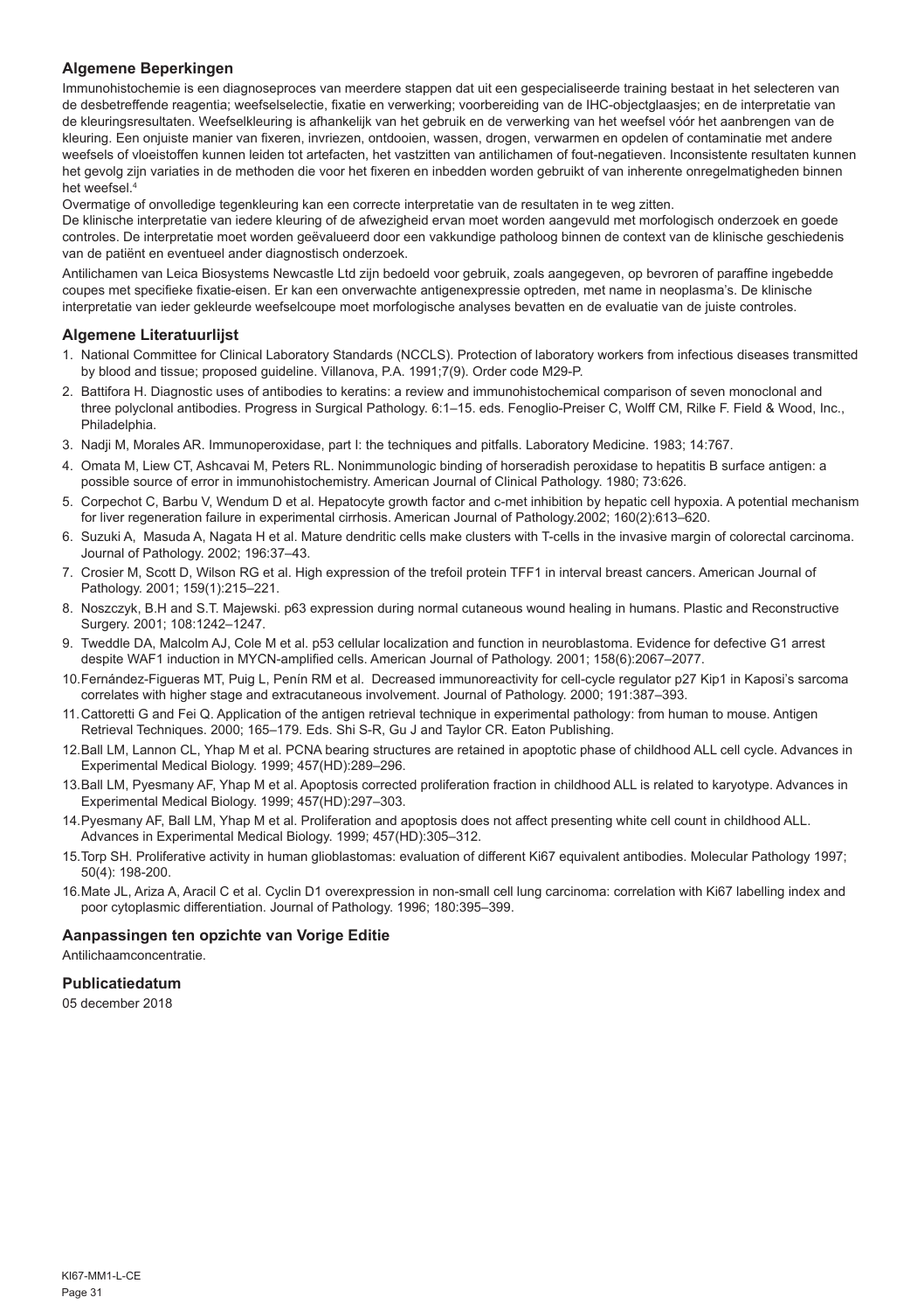## Algemene Beperkingen

Immunohistochemie is een diagnoseproces van meerdere stappen dat uit een gespecialiseerde training bestaat in het selecteren van de desbetreffende reagentia; weefselselectie, fixatie en verwerking; voorbereiding van de IHC-objectglaasjes; en de interpretatie van de kleuringsresultaten. Weefselkleuring is afhankelijk van het gebruik en de verwerking van het weefsel vóór het aanbrengen van de kleuring. Een onjuiste manier van fixeren, invriezen, ontdooien, wassen, drogen, verwarmen en opdelen of contaminatie met andere weefsels of vloeistoffen kunnen leiden tot artefacten, het vastzitten van antilichamen of fout-negatieven. Inconsistente resultaten kunnen het gevolg zijn variaties in de methoden die voor het fixeren en inbedden worden gebruikt of van inherente onregelmatigheden binnen het weefsel.[4]

Overmatige of onvolledige tegenkleuring kan een correcte interpretatie van de resultaten in te weg zitten.

De klinische interpretatie van iedere kleuring of de afwezigheid ervan moet worden aangevuld met morfologisch onderzoek en goede controles. De interpretatie moet worden geëvalueerd door een vakkundige patholoog binnen de context van de klinische geschiedenis van de patiënt en eventueel ander diagnostisch onderzoek.

Antilichamen van Leica Biosystems Newcastle Ltd zijn bedoeld voor gebruik, zoals aangegeven, op bevroren of paraffine ingebedde coupes met specifieke fixatie-eisen. Er kan een onverwachte antigenexpressie optreden, met name in neoplasma's. De klinische interpretatie van ieder gekleurde weefselcoupe moet morfologische analyses bevatten en de evaluatie van de juiste controles.

## Algemene Literatuurlijst

1. National Committee for Clinical Laboratory Standards (NCCLS). Protection of laboratory workers from infectious diseases transmitted by blood and tissue; proposed guideline. Villanova, P.A. 1991;7(9). Order code M29-P.
2. Battifora H. Diagnostic uses of antibodies to keratins: a review and immunohistochemical comparison of seven monoclonal and three polyclonal antibodies. Progress in Surgical Pathology. 6:1–15. eds. Fenoglio-Preiser C, Wolff CM, Rilke F. Field & Wood, Inc., Philadelphia.
3. Nadji M, Morales AR. Immunoperoxidase, part I: the techniques and pitfalls. Laboratory Medicine. 1983; 14:767.
4. Omata M, Liew CT, Ashcavai M, Peters RL. Nonimmunologic binding of horseradish peroxidase to hepatitis B surface antigen: a possible source of error in immunohistochemistry. American Journal of Clinical Pathology. 1980; 73:626.
5. Corpechot C, Barbu V, Wendum D et al. Hepatocyte growth factor and c-met inhibition by hepatic cell hypoxia. A potential mechanism for liver regeneration failure in experimental cirrhosis. American Journal of Pathology.2002; 160(2):613–620.
6. Suzuki A, Masuda A, Nagata H et al. Mature dendritic cells make clusters with T-cells in the invasive margin of colorectal carcinoma. Journal of Pathology. 2002; 196:37–43.
7. Crosier M, Scott D, Wilson RG et al. High expression of the trefoil protein TFF1 in interval breast cancers. American Journal of Pathology. 2001; 159(1):215–221.
8. Noszczyk, B.H and S.T. Majewski. p63 expression during normal cutaneous wound healing in humans. Plastic and Reconstructive Surgery. 2001; 108:1242–1247.
9. Tweddle DA, Malcolm AJ, Cole M et al. p53 cellular localization and function in neuroblastoma. Evidence for defective G1 arrest despite WAF1 induction in MYCN-amplified cells. American Journal of Pathology. 2001; 158(6):2067–2077.
10. Fernández-Figueras MT, Puig L, Penín RM et al. Decreased immunoreactivity for cell-cycle regulator p27 Kip1 in Kaposi's sarcoma correlates with higher stage and extracutaneous involvement. Journal of Pathology. 2000; 191:387–393.
11. Cattoretti G and Fei Q. Application of the antigen retrieval technique in experimental pathology: from human to mouse. Antigen Retrieval Techniques. 2000; 165–179. Eds. Shi S-R, Gu J and Taylor CR. Eaton Publishing.
12. Ball LM, Lannon CL, Yhap M et al. PCNA bearing structures are retained in apoptotic phase of childhood ALL cell cycle. Advances in Experimental Medical Biology. 1999; 457(HD):289–296.
13. Ball LM, Pyesmany AF, Yhap M et al. Apoptosis corrected proliferation fraction in childhood ALL is related to karyotype. Advances in Experimental Medical Biology. 1999; 457(HD):297–303.
14. Pyesmany AF, Ball LM, Yhap M et al. Proliferation and apoptosis does not affect presenting white cell count in childhood ALL. Advances in Experimental Medical Biology. 1999; 457(HD):305–312.
15. Torp SH. Proliferative activity in human glioblastomas: evaluation of different Ki67 equivalent antibodies. Molecular Pathology 1997; 50(4): 198-200.
16. Mate JL, Ariza A, Aracil C et al. Cyclin D1 overexpression in non-small cell lung carcinoma: correlation with Ki67 labelling index and poor cytoplasmic differentiation. Journal of Pathology. 1996; 180:395–399.

## Aanpassingen ten opzichte van Vorige Editie

Antilichaamconcentratie.

## Publicatiedatum

05 december 2018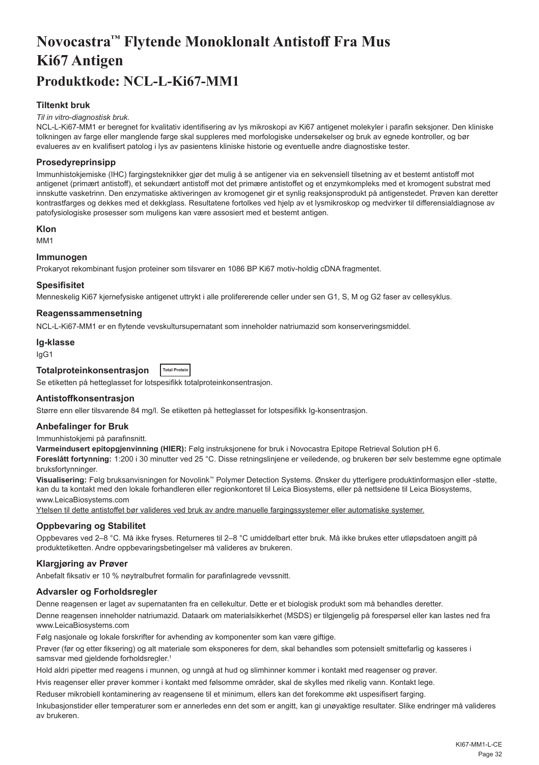# Novocastra™ Flytende Monoklonalt Antistoff Fra Mus Ki67 Antigen

# Produktkode: NCL-L-Ki67-MM1

### Tiltenkt bruk

*Til in vitro-diagnostisk bruk.*

NCL-L-Ki67-MM1 er beregnet for kvalitativ identifisering av lys mikroskopi av Ki67 antigenet molekyler i parafin seksjoner. Den kliniske tolkningen av farge eller manglende farge skal suppleres med morfologiske undersøkelser og bruk av egnede kontroller, og bør evalueres av en kvalifisert patolog i lys av pasientens kliniske historie og eventuelle andre diagnostiske tester.

### Prosedyreprinsipp

Immunhistokjemiske (IHC) fargingsteknikker gjør det mulig å se antigener via en sekvensiell tilsetning av et bestemt antistoff mot antigenet (primært antistoff), et sekundært antistoff mot det primære antistoffet og et enzymkompleks med et kromogent substrat med innskutte vasketrinn. Den enzymatiske aktiveringen av kromogenet gir et synlig reaksjonsprodukt på antigenstedet. Prøven kan deretter kontrastfarges og dekkes med et dekkglass. Resultatene fortolkes ved hjelp av et lysmikroskop og medvirker til differensialdiagnose av patofysiologiske prosesser som muligens kan være assosiert med et bestemt antigen.

### Klon

MM1

### Immunogen

Prokaryot rekombinant fusjon proteiner som tilsvarer en 1086 BP Ki67 motiv-holdig cDNA fragmentet.

### Spesifisitet

Menneskelig Ki67 kjernefysiske antigenet uttrykt i alle prolifererende celler under sen G1, S, M og G2 faser av cellesyklus.

### Reagenssammensetning

NCL-L-Ki67-MM1 er en flytende vevskultursupernatant som inneholder natriumazid som konserveringsmiddel.

### Ig-klasse

IgG1

### Totalproteinkonsentrasjon

Total Protein

Se etiketten på hetteglasset for lotspesifikk totalproteinkonsentrasjon.

### Antistoffkonsentrasjon

Større enn eller tilsvarende 84 mg/l. Se etiketten på hetteglasset for lotspesifikk Ig-konsentrasjon.

### Anbefalinger for Bruk

Immunhistokjemi på parafinsnitt.

**Varmeindusert epitopgjenvinning (HIER):** Følg instruksjonene for bruk i Novocastra Epitope Retrieval Solution pH 6.

**Foreslått fortynning:** 1:200 i 30 minutter ved 25 °C. Disse retningslinjene er veiledende, og brukeren bør selv bestemme egne optimale bruksfortynninger.

**Visualisering:** Følg bruksanvisningen for Novolink™ Polymer Detection Systems. Ønsker du ytterligere produktinformasjon eller -støtte, kan du ta kontakt med den lokale forhandleren eller regionkontoret til Leica Biosystems, eller på nettsidene til Leica Biosystems, www.LeicaBiosystems.com

Ytelsen til dette antistoffet bør valideres ved bruk av andre manuelle fargingssystemer eller automatiske systemer.

### Oppbevaring og Stabilitet

Oppbevares ved 2–8 °C. Må ikke fryses. Returneres til 2–8 °C umiddelbart etter bruk. Må ikke brukes etter utløpsdatoen angitt på produktetiketten. Andre oppbevaringsbetingelser må valideres av brukeren.

### Klargjøring av Prøver

Anbefalt fiksativ er 10 % nøytralbufret formalin for parafinlagrede vevssnitt.

### Advarsler og Forholdsregler

Denne reagensen er laget av supernatanten fra en cellekultur. Dette er et biologisk produkt som må behandles deretter.

Denne reagensen inneholder natriumazid. Dataark om materialsikkerhet (MSDS) er tilgjengelig på forespørsel eller kan lastes ned fra www.LeicaBiosystems.com

Følg nasjonale og lokale forskrifter for avhending av komponenter som kan være giftige.

Prøver (før og etter fiksering) og alt materiale som eksponeres for dem, skal behandles som potensielt smittefarlig og kasseres i samsvar med gjeldende forholdsregler.[1]

Hold aldri pipetter med reagens i munnen, og unngå at hud og slimhinner kommer i kontakt med reagenser og prøver.

Hvis reagenser eller prøver kommer i kontakt med følsomme områder, skal de skylles med rikelig vann. Kontakt lege.

Reduser mikrobiell kontaminering av reagensene til et minimum, ellers kan det forekomme økt uspesifisert farging.

Inkubasjonstider eller temperaturer som er annerledes enn det som er angitt, kan gi unøyaktige resultater. Slike endringer må valideres av brukeren.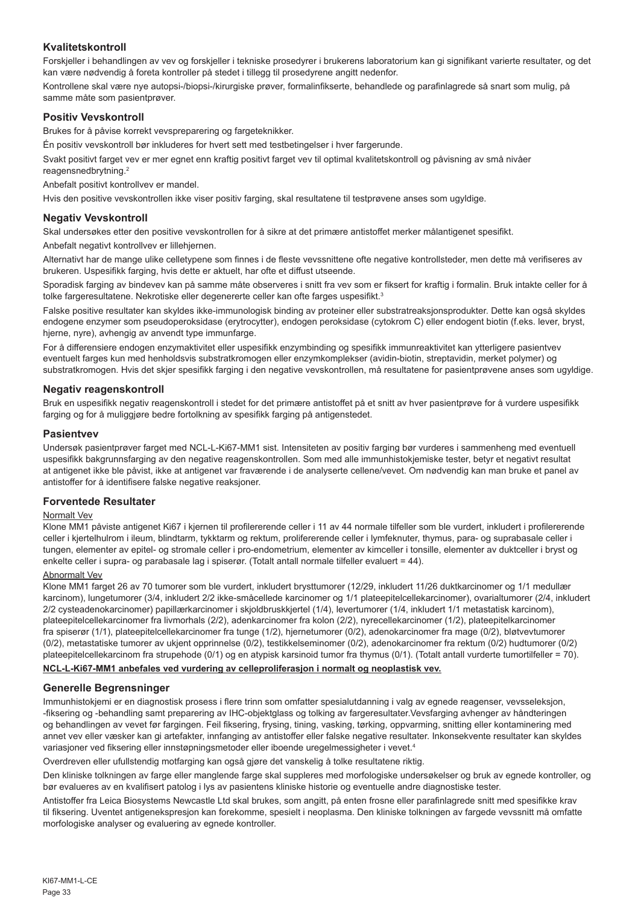## Kvalitetskontroll

Forskjeller i behandlingen av vev og forskjeller i tekniske prosedyrer i brukerens laboratorium kan gi signifikant varierte resultater, og det kan være nødvendig å foreta kontroller på stedet i tillegg til prosedyrene angitt nedenfor.

Kontrollene skal være nye autopsi-/biopsi-/kirurgiske prøver, formalinfikserte, behandlede og parafinlagrede så snart som mulig, på samme måte som pasientprøver.

## Positiv Vevskontroll

Brukes for å påvise korrekt vevspreparering og fargeteknikker.

Én positiv vevskontroll bør inkluderes for hvert sett med testbetingelser i hver fargerunde.

Svakt positivt farget vev er mer egnet enn kraftig positivt farget vev til optimal kvalitetskontroll og påvisning av små nivåer reagensnedbrytning.[2]

Anbefalt positivt kontrollvev er mandel.

Hvis den positive vevskontrollen ikke viser positiv farging, skal resultatene til testprøvene anses som ugyldige.

## Negativ Vevskontroll

Skal undersøkes etter den positive vevskontrollen for å sikre at det primære antistoffet merker målantigenet spesifikt.

Anbefalt negativt kontrollvev er lillehjernen.

Alternativt har de mange ulike celletypene som finnes i de fleste vevssnittene ofte negative kontrollsteder, men dette må verifiseres av brukeren. Uspesifikk farging, hvis dette er aktuelt, har ofte et diffust utseende.

Sporadisk farging av bindevev kan på samme måte observeres i snitt fra vev som er fiksert for kraftig i formalin. Bruk intakte celler for å tolke fargeresultatene. Nekrotiske eller degenererte celler kan ofte farges uspesifikt.[3]

Falske positive resultater kan skyldes ikke-immunologisk binding av proteiner eller substratreaksjonsprodukter. Dette kan også skyldes endogene enzymer som pseudoperoksidase (erytrocytter), endogen peroksidase (cytokrom C) eller endogent biotin (f.eks. lever, bryst, hjerne, nyre), avhengig av anvendt type immunfarge.

For å differensiere endogen enzymaktivitet eller uspesifikk enzymbinding og spesifikk immunreaktivitet kan ytterligere pasientvev eventuelt farges kun med henholdsvis substratkromogen eller enzymkomplekser (avidin-biotin, streptavidin, merket polymer) og substratkromogen. Hvis det skjer spesifikk farging i den negative vevskontrollen, må resultatene for pasientprøvene anses som ugyldige.

## Negativ reagenskontroll

Bruk en uspesifikk negativ reagenskontroll i stedet for det primære antistoffet på et snitt av hver pasientprøve for å vurdere uspesifikk farging og for å muliggjøre bedre fortolkning av spesifikk farging på antigenstedet.

## Pasientvev

Undersøk pasientprøver farget med NCL-L-Ki67-MM1 sist. Intensiteten av positiv farging bør vurderes i sammenheng med eventuell uspesifikk bakgrunnsfarging av den negative reagenskontrollen. Som med alle immunhistokjemiske tester, betyr et negativt resultat at antigenet ikke ble påvist, ikke at antigenet var fraværende i de analyserte cellene/vevet. Om nødvendig kan man bruke et panel av antistoffer for å identifisere falske negative reaksjoner.

## Forventede Resultater

Normalt Vev

Klone MM1 påviste antigenet Ki67 i kjernen til profilererende celler i 11 av 44 normale tilfeller som ble vurdert, inkludert i profilererende celler i kjertelhulrom i ileum, blindtarm, tykktarm og rektum, prolifererende celler i lymfeknuter, thymus, para- og suprabasale celler i tungen, elementer av epitel- og stromale celler i pro-endometrium, elementer av kimceller i tonsille, elementer av duktceller i bryst og enkelte celler i supra- og parabasale lag i spiserør. (Totalt antall normale tilfeller evaluert = 44).

Abnormalt Vev

Klone MM1 farget 26 av 70 tumorer som ble vurdert, inkludert brysttumorer (12/29, inkludert 11/26 duktkarcinomer og 1/1 medullær karcinom), lungetumorer (3/4, inkludert 2/2 ikke-småcellede karcinomer og 1/1 plateepitelcellekarcinomer), ovarialtumorer (2/4, inkludert 2/2 cysteadenokarcinomer) papillærkarcinomer i skjoldbruskkjertel (1/4), levertumorer (1/4, inkludert 1/1 metastatisk karcinom), plateepitelcellekarcinomer fra livmorhals (2/2), adenkarcinomer fra kolon (2/2), nyrecellekarcinomer (1/2), plateepitelkarcinomer fra spiserør (1/1), plateepitelcellekarcinomer fra tunge (1/2), hjernetumorer (0/2), adenokarcinomer fra mage (0/2), bløtvevtumorer (0/2), metastatiske tumorer av ukjent opprinnelse (0/2), testikkelseminomer (0/2), adenokarcinomer fra rektum (0/2) hudtumorer (0/2) plateepitelcellekarcinom fra strupehode (0/1) og en atypisk karsinoid tumor fra thymus (0/1). (Totalt antall vurderte tumortilfeller = 70).

**NCL-L-Ki67-MM1 anbefales ved vurdering av celleproliferasjon i normalt og neoplastisk vev.**

## Generelle Begrensninger

Immunhistokjemi er en diagnostisk prosess i flere trinn som omfatter spesialutdanning i valg av egnede reagenser, vevsseleksjon, -fiksering og -behandling samt preparering av IHC-objektglass og tolking av fargeresultater.Vevsfarging avhenger av håndteringen og behandlingen av vevet før fargingen. Feil fiksering, frysing, tining, vasking, tørking, oppvarming, snitting eller kontaminering med annet vev eller væsker kan gi artefakter, innfanging av antistoffer eller falske negative resultater. Inkonsekvente resultater kan skyldes variasjoner ved fiksering eller innstøpningsmetoder eller iboende uregelmessigheter i vevet.[4]

Overdreven eller ufullstendig motfarging kan også gjøre det vanskelig å tolke resultatene riktig.

Den kliniske tolkningen av farge eller manglende farge skal suppleres med morfologiske undersøkelser og bruk av egnede kontroller, og bør evalueres av en kvalifisert patolog i lys av pasientens kliniske historie og eventuelle andre diagnostiske tester.

Antistoffer fra Leica Biosystems Newcastle Ltd skal brukes, som angitt, på enten frosne eller parafinlagrede snitt med spesifikke krav til fiksering. Uventet antigenekspresjon kan forekomme, spesielt i neoplasma. Den kliniske tolkningen av fargede vevssnitt må omfatte morfologiske analyser og evaluering av egnede kontroller.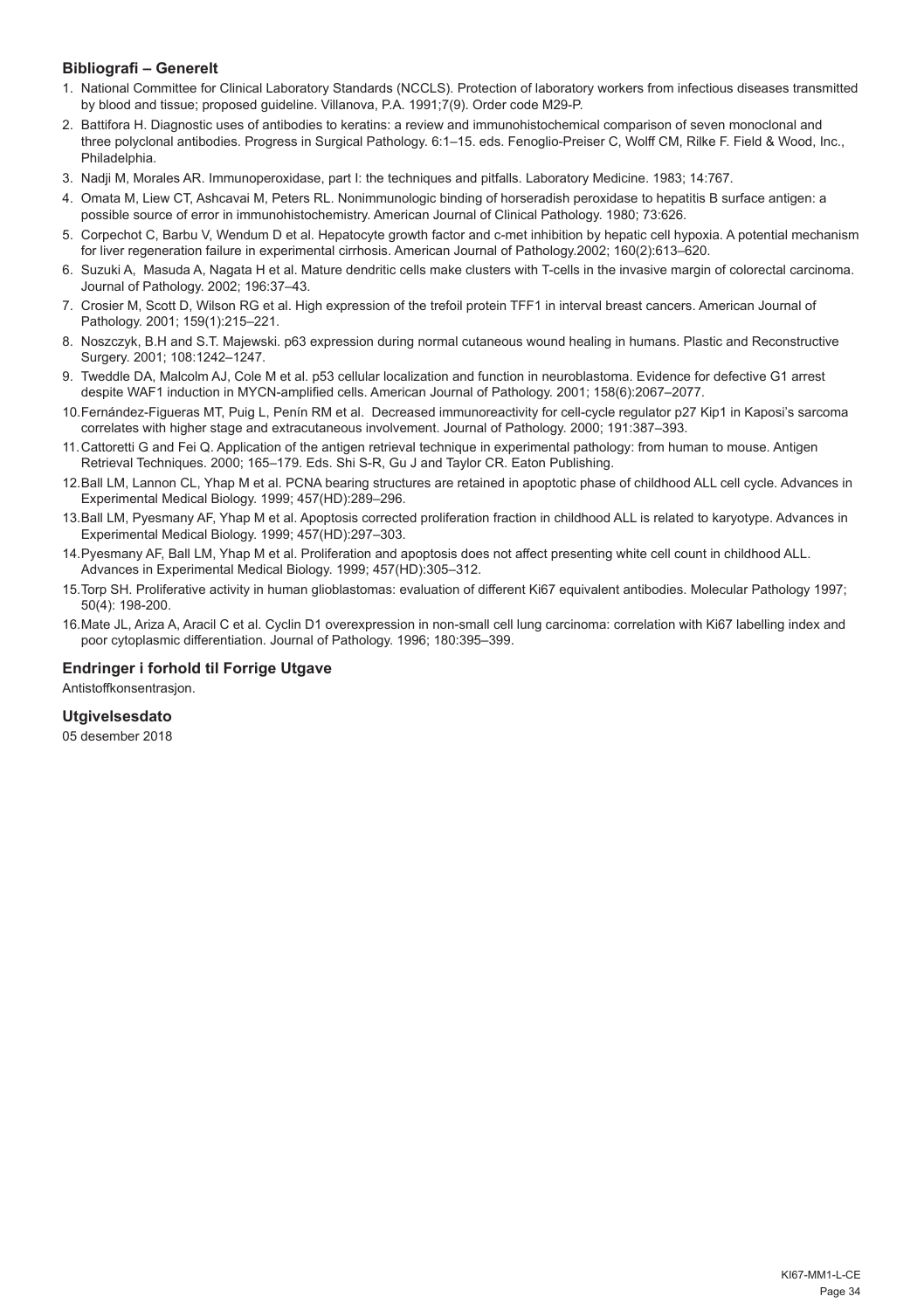### Bibliografi – Generelt

1. National Committee for Clinical Laboratory Standards (NCCLS). Protection of laboratory workers from infectious diseases transmitted by blood and tissue; proposed guideline. Villanova, P.A. 1991;7(9). Order code M29-P.
2. Battifora H. Diagnostic uses of antibodies to keratins: a review and immunohistochemical comparison of seven monoclonal and three polyclonal antibodies. Progress in Surgical Pathology. 6:1–15. eds. Fenoglio-Preiser C, Wolff CM, Rilke F. Field & Wood, Inc., Philadelphia.
3. Nadji M, Morales AR. Immunoperoxidase, part I: the techniques and pitfalls. Laboratory Medicine. 1983; 14:767.
4. Omata M, Liew CT, Ashcavai M, Peters RL. Nonimmunologic binding of horseradish peroxidase to hepatitis B surface antigen: a possible source of error in immunohistochemistry. American Journal of Clinical Pathology. 1980; 73:626.
5. Corpechot C, Barbu V, Wendum D et al. Hepatocyte growth factor and c-met inhibition by hepatic cell hypoxia. A potential mechanism for liver regeneration failure in experimental cirrhosis. American Journal of Pathology.2002; 160(2):613–620.
6. Suzuki A, Masuda A, Nagata H et al. Mature dendritic cells make clusters with T-cells in the invasive margin of colorectal carcinoma. Journal of Pathology. 2002; 196:37–43.
7. Crosier M, Scott D, Wilson RG et al. High expression of the trefoil protein TFF1 in interval breast cancers. American Journal of Pathology. 2001; 159(1):215–221.
8. Noszczyk, B.H and S.T. Majewski. p63 expression during normal cutaneous wound healing in humans. Plastic and Reconstructive Surgery. 2001; 108:1242–1247.
9. Tweddle DA, Malcolm AJ, Cole M et al. p53 cellular localization and function in neuroblastoma. Evidence for defective G1 arrest despite WAF1 induction in MYCN-amplified cells. American Journal of Pathology. 2001; 158(6):2067–2077.
10. Fernández-Figueras MT, Puig L, Penín RM et al. Decreased immunoreactivity for cell-cycle regulator p27 Kip1 in Kaposi's sarcoma correlates with higher stage and extracutaneous involvement. Journal of Pathology. 2000; 191:387–393.
11. Cattoretti G and Fei Q. Application of the antigen retrieval technique in experimental pathology: from human to mouse. Antigen Retrieval Techniques. 2000; 165–179. Eds. Shi S-R, Gu J and Taylor CR. Eaton Publishing.
12. Ball LM, Lannon CL, Yhap M et al. PCNA bearing structures are retained in apoptotic phase of childhood ALL cell cycle. Advances in Experimental Medical Biology. 1999; 457(HD):289–296.
13. Ball LM, Pyesmany AF, Yhap M et al. Apoptosis corrected proliferation fraction in childhood ALL is related to karyotype. Advances in Experimental Medical Biology. 1999; 457(HD):297–303.
14. Pyesmany AF, Ball LM, Yhap M et al. Proliferation and apoptosis does not affect presenting white cell count in childhood ALL. Advances in Experimental Medical Biology. 1999; 457(HD):305–312.
15. Torp SH. Proliferative activity in human glioblastomas: evaluation of different Ki67 equivalent antibodies. Molecular Pathology 1997; 50(4): 198-200.
16. Mate JL, Ariza A, Aracil C et al. Cyclin D1 overexpression in non-small cell lung carcinoma: correlation with Ki67 labelling index and poor cytoplasmic differentiation. Journal of Pathology. 1996; 180:395–399.

### Endringer i forhold til Forrige Utgave

Antistoffkonsentrasjon.

### Utgivelsesdato

05 desember 2018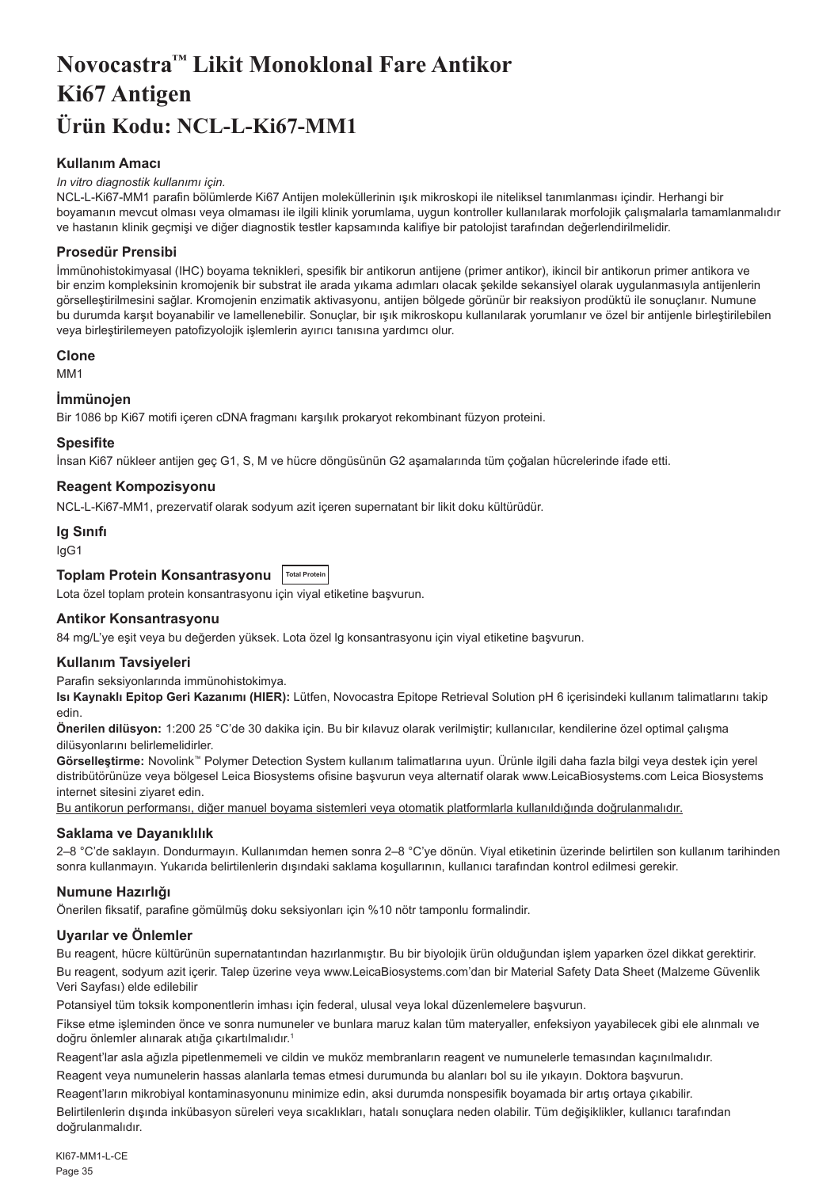# Novocastra™ Likit Monoklonal Fare Antikor Ki67 Antigen

# Ürün Kodu: NCL-L-Ki67-MM1

### Kullanım Amacı

*In vitro diagnostik kullanımı için.*

NCL-L-Ki67-MM1 parafin bölümlerde Ki67 Antijen moleküllerinin ışık mikroskopi ile niteliksel tanımlanması içindir. Herhangi bir boyamanın mevcut olması veya olmaması ile ilgili klinik yorumlama, uygun kontroller kullanılarak morfolojik çalışmalarla tamamlanmalıdır ve hastanın klinik geçmişi ve diğer diagnostik testler kapsamında kalifiye bir patolojist tarafından değerlendirilmelidir.

### Prosedür Prensibi

İmmünohistokimyasal (IHC) boyama teknikleri, spesifik bir antikorun antijene (primer antikor), ikincil bir antikorun primer antikora ve bir enzim kompleksinin kromojenik bir substrat ile arada yıkama adımları olacak şekilde sekansiyel olarak uygulanmasıyla antijenlerin görselleştirilmesini sağlar. Kromojenin enzimatik aktivasyonu, antijen bölgede görünür bir reaksiyon prodüktü ile sonuçlanır. Numune bu durumda karşıt boyanabilir ve lamellenebilir. Sonuçlar, bir ışık mikroskopu kullanılarak yorumlanır ve özel bir antijenle birleştirilebilen veya birleştirilemeyen patofizyolojik işlemlerin ayırıcı tanısına yardımcı olur.

### Clone

MM1

### İmmünojen

Bir 1086 bp Ki67 motifi içeren cDNA fragmanı karşılık prokaryot rekombinant füzyon proteini.

### Spesifite

İnsan Ki67 nükleer antijen geç G1, S, M ve hücre döngüsünün G2 aşamalarında tüm çoğalan hücrelerinde ifade etti.

### Reagent Kompozisyonu

NCL-L-Ki67-MM1, prezervatif olarak sodyum azit içeren supernatant bir likit doku kültürüdür.

### Ig Sınıfı

IgG1

### Toplam Protein Konsantrasyonu Total Protein

Lota özel toplam protein konsantrasyonu için viyal etiketine başvurun.

### Antikor Konsantrasyonu

84 mg/L'ye eşit veya bu değerden yüksek. Lota özel Ig konsantrasyonu için viyal etiketine başvurun.

### Kullanım Tavsiyeleri

Parafin seksiyonlarında immünohistokimya.

**Isı Kaynaklı Epitop Geri Kazanımı (HIER):** Lütfen, Novocastra Epitope Retrieval Solution pH 6 içerisindeki kullanım talimatlarını takip edin.

**Önerilen dilüsyon:** 1:200 25 °C'de 30 dakika için. Bu bir kılavuz olarak verilmiştir; kullanıcılar, kendilerine özel optimal çalışma dilüsyonlarını belirlemelidirler.

**Görselleştirme:** Novolink™ Polymer Detection System kullanım talimatlarına uyun. Ürünle ilgili daha fazla bilgi veya destek için yerel distribütörünüze veya bölgesel Leica Biosystems ofisine başvurun veya alternatif olarak www.LeicaBiosystems.com Leica Biosystems internet sitesini ziyaret edin.

<u>Bu antikorun performansı, diğer manuel boyama sistemleri veya otomatik platformlarla kullanıldığında doğrulanmalıdır.</u>

### Saklama ve Dayanıklılık

2–8 °C'de saklayın. Dondurmayın. Kullanımdan hemen sonra 2–8 °C'ye dönün. Viyal etiketinin üzerinde belirtilen son kullanım tarihinden sonra kullanmayın. Yukarıda belirtilenlerin dışındaki saklama koşullarının, kullanıcı tarafından kontrol edilmesi gerekir.

### Numune Hazırlığı

Önerilen fiksatif, parafine gömülmüş doku seksiyonları için %10 nötr tamponlu formalindir.

### Uyarılar ve Önlemler

Bu reagent, hücre kültürünün supernatantından hazırlanmıştır. Bu bir biyolojik ürün olduğundan işlem yaparken özel dikkat gerektirir.

Bu reagent, sodyum azit içerir. Talep üzerine veya www.LeicaBiosystems.com'dan bir Material Safety Data Sheet (Malzeme Güvenlik Veri Sayfası) elde edilebilir

Potansiyel tüm toksik komponentlerin imhası için federal, ulusal veya lokal düzenlemelere başvurun.

Fikse etme işleminden önce ve sonra numuneler ve bunlara maruz kalan tüm materyaller, enfeksiyon yayabilecek gibi ele alınmalı ve doğru önlemler alınarak atığa çıkartılmalıdır.[1]

Reagent'lar asla ağızla pipetlenmemeli ve cildin ve muköz membranların reagent ve numunelerle temasından kaçınılmalıdır.

Reagent veya numunelerin hassas alanlarla temas etmesi durumunda bu alanları bol su ile yıkayın. Doktora başvurun.

Reagent'ların mikrobiyal kontaminasyonunu minimize edin, aksi durumda nonspesifik boyamada bir artış ortaya çıkabilir.

Belirtilenlerin dışında inkübasyon süreleri veya sıcaklıkları, hatalı sonuçlara neden olabilir. Tüm değişiklikler, kullanıcı tarafından doğrulanmalıdır.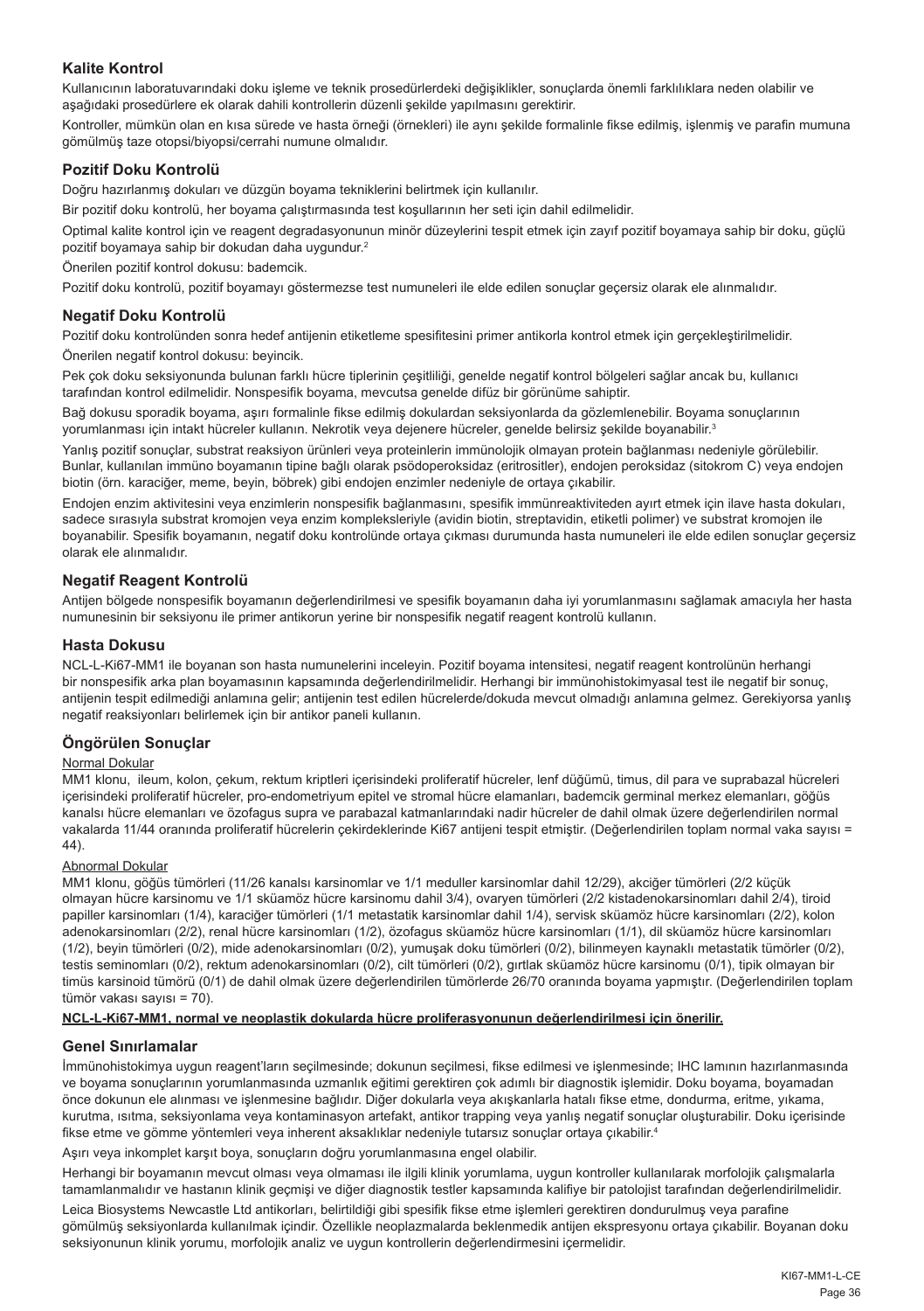## Kalite Kontrol

Kullanıcının laboratuvarındaki doku işleme ve teknik prosedürlerdeki değişiklikler, sonuçlarda önemli farklılıklara neden olabilir ve aşağıdaki prosedürlere ek olarak dahili kontrollerin düzenli şekilde yapılmasını gerektirir.

Kontroller, mümkün olan en kısa sürede ve hasta örneği (örnekleri) ile aynı şekilde formalinle fikse edilmiş, işlenmiş ve parafin mumuna gömülmüş taze otopsi/biyopsi/cerrahi numune olmalıdır.

## Pozitif Doku Kontrolü

Doğru hazırlanmış dokuları ve düzgün boyama tekniklerini belirtmek için kullanılır.

Bir pozitif doku kontrolü, her boyama çalıştırmasında test koşullarının her seti için dahil edilmelidir.

Optimal kalite kontrol için ve reagent degradasyonunun minör düzeylerini tespit etmek için zayıf pozitif boyamaya sahip bir doku, güçlü pozitif boyamaya sahip bir dokudan daha uygundur.[2]

Önerilen pozitif kontrol dokusu: bademcik.

Pozitif doku kontrolü, pozitif boyamayı göstermezse test numuneleri ile elde edilen sonuçlar geçersiz olarak ele alınmalıdır.

## Negatif Doku Kontrolü

Pozitif doku kontrolünden sonra hedef antijenin etiketleme spesifitesini primer antikorla kontrol etmek için gerçekleştirilmelidir.

Önerilen negatif kontrol dokusu: beyincik.

Pek çok doku seksiyonunda bulunan farklı hücre tiplerinin çeşitliliği, genelde negatif kontrol bölgeleri sağlar ancak bu, kullanıcı tarafından kontrol edilmelidir. Nonspesifik boyama, mevcutsa genelde difüz bir görünüme sahiptir.

Bağ dokusu sporadik boyama, aşırı formalinle fikse edilmiş dokulardan seksiyonlarda da gözlemlenebilir. Boyama sonuçlarının yorumlanması için intakt hücreler kullanın. Nekrotik veya dejenere hücreler, genelde belirsiz şekilde boyanabilir.[3]

Yanlış pozitif sonuçlar, substrat reaksiyon ürünleri veya proteinlerin immünolojik olmayan protein bağlanması nedeniyle görülebilir. Bunlar, kullanılan immüno boyamanın tipine bağlı olarak psödoperoksidaz (eritrositler), endojen peroksidaz (sitokrom C) veya endojen biotin (örn. karaciğer, meme, beyin, böbrek) gibi endojen enzimler nedeniyle de ortaya çıkabilir.

Endojen enzim aktivitesini veya enzimlerin nonspesifik bağlanmasını, spesifik immünreaktiviteden ayırt etmek için ilave hasta dokuları, sadece sırasıyla substrat kromojen veya enzim kompleksleriyle (avidin biotin, streptavidin, etiketli polimer) ve substrat kromojen ile boyanabilir. Spesifik boyamanın, negatif doku kontrolünde ortaya çıkması durumunda hasta numuneleri ile elde edilen sonuçlar geçersiz olarak ele alınmalıdır.

## Negatif Reagent Kontrolü

Antijen bölgede nonspesifik boyamanın değerlendirilmesi ve spesifik boyamanın daha iyi yorumlanmasını sağlamak amacıyla her hasta numunesinin bir seksiyonu ile primer antikorun yerine bir nonspesifik negatif reagent kontrolü kullanın.

## Hasta Dokusu

NCL-L-Ki67-MM1 ile boyanan son hasta numunelerini inceleyin. Pozitif boyama intensitesi, negatif reagent kontrolünün herhangi bir nonspesifik arka plan boyamasının kapsamında değerlendirilmelidir. Herhangi bir immünohistokimyasal test ile negatif bir sonuç, antijenin tespit edilmediği anlamına gelir; antijenin test edilen hücrelerde/dokuda mevcut olmadığı anlamına gelmez. Gerekiyorsa yanlış negatif reaksiyonları belirlemek için bir antikor paneli kullanın.

## Öngörülen Sonuçlar

Normal Dokular

MM1 klonu, ileum, kolon, çekum, rektum kriptleri içerisindeki proliferatif hücreler, lenf düğümü, timus, dil para ve suprabazal hücreleri içerisindeki proliferatif hücreler, pro-endometriyum epitel ve stromal hücre elemanları, bademcik germinal merkez elemanları, göğüs kanalsı hücre elemanları ve özofagus supra ve parabazal katmanlarındaki nadir hücreler de dahil olmak üzere değerlendirilen normal vakalarda 11/44 oranında proliferatif hücrelerin çekirdeklerinde Ki67 antijeni tespit etmiştir. (Değerlendirilen toplam normal vaka sayısı = 44).

Abnormal Dokular

MM1 klonu, göğüs tümörleri (11/26 kanalsı karsinomlar ve 1/1 meduller karsinomlar dahil 12/29), akciğer tümörleri (2/2 küçük olmayan hücre karsinomu ve 1/1 sküamöz hücre karsinomu dahil 3/4), ovaryen tümörleri (2/2 kistadenokarsinomları dahil 2/4), tiroid papiller karsinomları (1/4), karaciğer tümörleri (1/1 metastatik karsinomlar dahil 1/4), servisk sküamöz hücre karsinomları (2/2), kolon adenokarsinomları (2/2), renal hücre karsinomları (1/2), özofagus sküamöz hücre karsinomları (1/1), dil sküamöz hücre karsinomları (1/2), beyin tümörleri (0/2), mide adenokarsinomları (0/2), yumuşak doku tümörleri (0/2), bilinmeyen kaynaklı metastatik tümörler (0/2), testis seminomları (0/2), rektum adenokarsinomları (0/2), cilt tümörleri (0/2), gırtlak sküamöz hücre karsinomu (0/1), tipik olmayan bir timüs karsinoid tümörü (0/1) de dahil olmak üzere değerlendirilen tümörlerde 26/70 oranında boyama yapmıştır. (Değerlendirilen toplam tümör vakası sayısı = 70).

**NCL-L-Ki67-MM1, normal ve neoplastik dokularda hücre proliferasyonunun değerlendirilmesi için önerilir.**

## Genel Sınırlamalar

İmmünohistokimya uygun reagent'ların seçilmesinde; dokunun seçilmesi, fikse edilmesi ve işlenmesinde; IHC lamının hazırlanmasında ve boyama sonuçlarının yorumlanmasında uzmanlık eğitimi gerektiren çok adımlı bir diagnostik işlemidir. Doku boyama, boyamadan önce dokunun ele alınması ve işlenmesine bağlıdır. Diğer dokularla veya akışkanlarla hatalı fikse etme, dondurma, eritme, yıkama, kurutma, ısıtma, seksiyonlama veya kontaminasyon artefakt, antikor trapping veya yanlış negatif sonuçlar oluşturabilir. Doku içerisinde fikse etme ve gömme yöntemleri veya inherent aksaklıklar nedeniyle tutarsız sonuçlar ortaya çıkabilir.[4]

Aşırı veya inkomplet karşıt boya, sonuçların doğru yorumlanmasına engel olabilir.

Herhangi bir boyamanın mevcut olması veya olmaması ile ilgili klinik yorumlama, uygun kontroller kullanılarak morfolojik çalışmalarla tamamlanmalıdır ve hastanın klinik geçmişi ve diğer diagnostik testler kapsamında kalifiye bir patolojist tarafından değerlendirilmelidir.

Leica Biosystems Newcastle Ltd antikorları, belirtildiği gibi spesifik fikse etme işlemleri gerektiren dondurulmuş veya parafine gömülmüş seksiyonlarda kullanılmak içindir. Özellikle neoplazmalarda beklenmedik antijen ekspresyonu ortaya çıkabilir. Boyanan doku seksiyonunun klinik yorumu, morfolojik analiz ve uygun kontrollerin değerlendirmesini içermelidir.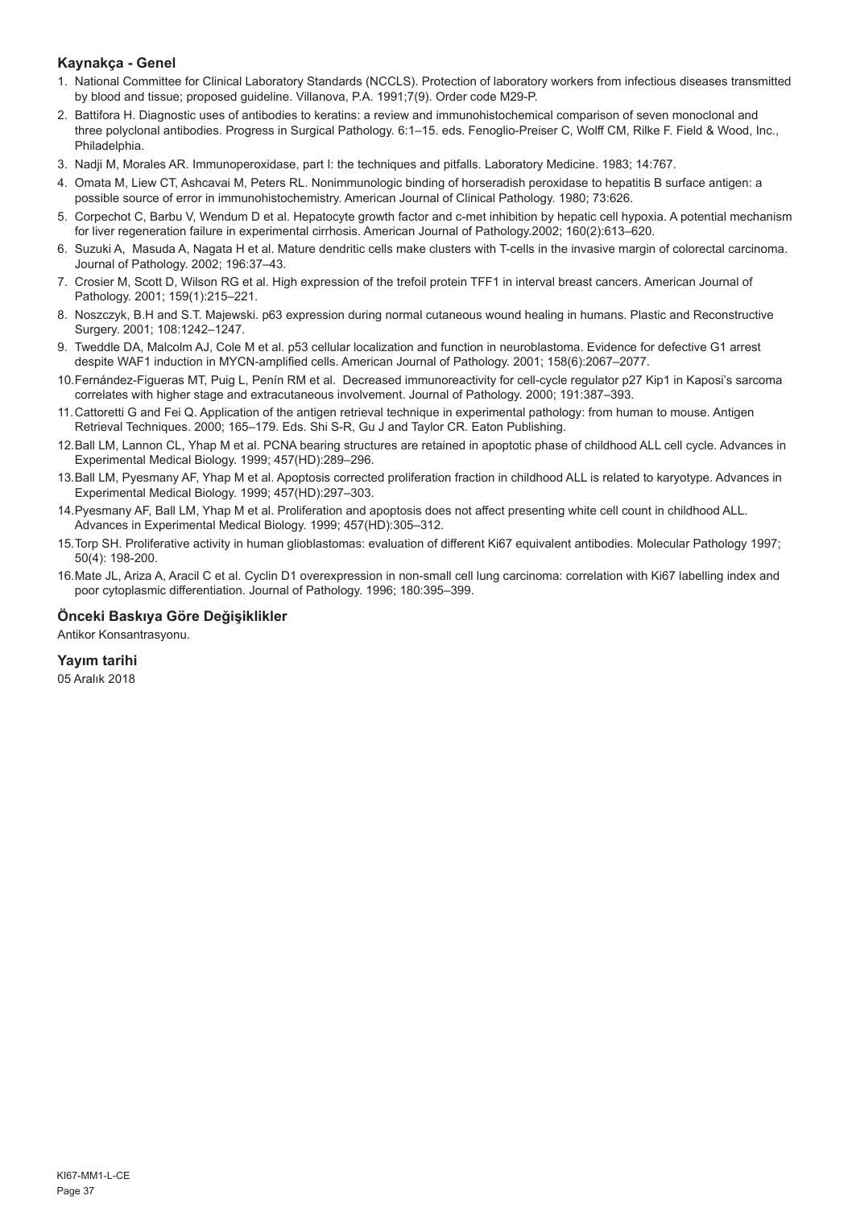### Kaynakça - Genel

1. National Committee for Clinical Laboratory Standards (NCCLS). Protection of laboratory workers from infectious diseases transmitted by blood and tissue; proposed guideline. Villanova, P.A. 1991;7(9). Order code M29-P.
2. Battifora H. Diagnostic uses of antibodies to keratins: a review and immunohistochemical comparison of seven monoclonal and three polyclonal antibodies. Progress in Surgical Pathology. 6:1–15. eds. Fenoglio-Preiser C, Wolff CM, Rilke F. Field & Wood, Inc., Philadelphia.
3. Nadji M, Morales AR. Immunoperoxidase, part I: the techniques and pitfalls. Laboratory Medicine. 1983; 14:767.
4. Omata M, Liew CT, Ashcavai M, Peters RL. Nonimmunologic binding of horseradish peroxidase to hepatitis B surface antigen: a possible source of error in immunohistochemistry. American Journal of Clinical Pathology. 1980; 73:626.
5. Corpechot C, Barbu V, Wendum D et al. Hepatocyte growth factor and c-met inhibition by hepatic cell hypoxia. A potential mechanism for liver regeneration failure in experimental cirrhosis. American Journal of Pathology.2002; 160(2):613–620.
6. Suzuki A, Masuda A, Nagata H et al. Mature dendritic cells make clusters with T-cells in the invasive margin of colorectal carcinoma. Journal of Pathology. 2002; 196:37–43.
7. Crosier M, Scott D, Wilson RG et al. High expression of the trefoil protein TFF1 in interval breast cancers. American Journal of Pathology. 2001; 159(1):215–221.
8. Noszczyk, B.H and S.T. Majewski. p63 expression during normal cutaneous wound healing in humans. Plastic and Reconstructive Surgery. 2001; 108:1242–1247.
9. Tweddle DA, Malcolm AJ, Cole M et al. p53 cellular localization and function in neuroblastoma. Evidence for defective G1 arrest despite WAF1 induction in MYCN-amplified cells. American Journal of Pathology. 2001; 158(6):2067–2077.
10. Fernández-Figueras MT, Puig L, Penín RM et al. Decreased immunoreactivity for cell-cycle regulator p27 Kip1 in Kaposi's sarcoma correlates with higher stage and extracutaneous involvement. Journal of Pathology. 2000; 191:387–393.
11. Cattoretti G and Fei Q. Application of the antigen retrieval technique in experimental pathology: from human to mouse. Antigen Retrieval Techniques. 2000; 165–179. Eds. Shi S-R, Gu J and Taylor CR. Eaton Publishing.
12. Ball LM, Lannon CL, Yhap M et al. PCNA bearing structures are retained in apoptotic phase of childhood ALL cell cycle. Advances in Experimental Medical Biology. 1999; 457(HD):289–296.
13. Ball LM, Pyesmany AF, Yhap M et al. Apoptosis corrected proliferation fraction in childhood ALL is related to karyotype. Advances in Experimental Medical Biology. 1999; 457(HD):297–303.
14. Pyesmany AF, Ball LM, Yhap M et al. Proliferation and apoptosis does not affect presenting white cell count in childhood ALL. Advances in Experimental Medical Biology. 1999; 457(HD):305–312.
15. Torp SH. Proliferative activity in human glioblastomas: evaluation of different Ki67 equivalent antibodies. Molecular Pathology 1997; 50(4): 198-200.
16. Mate JL, Ariza A, Aracil C et al. Cyclin D1 overexpression in non-small cell lung carcinoma: correlation with Ki67 labelling index and poor cytoplasmic differentiation. Journal of Pathology. 1996; 180:395–399.

### Önceki Baskıya Göre Değişiklikler

Antikor Konsantrasyonu.

### Yayım tarihi

05 Aralık 2018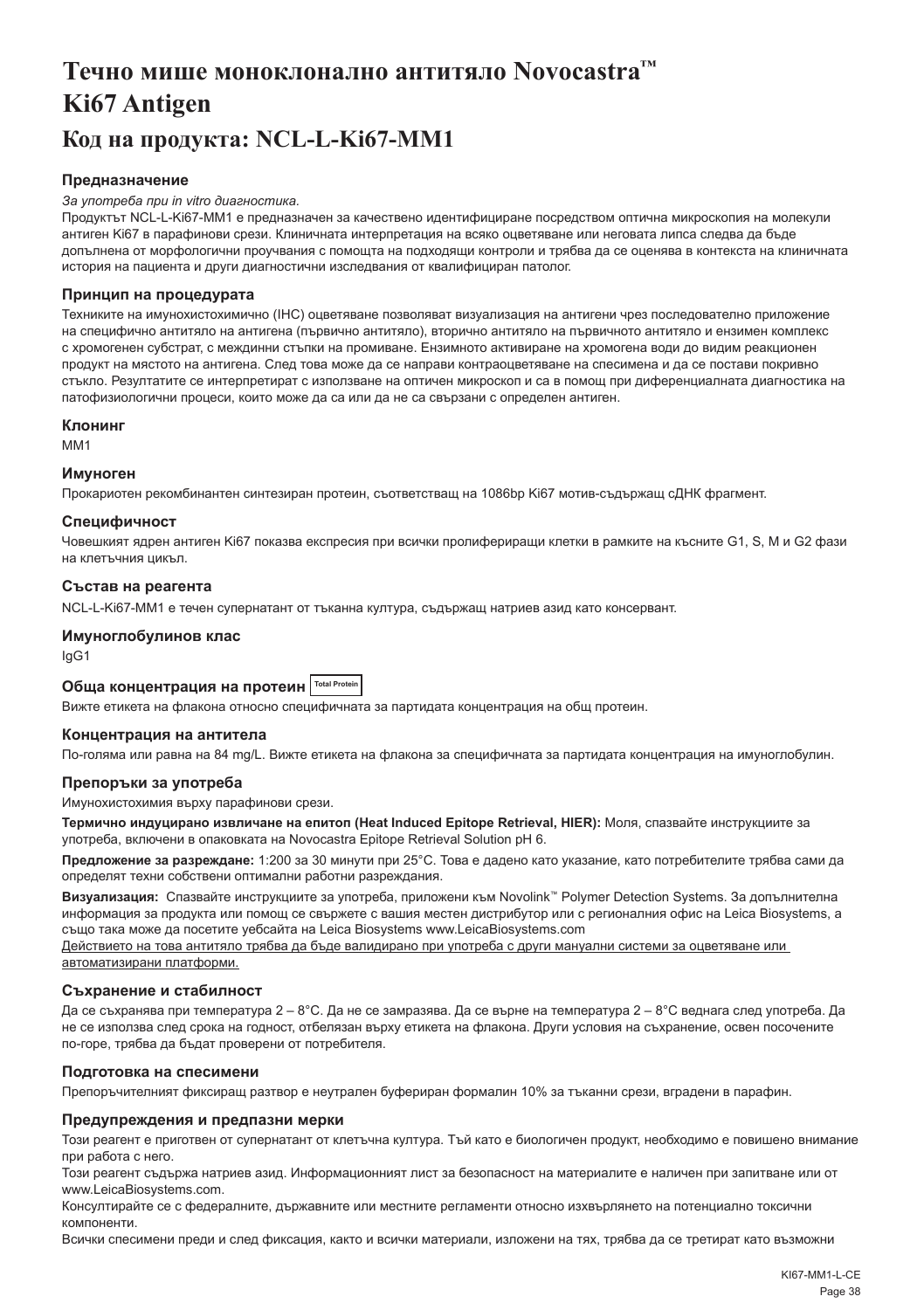# Течно мише моноклонално антитяло Novocastra™ Ki67 Antigen

## Код на продукта: NCL-L-Ki67-MM1

### Предназначение

*За употреба при in vitro диагностика.*

Продуктът NCL-L-Ki67-MM1 е предназначен за качествено идентифициране посредством оптична микроскопия на молекули антиген Ki67 в парафинови срези. Клиничната интерпретация на всяко оцветяване или неговата липса следва да бъде допълнена от морфологични проучвания с помощта на подходящи контроли и трябва да се оценява в контекста на клиничната история на пациента и други диагностични изследвания от квалифициран патолог.

### Принцип на процедурата

Техниките на имунохистохимично (IHC) оцветяване позволяват визуализация на антигени чрез последователно приложение на специфично антитяло на антигена (първично антитяло), вторично антитяло на първичното антитяло и ензимен комплекс с хромогенен субстрат, с междинни стъпки на промиване. Ензимното активиране на хромогена води до видим реакционен продукт на мястото на антигена. След това може да се направи контраоцветяване на спесимена и да се постави покривно стъкло. Резултатите се интерпретират с използване на оптичен микроскоп и са в помощ при диференциалната диагностика на патофизиологични процеси, които може да са или да не са свързани с определен антиген.

### Клонинг

MM1

### Имуноген

Прокариотен рекомбинантен синтезиран протеин, съответстващ на 1086bp Ki67 мотив-съдържащ сДНК фрагмент.

### Специфичност

Човешкият ядрен антиген Ki67 показва експресия при всички пролифериращи клетки в рамките на късните G1, S, M и G2 фази на клетъчния цикъл.

### Състав на реагента

NCL-L-Ki67-MM1 е течен супернатант от тъканна култура, съдържащ натриев азид като консервант.

### Имуноглобулинов клас

IgG1

### Обща концентрация на протеин Total Protein

Вижте етикета на флакона относно специфичната за партидата концентрация на общ протеин.

### Концентрация на антитела

По-голяма или равна на 84 mg/L. Вижте етикета на флакона за специфичната за партидата концентрация на имуноглобулин.

### Препоръки за употреба

Имунохистохимия върху парафинови срези.

**Термично индуцирано извличане на епитоп (Heat Induced Epitope Retrieval, HIER):** Моля, спазвайте инструкциите за употреба, включени в опаковката на Novocastra Epitope Retrieval Solution pH 6.

**Предложение за разреждане:** 1:200 за 30 минути при 25°C. Това е дадено като указание, като потребителите трябва сами да определят техни собствени оптимални работни разреждания.

**Визуализация:** Спазвайте инструкциите за употреба, приложени към Novolink™ Polymer Detection Systems. За допълнителна информация за продукта или помощ се свържете с вашия местен дистрибутор или с регионалния офис на Leica Biosystems, а също така може да посетите уебсайта на Leica Biosystems www.LeicaBiosystems.com

<u>Действието на това антитяло трябва да бъде валидирано при употреба с други мануални системи за оцветяване или автоматизирани платформи.</u>

### Съхранение и стабилност

Да се съхранява при температура 2 – 8°C. Да не се замразява. Да се върне на температура 2 – 8°C веднага след употреба. Да не се използва след срока на годност, отбелязан върху етикета на флакона. Други условия на съхранение, освен посочените по-горе, трябва да бъдат проверени от потребителя.

### Подготовка на спесимени

Препоръчителният фиксиращ разтвор е неутрален буфериран формалин 10% за тъканни срези, вградени в парафин.

### Предупреждения и предпазни мерки

Този реагент е приготвен от супернатант от клетъчна култура. Тъй като е биологичен продукт, необходимо е повишено внимание при работа с него.

Този реагент съдържа натриев азид. Информационният лист за безопасност на материалите е наличен при запитване или от www.LeicaBiosystems.com.

Консултирайте се с федералните, държавните или местните регламенти относно изхвърлянето на потенциално токсични компоненти.

Всички спесимени преди и след фиксация, както и всички материали, изложени на тях, трябва да се третират като възможни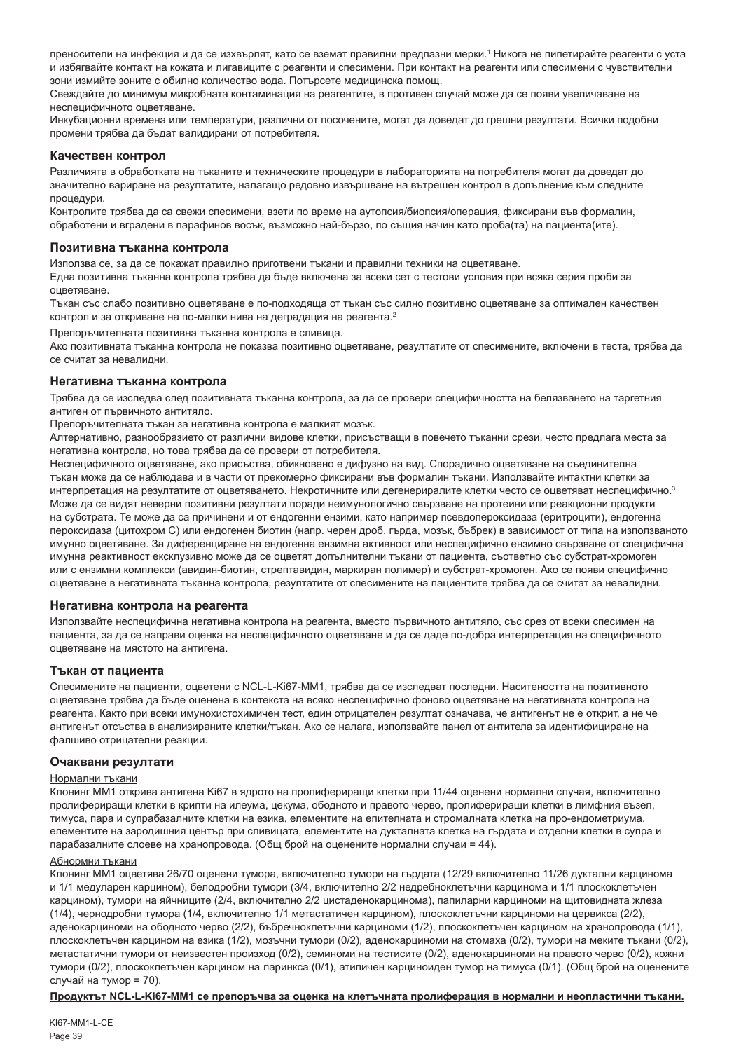преносители на инфекция и да се изхвърлят, като се вземат правилни предпазни мерки.[1] Никога не пипетирайте реагенти с уста и избягвайте контакт на кожата и лигавиците с реагенти и спесимени. При контакт на реагенти или спесимени с чувствителни зони измийте зоните с обилно количество вода. Потърсете медицинска помощ.

Свеждайте до минимум микробната контаминация на реагентите, в противен случай може да се появи увеличаване на неспецифичното оцветяване.

Инкубационни времена или температури, различни от посочените, могат да доведат до грешни резултати. Всички подобни промени трябва да бъдат валидирани от потребителя.

## Качествен контрол

Различията в обработката на тъканите и техническите процедури в лабораторията на потребителя могат да доведат до значително вариране на резултатите, налагащо редовно извършване на вътрешен контрол в допълнение към следните процедури.

Контролите трябва да са свежи спесимени, взети по време на аутопсия/биопсия/операция, фиксирани във формалин, обработени и вградени в парафинов восък, възможно най-бързо, по същия начин като проба(та) на пациента(ите).

## Позитивна тъканна контрола

Използва се, за да се покажат правилно приготвени тъкани и правилни техники на оцветяване.

Една позитивна тъканна контрола трябва да бъде включена за всеки сет с тестови условия при всяка серия проби за оцветяване.

Тъкан със слабо позитивно оцветяване е по-подходяща от тъкан със силно позитивно оцветяване за оптимален качествен контрол и за откриване на по-малки нива на деградация на реагента.[2]

Препоръчителната позитивна тъканна контрола е сливица.

Ако позитивната тъканна контрола не показва позитивно оцветяване, резултатите от спесимените, включени в теста, трябва да се считат за невалидни.

## Негативна тъканна контрола

Трябва да се изследва след позитивната тъканна контрола, за да се провери специфичността на белязването на таргетния антиген от първичното антитяло.

Препоръчителната тъкан за негативна контрола е малкият мозък.

Алтернативно, разнообразието от различни видове клетки, присъстващи в повечето тъканни срези, често предлага места за негативна контрола, но това трябва да се провери от потребителя.

Неспецифичното оцветяване, ако присъства, обикновено е дифузно на вид. Спорадично оцветяване на съединителна тъкан може да се наблюдава и в части от прекомерно фиксирани във формалин тъкани. Използвайте интактни клетки за интерпретация на резултатите от оцветяването. Некротичните или дегенериралите клетки често се оцветяват неспецифично.[3] Може да се видят неверни позитивни резултати поради неимунологично свързване на протеини или реакционни продукти на субстрата. Те може да са причинени и от ендогенни ензими, като например псевдопероксидаза (еритроцити), ендогенна пероксидаза (цитохром C) или ендогенен биотин (напр. черен дроб, гърда, мозък, бъбрек) в зависимост от типа на използваното имунно оцветяване. За диференциране на ендогенна ензимна активност или неспецифично ензимно свързване от специфична имунна реактивност ексклузивно може да се оцветят допълнителни тъкани от пациента, съответно със субстрат-хромоген или с ензимни комплекси (авидин-биотин, стрептавидин, маркиран полимер) и субстрат-хромоген. Ако се появи специфично оцветяване в негативната тъканна контрола, резултатите от спесимените на пациентите трябва да се считат за невалидни.

## Негативна контрола на реагента

Използвайте неспецифична негативна контрола на реагента, вместо първичното антитяло, със срез от всеки спесимен на пациента, за да се направи оценка на неспецифичното оцветяване и да се даде по-добра интерпретация на специфичното оцветяване на мястото на антигена.

## Тъкан от пациента

Спесимените на пациенти, оцветени с NCL-L-Ki67-MM1, трябва да се изследват последни. Наситеността на позитивното оцветяване трябва да бъде оценена в контекста на всяко неспецифично фоново оцветяване на негативната контрола на реагента. Както при всеки имунохистохимичен тест, един отрицателен резултат означава, че антигенът не е открит, а не че антигенът отсъства в анализираните клетки/тъкан. Ако се налага, използвайте панел от антитела за идентифициране на фалшиво отрицателни реакции.

## Очаквани резултати

Нормални тъкани

Клонинг MM1 открива антигена Ki67 в ядрото на пролифериращи клетки при 11/44 оценени нормални случая, включително пролифериращи клетки в крипти на илеума, цекума, ободното и правото черво, пролифериращи клетки в лимфния възел, тимуса, пара и супрабазалните клетки на езика, елементите на епителната и стромалната клетка на про-ендометриума, елементите на зародишния център при сливицата, елементите на дукталната клетка на гърдата и отделни клетки в супра и парабазалните слоеве на хранопровода. (Общ брой на оценените нормални случаи = 44).

Абнормни тъкани

Клонинг MM1 оцветява 26/70 оценени тумора, включително тумори на гърдата (12/29 включително 11/26 дуктални карцинома и 1/1 медуларен карцином), белодробни тумори (3/4, включително 2/2 недребноклетъчни карцинома и 1/1 плоскоклетъчен карцином), тумори на яйчниците (2/4, включително 2/2 цистаденокарцинома), папиларни карциноми на щитовидната жлеза (1/4), чернодробни тумора (1/4, включително 1/1 метастатичен карцином), плоскоклетъчни карциноми на цервикса (2/2), аденокарциноми на ободното черво (2/2), бъбречноклетъчни карциноми (1/2), плоскоклетъчен карцином на хранопровода (1/1), плоскоклетъчен карцином на езика (1/2), мозъчни тумори (0/2), аденокарциноми на стомаха (0/2), тумори на меките тъкани (0/2), метастатични тумори от неизвестен произход (0/2), семиноми на тестисите (0/2), аденокарциноми на правото черво (0/2), кожни тумори (0/2), плоскоклетъчен карцином на ларинкса (0/1), атипичен карциноиден тумор на тимуса (0/1). (Общ брой на оценените случаи на тумор = 70).

**Продуктът NCL-L-Ki67-MM1 се препоръчва за оценка на клетъчната пролиферация в нормални и неопластични тъкани.**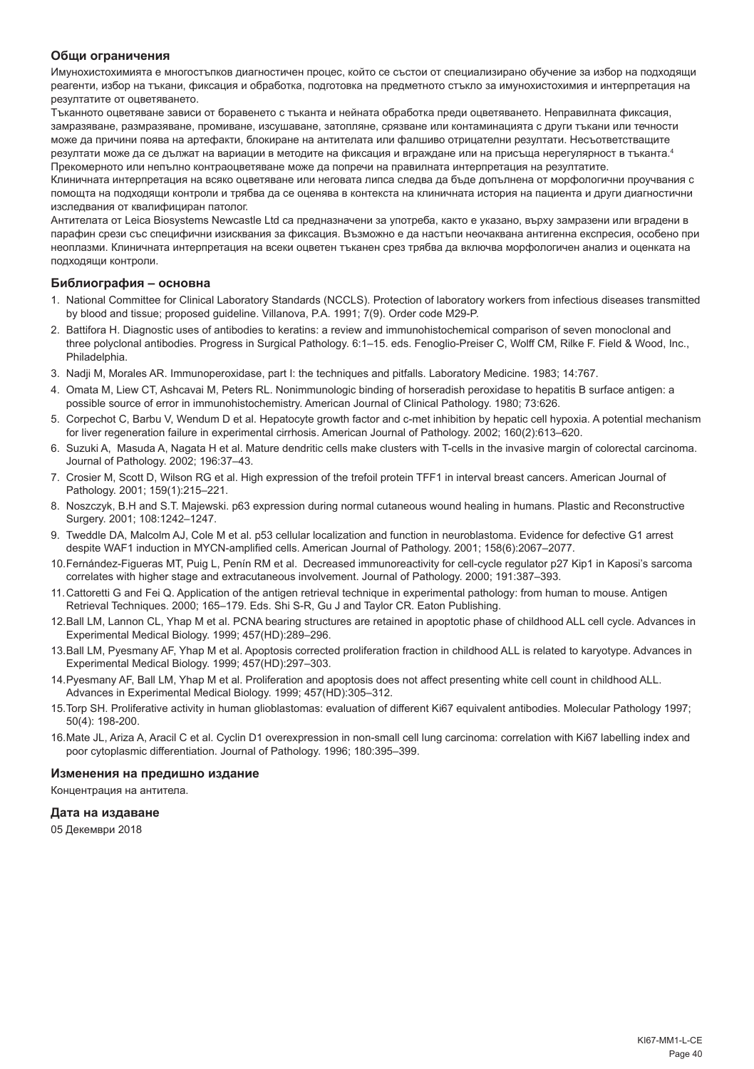### Общи ограничения

Имунохистохимията е многостъпков диагностичен процес, който се състои от специализирано обучение за избор на подходящи реагенти, избор на тъкани, фиксация и обработка, подготовка на предметното стъкло за имунохистохимия и интерпретация на резултатите от оцветяването.

Тъканното оцветяване зависи от боравенето с тъканта и нейната обработка преди оцветяването. Неправилната фиксация, замразяване, размразяване, промиване, изсушаване, затопляне, срязване или контаминацията с други тъкани или течности може да причини поява на артефакти, блокиране на антителата или фалшиво отрицателни резултати. Несъответстващите резултати може да се дължат на вариации в методите на фиксация и вграждане или на присъща нерегулярност в тъканта.[4]

Прекомерното или непълно контраоцветяване може да попречи на правилната интерпретация на резултатите.

Клиничната интерпретация на всяко оцветяване или неговата липса следва да бъде допълнена от морфологични проучвания с помощта на подходящи контроли и трябва да се оценява в контекста на клиничната история на пациента и други диагностични изследвания от квалифициран патолог.

Антителата от Leica Biosystems Newcastle Ltd са предназначени за употреба, както е указано, върху замразени или вградени в парафин срези със специфични изисквания за фиксация. Възможно е да настъпи неочаквана антигенна експресия, особено при неоплазми. Клиничната интерпретация на всеки оцветен тъканен срез трябва да включва морфологичен анализ и оценката на подходящи контроли.

### Библиография – основна

1. National Committee for Clinical Laboratory Standards (NCCLS). Protection of laboratory workers from infectious diseases transmitted by blood and tissue; proposed guideline. Villanova, P.A. 1991; 7(9). Order code M29-P.
2. Battifora H. Diagnostic uses of antibodies to keratins: a review and immunohistochemical comparison of seven monoclonal and three polyclonal antibodies. Progress in Surgical Pathology. 6:1–15. eds. Fenoglio-Preiser C, Wolff CM, Rilke F. Field & Wood, Inc., Philadelphia.
3. Nadji M, Morales AR. Immunoperoxidase, part I: the techniques and pitfalls. Laboratory Medicine. 1983; 14:767.
4. Omata M, Liew CT, Ashcavai M, Peters RL. Nonimmunologic binding of horseradish peroxidase to hepatitis B surface antigen: a possible source of error in immunohistochemistry. American Journal of Clinical Pathology. 1980; 73:626.
5. Corpechot C, Barbu V, Wendum D et al. Hepatocyte growth factor and c-met inhibition by hepatic cell hypoxia. A potential mechanism for liver regeneration failure in experimental cirrhosis. American Journal of Pathology. 2002; 160(2):613–620.
6. Suzuki A, Masuda A, Nagata H et al. Mature dendritic cells make clusters with T-cells in the invasive margin of colorectal carcinoma. Journal of Pathology. 2002; 196:37–43.
7. Crosier M, Scott D, Wilson RG et al. High expression of the trefoil protein TFF1 in interval breast cancers. American Journal of Pathology. 2001; 159(1):215–221.
8. Noszczyk, B.H and S.T. Majewski. p63 expression during normal cutaneous wound healing in humans. Plastic and Reconstructive Surgery. 2001; 108:1242–1247.
9. Tweddle DA, Malcolm AJ, Cole M et al. p53 cellular localization and function in neuroblastoma. Evidence for defective G1 arrest despite WAF1 induction in MYCN-amplified cells. American Journal of Pathology. 2001; 158(6):2067–2077.
10. Fernández-Figueras MT, Puig L, Penín RM et al. Decreased immunoreactivity for cell-cycle regulator p27 Kip1 in Kaposi's sarcoma correlates with higher stage and extracutaneous involvement. Journal of Pathology. 2000; 191:387–393.
11. Cattoretti G and Fei Q. Application of the antigen retrieval technique in experimental pathology: from human to mouse. Antigen Retrieval Techniques. 2000; 165–179. Eds. Shi S-R, Gu J and Taylor CR. Eaton Publishing.
12. Ball LM, Lannon CL, Yhap M et al. PCNA bearing structures are retained in apoptotic phase of childhood ALL cell cycle. Advances in Experimental Medical Biology. 1999; 457(HD):289–296.
13. Ball LM, Pyesmany AF, Yhap M et al. Apoptosis corrected proliferation fraction in childhood ALL is related to karyotype. Advances in Experimental Medical Biology. 1999; 457(HD):297–303.
14. Pyesmany AF, Ball LM, Yhap M et al. Proliferation and apoptosis does not affect presenting white cell count in childhood ALL. Advances in Experimental Medical Biology. 1999; 457(HD):305–312.
15. Torp SH. Proliferative activity in human glioblastomas: evaluation of different Ki67 equivalent antibodies. Molecular Pathology 1997; 50(4): 198-200.
16. Mate JL, Ariza A, Aracil C et al. Cyclin D1 overexpression in non-small cell lung carcinoma: correlation with Ki67 labelling index and poor cytoplasmic differentiation. Journal of Pathology. 1996; 180:395–399.

### Изменения на предишно издание

Концентрация на антитела.

### Дата на издаване

05 Декември 2018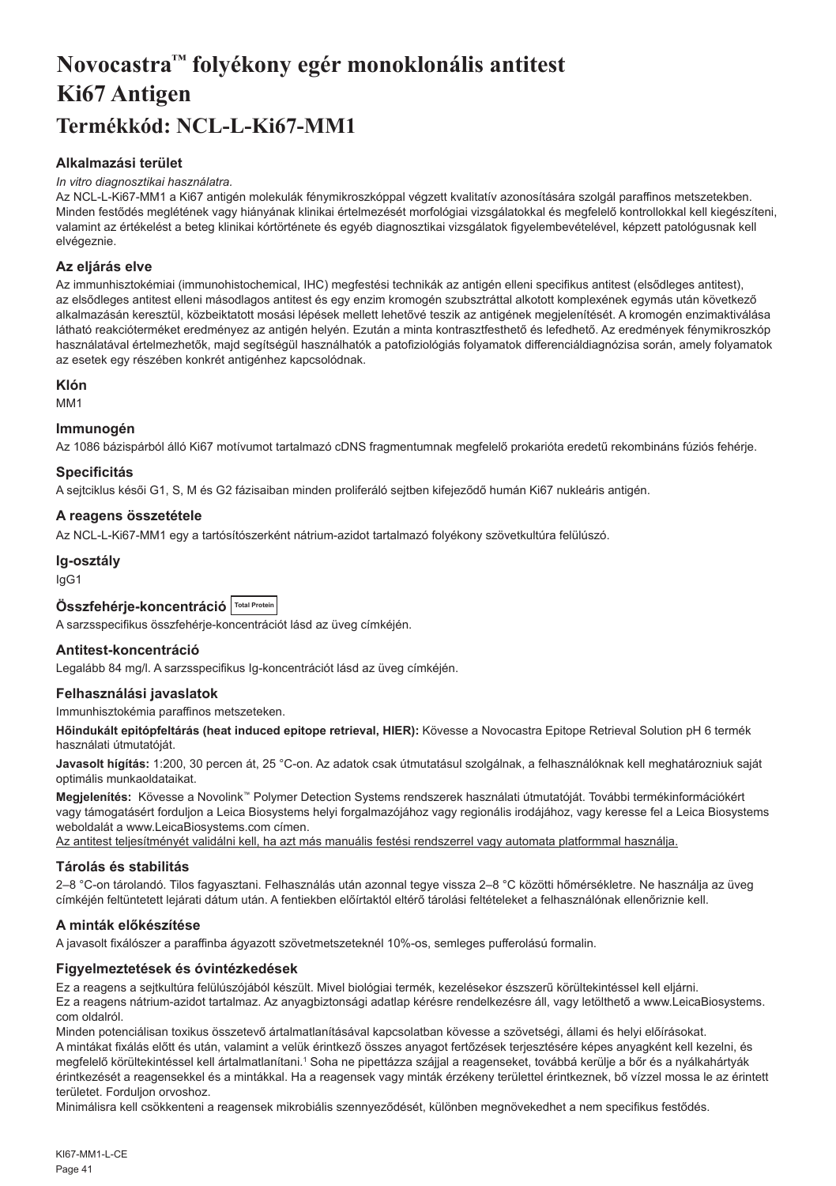# Novocastra™ folyékony egér monoklonális antitest Ki67 Antigen

# Termékkód: NCL-L-Ki67-MM1

### Alkalmazási terület

*In vitro diagnosztikai használatra.*

Az NCL-L-Ki67-MM1 a Ki67 antigén molekulák fénymikroszkóppal végzett kvalitatív azonosítására szolgál paraffinos metszetekben. Minden festődés meglétének vagy hiányának klinikai értelmezését morfológiai vizsgálatokkal és megfelelő kontrollokkal kell kiegészíteni, valamint az értékelést a beteg klinikai kórtörténete és egyéb diagnosztikai vizsgálatok figyelembevételével, képzett patológusnak kell elvégeznie.

### Az eljárás elve

Az immunhisztokémiai (immunohistochemical, IHC) megfestési technikák az antigén elleni specifikus antitest (elsődleges antitest), az elsődleges antitest elleni másodlagos antitest és egy enzim kromogén szubsztráttal alkotott komplexének egymás után következő alkalmazásán keresztül, közbeiktatott mosási lépések mellett lehetővé teszik az antigének megjelenítését. A kromogén enzimaktiválása látható reakcióterméket eredményez az antigén helyén. Ezután a minta kontrasztfesthető és lefedhető. Az eredmények fénymikroszkóp használatával értelmezhetők, majd segítségül használhatók a patofiziológiás folyamatok differenciáldiagnózisa során, amely folyamatok az esetek egy részében konkrét antigénhez kapcsolódnak.

### Klón

MM1

### Immunogén

Az 1086 bázispárból álló Ki67 motívumot tartalmazó cDNS fragmentumnak megfelelő prokarióta eredetű rekombináns fúziós fehérje.

### Specificitás

A sejtciklus késői G1, S, M és G2 fázisaiban minden proliferáló sejtben kifejeződő humán Ki67 nukleáris antigén.

### A reagens összetétele

Az NCL-L-Ki67-MM1 egy a tartósítószerként nátrium-azidot tartalmazó folyékony szövetkultúra felülúszó.

### Ig-osztály

IgG1

### Összfehérje-koncentráció Total Protein

A sarzsspecifikus összfehérje-koncentrációt lásd az üveg címkéjén.

### Antitest-koncentráció

Legalább 84 mg/l. A sarzsspecifikus Ig-koncentrációt lásd az üveg címkéjén.

### Felhasználási javaslatok

Immunhisztokémia paraffinos metszeteken.

**Hőindukált epitópfeltárás (heat induced epitope retrieval, HIER):** Kövesse a Novocastra Epitope Retrieval Solution pH 6 termék használati útmutatóját.

**Javasolt hígítás:** 1:200, 30 percen át, 25 °C-on. Az adatok csak útmutatásul szolgálnak, a felhasználóknak kell meghatározniuk saját optimális munkaoldataikat.

**Megjelenítés:** Kövesse a Novolink™ Polymer Detection Systems rendszerek használati útmutatóját. További termékinformációkért vagy támogatásért forduljon a Leica Biosystems helyi forgalmazójához vagy regionális irodájához, vagy keresse fel a Leica Biosystems weboldalát a www.LeicaBiosystems.com címen.

Az antitest teljesítményét validálni kell, ha azt más manuális festési rendszerrel vagy automata platformmal használja.

### Tárolás és stabilitás

2–8 °C-on tárolandó. Tilos fagyasztani. Felhasználás után azonnal tegye vissza 2–8 °C közötti hőmérsékletre. Ne használja az üveg címkéjén feltüntetett lejárati dátum után. A fentiekben előírtaktól eltérő tárolási feltételeket a felhasználónak ellenőriznie kell.

### A minták előkészítése

A javasolt fixálószer a paraffinba ágyazott szövetmetszeteknél 10%-os, semleges pufferolású formalin.

### Figyelmeztetések és óvintézkedések

Ez a reagens a sejtkultúra felülúszójából készült. Mivel biológiai termék, kezelésekor észszerű körültekintéssel kell eljárni.

Ez a reagens nátrium-azidot tartalmaz. Az anyagbiztonsági adatlap kérésre rendelkezésre áll, vagy letölthető a www.LeicaBiosystems.com oldalról.

Minden potenciálisan toxikus összetevő ártalmatlanításával kapcsolatban kövesse a szövetségi, állami és helyi előírásokat.

A mintákat fixálás előtt és után, valamint a velük érintkező összes anyagot fertőzések terjesztésére képes anyagként kell kezelni, és megfelelő körültekintéssel kell ártalmatlanítani.[1] Soha ne pipettázza szájjal a reagenseket, továbbá kerülje a bőr és a nyálkahártyák érintkezését a reagensekkel és a mintákkal. Ha a reagensek vagy minták érzékeny területtel érintkeznek, bő vízzel mossa le az érintett területet. Forduljon orvoshoz.

Minimálisra kell csökkenteni a reagensek mikrobiális szennyeződését, különben megnövekedhet a nem specifikus festődés.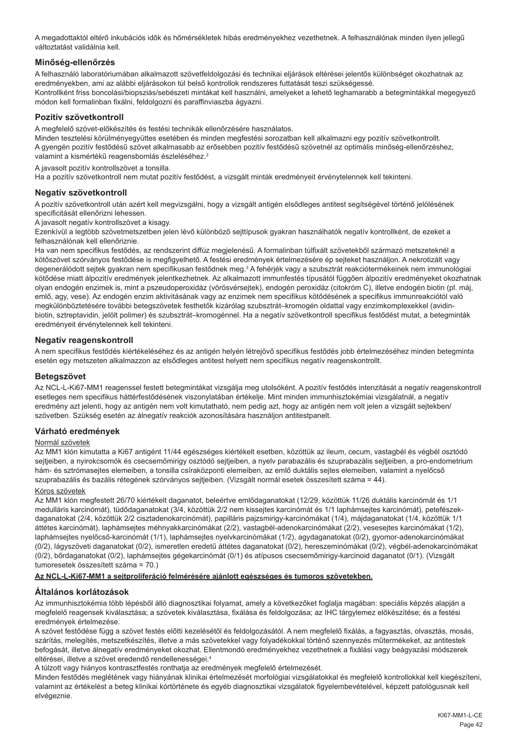A megadottaktól eltérő inkubációs idők és hőmérsékletek hibás eredményekhez vezethetnek. A felhasználónak minden ilyen jellegű változtatást validálnia kell.

### Minőség-ellenőrzés

A felhasználó laboratóriumában alkalmazott szövetfeldolgozási és technikai eljárások eltérései jelentős különbséget okozhatnak az eredményekben, ami az alábbi eljárásokon túl belső kontrollok rendszeres futtatását teszi szükségessé.
Kontrollként friss boncolási/biopsziás/sebészeti mintákat kell használni, amelyeket a lehető leghamarabb a betegmintákkal megegyező módon kell formalinban fixálni, feldolgozni és paraffinviaszba ágyazni.

### Pozitív szövetkontroll

A megfelelő szövet-előkészítés és festési technikák ellenőrzésére használatos.
Minden tesztelési körülményegyüttes esetében és minden megfestési sorozatban kell alkalmazni egy pozitív szövetkontrollt.
A gyengén pozitív festődésű szövet alkalmasabb az erősebben pozitív festődésű szövetnél az optimális minőség-ellenőrzéshez, valamint a kismértékű reagensbomlás észleléséhez.[2]

A javasolt pozitív kontrollszövet a tonsilla.
Ha a pozitív szövetkontroll nem mutat pozitív festődést, a vizsgált minták eredményeit érvénytelennek kell tekinteni.

### Negatív szövetkontroll

A pozitív szövetkontroll után azért kell megvizsgálni, hogy a vizsgált antigén elsődleges antitest segítségével történő jelölésének specificitását ellenőrizni lehessen.
A javasolt negatív kontrollszövet a kisagy.
Ezenkívül a legtöbb szövetmetszetben jelen lévő különböző sejttípusok gyakran használhatók negatív kontrollként, de ezeket a felhasználónak kell ellenőriznie.
Ha van nem specifikus festődés, az rendszerint diffúz megjelenésű. A formalinban túlfixált szövetekből származó metszeteknél a kötőszövet szórványos festődése is megfigyelhető. A festési eredmények értelmezésére ép sejteket használjon. A nekrotizált vagy degenerálódott sejtek gyakran nem specifikusan festődnek meg.[3] A fehérjék vagy a szubsztrát reakciótermékeinek nem immunológiai kötődése miatt álpozitív eredmények jelentkezhetnek. Az alkalmazott immunfestés típusától függően álpozitív eredményeket okozhatnak olyan endogén enzimek is, mint a pszeudoperoxidáz (vörösvérsejtek), endogén peroxidáz (citokróm C), illetve endogén biotin (pl. máj, emlő, agy, vese). Az endogén enzim aktivitásának vagy az enzimek nem specifikus kötődésének a specifikus immunreakciótól való megkülönböztetésére további betegszövetek festhetők kizárólag szubsztrát–kromogén oldattal vagy enzimkomplexekkel (avidin-biotin, sztreptavidin, jelölt polimer) és szubsztrát–kromogénnel. Ha a negatív szövetkontroll specifikus festődést mutat, a betegminták eredményeit érvénytelennek kell tekinteni.

### Negatív reagenskontroll

A nem specifikus festődés kiértékeléséhez és az antigén helyén létrejövő specifikus festődés jobb értelmezéséhez minden betegminta esetén egy metszeten alkalmazzon az elsődleges antitest helyett nem specifikus negatív reagenskontrollt.

### Betegszövet

Az NCL-L-Ki67-MM1 reagenssel festett betegmintákat vizsgálja meg utolsóként. A pozitív festődés intenzitását a negatív reagenskontroll esetleges nem specifikus háttérfestődésének viszonylatában értékelje. Mint minden immunhisztokémiai vizsgálatnál, a negatív eredmény azt jelenti, hogy az antigén nem volt kimutatható, nem pedig azt, hogy az antigén nem volt jelen a vizsgált sejtekben/ szövetben. Szükség esetén az álnegatív reakciók azonosítására használjon antitestpanelt.

### Várható eredmények

Normál szövetek

Az MM1 klón kimutatta a Ki67 antigént 11/44 egészséges kiértékelt esetben, közöttük az ileum, cecum, vastagbél és végbél osztódó sejtjeiben, a nyirokcsomók és csecsemőmirigy osztódó sejtjeiben, a nyelv parabazális és szuprabazális sejtjeiben, a pro-endometrium hám- és sztrómasejtes elemeiben, a tonsilla csíraközponti elemeiben, az emlő duktális sejtes elemeiben, valamint a nyelőcső szuprabazális és bazális rétegének szórványos sejtjeiben. (Vizsgált normál esetek összesített száma = 44).

Kóros szövetek

Az MM1 klón megfestett 26/70 kiértékelt daganatot, beleértve emlődaganatokat (12/29, közöttük 11/26 duktális karcinómát és 1/1 medulláris karcinómát), tüdődaganatokat (3/4, közöttük 2/2 nem kissejtes karcinómát és 1/1 laphámsejtes karcinómát), petefészek-daganatokat (2/4, közöttük 2/2 cisztadenokarcinómát), papilláris pajzsmirigy-karcinómákat (1/4), májdaganatokat (1/4, közöttük 1/1 áttétes karcinómát), laphámsejtes méhnyakkarcinómákat (2/2), vastagbél-adenokarcinómákat (2/2), vesesejtes karcinómákat (1/2), laphámsejtes nyelőcső-karcinómát (1/1), laphámsejtes nyelvkarcinómát (1/2), agydaganatokat (0/2), gyomor-adenokarcinómákat (0/2), lágyszöveti daganatokat (0/2), ismeretlen eredetű áttétes daganatokat (0/2), hereszeminómákat (0/2), végbél-adenokarcinómákat (0/2), bőrdaganatokat (0/2), laphámsejtes gégekarcinómát (0/1) és atípusos csecsemőmirigy-karcinoid daganatot (0/1). (Vizsgált tumoresetek összesített száma = 70.)

**Az NCL-L-Ki67-MM1 a sejtproliferáció felmérésére ajánlott egészséges és tumoros szövetekben.**

### Általános korlátozások

Az immunhisztokémia több lépésből álló diagnosztikai folyamat, amely a következőket foglalja magában: speciális képzés alapján a megfelelő reagensek kiválasztása; a szövetek kiválasztása, fixálása és feldolgozása; az IHC tárgylemez előkészítése; és a festési eredmények értelmezése.
A szövet festődése függ a szövet festés előtti kezelésétől és feldolgozásától. A nem megfelelő fixálás, a fagyasztás, olvasztás, mosás, szárítás, melegítés, metszetkészítés, illetve a más szövetekkel vagy folyadékokkal történő szennyeződés műtermékeket, az antitestek befogását, illetve álnegatív eredményeket okozhat. Ellentmondó eredményekhez vezethetnek a fixálási vagy beágyazási módszerek eltérései, illetve a szövet eredendő rendellenességei.[4]
A túlzott vagy hiányos kontrasztfestés ronthatja az eredmények megfelelő értelmezését.
Minden festődés meglétének vagy hiányának klinikai értelmezését morfológiai vizsgálatokkal és megfelelő kontrollokkal kell kiegészíteni, valamint az értékelést a beteg klinikai kórtörténete és egyéb diagnosztikai vizsgálatok figyelembevételével, képzett patológusnak kell elvégeznie.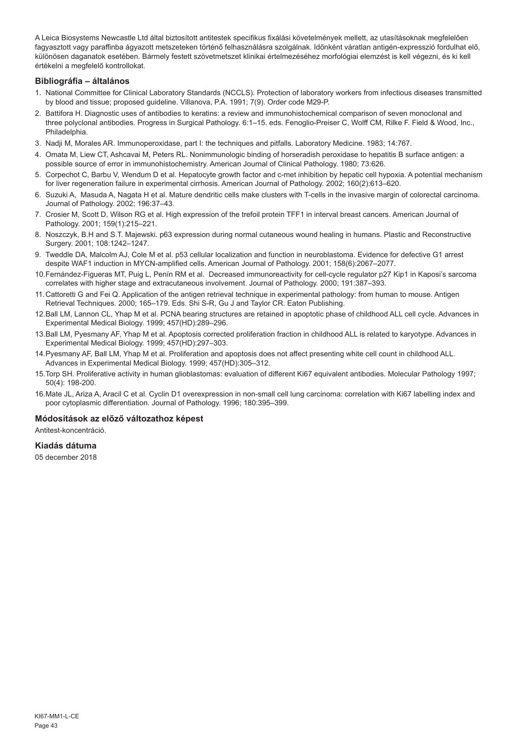A Leica Biosystems Newcastle Ltd által biztosított antitestek specifikus fixálási követelmények mellett, az utasításoknak megfelelően fagyasztott vagy paraffinba ágyazott metszeteken történő felhasználásra szolgálnak. Időnként váratlan antigén-expresszió fordulhat elő, különösen daganatok esetében. Bármely festett szövetmetszet klinikai értelmezéséhez morfológiai elemzést is kell végezni, és ki kell értékelni a megfelelő kontrollokat.

## Bibliográfia – általános

1. National Committee for Clinical Laboratory Standards (NCCLS). Protection of laboratory workers from infectious diseases transmitted by blood and tissue; proposed guideline. Villanova, P.A. 1991; 7(9). Order code M29-P.
2. Battifora H. Diagnostic uses of antibodies to keratins: a review and immunohistochemical comparison of seven monoclonal and three polyclonal antibodies. Progress in Surgical Pathology. 6:1–15. eds. Fenoglio-Preiser C, Wolff CM, Rilke F. Field & Wood, Inc., Philadelphia.
3. Nadji M, Morales AR. Immunoperoxidase, part I: the techniques and pitfalls. Laboratory Medicine. 1983; 14:767.
4. Omata M, Liew CT, Ashcavai M, Peters RL. Nonimmunologic binding of horseradish peroxidase to hepatitis B surface antigen: a possible source of error in immunohistochemistry. American Journal of Clinical Pathology. 1980; 73:626.
5. Corpechot C, Barbu V, Wendum D et al. Hepatocyte growth factor and c-met inhibition by hepatic cell hypoxia. A potential mechanism for liver regeneration failure in experimental cirrhosis. American Journal of Pathology. 2002; 160(2):613–620.
6. Suzuki A, Masuda A, Nagata H et al. Mature dendritic cells make clusters with T-cells in the invasive margin of colorectal carcinoma. Journal of Pathology. 2002; 196:37–43.
7. Crosier M, Scott D, Wilson RG et al. High expression of the trefoil protein TFF1 in interval breast cancers. American Journal of Pathology. 2001; 159(1):215–221.
8. Noszczyk, B.H and S.T. Majewski. p63 expression during normal cutaneous wound healing in humans. Plastic and Reconstructive Surgery. 2001; 108:1242–1247.
9. Tweddle DA, Malcolm AJ, Cole M et al. p53 cellular localization and function in neuroblastoma. Evidence for defective G1 arrest despite WAF1 induction in MYCN-amplified cells. American Journal of Pathology. 2001; 158(6):2067–2077.
10. Fernández-Figueras MT, Puig L, Penín RM et al. Decreased immunoreactivity for cell-cycle regulator p27 Kip1 in Kaposi's sarcoma correlates with higher stage and extracutaneous involvement. Journal of Pathology. 2000; 191:387–393.
11. Cattoretti G and Fei Q. Application of the antigen retrieval technique in experimental pathology: from human to mouse. Antigen Retrieval Techniques. 2000; 165–179. Eds. Shi S-R, Gu J and Taylor CR. Eaton Publishing.
12. Ball LM, Lannon CL, Yhap M et al. PCNA bearing structures are retained in apoptotic phase of childhood ALL cell cycle. Advances in Experimental Medical Biology. 1999; 457(HD):289–296.
13. Ball LM, Pyesmany AF, Yhap M et al. Apoptosis corrected proliferation fraction in childhood ALL is related to karyotype. Advances in Experimental Medical Biology. 1999; 457(HD):297–303.
14. Pyesmany AF, Ball LM, Yhap M et al. Proliferation and apoptosis does not affect presenting white cell count in childhood ALL. Advances in Experimental Medical Biology. 1999; 457(HD):305–312.
15. Torp SH. Proliferative activity in human glioblastomas: evaluation of different Ki67 equivalent antibodies. Molecular Pathology 1997; 50(4): 198-200.
16. Mate JL, Ariza A, Aracil C et al. Cyclin D1 overexpression in non-small cell lung carcinoma: correlation with Ki67 labelling index and poor cytoplasmic differentiation. Journal of Pathology. 1996; 180:395–399.

## Módosítások az előző változathoz képest

Antitest-koncentráció.

## Kiadás dátuma

05 december 2018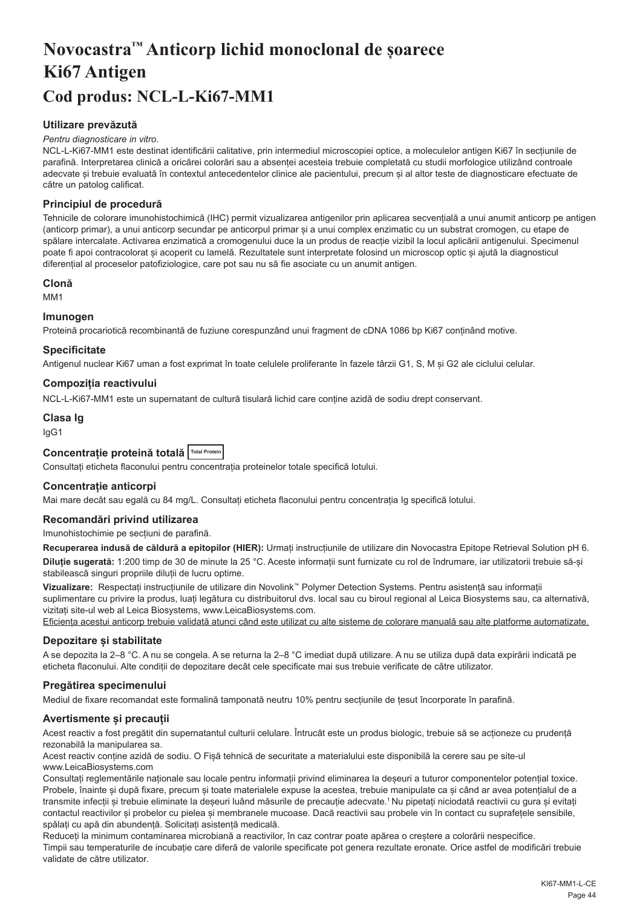# Novocastra™ Anticorp lichid monoclonal de șoarece Ki67 Antigen
# Cod produs: NCL-L-Ki67-MM1

### Utilizare prevăzută

*Pentru diagnosticare in vitro.*

NCL-L-Ki67-MM1 este destinat identificării calitative, prin intermediul microscopiei optice, a moleculelor antigen Ki67 în secțiunile de parafină. Interpretarea clinică a oricărei colorări sau a absenței acesteia trebuie completată cu studii morfologice utilizând controale adecvate și trebuie evaluată în contextul antecedentelor clinice ale pacientului, precum și al altor teste de diagnosticare efectuate de către un patolog calificat.

### Principiul de procedură

Tehnicile de colorare imunohistochimică (IHC) permit vizualizarea antigenilor prin aplicarea secvențială a unui anumit anticorp pe antigen (anticorp primar), a unui anticorp secundar pe anticorpul primar și a unui complex enzimatic cu un substrat cromogen, cu etape de spălare intercalate. Activarea enzimatică a cromogenului duce la un produs de reacție vizibil la locul aplicării antigenului. Specimenul poate fi apoi contracolorat și acoperit cu lamelă. Rezultatele sunt interpretate folosind un microscop optic și ajută la diagnosticul diferențial al proceselor patofiziologice, care pot sau nu să fie asociate cu un anumit antigen.

### Clonă

MM1

### Imunogen

Proteină procariotică recombinantă de fuziune corespunzând unui fragment de cDNA 1086 bp Ki67 conținând motive.

### Specificitate

Antigenul nuclear Ki67 uman a fost exprimat în toate celulele proliferante în fazele târzii G1, S, M și G2 ale ciclului celular.

### Compoziția reactivului

NCL-L-Ki67-MM1 este un supernatant de cultură tisulară lichid care conține azidă de sodiu drept conservant.

### Clasa Ig

IgG1

### Concentrație proteină totală Total Protein

Consultați eticheta flaconului pentru concentrația proteinelor totale specifică lotului.

### Concentrație anticorpi

Mai mare decât sau egală cu 84 mg/L. Consultați eticheta flaconului pentru concentrația Ig specifică lotului.

### Recomandări privind utilizarea

Imunohistochimie pe secțiuni de parafină.

**Recuperarea indusă de căldură a epitopilor (HIER):** Urmați instrucțiunile de utilizare din Novocastra Epitope Retrieval Solution pH 6.

**Diluție sugerată:** 1:200 timp de 30 de minute la 25 °C. Aceste informații sunt furnizate cu rol de îndrumare, iar utilizatorii trebuie să-și stabilească singuri propriile diluții de lucru optime.

**Vizualizare:** Respectați instrucțiunile de utilizare din Novolink™ Polymer Detection Systems. Pentru asistență sau informații suplimentare cu privire la produs, luați legătura cu distribuitorul dvs. local sau cu biroul regional al Leica Biosystems sau, ca alternativă, vizitați site-ul web al Leica Biosystems, www.LeicaBiosystems.com.

<u>Eficiența acestui anticorp trebuie validată atunci când este utilizat cu alte sisteme de colorare manuală sau alte platforme automatizate.</u>

### Depozitare și stabilitate

A se depozita la 2–8 °C. A nu se congela. A se returna la 2–8 °C imediat după utilizare. A nu se utiliza după data expirării indicată pe eticheta flaconului. Alte condiții de depozitare decât cele specificate mai sus trebuie verificate de către utilizator.

### Pregătirea specimenului

Mediul de fixare recomandat este formalină tamponată neutru 10% pentru secțiunile de țesut încorporate în parafină.

### Avertismente și precauții

Acest reactiv a fost pregătit din supernatantul culturii celulare. Întrucât este un produs biologic, trebuie să se acționeze cu prudență rezonabilă la manipularea sa.

Acest reactiv conține azidă de sodiu. O Fișă tehnică de securitate a materialului este disponibilă la cerere sau pe site-ul www.LeicaBiosystems.com

Consultați reglementările naționale sau locale pentru informații privind eliminarea la deșeuri a tuturor componentelor potențial toxice.

Probele, înainte și după fixare, precum și toate materialele expuse la acestea, trebuie manipulate ca și când ar avea potențialul de a transmite infecții și trebuie eliminate la deșeuri luând măsurile de precauție adecvate.[1] Nu pipetați niciodată reactivii cu gura și evitați contactul reactivilor și probelor cu pielea și membranele mucoase. Dacă reactivii sau probele vin în contact cu suprafețele sensibile, spălați cu apă din abundență. Solicitați asistență medicală.

Reduceți la minimum contaminarea microbiană a reactivilor, în caz contrar poate apărea o creștere a colorării nespecifice.

Timpii sau temperaturile de incubație care diferă de valorile specificate pot genera rezultate eronate. Orice astfel de modificări trebuie validate de către utilizator.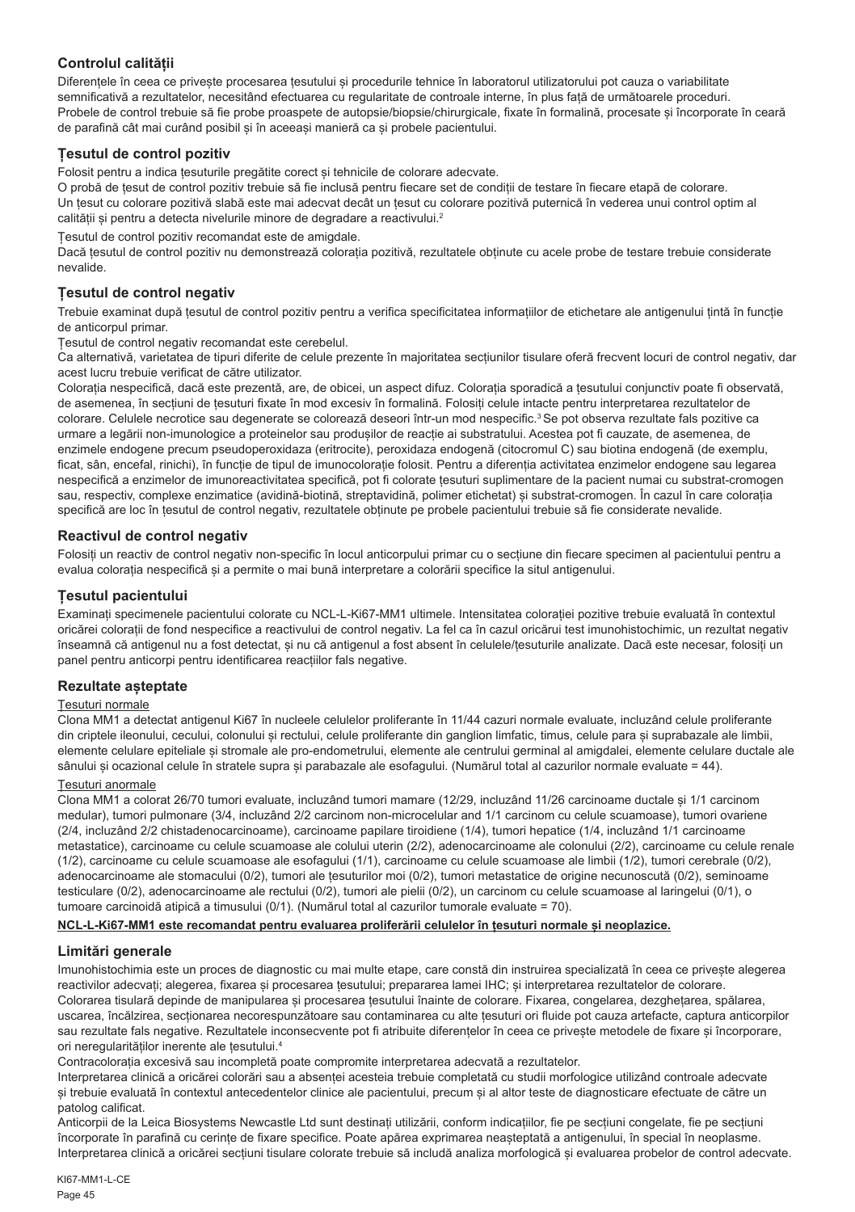## Controlul calității

Diferențele în ceea ce privește procesarea țesutului și procedurile tehnice în laboratorul utilizatorului pot cauza o variabilitate semnificativă a rezultatelor, necesitând efectuarea cu regularitate de controale interne, în plus față de următoarele proceduri.
Probele de control trebuie să fie probe proaspete de autopsie/biopsie/chirurgicale, fixate în formalină, procesate și încorporate în ceară de parafină cât mai curând posibil și în aceeași manieră ca și probele pacientului.

### Țesutul de control pozitiv

Folosit pentru a indica țesuturile pregătite corect și tehnicile de colorare adecvate.
O probă de țesut de control pozitiv trebuie să fie inclusă pentru fiecare set de condiții de testare în fiecare etapă de colorare.
Un țesut cu colorare pozitivă slabă este mai adecvat decât un țesut cu colorare pozitivă puternică în vederea unui control optim al calității și pentru a detecta nivelurile minore de degradare a reactivului.[2]

Țesutul de control pozitiv recomandat este de amigdale.
Dacă țesutul de control pozitiv nu demonstrează colorația pozitivă, rezultatele obținute cu acele probe de testare trebuie considerate nevalide.

### Țesutul de control negativ

Trebuie examinat după țesutul de control pozitiv pentru a verifica specificitatea informațiilor de etichetare ale antigenului țintă în funcție de anticorpul primar.
Țesutul de control negativ recomandat este cerebelul.
Ca alternativă, varietatea de tipuri diferite de celule prezente în majoritatea secțiunilor tisulare oferă frecvent locuri de control negativ, dar acest lucru trebuie verificat de către utilizator.
Colorația nespecifică, dacă este prezentă, are, de obicei, un aspect difuz. Colorația sporadică a țesutului conjunctiv poate fi observată, de asemenea, în secțiuni de țesuturi fixate în mod excesiv în formalină. Folosiți celule intacte pentru interpretarea rezultatelor de colorare. Celulele necrotice sau degenerate se colorează deseori într-un mod nespecific.[3] Se pot observa rezultate fals pozitive ca urmare a legării non-imunologice a proteinelor sau produșilor de reacție ai substratului. Acestea pot fi cauzate, de asemenea, de enzimele endogene precum pseudoperoxidaza (eritrocite), peroxidaza endogenă (citocromul C) sau biotina endogenă (de exemplu, ficat, sân, encefal, rinichi), în funcție de tipul de imunocolorație folosit. Pentru a diferenția activitatea enzimelor endogene sau legarea nespecifică a enzimelor de imunoreactivitatea specifică, pot fi colorate țesuturi suplimentare de la pacient numai cu substrat-cromogen sau, respectiv, complexe enzimatice (avidină-biotină, streptavidină, polimer etichetat) și substrat-cromogen. În cazul în care colorația specifică are loc în țesutul de control negativ, rezultatele obținute pe probele pacientului trebuie să fie considerate nevalide.

### Reactivul de control negativ

Folosiți un reactiv de control negativ non-specific în locul anticorpului primar cu o secțiune din fiecare specimen al pacientului pentru a evalua colorația nespecifică și a permite o mai bună interpretare a colorării specifice la situl antigenului.

### Țesutul pacientului

Examinați specimenele pacientului colorate cu NCL-L-Ki67-MM1 ultimele. Intensitatea colorației pozitive trebuie evaluată în contextul oricărei colorații de fond nespecifice a reactivului de control negativ. La fel ca în cazul oricărui test imunohistochimic, un rezultat negativ înseamnă că antigenul nu a fost detectat, și nu că antigenul a fost absent în celulele/țesuturile analizate. Dacă este necesar, folosiți un panel pentru anticorpi pentru identificarea reacțiilor fals negative.

## Rezultate așteptate

Țesuturi normale

Clona MM1 a detectat antigenul Ki67 în nucleele celulelor proliferante în 11/44 cazuri normale evaluate, incluzând celule proliferante din criptele ileonului, cecului, colonului și rectului, celule proliferante din ganglion limfatic, timus, celule para și suprabazale ale limbii, elemente celulare epiteliale și stromale ale pro-endometrului, elemente ale centrului germinal al amigdalei, elemente celulare ductale ale sânului și ocazional celule în stratele supra și parabazale ale esofagului. (Numărul total al cazurilor normale evaluate = 44).

Țesuturi anormale

Clona MM1 a colorat 26/70 tumori evaluate, incluzând tumori mamare (12/29, incluzând 11/26 carcinoame ductale și 1/1 carcinom medular), tumori pulmonare (3/4, incluzând 2/2 carcinom non-microcelular and 1/1 carcinom cu celule scuamoase), tumori ovariene (2/4, incluzând 2/2 chistadenocarcinoame), carcinoame papilare tiroidiene (1/4), tumori hepatice (1/4, incluzând 1/1 carcinoame metastatice), carcinoame cu celule scuamoase ale colului uterin (2/2), adenocarcinoame ale colonului (2/2), carcinoame cu celule renale (1/2), carcinoame cu celule scuamoase ale esofagului (1/1), carcinoame cu celule scuamoase ale limbii (1/2), tumori cerebrale (0/2), adenocarcinoame ale stomacului (0/2), tumori ale țesuturilor moi (0/2), tumori metastatice de origine necunoscută (0/2), seminoame testiculare (0/2), adenocarcinoame ale rectului (0/2), tumori ale pielii (0/2), un carcinom cu celule scuamoase al laringelui (0/1), o tumoare carcinoidă atipică a timusului (0/1). (Numărul total al cazurilor tumorale evaluate = 70).

**NCL-L-Ki67-MM1 este recomandat pentru evaluarea proliferării celulelor în țesuturi normale și neoplazice.**

## Limitări generale

Imunohistochimia este un proces de diagnostic cu mai multe etape, care constă din instruirea specializată în ceea ce privește alegerea reactivilor adecvați; alegerea, fixarea și procesarea țesutului; prepararea lamei IHC; și interpretarea rezultatelor de colorare.
Colorarea tisulară depinde de manipularea și procesarea țesutului înainte de colorare. Fixarea, congelarea, dezghețarea, spălarea, uscarea, încălzirea, secționarea necorespunzătoare sau contaminarea cu alte țesuturi ori fluide pot cauza artefacte, captura anticorpilor sau rezultate fals negative. Rezultatele inconsecvente pot fi atribuite diferențelor în ceea ce privește metodele de fixare și încorporare, ori neregularităților inerente ale țesutului.[4]
Contracolorația excesivă sau incompletă poate compromite interpretarea adecvată a rezultatelor.
Interpretarea clinică a oricărei colorări sau a absenței acesteia trebuie completată cu studii morfologice utilizând controale adecvate și trebuie evaluată în contextul antecedentelor clinice ale pacientului, precum și al altor teste de diagnosticare efectuate de către un patolog calificat.
Anticorpii de la Leica Biosystems Newcastle Ltd sunt destinați utilizării, conform indicațiilor, fie pe secțiuni congelate, fie pe secțiuni încorporate în parafină cu cerințe de fixare specifice. Poate apărea exprimarea neașteptată a antigenului, în special în neoplasme.
Interpretarea clinică a oricărei secțiuni tisulare colorate trebuie să includă analiza morfologică și evaluarea probelor de control adecvate.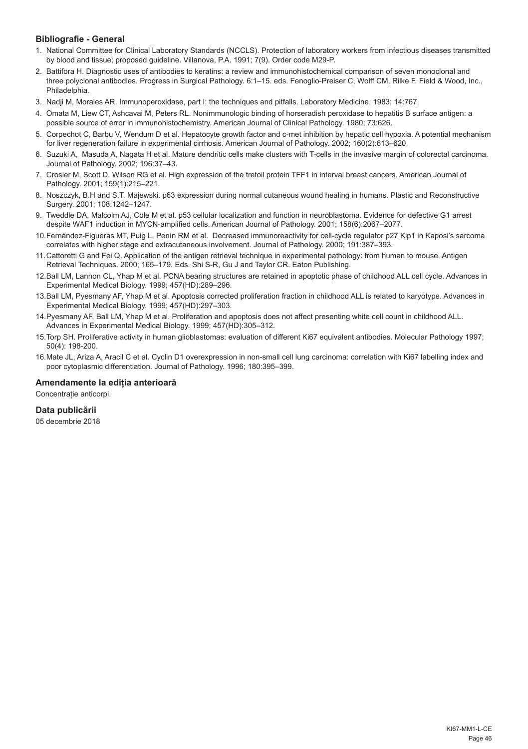### Bibliografie - General

1. National Committee for Clinical Laboratory Standards (NCCLS). Protection of laboratory workers from infectious diseases transmitted by blood and tissue; proposed guideline. Villanova, P.A. 1991; 7(9). Order code M29-P.
2. Battifora H. Diagnostic uses of antibodies to keratins: a review and immunohistochemical comparison of seven monoclonal and three polyclonal antibodies. Progress in Surgical Pathology. 6:1–15. eds. Fenoglio-Preiser C, Wolff CM, Rilke F. Field & Wood, Inc., Philadelphia.
3. Nadji M, Morales AR. Immunoperoxidase, part I: the techniques and pitfalls. Laboratory Medicine. 1983; 14:767.
4. Omata M, Liew CT, Ashcavai M, Peters RL. Nonimmunologic binding of horseradish peroxidase to hepatitis B surface antigen: a possible source of error in immunohistochemistry. American Journal of Clinical Pathology. 1980; 73:626.
5. Corpechot C, Barbu V, Wendum D et al. Hepatocyte growth factor and c-met inhibition by hepatic cell hypoxia. A potential mechanism for liver regeneration failure in experimental cirrhosis. American Journal of Pathology. 2002; 160(2):613–620.
6. Suzuki A, Masuda A, Nagata H et al. Mature dendritic cells make clusters with T-cells in the invasive margin of colorectal carcinoma. Journal of Pathology. 2002; 196:37–43.
7. Crosier M, Scott D, Wilson RG et al. High expression of the trefoil protein TFF1 in interval breast cancers. American Journal of Pathology. 2001; 159(1):215–221.
8. Noszczyk, B.H and S.T. Majewski. p63 expression during normal cutaneous wound healing in humans. Plastic and Reconstructive Surgery. 2001; 108:1242–1247.
9. Tweddle DA, Malcolm AJ, Cole M et al. p53 cellular localization and function in neuroblastoma. Evidence for defective G1 arrest despite WAF1 induction in MYCN-amplified cells. American Journal of Pathology. 2001; 158(6):2067–2077.
10. Fernández-Figueras MT, Puig L, Penín RM et al. Decreased immunoreactivity for cell-cycle regulator p27 Kip1 in Kaposi's sarcoma correlates with higher stage and extracutaneous involvement. Journal of Pathology. 2000; 191:387–393.
11. Cattoretti G and Fei Q. Application of the antigen retrieval technique in experimental pathology: from human to mouse. Antigen Retrieval Techniques. 2000; 165–179. Eds. Shi S-R, Gu J and Taylor CR. Eaton Publishing.
12. Ball LM, Lannon CL, Yhap M et al. PCNA bearing structures are retained in apoptotic phase of childhood ALL cell cycle. Advances in Experimental Medical Biology. 1999; 457(HD):289–296.
13. Ball LM, Pyesmany AF, Yhap M et al. Apoptosis corrected proliferation fraction in childhood ALL is related to karyotype. Advances in Experimental Medical Biology. 1999; 457(HD):297–303.
14. Pyesmany AF, Ball LM, Yhap M et al. Proliferation and apoptosis does not affect presenting white cell count in childhood ALL. Advances in Experimental Medical Biology. 1999; 457(HD):305–312.
15. Torp SH. Proliferative activity in human glioblastomas: evaluation of different Ki67 equivalent antibodies. Molecular Pathology 1997; 50(4): 198-200.
16. Mate JL, Ariza A, Aracil C et al. Cyclin D1 overexpression in non-small cell lung carcinoma: correlation with Ki67 labelling index and poor cytoplasmic differentiation. Journal of Pathology. 1996; 180:395–399.

### Amendamente la ediția anterioară

Concentrație anticorpi.

### Data publicării

05 decembrie 2018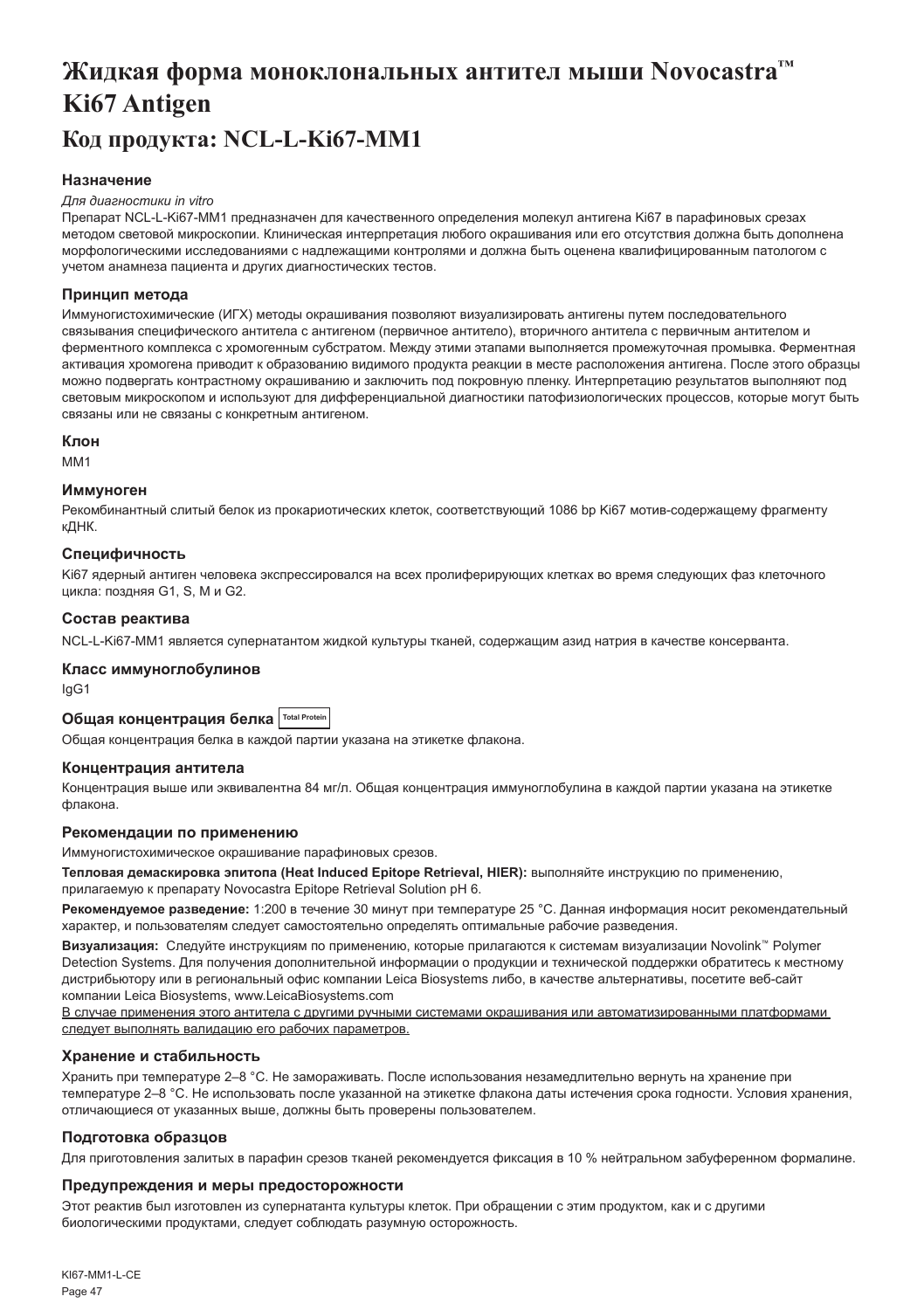# Жидкая форма моноклональных антител мыши Novocastra™ Ki67 Antigen

# Код продукта: NCL-L-Ki67-MM1

### Назначение

*Для диагностики in vitro*

Препарат NCL-L-Ki67-MM1 предназначен для качественного определения молекул антигена Ki67 в парафиновых срезах методом световой микроскопии. Клиническая интерпретация любого окрашивания или его отсутствия должна быть дополнена морфологическими исследованиями с надлежащими контролями и должна быть оценена квалифицированным патологом с учетом анамнеза пациента и других диагностических тестов.

### Принцип метода

Иммуногистохимические (ИГХ) методы окрашивания позволяют визуализировать антигены путем последовательного связывания специфического антитела с антигеном (первичное антитело), вторичного антитела с первичным антителом и ферментного комплекса с хромогенным субстратом. Между этими этапами выполняется промежуточная промывка. Ферментная активация хромогена приводит к образованию видимого продукта реакции в месте расположения антигена. После этого образцы можно подвергать контрастному окрашиванию и заключить под покровную пленку. Интерпретацию результатов выполняют под световым микроскопом и используют для дифференциальной диагностики патофизиологических процессов, которые могут быть связаны или не связаны с конкретным антигеном.

### Клон

MM1

### Иммуноген

Рекомбинантный слитый белок из прокариотических клеток, соответствующий 1086 bp Ki67 мотив-содержащему фрагменту кДНК.

### Специфичность

Ki67 ядерный антиген человека экспрессировался на всех пролиферирующих клетках во время следующих фаз клеточного цикла: поздняя G1, S, M и G2.

### Состав реактива

NCL-L-Ki67-MM1 является супернатантом жидкой культуры тканей, содержащим азид натрия в качестве консерванта.

### Класс иммуноглобулинов

IgG1

### Общая концентрация белка Total Protein

Общая концентрация белка в каждой партии указана на этикетке флакона.

### Концентрация антитела

Концентрация выше или эквивалентна 84 мг/л. Общая концентрация иммуноглобулина в каждой партии указана на этикетке флакона.

### Рекомендации по применению

Иммуногистохимическое окрашивание парафиновых срезов.

**Тепловая демаскировка эпитопа (Heat Induced Epitope Retrieval, HIER):** выполняйте инструкцию по применению, прилагаемую к препарату Novocastra Epitope Retrieval Solution pH 6.

**Рекомендуемое разведение:** 1:200 в течение 30 минут при температуре 25 °C. Данная информация носит рекомендательный характер, и пользователям следует самостоятельно определять оптимальные рабочие разведения.

**Визуализация:** Следуйте инструкциям по применению, которые прилагаются к системам визуализации Novolink™ Polymer Detection Systems. Для получения дополнительной информации о продукции и технической поддержки обратитесь к местному дистрибьютору или в региональный офис компании Leica Biosystems либо, в качестве альтернативы, посетите веб-сайт компании Leica Biosystems, www.LeicaBiosystems.com

<u>В случае применения этого антитела с другими ручными системами окрашивания или автоматизированными платформами следует выполнять валидацию его рабочих параметров.</u>

### Хранение и стабильность

Хранить при температуре 2–8 °C. Не замораживать. После использования незамедлительно вернуть на хранение при температуре 2–8 °C. Не использовать после указанной на этикетке флакона даты истечения срока годности. Условия хранения, отличающиеся от указанных выше, должны быть проверены пользователем.

### Подготовка образцов

Для приготовления залитых в парафин срезов тканей рекомендуется фиксация в 10 % нейтральном забуференном формалине.

### Предупреждения и меры предосторожности

Этот реактив был изготовлен из супернатанта культуры клеток. При обращении с этим продуктом, как и с другими биологическими продуктами, следует соблюдать разумную осторожность.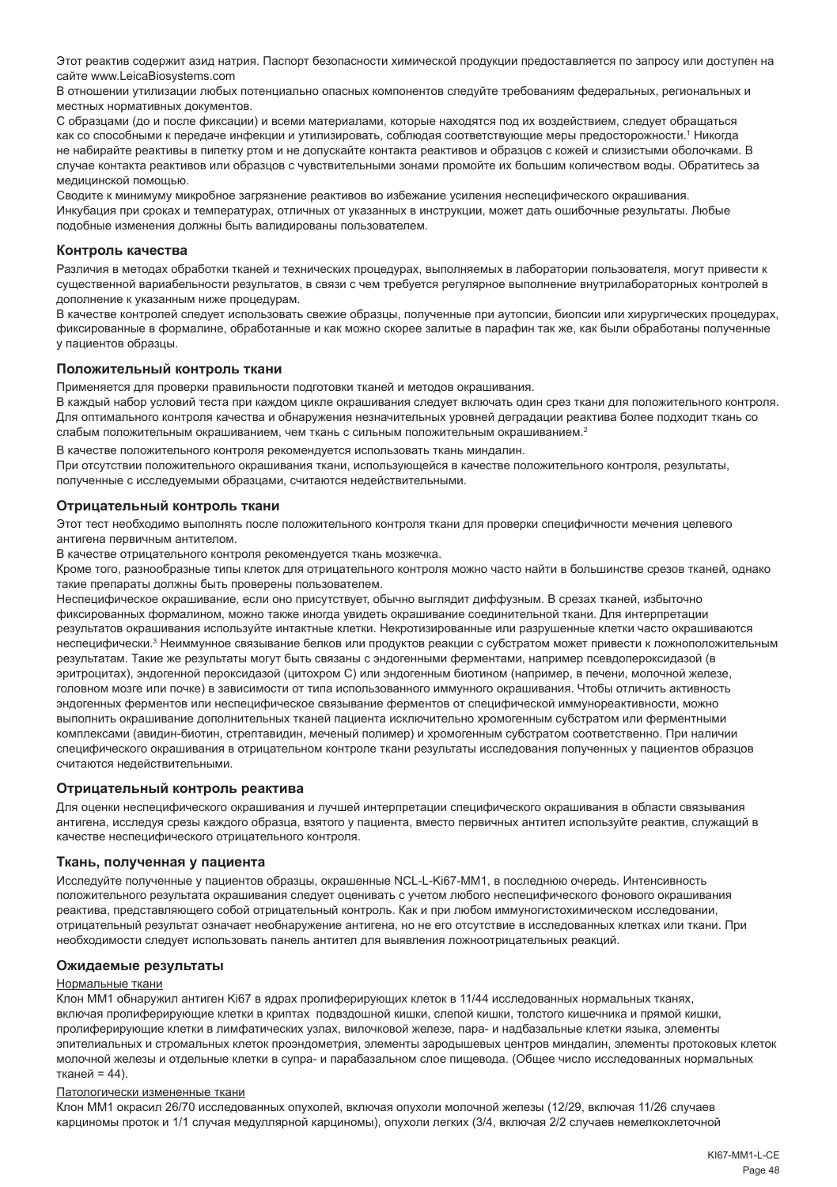Этот реактив содержит азид натрия. Паспорт безопасности химической продукции предоставляется по запросу или доступен на сайте www.LeicaBiosystems.com

В отношении утилизации любых потенциально опасных компонентов следуйте требованиям федеральных, региональных и местных нормативных документов.

С образцами (до и после фиксации) и всеми материалами, которые находятся под их воздействием, следует обращаться как со способными к передаче инфекции и утилизировать, соблюдая соответствующие меры предосторожности.[1] Никогда не набирайте реактивы в пипетку ртом и не допускайте контакта реактивов и образцов с кожей и слизистыми оболочками. В случае контакта реактивов или образцов с чувствительными зонами промойте их большим количеством воды. Обратитесь за медицинской помощью.

Сводите к минимуму микробное загрязнение реактивов во избежание усиления неспецифического окрашивания.

Инкубация при сроках и температурах, отличных от указанных в инструкции, может дать ошибочные результаты. Любые подобные изменения должны быть валидированы пользователем.

### Контроль качества

Различия в методах обработки тканей и технических процедурах, выполняемых в лаборатории пользователя, могут привести к существенной вариабельности результатов, в связи с чем требуется регулярное выполнение внутрилабораторных контролей в дополнение к указанным ниже процедурам.

В качестве контролей следует использовать свежие образцы, полученные при аутопсии, биопсии или хирургических процедурах, фиксированные в формалине, обработанные и как можно скорее залитые в парафин так же, как были обработаны полученные у пациентов образцы.

### Положительный контроль ткани

Применяется для проверки правильности подготовки тканей и методов окрашивания.

В каждый набор условий теста при каждом цикле окрашивания следует включать один срез ткани для положительного контроля. Для оптимального контроля качества и обнаружения незначительных уровней деградации реактива более подходит ткань со слабым положительным окрашиванием, чем ткань с сильным положительным окрашиванием.[2]

В качестве положительного контроля рекомендуется использовать ткань миндалин.

При отсутствии положительного окрашивания ткани, использующейся в качестве положительного контроля, результаты, полученные с исследуемыми образцами, считаются недействительными.

### Отрицательный контроль ткани

Этот тест необходимо выполнять после положительного контроля ткани для проверки специфичности мечения целевого антигена первичным антителом.

В качестве отрицательного контроля рекомендуется ткань мозжечка.

Кроме того, разнообразные типы клеток для отрицательного контроля можно часто найти в большинстве срезов тканей, однако такие препараты должны быть проверены пользователем.

Неспецифическое окрашивание, если оно присутствует, обычно выглядит диффузным. В срезах тканей, избыточно фиксированных формалином, можно также иногда увидеть окрашивание соединительной ткани. Для интерпретации результатов окрашивания используйте интактные клетки. Некротизированные или разрушенные клетки часто окрашиваются неспецифически.[3] Неиммунное связывание белков или продуктов реакции с субстратом может привести к ложноположительным результатам. Такие же результаты могут быть связаны с эндогенными ферментами, например псевдопероксидазой (в эритроцитах), эндогенной пероксидазой (цитохром С) или эндогенным биотином (например, в печени, молочной железе, головном мозге или почке) в зависимости от типа использованного иммунного окрашивания. Чтобы отличить активность эндогенных ферментов или неспецифическое связывание ферментов от специфической иммунореактивности, можно выполнить окрашивание дополнительных тканей пациента исключительно хромогенным субстратом или ферментными комплексами (авидин-биотин, стрептавидин, меченый полимер) и хромогенным субстратом соответственно. При наличии специфического окрашивания в отрицательном контроле ткани результаты исследования полученных у пациентов образцов считаются недействительными.

### Отрицательный контроль реактива

Для оценки неспецифического окрашивания и лучшей интерпретации специфического окрашивания в области связывания антигена, исследуя срезы каждого образца, взятого у пациента, вместо первичных антител используйте реактив, служащий в качестве неспецифического отрицательного контроля.

### Ткань, полученная у пациента

Исследуйте полученные у пациентов образцы, окрашенные NCL-L-Ki67-MM1, в последнюю очередь. Интенсивность положительного результата окрашивания следует оценивать с учетом любого неспецифического фонового окрашивания реактива, представляющего собой отрицательный контроль. Как и при любом иммуногистохимическом исследовании, отрицательный результат означает необнаружение антигена, но не его отсутствие в исследованных клетках или ткани. При необходимости следует использовать панель антител для выявления ложноотрицательных реакций.

### Ожидаемые результаты

Нормальные ткани

Клон MM1 обнаружил антиген Ki67 в ядрах пролиферирующих клеток в 11/44 исследованных нормальных тканях, включая пролиферирующие клетки в криптах подвздошной кишки, слепой кишки, толстого кишечника и прямой кишки, пролиферирующие клетки в лимфатических узлах, вилочковой железе, пара- и надбазальные клетки языка, элементы эпителиальных и стромальных клеток проэндометрия, элементы зародышевых центров миндалин, элементы протоковых клеток молочной железы и отдельные клетки в супра- и парабазальном слое пищевода. (Общее число исследованных нормальных тканей = 44).

Патологически измененные ткани

Клон MM1 окрасил 26/70 исследованных опухолей, включая опухоли молочной железы (12/29, включая 11/26 случаев карциномы проток и 1/1 случая медуллярной карциномы), опухоли легких (3/4, включая 2/2 случаев немелкоклеточной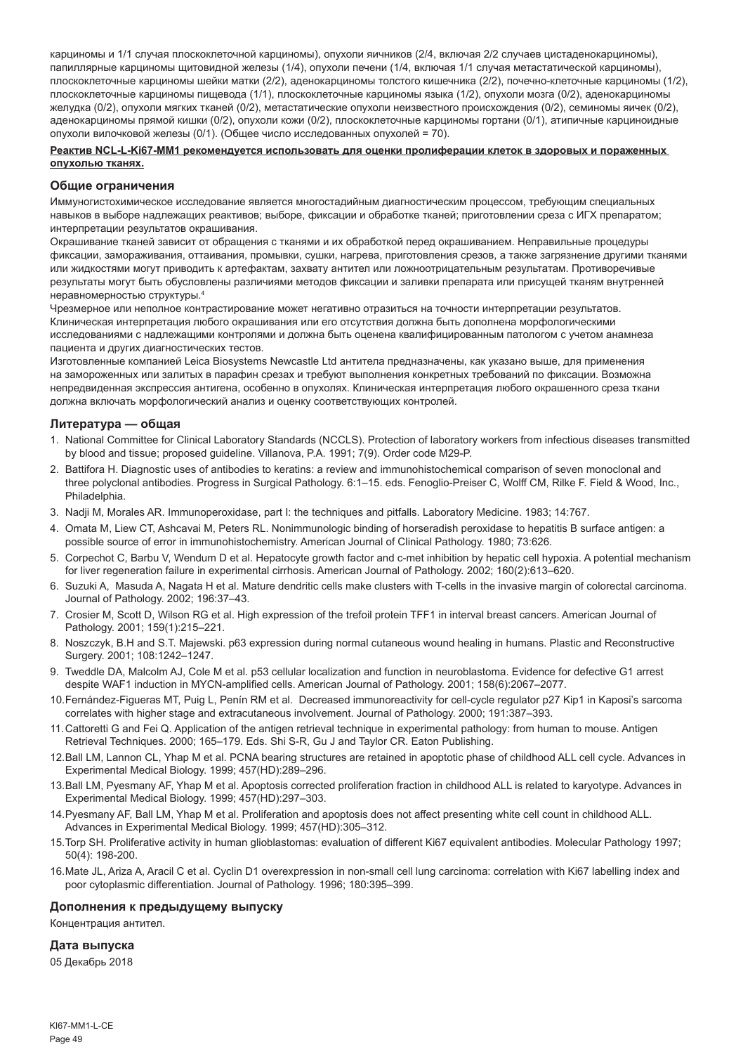карциномы и 1/1 случая плоскоклеточной карциномы), опухоли яичников (2/4, включая 2/2 случаев цистаденокарциномы), папиллярные карциномы щитовидной железы (1/4), опухоли печени (1/4, включая 1/1 случая метастатической карциномы), плоскоклеточные карциномы шейки матки (2/2), аденокарциномы толстого кишечника (2/2), почечно-клеточные карциномы (1/2), плоскоклеточные карциномы пищевода (1/1), плоскоклеточные карциномы языка (1/2), опухоли мозга (0/2), аденокарциномы желудка (0/2), опухоли мягких тканей (0/2), метастатические опухоли неизвестного происхождения (0/2), семиномы яичек (0/2), аденокарциномы прямой кишки (0/2), опухоли кожи (0/2), плоскоклеточные карциномы гортани (0/1), атипичные карциноидные опухоли вилочковой железы (0/1). (Общее число исследованных опухолей = 70).

**Реактив NCL-L-Ki67-MM1 рекомендуется использовать для оценки пролиферации клеток в здоровых и пораженных опухолью тканях.**

## Общие ограничения

Иммуногистохимическое исследование является многостадийным диагностическим процессом, требующим специальных навыков в выборе надлежащих реактивов; выборе, фиксации и обработке тканей; приготовлении среза с ИГХ препаратом; интерпретации результатов окрашивания.

Окрашивание тканей зависит от обращения с тканями и их обработкой перед окрашиванием. Неправильные процедуры фиксации, замораживания, оттаивания, промывки, сушки, нагрева, приготовления срезов, а также загрязнение другими тканями или жидкостями могут приводить к артефактам, захвату антител или ложноотрицательным результатам. Противоречивые результаты могут быть обусловлены различиями методов фиксации и заливки препарата или присущей тканям внутренней неравномерностью структуры.[4]

Чрезмерное или неполное контрастирование может негативно отразиться на точности интерпретации результатов. Клиническая интерпретация любого окрашивания или его отсутствия должна быть дополнена морфологическими исследованиями с надлежащими контролями и должна быть оценена квалифицированным патологом с учетом анамнеза пациента и других диагностических тестов.

Изготовленные компанией Leica Biosystems Newcastle Ltd антитела предназначены, как указано выше, для применения на замороженных или залитых в парафин срезах и требуют выполнения конкретных требований по фиксации. Возможна непредвиденная экспрессия антигена, особенно в опухолях. Клиническая интерпретация любого окрашенного среза ткани должна включать морфологический анализ и оценку соответствующих контролей.

## Литература — общая

1. National Committee for Clinical Laboratory Standards (NCCLS). Protection of laboratory workers from infectious diseases transmitted by blood and tissue; proposed guideline. Villanova, P.A. 1991; 7(9). Order code M29-P.
2. Battifora H. Diagnostic uses of antibodies to keratins: a review and immunohistochemical comparison of seven monoclonal and three polyclonal antibodies. Progress in Surgical Pathology. 6:1–15. eds. Fenoglio-Preiser C, Wolff CM, Rilke F. Field & Wood, Inc., Philadelphia.
3. Nadji M, Morales AR. Immunoperoxidase, part I: the techniques and pitfalls. Laboratory Medicine. 1983; 14:767.
4. Omata M, Liew CT, Ashcavai M, Peters RL. Nonimmunologic binding of horseradish peroxidase to hepatitis B surface antigen: a possible source of error in immunohistochemistry. American Journal of Clinical Pathology. 1980; 73:626.
5. Corpechot C, Barbu V, Wendum D et al. Hepatocyte growth factor and c-met inhibition by hepatic cell hypoxia. A potential mechanism for liver regeneration failure in experimental cirrhosis. American Journal of Pathology. 2002; 160(2):613–620.
6. Suzuki A, Masuda A, Nagata H et al. Mature dendritic cells make clusters with T-cells in the invasive margin of colorectal carcinoma. Journal of Pathology. 2002; 196:37–43.
7. Crosier M, Scott D, Wilson RG et al. High expression of the trefoil protein TFF1 in interval breast cancers. American Journal of Pathology. 2001; 159(1):215–221.
8. Noszczyk, B.H and S.T. Majewski. p63 expression during normal cutaneous wound healing in humans. Plastic and Reconstructive Surgery. 2001; 108:1242–1247.
9. Tweddle DA, Malcolm AJ, Cole M et al. p53 cellular localization and function in neuroblastoma. Evidence for defective G1 arrest despite WAF1 induction in MYCN-amplified cells. American Journal of Pathology. 2001; 158(6):2067–2077.
10. Fernández-Figueras MT, Puig L, Penín RM et al. Decreased immunoreactivity for cell-cycle regulator p27 Kip1 in Kaposi's sarcoma correlates with higher stage and extracutaneous involvement. Journal of Pathology. 2000; 191:387–393.
11. Cattoretti G and Fei Q. Application of the antigen retrieval technique in experimental pathology: from human to mouse. Antigen Retrieval Techniques. 2000; 165–179. Eds. Shi S-R, Gu J and Taylor CR. Eaton Publishing.
12. Ball LM, Lannon CL, Yhap M et al. PCNA bearing structures are retained in apoptotic phase of childhood ALL cell cycle. Advances in Experimental Medical Biology. 1999; 457(HD):289–296.
13. Ball LM, Pyesmany AF, Yhap M et al. Apoptosis corrected proliferation fraction in childhood ALL is related to karyotype. Advances in Experimental Medical Biology. 1999; 457(HD):297–303.
14. Pyesmany AF, Ball LM, Yhap M et al. Proliferation and apoptosis does not affect presenting white cell count in childhood ALL. Advances in Experimental Medical Biology. 1999; 457(HD):305–312.
15. Torp SH. Proliferative activity in human glioblastomas: evaluation of different Ki67 equivalent antibodies. Molecular Pathology 1997; 50(4): 198-200.
16. Mate JL, Ariza A, Aracil C et al. Cyclin D1 overexpression in non-small cell lung carcinoma: correlation with Ki67 labelling index and poor cytoplasmic differentiation. Journal of Pathology. 1996; 180:395–399.

## Дополнения к предыдущему выпуску

Концентрация антител.

## Дата выпуска

05 Декабрь 2018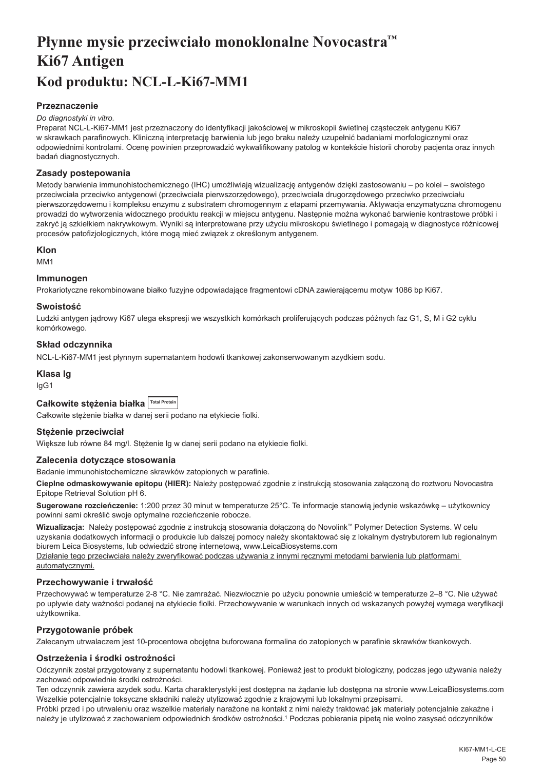# Płynne mysie przeciwciało monoklonalne Novocastra™ Ki67 Antigen

# Kod produktu: NCL-L-Ki67-MM1

### Przeznaczenie

*Do diagnostyki in vitro.*

Preparat NCL-L-Ki67-MM1 jest przeznaczony do identyfikacji jakościowej w mikroskopii świetlnej cząsteczek antygenu Ki67 w skrawkach parafinowych. Kliniczną interpretację barwienia lub jego braku należy uzupełnić badaniami morfologicznymi oraz odpowiednimi kontrolami. Ocenę powinien przeprowadzić wykwalifikowany patolog w kontekście historii choroby pacjenta oraz innych badań diagnostycznych.

### Zasady postepowania

Metody barwienia immunohistochemicznego (IHC) umożliwiają wizualizację antygenów dzięki zastosowaniu – po kolei – swoistego przeciwciała przeciwko antygenowi (przeciwciała pierwszorzędowego), przeciwciała drugorzędowego przeciwko przeciwciału pierwszorzędowemu i kompleksu enzymu z substratem chromogennym z etapami przemywania. Aktywacja enzymatyczna chromogenu prowadzi do wytworzenia widocznego produktu reakcji w miejscu antygenu. Następnie można wykonać barwienie kontrastowe próbki i zakryć ją szkiełkiem nakrywkowym. Wyniki są interpretowane przy użyciu mikroskopu świetlnego i pomagają w diagnostyce różnicowej procesów patofizjologicznych, które mogą mieć związek z określonym antygenem.

### Klon

MM1

### Immunogen

Prokariotyczne rekombinowane białko fuzyjne odpowiadające fragmentowi cDNA zawierającemu motyw 1086 bp Ki67.

### Swoistość

Ludzki antygen jądrowy Ki67 ulega ekspresji we wszystkich komórkach proliferujących podczas późnych faz G1, S, M i G2 cyklu komórkowego.

### Skład odczynnika

NCL-L-Ki67-MM1 jest płynnym supernatantem hodowli tkankowej zakonserwowanym azydkiem sodu.

### Klasa Ig

IgG1

### Całkowite stężenia białka Total Protein

Całkowite stężenie białka w danej serii podano na etykiecie fiolki.

### Stężenie przeciwciał

Większe lub równe 84 mg/l. Stężenie Ig w danej serii podano na etykiecie fiolki.

### Zalecenia dotyczące stosowania

Badanie immunohistochemiczne skrawków zatopionych w parafinie.

**Cieplne odmaskowywanie epitopu (HIER):** Należy postępować zgodnie z instrukcją stosowania załączoną do roztworu Novocastra Epitope Retrieval Solution pH 6.

**Sugerowane rozcieńczenie:** 1:200 przez 30 minut w temperaturze 25°C. Te informacje stanowią jedynie wskazówkę – użytkownicy powinni sami określić swoje optymalne rozcieńczenie robocze.

**Wizualizacja:** Należy postępować zgodnie z instrukcją stosowania dołączoną do Novolink™ Polymer Detection Systems. W celu uzyskania dodatkowych informacji o produkcie lub dalszej pomocy należy skontaktować się z lokalnym dystrybutorem lub regionalnym biurem Leica Biosystems, lub odwiedzić stronę internetową, www.LeicaBiosystems.com

Działanie tego przeciwciała należy zweryfikować podczas używania z innymi ręcznymi metodami barwienia lub platformami automatycznymi.

### Przechowywanie i trwałość

Przechowywać w temperaturze 2-8 °C. Nie zamrażać. Niezwłocznie po użyciu ponownie umieścić w temperaturze 2–8 °C. Nie używać po upływie daty ważności podanej na etykiecie fiolki. Przechowywanie w warunkach innych od wskazanych powyżej wymaga weryfikacji użytkownika.

### Przygotowanie próbek

Zalecanym utrwalaczem jest 10-procentowa obojętna buforowana formalina do zatopionych w parafinie skrawków tkankowych.

### Ostrzeżenia i środki ostrożności

Odczynnik został przygotowany z supernatantu hodowli tkankowej. Ponieważ jest to produkt biologiczny, podczas jego używania należy zachować odpowiednie środki ostrożności.

Ten odczynnik zawiera azydek sodu. Karta charakterystyki jest dostępna na żądanie lub dostępna na stronie www.LeicaBiosystems.com

Wszelkie potencjalnie toksyczne składniki należy utylizować zgodnie z krajowymi lub lokalnymi przepisami.

Próbki przed i po utrwaleniu oraz wszelkie materiały narażone na kontakt z nimi należy traktować jak materiały potencjalnie zakaźne i należy je utylizować z zachowaniem odpowiednich środków ostrożności.[1] Podczas pobierania pipetą nie wolno zasysać odczynników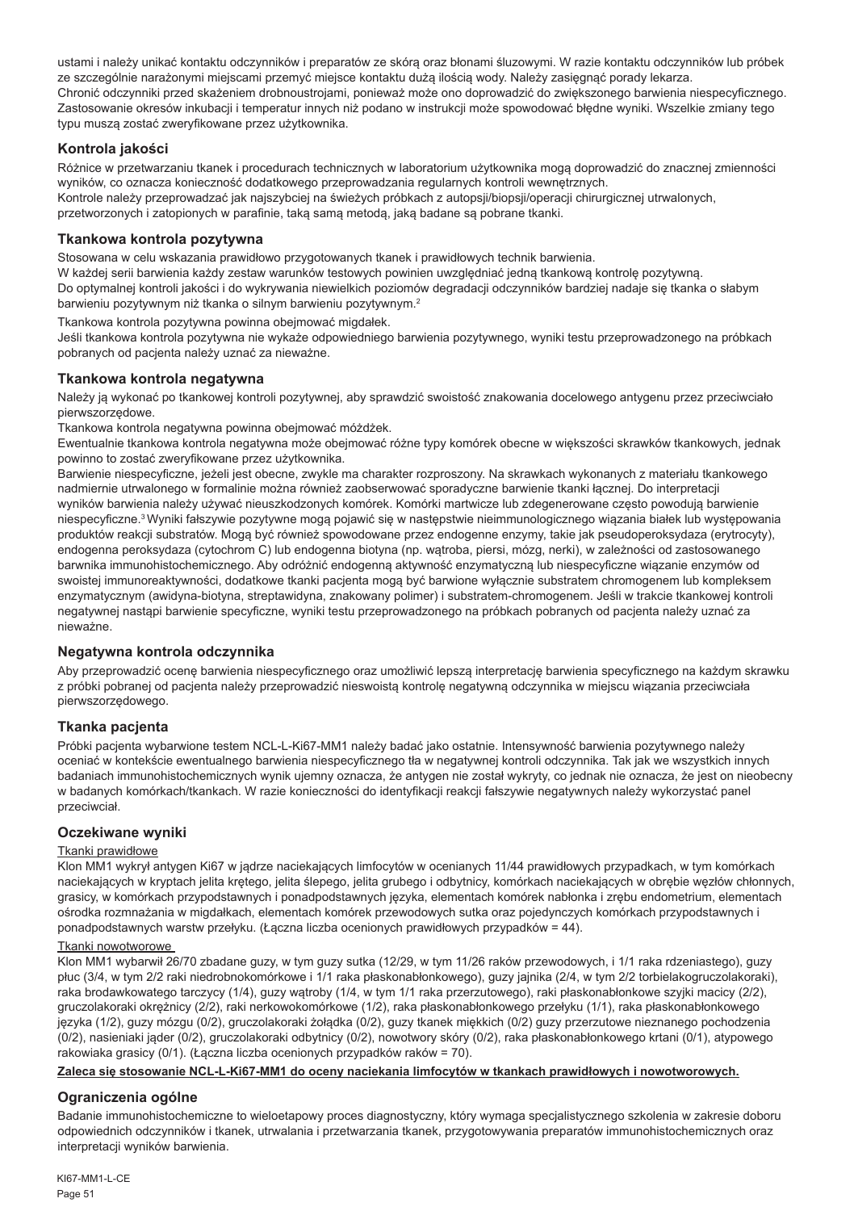ustami i należy unikać kontaktu odczynników i preparatów ze skórą oraz błonami śluzowymi. W razie kontaktu odczynników lub próbek ze szczególnie narażonymi miejscami przemyć miejsce kontaktu dużą ilością wody. Należy zasięgnąć porady lekarza.
Chronić odczynniki przed skażeniem drobnoustrojami, ponieważ może ono doprowadzić do zwiększonego barwienia niespecyficznego.
Zastosowanie okresów inkubacji i temperatur innych niż podano w instrukcji może spowodować błędne wyniki. Wszelkie zmiany tego typu muszą zostać zweryfikowane przez użytkownika.

## Kontrola jakości

Różnice w przetwarzaniu tkanek i procedurach technicznych w laboratorium użytkownika mogą doprowadzić do znacznej zmienności wyników, co oznacza konieczność dodatkowego przeprowadzania regularnych kontroli wewnętrznych.
Kontrole należy przeprowadzać jak najszybciej na świeżych próbkach z autopsji/biopsji/operacji chirurgicznej utrwalonych, przetworzonych i zatopionych w parafinie, taką samą metodą, jaką badane są pobrane tkanki.

## Tkankowa kontrola pozytywna

Stosowana w celu wskazania prawidłowo przygotowanych tkanek i prawidłowych technik barwienia.
W każdej serii barwienia każdy zestaw warunków testowych powinien uwzględniać jedną tkankową kontrolę pozytywną.
Do optymalnej kontroli jakości i do wykrywania niewielkich poziomów degradacji odczynników bardziej nadaje się tkanka o słabym barwieniu pozytywnym niż tkanka o silnym barwieniu pozytywnym.[2]

Tkankowa kontrola pozytywna powinna obejmować migdałek.
Jeśli tkankowa kontrola pozytywna nie wykaże odpowiedniego barwienia pozytywnego, wyniki testu przeprowadzonego na próbkach pobranych od pacjenta należy uznać za nieważne.

## Tkankowa kontrola negatywna

Należy ją wykonać po tkankowej kontroli pozytywnej, aby sprawdzić swoistość znakowania docelowego antygenu przez przeciwciało pierwszorzędowe.
Tkankowa kontrola negatywna powinna obejmować móżdżek.
Ewentualnie tkankowa kontrola negatywna może obejmować różne typy komórek obecne w większości skrawków tkankowych, jednak powinno to zostać zweryfikowane przez użytkownika.
Barwienie niespecyficzne, jeżeli jest obecne, zwykle ma charakter rozproszony. Na skrawkach wykonanych z materiału tkankowego nadmiernie utrwalonego w formalinie można również zaobserwować sporadyczne barwienie tkanki łącznej. Do interpretacji wyników barwienia należy używać nieuszkodzonych komórek. Komórki martwicze lub zdegenerowane często powodują barwienie niespecyficzne.[3] Wyniki fałszywie pozytywne mogą pojawić się w następstwie nieimmunologicznego wiązania białek lub występowania produktów reakcji substratów. Mogą być również spowodowane przez endogenne enzymy, takie jak pseudoperoksydaza (erytrocyty), endogenna peroksydaza (cytochrom C) lub endogenna biotyna (np. wątroba, piersi, mózg, nerki), w zależności od zastosowanego barwnika immunohistochemicznego. Aby odróżnić endogenną aktywność enzymatyczną lub niespecyficzne wiązanie enzymów od swoistej immunoreaktywności, dodatkowe tkanki pacjenta mogą być barwione wyłącznie substratem chromogenem lub kompleksem enzymatycznym (awidyna-biotyna, streptawidyna, znakowany polimer) i substratem-chromogenem. Jeśli w trakcie tkankowej kontroli negatywnej nastąpi barwienie specyficzne, wyniki testu przeprowadzonego na próbkach pobranych od pacjenta należy uznać za nieważne.

## Negatywna kontrola odczynnika

Aby przeprowadzić ocenę barwienia niespecyficznego oraz umożliwić lepszą interpretację barwienia specyficznego na każdym skrawku z próbki pobranej od pacjenta należy przeprowadzić nieswoistą kontrolę negatywną odczynnika w miejscu wiązania przeciwciała pierwszorzędowego.

## Tkanka pacjenta

Próbki pacjenta wybarwione testem NCL-L-Ki67-MM1 należy badać jako ostatnie. Intensywność barwienia pozytywnego należy oceniać w kontekście ewentualnego barwienia niespecyficznego tła w negatywnej kontroli odczynnika. Tak jak we wszystkich innych badaniach immunohistochemicznych wynik ujemny oznacza, że antygen nie został wykryty, co jednak nie oznacza, że jest on nieobecny w badanych komórkach/tkankach. W razie konieczności do identyfikacji reakcji fałszywie negatywnych należy wykorzystać panel przeciwciał.

## Oczekiwane wyniki

Tkanki prawidłowe

Klon MM1 wykrył antygen Ki67 w jądrze naciekających limfocytów w ocenianych 11/44 prawidłowych przypadkach, w tym komórkach naciekających w kryptach jelita krętego, jelita ślepego, jelita grubego i odbytnicy, komórkach naciekających w obrębie węzłów chłonnych, grasicy, w komórkach przypodstawnych i ponadpodstawnych języka, elementach komórek nabłonka i zrębu endometrium, elementach ośrodka rozmnażania w migdałkach, elementach komórek przewodowych sutka oraz pojedynczych komórkach przypodstawnych i ponadpodstawnych warstw przełyku. (Łączna liczba ocenionych prawidłowych przypadków = 44).

Tkanki nowotworowe

Klon MM1 wybarwił 26/70 zbadane guzy, w tym guzy sutka (12/29, w tym 11/26 raków przewodowych, i 1/1 raka rdzeniastego), guzy płuc (3/4, w tym 2/2 raki niedrobnokomórkowe i 1/1 raka płaskonabłonkowego), guzy jajnika (2/4, w tym 2/2 torbielakogruczolakoraki), raka brodawkowatego tarczycy (1/4), guzy wątroby (1/4, w tym 1/1 raka przerzutowego), raki płaskonabłonkowe szyjki macicy (2/2), gruczolakoraki okrężnicy (2/2), raki nerkowokomórkowe (1/2), raka płaskonabłonkowego przełyku (1/1), raka płaskonabłonkowego języka (1/2), guzy mózgu (0/2), gruczolakoraki żołądka (0/2), guzy tkanek miękkich (0/2) guzy przerzutowe nieznanego pochodzenia (0/2), nasieniaki jąder (0/2), gruczolakoraki odbytnicy (0/2), nowotwory skóry (0/2), raka płaskonabłonkowego krtani (0/1), atypowego rakowiaka grasicy (0/1). (Łączna liczba ocenionych przypadków raków = 70).

**Zaleca się stosowanie NCL-L-Ki67-MM1 do oceny naciekania limfocytów w tkankach prawidłowych i nowotworowych.**

## Ograniczenia ogólne

Badanie immunohistochemiczne to wieloetapowy proces diagnostyczny, który wymaga specjalistycznego szkolenia w zakresie doboru odpowiednich odczynników i tkanek, utrwalania i przetwarzania tkanek, przygotowywania preparatów immunohistochemicznych oraz interpretacji wyników barwienia.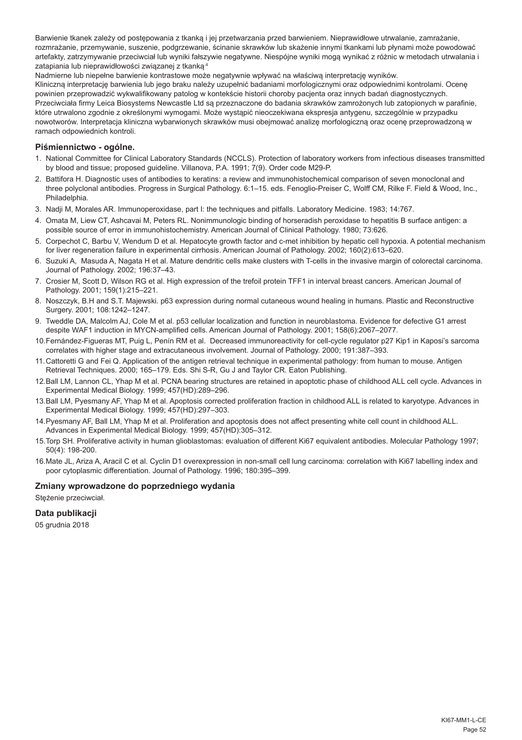Barwienie tkanek zależy od postępowania z tkanką i jej przetwarzania przed barwieniem. Nieprawidłowe utrwalanie, zamrażanie, rozmrażanie, przemywanie, suszenie, podgrzewanie, ścinanie skrawków lub skażenie innymi tkankami lub płynami może powodować artefakty, zatrzymywanie przeciwciał lub wyniki fałszywie negatywne. Niespójne wyniki mogą wynikać z różnic w metodach utrwalania i zatapiania lub nieprawidłowości związanej z tkanką.[4]

Nadmierne lub niepełne barwienie kontrastowe może negatywnie wpływać na właściwą interpretację wyników.

Kliniczną interpretację barwienia lub jego braku należy uzupełnić badaniami morfologicznymi oraz odpowiednimi kontrolami. Ocenę powinien przeprowadzić wykwalifikowany patolog w kontekście historii choroby pacjenta oraz innych badań diagnostycznych.

Przeciwciała firmy Leica Biosystems Newcastle Ltd są przeznaczone do badania skrawków zamrożonych lub zatopionych w parafinie, które utrwalono zgodnie z określonymi wymogami. Może wystąpić nieoczekiwana ekspresja antygenu, szczególnie w przypadku nowotworów. Interpretacja kliniczna wybarwionych skrawków musi obejmować analizę morfologiczną oraz ocenę przeprowadzoną w ramach odpowiednich kontroli.

## Piśmiennictwo - ogólne.

1. National Committee for Clinical Laboratory Standards (NCCLS). Protection of laboratory workers from infectious diseases transmitted by blood and tissue; proposed guideline. Villanova, P.A. 1991; 7(9). Order code M29-P.
2. Battifora H. Diagnostic uses of antibodies to keratins: a review and immunohistochemical comparison of seven monoclonal and three polyclonal antibodies. Progress in Surgical Pathology. 6:1–15. eds. Fenoglio-Preiser C, Wolff CM, Rilke F. Field & Wood, Inc., Philadelphia.
3. Nadji M, Morales AR. Immunoperoxidase, part I: the techniques and pitfalls. Laboratory Medicine. 1983; 14:767.
4. Omata M, Liew CT, Ashcavai M, Peters RL. Nonimmunologic binding of horseradish peroxidase to hepatitis B surface antigen: a possible source of error in immunohistochemistry. American Journal of Clinical Pathology. 1980; 73:626.
5. Corpechot C, Barbu V, Wendum D et al. Hepatocyte growth factor and c-met inhibition by hepatic cell hypoxia. A potential mechanism for liver regeneration failure in experimental cirrhosis. American Journal of Pathology. 2002; 160(2):613–620.
6. Suzuki A, Masuda A, Nagata H et al. Mature dendritic cells make clusters with T-cells in the invasive margin of colorectal carcinoma. Journal of Pathology. 2002; 196:37–43.
7. Crosier M, Scott D, Wilson RG et al. High expression of the trefoil protein TFF1 in interval breast cancers. American Journal of Pathology. 2001; 159(1):215–221.
8. Noszczyk, B.H and S.T. Majewski. p63 expression during normal cutaneous wound healing in humans. Plastic and Reconstructive Surgery. 2001; 108:1242–1247.
9. Tweddle DA, Malcolm AJ, Cole M et al. p53 cellular localization and function in neuroblastoma. Evidence for defective G1 arrest despite WAF1 induction in MYCN-amplified cells. American Journal of Pathology. 2001; 158(6):2067–2077.
10. Fernández-Figueras MT, Puig L, Penín RM et al. Decreased immunoreactivity for cell-cycle regulator p27 Kip1 in Kaposi's sarcoma correlates with higher stage and extracutaneous involvement. Journal of Pathology. 2000; 191:387–393.
11. Cattoretti G and Fei Q. Application of the antigen retrieval technique in experimental pathology: from human to mouse. Antigen Retrieval Techniques. 2000; 165–179. Eds. Shi S-R, Gu J and Taylor CR. Eaton Publishing.
12. Ball LM, Lannon CL, Yhap M et al. PCNA bearing structures are retained in apoptotic phase of childhood ALL cell cycle. Advances in Experimental Medical Biology. 1999; 457(HD):289–296.
13. Ball LM, Pyesmany AF, Yhap M et al. Apoptosis corrected proliferation fraction in childhood ALL is related to karyotype. Advances in Experimental Medical Biology. 1999; 457(HD):297–303.
14. Pyesmany AF, Ball LM, Yhap M et al. Proliferation and apoptosis does not affect presenting white cell count in childhood ALL. Advances in Experimental Medical Biology. 1999; 457(HD):305–312.
15. Torp SH. Proliferative activity in human glioblastomas: evaluation of different Ki67 equivalent antibodies. Molecular Pathology 1997; 50(4): 198-200.
16. Mate JL, Ariza A, Aracil C et al. Cyclin D1 overexpression in non-small cell lung carcinoma: correlation with Ki67 labelling index and poor cytoplasmic differentiation. Journal of Pathology. 1996; 180:395–399.

## Zmiany wprowadzone do poprzedniego wydania

Stężenie przeciwciał.

## Data publikacji

05 grudnia 2018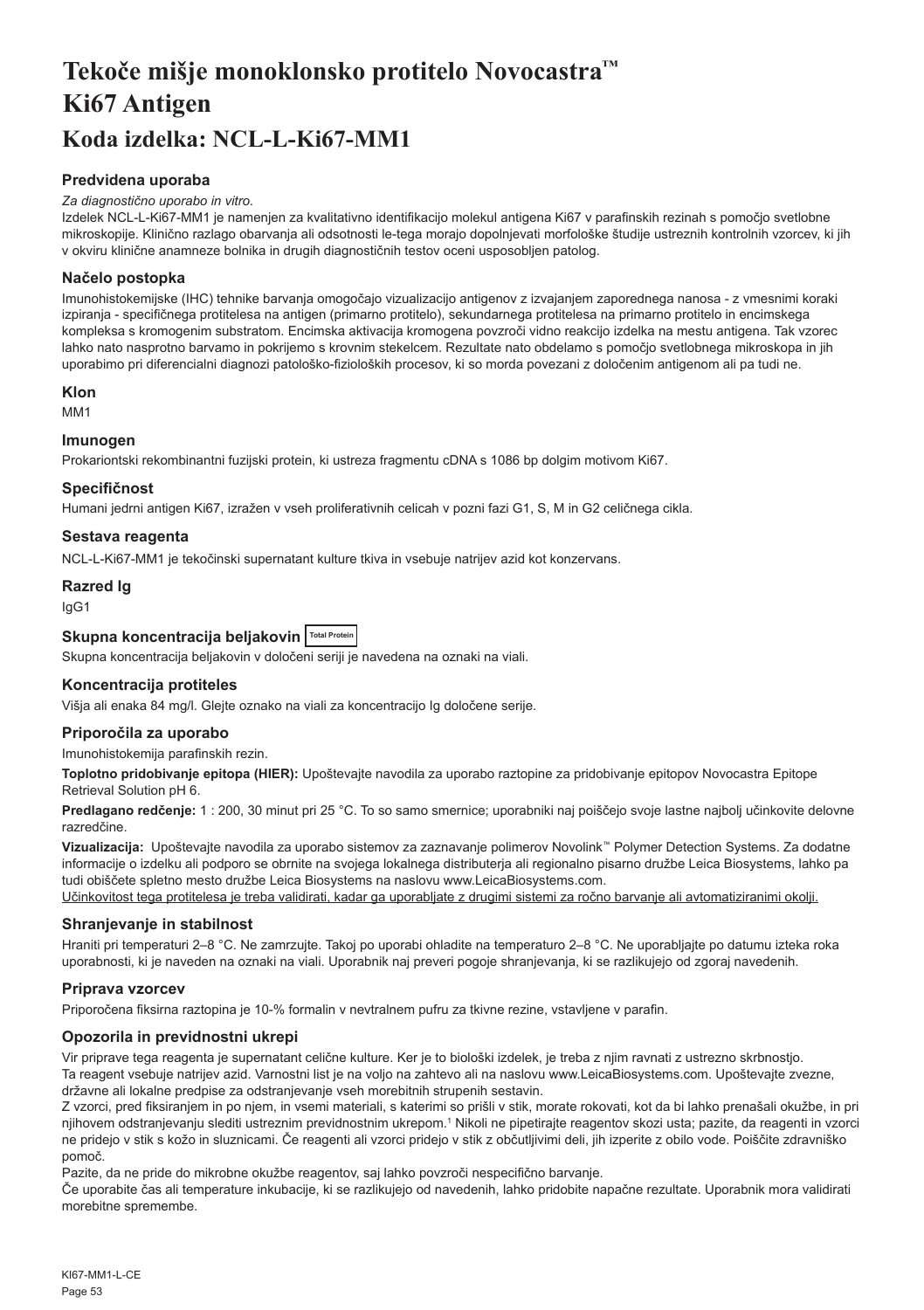# Tekoče mišje monoklonsko protitelo Novocastra™ Ki67 Antigen
# Koda izdelka: NCL-L-Ki67-MM1

### Predvidena uporaba

*Za diagnostično uporabo in vitro.*

Izdelek NCL-L-Ki67-MM1 je namenjen za kvalitativno identifikacijo molekul antigena Ki67 v parafinskih rezinah s pomočjo svetlobne mikroskopije. Klinično razlago obarvanja ali odsotnosti le-tega morajo dopolnjevati morfološke študije ustreznih kontrolnih vzorcev, ki jih v okviru klinične anamneze bolnika in drugih diagnostičnih testov oceni usposobljen patolog.

### Načelo postopka

Imunohistokemijske (IHC) tehnike barvanja omogočajo vizualizacijo antigenov z izvajanjem zaporednega nanosa - z vmesnimi koraki izpiranja - specifičnega protitelesa na antigen (primarno protitelo), sekundarnega protitelesa na primarno protitelo in encimskega kompleksa s kromogenim substratom. Encimska aktivacija kromogena povzroči vidno reakcijo izdelka na mestu antigena. Tak vzorec lahko nato nasprotno barvamo in pokrijemo s krovnim stekelcem. Rezultate nato obdelamo s pomočjo svetlobnega mikroskopa in jih uporabimo pri diferencialni diagnozi patološko-fizioloških procesov, ki so morda povezani z določenim antigenom ali pa tudi ne.

### Klon

MM1

### Imunogen

Prokariontski rekombinantni fuzijski protein, ki ustreza fragmentu cDNA s 1086 bp dolgim motivom Ki67.

### Specifičnost

Humani jedrni antigen Ki67, izražen v vseh proliferativnih celicah v pozni fazi G1, S, M in G2 celičnega cikla.

### Sestava reagenta

NCL-L-Ki67-MM1 je tekočinski supernatant kulture tkiva in vsebuje natrijev azid kot konzervans.

### Razred Ig

IgG1

### Skupna koncentracija beljakovin Total Protein

Skupna koncentracija beljakovin v določeni seriji je navedena na oznaki na viali.

### Koncentracija protiteles

Višja ali enaka 84 mg/l. Glejte oznako na viali za koncentracijo Ig določene serije.

### Priporočila za uporabo

Imunohistokemija parafinskih rezin.

**Toplotno pridobivanje epitopa (HIER):** Upoštevajte navodila za uporabo raztopine za pridobivanje epitopov Novocastra Epitope Retrieval Solution pH 6.

**Predlagano redčenje:** 1 : 200, 30 minut pri 25 °C. To so samo smernice; uporabniki naj poiščejo svoje lastne najbolj učinkovite delovne razredčine.

**Vizualizacija:** Upoštevajte navodila za uporabo sistemov za zaznavanje polimerov Novolink™ Polymer Detection Systems. Za dodatne informacije o izdelku ali podporo se obrnite na svojega lokalnega distributerja ali regionalno pisarno družbe Leica Biosystems, lahko pa tudi obiščete spletno mesto družbe Leica Biosystems na naslovu www.LeicaBiosystems.com.

Učinkovitost tega protitelesa je treba validirati, kadar ga uporabljate z drugimi sistemi za ročno barvanje ali avtomatiziranimi okolji.

### Shranjevanje in stabilnost

Hraniti pri temperaturi 2–8 °C. Ne zamrzujte. Takoj po uporabi ohladite na temperaturo 2–8 °C. Ne uporabljajte po datumu izteka roka uporabnosti, ki je naveden na oznaki na viali. Uporabnik naj preveri pogoje shranjevanja, ki se razlikujejo od zgoraj navedenih.

### Priprava vzorcev

Priporočena fiksirna raztopina je 10-% formalin v nevtralnem pufru za tkivne rezine, vstavljene v parafin.

### Opozorila in previdnostni ukrepi

Vir priprave tega reagenta je supernatant celične kulture. Ker je to biološki izdelek, je treba z njim ravnati z ustrezno skrbnostjo.

Ta reagent vsebuje natrijev azid. Varnostni list je na voljo na zahtevo ali na naslovu www.LeicaBiosystems.com. Upoštevajte zvezne, državne ali lokalne predpise za odstranjevanje vseh morebitnih strupenih sestavin.

Z vzorci, pred fiksiranjem in po njem, in vsemi materiali, s katerimi so prišli v stik, morate rokovati, kot da bi lahko prenašali okužbe, in pri njihovem odstranjevanju slediti ustreznim previdnostnim ukrepom.[1] Nikoli ne pipetirajte reagentov skozi usta; pazite, da reagenti in vzorci ne pridejo v stik s kožo in sluznicami. Če reagenti ali vzorci pridejo v stik z občutljivimi deli, jih izperite z obilo vode. Poiščite zdravniško pomoč.

Pazite, da ne pride do mikrobne okužbe reagentov, saj lahko povzroči nespecifično barvanje.

Če uporabite čas ali temperature inkubacije, ki se razlikujejo od navedenih, lahko pridobite napačne rezultate. Uporabnik mora validirati morebitne spremembe.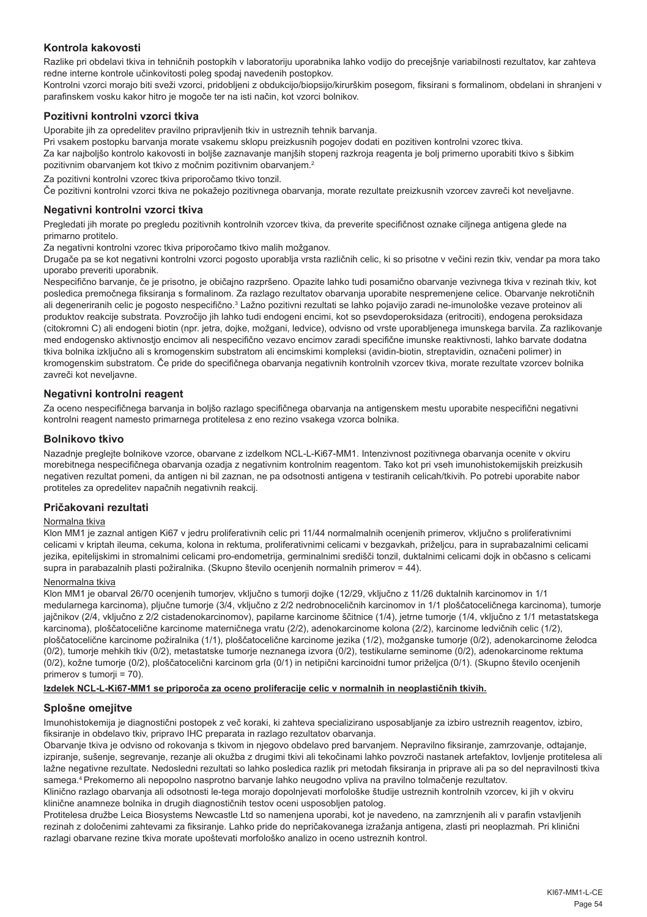## Kontrola kakovosti

Razlike pri obdelavi tkiva in tehničnih postopkih v laboratoriju uporabnika lahko vodijo do precejšnje variabilnosti rezultatov, kar zahteva redne interne kontrole učinkovitosti poleg spodaj navedenih postopkov.

Kontrolni vzorci morajo biti sveži vzorci, pridobljeni z obdukcijo/biopsijo/kirurškim posegom, fiksirani s formalinom, obdelani in shranjeni v parafinskem vosku kakor hitro je mogoče ter na isti način, kot vzorci bolnikov.

## Pozitivni kontrolni vzorci tkiva

Uporabite jih za opredelitev pravilno pripravljenih tkiv in ustreznih tehnik barvanja.

Pri vsakem postopku barvanja morate vsakemu sklopu preizkusnih pogojev dodati en pozitiven kontrolni vzorec tkiva.

Za kar najboljšo kontrolo kakovosti in boljše zaznavanje manjših stopenj razkroja reagenta je bolj primerno uporabiti tkivo s šibkim pozitivnim obarvanjem kot tkivo z močnim pozitivnim obarvanjem.[2]

Za pozitivni kontrolni vzorec tkiva priporočamo tkivo tonzil.

Če pozitivni kontrolni vzorci tkiva ne pokažejo pozitivnega obarvanja, morate rezultate preizkusnih vzorcev zavreči kot neveljavne.

## Negativni kontrolni vzorci tkiva

Pregledati jih morate po pregledu pozitivnih kontrolnih vzorcev tkiva, da preverite specifičnost oznake ciljnega antigena glede na primarno protitelo.

Za negativni kontrolni vzorec tkiva priporočamo tkivo malih možganov.

Drugače pa se kot negativni kontrolni vzorci pogosto uporablja vrsta različnih celic, ki so prisotne v večini rezin tkiv, vendar pa mora tako uporabo preveriti uporabnik.

Nespecifično barvanje, če je prisotno, je običajno razpršeno. Opazite lahko tudi posamično obarvanje vezivnega tkiva v rezinah tkiv, kot posledica premočnega fiksiranja s formalinom. Za razlago rezultatov obarvanja uporabite nespremenjene celice. Obarvanje nekrotičnih ali degeneriranih celic je pogosto nespecifično.[3] Lažno pozitivni rezultati se lahko pojavijo zaradi ne-imunološke vezave proteinov ali produktov reakcije substrata. Povzročijo jih lahko tudi endogeni encimi, kot so psevdoperoksidaza (eritrociti), endogena peroksidaza (citokromni C) ali endogeni biotin (npr. jetra, dojke, možgani, ledvice), odvisno od vrste uporabljenega imunskega barvila. Za razlikovanje med endogensko aktivnostjo encimov ali nespecifično vezavo encimov zaradi specifične imunske reaktivnosti, lahko barvate dodatna tkiva bolnika izključno ali s kromogenskim substratom ali encimskimi kompleksi (avidin-biotin, streptavidin, označeni polimer) in kromogenskim substratom. Če pride do specifičnega obarvanja negativnih kontrolnih vzorcev tkiva, morate rezultate vzorcev bolnika zavreči kot neveljavne.

## Negativni kontrolni reagent

Za oceno nespecifičnega barvanja in boljšo razlago specifičnega obarvanja na antigenskem mestu uporabite nespecifični negativni kontrolni reagent namesto primarnega protitelesa z eno rezino vsakega vzorca bolnika.

## Bolnikovo tkivo

Nazadnje preglejte bolnikove vzorce, obarvane z izdelkom NCL-L-Ki67-MM1. Intenzivnost pozitivnega obarvanja ocenite v okviru morebitnega nespecifičnega obarvanja ozadja z negativnim kontrolnim reagentom. Tako kot pri vseh imunohistokemijskih preizkusih negativen rezultat pomeni, da antigen ni bil zaznan, ne pa odsotnosti antigena v testiranih celicah/tkivih. Po potrebi uporabite nabor protiteles za opredelitev napačnih negativnih reakcij.

## Pričakovani rezultati

Normalna tkiva

Klon MM1 je zaznal antigen Ki67 v jedru proliferativnih celic pri 11/44 normalmalnih ocenjenih primerov, vključno s proliferativnimi celicami v kriptah ileuma, cekuma, kolona in rektuma, proliferativnimi celicami v bezgavkah, priželjcu, para in suprabazalnimi celicami jezika, epitelijskimi in stromalnimi celicami pro-endometrija, germinalnimi središči tonzil, duktalnimi celicami dojk in občasno s celicami supra in parabazalnih plasti požiralnika. (Skupno število ocenjenih normalnih primerov = 44).

Nenormalna tkiva

Klon MM1 je obarval 26/70 ocenjenih tumorjev, vključno s tumorji dojke (12/29, vključno z 11/26 duktalnih karcinomov in 1/1 medularnega karcinoma), pljučne tumorje (3/4, vključno z 2/2 nedrobnoceličnih karcinomov in 1/1 ploščatoceličnega karcinoma), tumorje jajčnikov (2/4, vključno z 2/2 cistadenokarcinomov), papilarne karcinome ščitnice (1/4), jetrne tumorje (1/4, vključno z 1/1 metastatskega karcinoma), ploščatocelične karcinome materničnega vratu (2/2), adenokarcinome kolona (2/2), karcinome ledvičnih celic (1/2), ploščatocelične karcinome požiralnika (1/1), ploščatocelične karcinome jezika (1/2), možganske tumorje (0/2), adenokarcinome želodca (0/2), tumorje mehkih tkiv (0/2), metastatske tumorje neznanega izvora (0/2), testikularne seminome (0/2), adenokarcinome rektuma (0/2), kožne tumorje (0/2), ploščatocelični karcinom grla (0/1) in netipični karcinoidni tumor priželjca (0/1). (Skupno število ocenjenih primerov s tumorji = 70).

**Izdelek NCL-L-Ki67-MM1 se priporoča za oceno proliferacije celic v normalnih in neoplastičnih tkivih.**

## Splošne omejitve

Imunohistokemija je diagnostični postopek z več koraki, ki zahteva specializirano usposabljanje za izbiro ustreznih reagentov, izbiro, fiksiranje in obdelavo tkiv, pripravo IHC preparata in razlago rezultatov obarvanja.

Obarvanje tkiva je odvisno od rokovanja s tkivom in njegovo obdelavo pred barvanjem. Nepravilno fiksiranje, zamrzovanje, odtajanje, izpiranje, sušenje, segrevanje, rezanje ali okužba z drugimi tkivi ali tekočinami lahko povzroči nastanek artefaktov, lovljenje protitelesa ali lažne negativne rezultate. Nedosledni rezultati so lahko posledica razlik pri metodah fiksiranja in priprave ali pa so del nepravilnosti tkiva samega.[4] Prekomerno ali nepopolno nasprotno barvanje lahko neugodno vpliva na pravilno tolmačenje rezultatov.

Klinično razlago obarvanja ali odsotnosti le-tega morajo dopolnjevati morfološke študije ustreznih kontrolnih vzorcev, ki jih v okviru klinične anamneze bolnika in drugih diagnostičnih testov oceni usposobljen patolog.

Protitelesa družbe Leica Biosystems Newcastle Ltd so namenjena uporabi, kot je navedeno, na zamrznjenih ali v parafin vstavljenih rezinah z določenimi zahtevami za fiksiranje. Lahko pride do nepričakovanega izražanja antigena, zlasti pri neoplazmah. Pri klinični razlagi obarvane rezine tkiva morate upoštevati morfološko analizo in oceno ustreznih kontrol.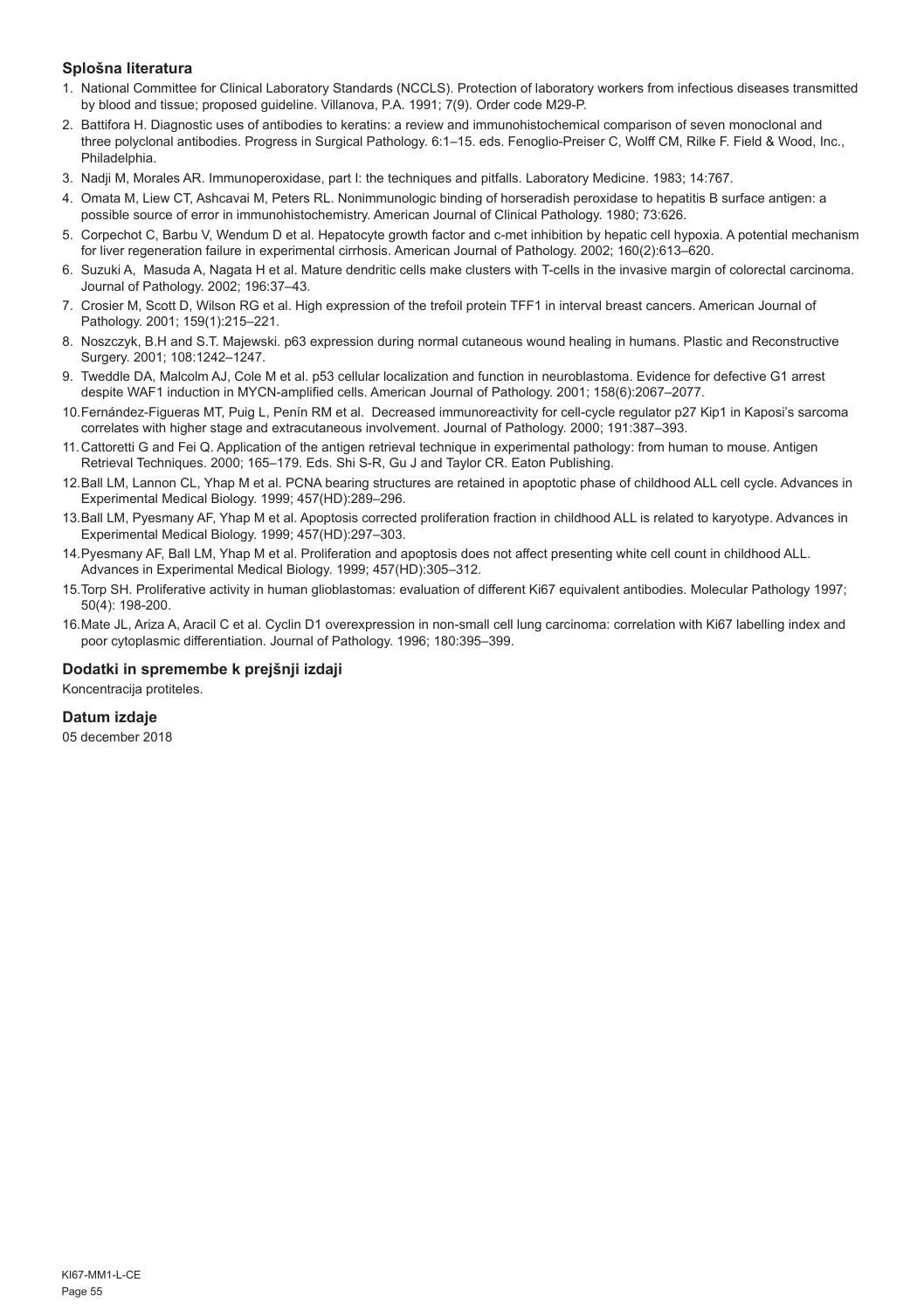## Splošna literatura

1. National Committee for Clinical Laboratory Standards (NCCLS). Protection of laboratory workers from infectious diseases transmitted by blood and tissue; proposed guideline. Villanova, P.A. 1991; 7(9). Order code M29-P.
2. Battifora H. Diagnostic uses of antibodies to keratins: a review and immunohistochemical comparison of seven monoclonal and three polyclonal antibodies. Progress in Surgical Pathology. 6:1–15. eds. Fenoglio-Preiser C, Wolff CM, Rilke F. Field & Wood, Inc., Philadelphia.
3. Nadji M, Morales AR. Immunoperoxidase, part I: the techniques and pitfalls. Laboratory Medicine. 1983; 14:767.
4. Omata M, Liew CT, Ashcavai M, Peters RL. Nonimmunologic binding of horseradish peroxidase to hepatitis B surface antigen: a possible source of error in immunohistochemistry. American Journal of Clinical Pathology. 1980; 73:626.
5. Corpechot C, Barbu V, Wendum D et al. Hepatocyte growth factor and c-met inhibition by hepatic cell hypoxia. A potential mechanism for liver regeneration failure in experimental cirrhosis. American Journal of Pathology. 2002; 160(2):613–620.
6. Suzuki A, Masuda A, Nagata H et al. Mature dendritic cells make clusters with T-cells in the invasive margin of colorectal carcinoma. Journal of Pathology. 2002; 196:37–43.
7. Crosier M, Scott D, Wilson RG et al. High expression of the trefoil protein TFF1 in interval breast cancers. American Journal of Pathology. 2001; 159(1):215–221.
8. Noszczyk, B.H and S.T. Majewski. p63 expression during normal cutaneous wound healing in humans. Plastic and Reconstructive Surgery. 2001; 108:1242–1247.
9. Tweddle DA, Malcolm AJ, Cole M et al. p53 cellular localization and function in neuroblastoma. Evidence for defective G1 arrest despite WAF1 induction in MYCN-amplified cells. American Journal of Pathology. 2001; 158(6):2067–2077.
10. Fernández-Figueras MT, Puig L, Penín RM et al. Decreased immunoreactivity for cell-cycle regulator p27 Kip1 in Kaposi's sarcoma correlates with higher stage and extracutaneous involvement. Journal of Pathology. 2000; 191:387–393.
11. Cattoretti G and Fei Q. Application of the antigen retrieval technique in experimental pathology: from human to mouse. Antigen Retrieval Techniques. 2000; 165–179. Eds. Shi S-R, Gu J and Taylor CR. Eaton Publishing.
12. Ball LM, Lannon CL, Yhap M et al. PCNA bearing structures are retained in apoptotic phase of childhood ALL cell cycle. Advances in Experimental Medical Biology. 1999; 457(HD):289–296.
13. Ball LM, Pyesmany AF, Yhap M et al. Apoptosis corrected proliferation fraction in childhood ALL is related to karyotype. Advances in Experimental Medical Biology. 1999; 457(HD):297–303.
14. Pyesmany AF, Ball LM, Yhap M et al. Proliferation and apoptosis does not affect presenting white cell count in childhood ALL. Advances in Experimental Medical Biology. 1999; 457(HD):305–312.
15. Torp SH. Proliferative activity in human glioblastomas: evaluation of different Ki67 equivalent antibodies. Molecular Pathology 1997; 50(4): 198-200.
16. Mate JL, Ariza A, Aracil C et al. Cyclin D1 overexpression in non-small cell lung carcinoma: correlation with Ki67 labelling index and poor cytoplasmic differentiation. Journal of Pathology. 1996; 180:395–399.

## Dodatki in spremembe k prejšnji izdaji

Koncentracija protiteles.

## Datum izdaje

05 december 2018

KI67-MM1-L-CE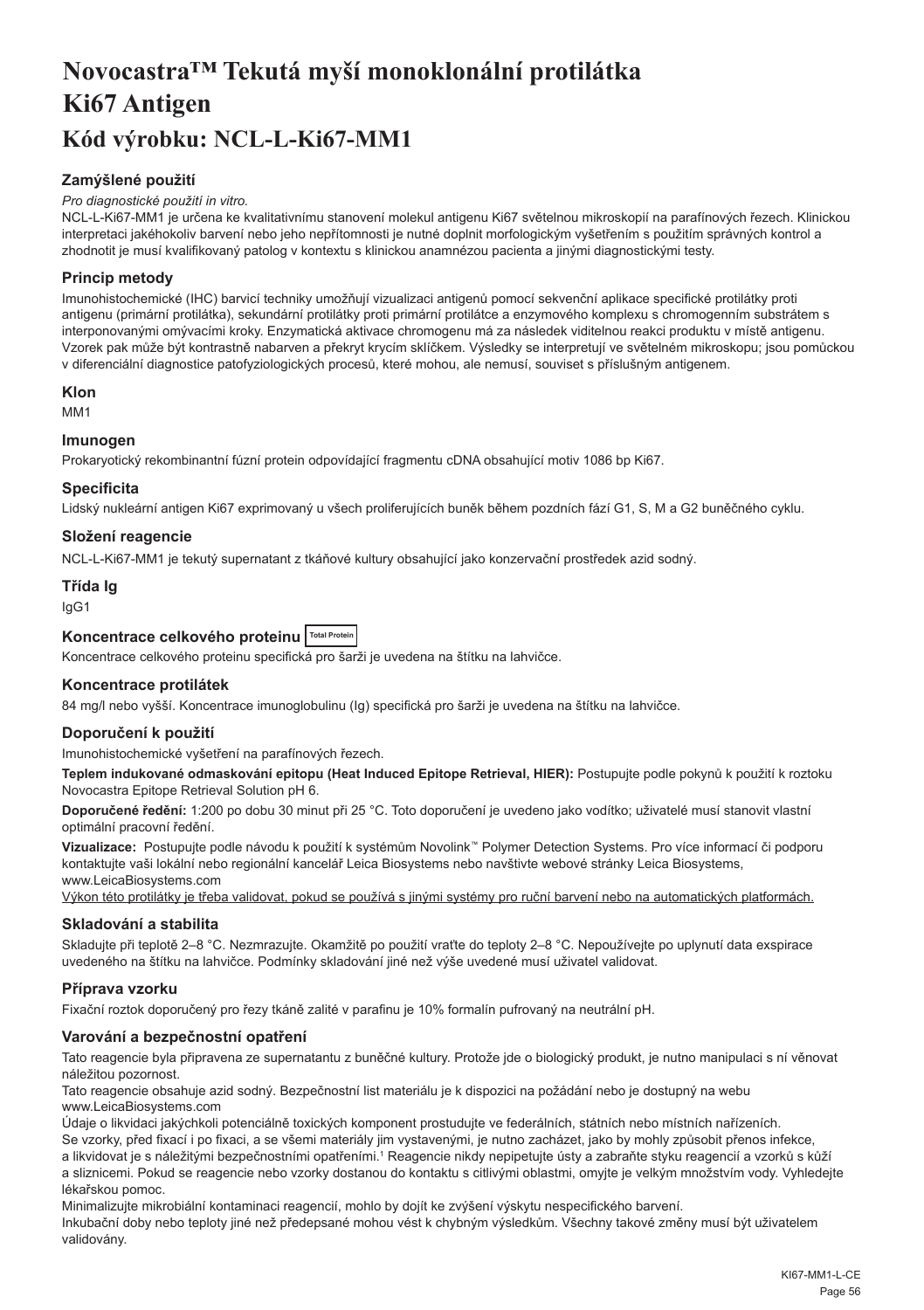# Novocastra™ Tekutá myší monoklonální protilátka Ki67 Antigen

# Kód výrobku: NCL-L-Ki67-MM1

### Zamýšlené použití

*Pro diagnostické použití in vitro.*

NCL-L-Ki67-MM1 je určena ke kvalitativnímu stanovení molekul antigenu Ki67 světelnou mikroskopií na parafínových řezech. Klinickou interpretaci jakéhokoliv barvení nebo jeho nepřítomnosti je nutné doplnit morfologickým vyšetřením s použitím správných kontrol a zhodnotit je musí kvalifikovaný patolog v kontextu s klinickou anamnézou pacienta a jinými diagnostickými testy.

### Princip metody

Imunohistochemické (IHC) barvicí techniky umožňují vizualizaci antigenů pomocí sekvenční aplikace specifické protilátky proti antigenu (primární protilátka), sekundární protilátky proti primární protilátce a enzymového komplexu s chromogenním substrátem s interponovanými omývacími kroky. Enzymatická aktivace chromogenu má za následek viditelnou reakci produktu v místě antigenu. Vzorek pak může být kontrastně nabarven a překryt krycím sklíčkem. Výsledky se interpretují ve světelném mikroskopu; jsou pomůckou v diferenciální diagnostice patofyziologických procesů, které mohou, ale nemusí, souviset s příslušným antigenem.

### Klon

MM1

### Imunogen

Prokaryotický rekombinantní fúzní protein odpovídající fragmentu cDNA obsahující motiv 1086 bp Ki67.

### Specificita

Lidský nukleární antigen Ki67 exprimovaný u všech proliferujících buněk během pozdních fází G1, S, M a G2 buněčného cyklu.

### Složení reagencie

NCL-L-Ki67-MM1 je tekutý supernatant z tkáňové kultury obsahující jako konzervační prostředek azid sodný.

### Třída Ig

IgG1

### Koncentrace celkového proteinu Total Protein

Koncentrace celkového proteinu specifická pro šarži je uvedena na štítku na lahvičce.

### Koncentrace protilátek

84 mg/l nebo vyšší. Koncentrace imunoglobulinu (Ig) specifická pro šarži je uvedena na štítku na lahvičce.

### Doporučení k použití

Imunohistochemické vyšetření na parafínových řezech.

**Teplem indukované odmaskování epitopu (Heat Induced Epitope Retrieval, HIER):** Postupujte podle pokynů k použití k roztoku Novocastra Epitope Retrieval Solution pH 6.

**Doporučené ředění:** 1:200 po dobu 30 minut při 25 °C. Toto doporučení je uvedeno jako vodítko; uživatelé musí stanovit vlastní optimální pracovní ředění.

**Vizualizace:** Postupujte podle návodu k použití k systémům Novolink™ Polymer Detection Systems. Pro více informací či podporu kontaktujte vaši lokální nebo regionální kancelář Leica Biosystems nebo navštivte webové stránky Leica Biosystems, www.LeicaBiosystems.com

Výkon této protilátky je třeba validovat, pokud se používá s jinými systémy pro ruční barvení nebo na automatických platformách.

### Skladování a stabilita

Skladujte při teplotě 2–8 °C. Nezmrazujte. Okamžitě po použití vraťte do teploty 2–8 °C. Nepoužívejte po uplynutí data exspirace uvedeného na štítku na lahvičce. Podmínky skladování jiné než výše uvedené musí uživatel validovat.

### Příprava vzorku

Fixační roztok doporučený pro řezy tkáně zalité v parafinu je 10% formalín pufrovaný na neutrální pH.

### Varování a bezpečnostní opatření

Tato reagencie byla připravena ze supernatantu z buněčné kultury. Protože jde o biologický produkt, je nutno manipulaci s ní věnovat náležitou pozornost.

Tato reagencie obsahuje azid sodný. Bezpečnostní list materiálu je k dispozici na požádání nebo je dostupný na webu www.LeicaBiosystems.com

Údaje o likvidaci jakýchkoli potenciálně toxických komponent prostudujte ve federálních, státních nebo místních nařízeních.

Se vzorky, před fixací i po fixaci, a se všemi materiály jim vystavenými, je nutno zacházet, jako by mohly způsobit přenos infekce, a likvidovat je s náležitými bezpečnostními opatřeními.[1] Reagencie nikdy nepipetujte ústy a zabraňte styku reagencií a vzorků s kůží a sliznicemi. Pokud se reagencie nebo vzorky dostanou do kontaktu s citlivými oblastmi, omyjte je velkým množstvím vody. Vyhledejte lékařskou pomoc.

Minimalizujte mikrobiální kontaminaci reagencií, mohlo by dojít ke zvýšení výskytu nespecifického barvení.

Inkubační doby nebo teploty jiné než předepsané mohou vést k chybným výsledkům. Všechny takové změny musí být uživatelem validovány.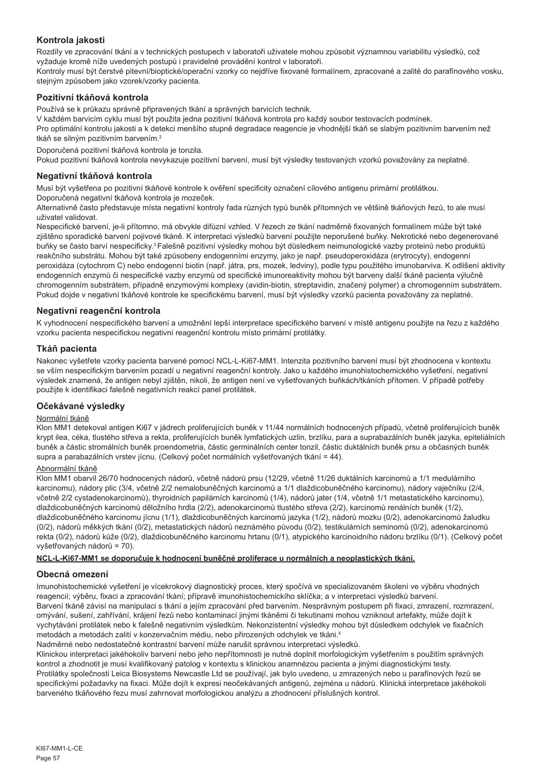## Kontrola jakosti

Rozdíly ve zpracování tkání a v technických postupech v laboratoři uživatele mohou způsobit významnou variabilitu výsledků, což vyžaduje kromě níže uvedených postupů i pravidelné provádění kontrol v laboratoři.

Kontroly musí být čerstvé pitevní/bioptické/operační vzorky co nejdříve fixované formalínem, zpracované a zalité do parafínového vosku, stejným způsobem jako vzorek/vzorky pacienta.

### Pozitivní tkáňová kontrola

Používá se k průkazu správně připravených tkání a správných barvicích technik.

V každém barvicím cyklu musí být použita jedna pozitivní tkáňová kontrola pro každý soubor testovacích podmínek.

Pro optimální kontrolu jakosti a k detekci menšího stupně degradace reagencie je vhodnější tkáň se slabým pozitivním barvením než tkáň se silným pozitivním barvením.[2]

Doporučená pozitivní tkáňová kontrola je tonzila.

Pokud pozitivní tkáňová kontrola nevykazuje pozitivní barvení, musí být výsledky testovaných vzorků považovány za neplatné.

### Negativní tkáňová kontrola

Musí být vyšetřena po pozitivní tkáňové kontrole k ověření specificity označení cílového antigenu primární protilátkou.

Doporučená negativní tkáňová kontrola je mozeček.

Alternativně často představuje místa negativní kontroly řada různých typů buněk přítomných ve většině tkáňových řezů, to ale musí uživatel validovat.

Nespecifické barvení, je-li přítomno, má obvykle difúzní vzhled. V řezech ze tkání nadměrně fixovaných formalínem může být také zjištěno sporadické barvení pojivové tkáně. K interpretaci výsledků barvení použijte neporušené buňky. Nekrotické nebo degenerované buňky se často barví nespecificky.[3] Falešně pozitivní výsledky mohou být důsledkem neimunologické vazby proteinů nebo produktů reakčního substrátu. Mohou být také způsobeny endogenními enzymy, jako je např. pseudoperoxidáza (erytrocyty), endogenní peroxidáza (cytochrom C) nebo endogenní biotin (např. játra, prs, mozek, ledviny), podle typu použitého imunobarviva. K odlišení aktivity endogenních enzymů či nespecifické vazby enzymů od specifické imunoreaktivity mohou být barveny další tkáně pacienta výlučně chromogenním substrátem, případně enzymovými komplexy (avidin-biotin, streptavidin, značený polymer) a chromogenním substrátem. Pokud dojde v negativní tkáňové kontrole ke specifickému barvení, musí být výsledky vzorků pacienta považovány za neplatné.

### Negativní reagenční kontrola

K vyhodnocení nespecifického barvení a umožnění lepší interpretace specifického barvení v místě antigenu použijte na řezu z každého vzorku pacienta nespecifickou negativní reagenční kontrolu místo primární protilátky.

### Tkáň pacienta

Nakonec vyšetřete vzorky pacienta barvené pomocí NCL-L-Ki67-MM1. Intenzita pozitivního barvení musí být zhodnocena v kontextu se vším nespecifickým barvením pozadí u negativní reagenční kontroly. Jako u každého imunohistochemického vyšetření, negativní výsledek znamená, že antigen nebyl zjištěn, nikoli, že antigen není ve vyšetřovaných buňkách/tkáních přítomen. V případě potřeby použijte k identifikaci falešně negativních reakcí panel protilátek.

## Očekávané výsledky

Normální tkáně

Klon MM1 detekoval antigen Ki67 v jádrech proliferujících buněk v 11/44 normálních hodnocených případů, včetně proliferujících buněk krypt ilea, céka, tlustého střeva a rekta, proliferujících buněk lymfatických uzlin, brzlíku, para a suprabazálních buněk jazyka, epiteliálních buněk a částic stromálních buněk proendometria, částic germinálních center tonzil, částic duktálních buněk prsu a občasných buněk supra a parabazálních vrstev jícnu. (Celkový počet normálních vyšetřovaných tkání = 44).

Abnormální tkáně

Klon MM1 obarvil 26/70 hodnocených nádorů, včetně nádorů prsu (12/29, včetně 11/26 duktálních karcinomů a 1/1 medulárního karcinomu), nádory plic (3/4, včetně 2/2 nemalobuněčných karcinomů a 1/1 dlaždicobuněčného karcinomu), nádory vaječníku (2/4, včetně 2/2 cystadenokarcinomů), thyroidních papilárních karcinomů (1/4), nádorů jater (1/4, včetně 1/1 metastatického karcinomu), dlaždicobuněčných karcinomů děložního hrdla (2/2), adenokarcinomů tlustého střeva (2/2), karcinomů renálních buněk (1/2), dlaždicobuněčného karcinomu jícnu (1/1), dlaždicobuněčných karcinomů jazyka (1/2), nádorů mozku (0/2), adenokarcinomů žaludku (0/2), nádorů měkkých tkání (0/2), metastatických nádorů neznámého původu (0/2), testikulárních seminomů (0/2), adenokarcinomů rekta (0/2), nádorů kůže (0/2), dlaždicobuněčného karcinomu hrtanu (0/1), atypického karcinoidního nádoru brzlíku (0/1). (Celkový počet vyšetřovaných nádorů = 70).

**NCL-L-Ki67-MM1 se doporučuje k hodnocení buněčné proliferace u normálních a neoplastických tkání.**

## Obecná omezení

Imunohistochemické vyšetření je vícekrokový diagnostický proces, který spočívá ve specializovaném školení ve výběru vhodných reagencií; výběru, fixaci a zpracování tkání; přípravě imunohistochemického sklíčka; a v interpretaci výsledků barvení.

Barvení tkáně závisí na manipulaci s tkání a jejím zpracování před barvením. Nesprávným postupem při fixaci, zmrazení, rozmrazení, omývání, sušení, zahřívání, krájení řezů nebo kontaminací jinými tkáněmi či tekutinami mohou vzniknout artefakty, může dojít k vychytávání protilátek nebo k falešně negativním výsledkům. Nekonzistentní výsledky mohou být důsledkem odchylek ve fixačních metodách a metodách zalití v konzervačním médiu, nebo přirozených odchylek ve tkáni.[4]

Nadměrné nebo nedostatečné kontrastní barvení může narušit správnou interpretaci výsledků.

Klinickou interpretaci jakéhokoliv barvení nebo jeho nepřítomnosti je nutné doplnit morfologickým vyšetřením s použitím správných kontrol a zhodnotit je musí kvalifikovaný patolog v kontextu s klinickou anamnézou pacienta a jinými diagnostickými testy.

Protilátky společnosti Leica Biosystems Newcastle Ltd se používají, jak bylo uvedeno, u zmrazených nebo u parafínových řezů se specifickými požadavky na fixaci. Může dojít k expresi neočekávaných antigenů, zejména u nádorů. Klinická interpretace jakéhokoli barveného tkáňového řezu musí zahrnovat morfologickou analýzu a zhodnocení příslušných kontrol.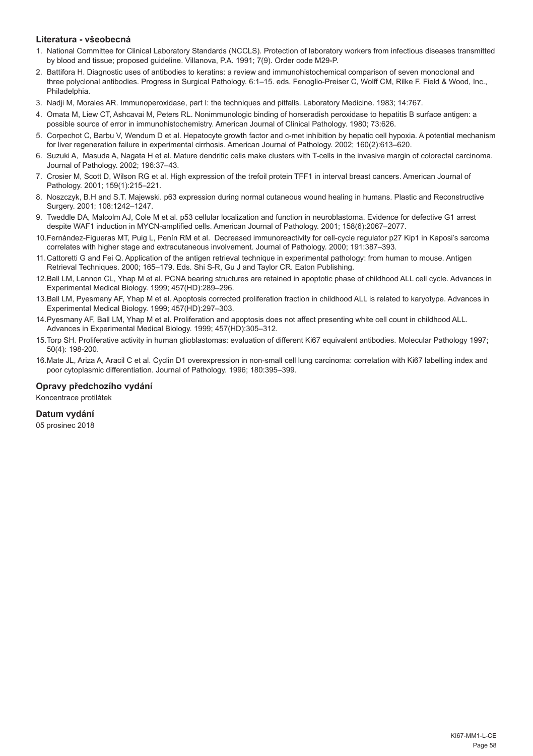## Literatura - všeobecná

1. National Committee for Clinical Laboratory Standards (NCCLS). Protection of laboratory workers from infectious diseases transmitted by blood and tissue; proposed guideline. Villanova, P.A. 1991; 7(9). Order code M29-P.
2. Battifora H. Diagnostic uses of antibodies to keratins: a review and immunohistochemical comparison of seven monoclonal and three polyclonal antibodies. Progress in Surgical Pathology. 6:1–15. eds. Fenoglio-Preiser C, Wolff CM, Rilke F. Field & Wood, Inc., Philadelphia.
3. Nadji M, Morales AR. Immunoperoxidase, part I: the techniques and pitfalls. Laboratory Medicine. 1983; 14:767.
4. Omata M, Liew CT, Ashcavai M, Peters RL. Nonimmunologic binding of horseradish peroxidase to hepatitis B surface antigen: a possible source of error in immunohistochemistry. American Journal of Clinical Pathology. 1980; 73:626.
5. Corpechot C, Barbu V, Wendum D et al. Hepatocyte growth factor and c-met inhibition by hepatic cell hypoxia. A potential mechanism for liver regeneration failure in experimental cirrhosis. American Journal of Pathology. 2002; 160(2):613–620.
6. Suzuki A, Masuda A, Nagata H et al. Mature dendritic cells make clusters with T-cells in the invasive margin of colorectal carcinoma. Journal of Pathology. 2002; 196:37–43.
7. Crosier M, Scott D, Wilson RG et al. High expression of the trefoil protein TFF1 in interval breast cancers. American Journal of Pathology. 2001; 159(1):215–221.
8. Noszczyk, B.H and S.T. Majewski. p63 expression during normal cutaneous wound healing in humans. Plastic and Reconstructive Surgery. 2001; 108:1242–1247.
9. Tweddle DA, Malcolm AJ, Cole M et al. p53 cellular localization and function in neuroblastoma. Evidence for defective G1 arrest despite WAF1 induction in MYCN-amplified cells. American Journal of Pathology. 2001; 158(6):2067–2077.
10. Fernández-Figueras MT, Puig L, Penín RM et al. Decreased immunoreactivity for cell-cycle regulator p27 Kip1 in Kaposi's sarcoma correlates with higher stage and extracutaneous involvement. Journal of Pathology. 2000; 191:387–393.
11. Cattoretti G and Fei Q. Application of the antigen retrieval technique in experimental pathology: from human to mouse. Antigen Retrieval Techniques. 2000; 165–179. Eds. Shi S-R, Gu J and Taylor CR. Eaton Publishing.
12. Ball LM, Lannon CL, Yhap M et al. PCNA bearing structures are retained in apoptotic phase of childhood ALL cell cycle. Advances in Experimental Medical Biology. 1999; 457(HD):289–296.
13. Ball LM, Pyesmany AF, Yhap M et al. Apoptosis corrected proliferation fraction in childhood ALL is related to karyotype. Advances in Experimental Medical Biology. 1999; 457(HD):297–303.
14. Pyesmany AF, Ball LM, Yhap M et al. Proliferation and apoptosis does not affect presenting white cell count in childhood ALL. Advances in Experimental Medical Biology. 1999; 457(HD):305–312.
15. Torp SH. Proliferative activity in human glioblastomas: evaluation of different Ki67 equivalent antibodies. Molecular Pathology 1997; 50(4): 198-200.
16. Mate JL, Ariza A, Aracil C et al. Cyclin D1 overexpression in non-small cell lung carcinoma: correlation with Ki67 labelling index and poor cytoplasmic differentiation. Journal of Pathology. 1996; 180:395–399.

## Opravy předchozího vydání

Koncentrace protilátek

## Datum vydání

05 prosinec 2018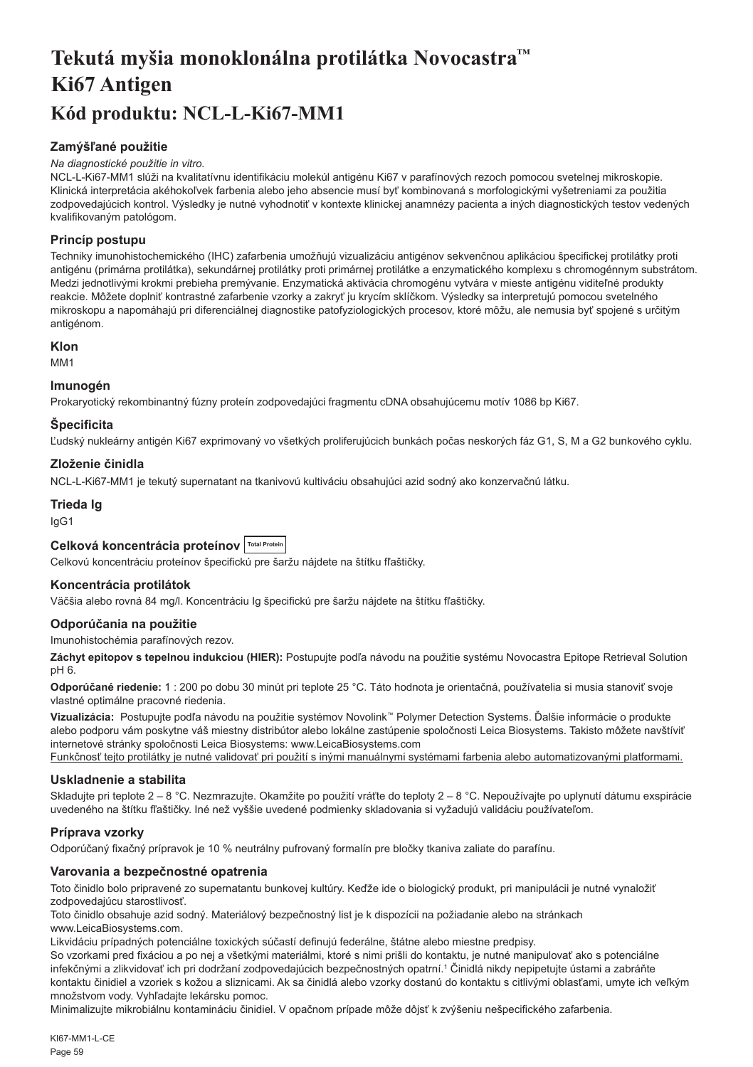# Tekutá myšia monoklonálna protilátka Novocastra™ Ki67 Antigen

# Kód produktu: NCL-L-Ki67-MM1

## Zamýšľané použitie

*Na diagnostické použitie in vitro.*

NCL-L-Ki67-MM1 slúži na kvalitatívnu identifikáciu molekúl antigénu Ki67 v parafínových rezoch pomocou svetelnej mikroskopie. Klinická interpretácia akéhokoľvek farbenia alebo jeho absencie musí byť kombinovaná s morfologickými vyšetreniami za použitia zodpovedajúcich kontrol. Výsledky je nutné vyhodnotiť v kontexte klinickej anamnézy pacienta a iných diagnostických testov vedených kvalifikovaným patológom.

## Princíp postupu

Techniky imunohistochemického (IHC) zafarbenia umožňujú vizualizáciu antigénov sekvenčnou aplikáciou špecifickej protilátky proti antigénu (primárna protilátka), sekundárnej protilátky proti primárnej protilátke a enzymatického komplexu s chromogénnym substrátom. Medzi jednotlivými krokmi prebieha premývanie. Enzymatická aktivácia chromogénu vytvára v mieste antigénu viditeľné produkty reakcie. Môžete doplniť kontrastné zafarbenie vzorky a zakryť ju krycím sklíčkom. Výsledky sa interpretujú pomocou svetelného mikroskopu a napomáhajú pri diferenciálnej diagnostike patofyziologických procesov, ktoré môžu, ale nemusia byť spojené s určitým antigénom.

## Klon

MM1

## Imunogén

Prokaryotický rekombinantný fúzny proteín zodpovedajúci fragmentu cDNA obsahujúcemu motív 1086 bp Ki67.

## Špecificita

Ľudský nukleárny antigén Ki67 exprimovaný vo všetkých proliferujúcich bunkách počas neskorých fáz G1, S, M a G2 bunkového cyklu.

## Zloženie činidla

NCL-L-Ki67-MM1 je tekutý supernatant na tkanivovú kultiváciu obsahujúci azid sodný ako konzervačnú látku.

## Trieda Ig

IgG1

## Celková koncentrácia proteínov Total Protein

Celkovú koncentráciu proteínov špecifickú pre šaržu nájdete na štítku fľaštičky.

## Koncentrácia protilátok

Väčšia alebo rovná 84 mg/l. Koncentráciu Ig špecifickú pre šaržu nájdete na štítku fľaštičky.

## Odporúčania na použitie

Imunohistochémia parafínových rezov.

**Záchyt epitopov s tepelnou indukciou (HIER):** Postupujte podľa návodu na použitie systému Novocastra Epitope Retrieval Solution pH 6.

**Odporúčané riedenie:** 1 : 200 po dobu 30 minút pri teplote 25 °C. Táto hodnota je orientačná, používatelia si musia stanoviť svoje vlastné optimálne pracovné riedenia.

**Vizualizácia:** Postupujte podľa návodu na použitie systémov Novolink™ Polymer Detection Systems. Ďalšie informácie o produkte alebo podporu vám poskytne váš miestny distribútor alebo lokálne zastúpenie spoločnosti Leica Biosystems. Takisto môžete navštíviť internetové stránky spoločnosti Leica Biosystems: www.LeicaBiosystems.com

Funkčnosť tejto protilátky je nutné validovať pri použití s inými manuálnymi systémami farbenia alebo automatizovanými platformami.

## Uskladnenie a stabilita

Skladujte pri teplote 2 – 8 °C. Nezmrazujte. Okamžite po použití vráťte do teploty 2 – 8 °C. Nepoužívajte po uplynutí dátumu exspirácie uvedeného na štítku fľaštičky. Iné než vyššie uvedené podmienky skladovania si vyžadujú validáciu používateľom.

## Príprava vzorky

Odporúčaný fixačný prípravok je 10 % neutrálny pufrovaný formalín pre bločky tkaniva zaliate do parafínu.

## Varovania a bezpečnostné opatrenia

Toto činidlo bolo pripravené zo supernatantu bunkovej kultúry. Keďže ide o biologický produkt, pri manipulácii je nutné vynaložiť zodpovedajúcu starostlivosť.

Toto činidlo obsahuje azid sodný. Materiálový bezpečnostný list je k dispozícii na požiadanie alebo na stránkach www.LeicaBiosystems.com.

Likvidáciu prípadných potenciálne toxických súčastí definujú federálne, štátne alebo miestne predpisy.

So vzorkami pred fixáciou a po nej a všetkými materiálmi, ktoré s nimi prišli do kontaktu, je nutné manipulovať ako s potenciálne infekčnými a zlikvidovať ich pri dodržaní zodpovedajúcich bezpečnostných opatrení.[1] Činidlá nikdy nepipetujte ústami a zabráňte kontaktu činidiel a vzoriek s kožou a sliznicami. Ak sa činidlá alebo vzorky dostanú do kontaktu s citlivými oblasťami, umyte ich veľkým množstvom vody. Vyhľadajte lekársku pomoc.

Minimalizujte mikrobiálnu kontamináciu činidiel. V opačnom prípade môže dôjsť k zvýšeniu nešpecifického zafarbenia.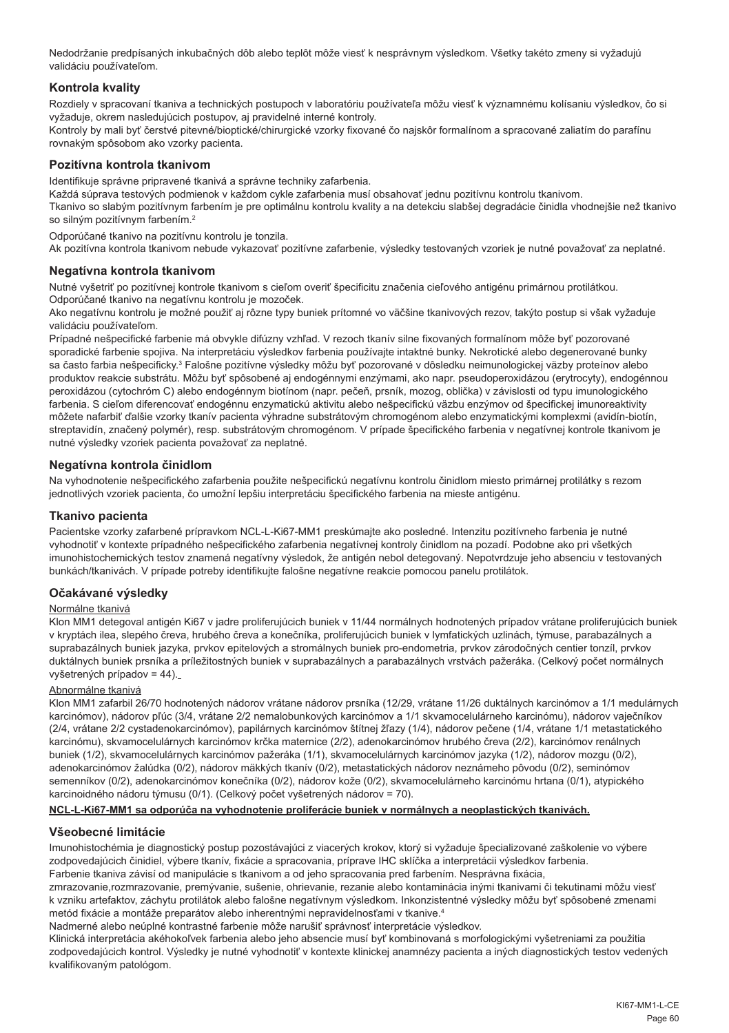Nedodržanie predpísaných inkubačných dôb alebo teplôt môže viesť k nesprávnym výsledkom. Všetky takéto zmeny si vyžadujú validáciu používateľom.

## Kontrola kvality

Rozdiely v spracovaní tkaniva a technických postupoch v laboratóriu používateľa môžu viesť k významnému kolísaniu výsledkov, čo si vyžaduje, okrem nasledujúcich postupov, aj pravidelné interné kontroly.
Kontroly by mali byť čerstvé pitevné/bioptické/chirurgické vzorky fixované čo najskôr formalínom a spracované zaliatím do parafínu rovnakým spôsobom ako vzorky pacienta.

## Pozitívna kontrola tkanivom

Identifikuje správne pripravené tkanivá a správne techniky zafarbenia.
Každá súprava testových podmienok v každom cykle zafarbenia musí obsahovať jednu pozitívnu kontrolu tkanivom.
Tkanivo so slabým pozitívnym farbením je pre optimálnu kontrolu kvality a na detekciu slabšej degradácie činidla vhodnejšie než tkanivo so silným pozitívnym farbením.[2]

Odporúčané tkanivo na pozitívnu kontrolu je tonzila.
Ak pozitívna kontrola tkanivom nebude vykazovať pozitívne zafarbenie, výsledky testovaných vzoriek je nutné považovať za neplatné.

## Negatívna kontrola tkanivom

Nutné vyšetriť po pozitívnej kontrole tkanivom s cieľom overiť špecificitu značenia cieľového antigénu primárnou protilátkou.
Odporúčané tkanivo na negatívnu kontrolu je mozoček.
Ako negatívnu kontrolu je možné použiť aj rôzne typy buniek prítomné vo väčšine tkanivových rezov, takýto postup si však vyžaduje validáciu používateľom.
Prípadné nešpecifické farbenie má obvykle difúzny vzhľad. V rezoch tkanív silne fixovaných formalínom môže byť pozorované sporadické farbenie spojiva. Na interpretáciu výsledkov farbenia používajte intaktné bunky. Nekrotické alebo degenerované bunky sa často farbia nešpecificky.[3] Falošne pozitívne výsledky môžu byť pozorované v dôsledku neimunologickej väzby proteínov alebo produktov reakcie substrátu. Môžu byť spôsobené aj endogénnymi enzýmami, ako napr. pseudoperoxidázou (erytrocyty), endogénnou peroxidázou (cytochróm C) alebo endogénnym biotínom (napr. pečeň, prsník, mozog, oblička) v závislosti od typu imunologického farbenia. S cieľom diferencovať endogénnu enzymatickú aktivitu alebo nešpecifickú väzbu enzýmov od špecifickej imunoreaktivity môžete nafarbiť ďalšie vzorky tkanív pacienta výhradne substrátovým chromogénom alebo enzymatickými komplexmi (avidín-biotín, streptavidín, značený polymér), resp. substrátovým chromogénom. V prípade špecifického farbenia v negatívnej kontrole tkanivom je nutné výsledky vzoriek pacienta považovať za neplatné.

## Negatívna kontrola činidlom

Na vyhodnotenie nešpecifického zafarbenia použite nešpecifickú negatívnu kontrolu činidlom miesto primárnej protilátky s rezom jednotlivých vzoriek pacienta, čo umožní lepšiu interpretáciu špecifického farbenia na mieste antigénu.

## Tkanivo pacienta

Pacientske vzorky zafarbené prípravkom NCL-L-Ki67-MM1 preskúmajte ako posledné. Intenzitu pozitívneho farbenia je nutné vyhodnotiť v kontexte prípadného nešpecifického zafarbenia negatívnej kontroly činidlom na pozadí. Podobne ako pri všetkých imunohistochemických testov znamená negatívny výsledok, že antigén nebol detegovaný. Nepotvrdzuje jeho absenciu v testovaných bunkách/tkanivách. V prípade potreby identifikujte falošne negatívne reakcie pomocou panelu protilátok.

## Očakávané výsledky

Normálne tkanivá

Klon MM1 detegoval antigén Ki67 v jadre proliferujúcich buniek v 11/44 normálnych hodnotených prípadov vrátane proliferujúcich buniek v kryptách ilea, slepého čreva, hrubého čreva a konečníka, proliferujúcich buniek v lymfatických uzlinách, týmuse, parabazálnych a suprabazálnych buniek jazyka, prvkov epitelových a stromálnych buniek pro-endometria, prvkov zárodočných centier tonzíl, prvkov duktálnych buniek prsníka a príležitostných buniek v suprabazálnych a parabazálnych vrstvách pažeráka. (Celkový počet normálnych vyšetrených prípadov = 44).

Abnormálne tkanivá

Klon MM1 zafarbil 26/70 hodnotených nádorov vrátane nádorov prsníka (12/29, vrátane 11/26 duktálnych karcinómov a 1/1 medulárnych karcinómov), nádorov pľúc (3/4, vrátane 2/2 nemalobunkových karcinómov a 1/1 skvamocelulárneho karcinómu), nádorov vaječníkov (2/4, vrátane 2/2 cystadenokarcinómov), papilárnych karcinómov štítnej žľazy (1/4), nádorov pečene (1/4, vrátane 1/1 metastatického karcinómu), skvamocelulárnych karcinómov krčka maternice (2/2), adenokarcinómov hrubého čreva (2/2), karcinómov renálnych buniek (1/2), skvamocelulárnych karcinómov pažeráka (1/1), skvamocelulárnych karcinómov jazyka (1/2), nádorov mozgu (0/2), adenokarcinómov žalúdka (0/2), nádorov mäkkých tkanív (0/2), metastatických nádorov neznámeho pôvodu (0/2), seminómov semenníkov (0/2), adenokarcinómov konečníka (0/2), nádorov kože (0/2), skvamocelulárneho karcinómu hrtana (0/1), atypického karcinoidného nádoru týmusu (0/1). (Celkový počet vyšetrených nádorov = 70).

**NCL-L-Ki67-MM1 sa odporúča na vyhodnotenie proliferácie buniek v normálnych a neoplastických tkanivách.**

## Všeobecné limitácie

Imunohistochémia je diagnostický postup pozostávajúci z viacerých krokov, ktorý si vyžaduje špecializované zaškolenie vo výbere zodpovedajúcich činidiel, výbere tkanív, fixácie a spracovania, príprave IHC sklíčka a interpretácii výsledkov farbenia.
Farbenie tkaniva závisí od manipulácie s tkanivom a od jeho spracovania pred farbením. Nesprávna fixácia, zmrazovanie,rozmrazovanie, premývanie, sušenie, ohrievanie, rezanie alebo kontaminácia inými tkanivami či tekutinami môžu viesť k vzniku artefaktov, záchytu protilátok alebo falošne negatívnym výsledkom. Inkonzistentné výsledky môžu byť spôsobené zmenami metód fixácie a montáže preparátov alebo inherentnými nepravidelnosťami v tkanive.[4]
Nadmerné alebo neúplné kontrastné farbenie môže narušiť správnosť interpretácie výsledkov.
Klinická interpretácia akéhokoľvek farbenia alebo jeho absencie musí byť kombinovaná s morfologickými vyšetreniami za použitia zodpovedajúcich kontrol. Výsledky je nutné vyhodnotiť v kontexte klinickej anamnézy pacienta a iných diagnostických testov vedených kvalifikovaným patológom.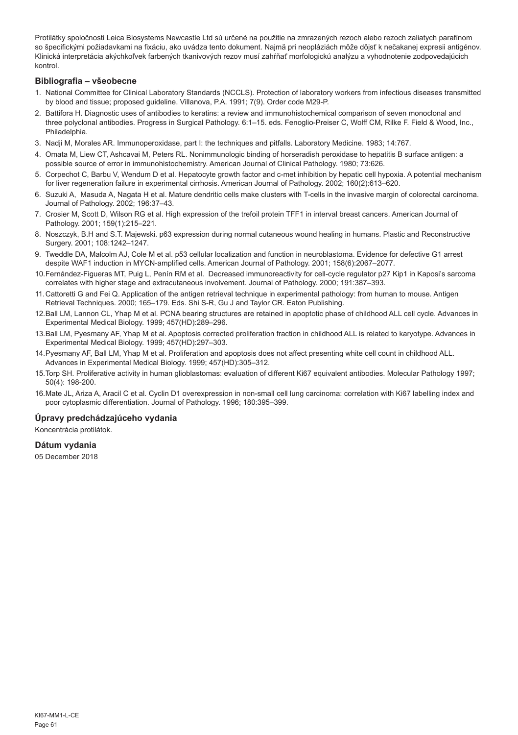Protilátky spoločnosti Leica Biosystems Newcastle Ltd sú určené na použitie na zmrazených rezoch alebo rezoch zaliatych parafínom so špecifickými požiadavkami na fixáciu, ako uvádza tento dokument. Najmä pri neopláziách môže dôjsť k nečakanej expresii antigénov. Klinická interpretácia akýchkoľvek farbených tkanivových rezov musí zahŕňať morfologickú analýzu a vyhodnotenie zodpovedajúcich kontrol.

## Bibliografia – všeobecne

1. National Committee for Clinical Laboratory Standards (NCCLS). Protection of laboratory workers from infectious diseases transmitted by blood and tissue; proposed guideline. Villanova, P.A. 1991; 7(9). Order code M29-P.
2. Battifora H. Diagnostic uses of antibodies to keratins: a review and immunohistochemical comparison of seven monoclonal and three polyclonal antibodies. Progress in Surgical Pathology. 6:1–15. eds. Fenoglio-Preiser C, Wolff CM, Rilke F. Field & Wood, Inc., Philadelphia.
3. Nadji M, Morales AR. Immunoperoxidase, part I: the techniques and pitfalls. Laboratory Medicine. 1983; 14:767.
4. Omata M, Liew CT, Ashcavai M, Peters RL. Nonimmunologic binding of horseradish peroxidase to hepatitis B surface antigen: a possible source of error in immunohistochemistry. American Journal of Clinical Pathology. 1980; 73:626.
5. Corpechot C, Barbu V, Wendum D et al. Hepatocyte growth factor and c-met inhibition by hepatic cell hypoxia. A potential mechanism for liver regeneration failure in experimental cirrhosis. American Journal of Pathology. 2002; 160(2):613–620.
6. Suzuki A, Masuda A, Nagata H et al. Mature dendritic cells make clusters with T-cells in the invasive margin of colorectal carcinoma. Journal of Pathology. 2002; 196:37–43.
7. Crosier M, Scott D, Wilson RG et al. High expression of the trefoil protein TFF1 in interval breast cancers. American Journal of Pathology. 2001; 159(1):215–221.
8. Noszczyk, B.H and S.T. Majewski. p63 expression during normal cutaneous wound healing in humans. Plastic and Reconstructive Surgery. 2001; 108:1242–1247.
9. Tweddle DA, Malcolm AJ, Cole M et al. p53 cellular localization and function in neuroblastoma. Evidence for defective G1 arrest despite WAF1 induction in MYCN-amplified cells. American Journal of Pathology. 2001; 158(6):2067–2077.
10. Fernández-Figueras MT, Puig L, Penín RM et al. Decreased immunoreactivity for cell-cycle regulator p27 Kip1 in Kaposi's sarcoma correlates with higher stage and extracutaneous involvement. Journal of Pathology. 2000; 191:387–393.
11. Cattoretti G and Fei Q. Application of the antigen retrieval technique in experimental pathology: from human to mouse. Antigen Retrieval Techniques. 2000; 165–179. Eds. Shi S-R, Gu J and Taylor CR. Eaton Publishing.
12. Ball LM, Lannon CL, Yhap M et al. PCNA bearing structures are retained in apoptotic phase of childhood ALL cell cycle. Advances in Experimental Medical Biology. 1999; 457(HD):289–296.
13. Ball LM, Pyesmany AF, Yhap M et al. Apoptosis corrected proliferation fraction in childhood ALL is related to karyotype. Advances in Experimental Medical Biology. 1999; 457(HD):297–303.
14. Pyesmany AF, Ball LM, Yhap M et al. Proliferation and apoptosis does not affect presenting white cell count in childhood ALL. Advances in Experimental Medical Biology. 1999; 457(HD):305–312.
15. Torp SH. Proliferative activity in human glioblastomas: evaluation of different Ki67 equivalent antibodies. Molecular Pathology 1997; 50(4): 198-200.
16. Mate JL, Ariza A, Aracil C et al. Cyclin D1 overexpression in non-small cell lung carcinoma: correlation with Ki67 labelling index and poor cytoplasmic differentiation. Journal of Pathology. 1996; 180:395–399.

## Úpravy predchádzajúceho vydania

Koncentrácia protilátok.

## Dátum vydania

05 December 2018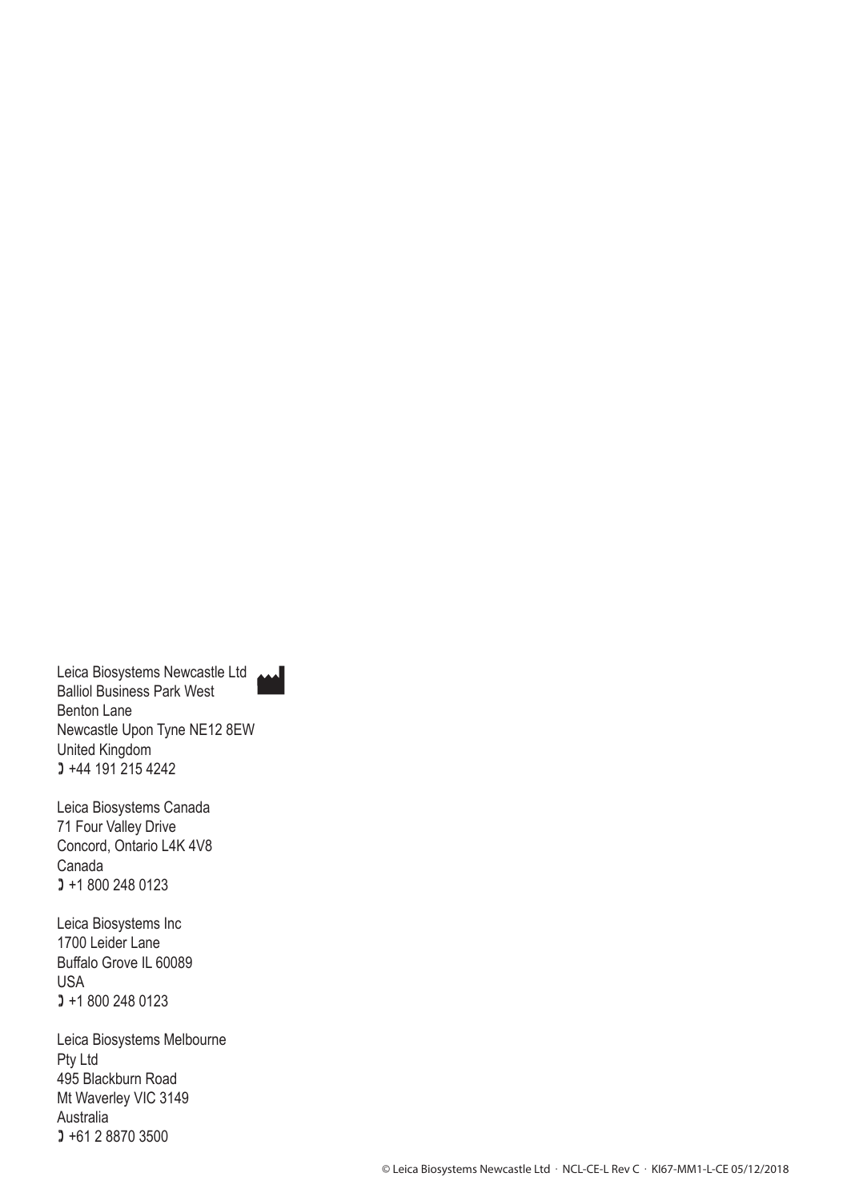Leica Biosystems Newcastle Ltd
Balliol Business Park West
Benton Lane
Newcastle Upon Tyne NE12 8EW
United Kingdom
+44 191 215 4242

Leica Biosystems Canada
71 Four Valley Drive
Concord, Ontario L4K 4V8
Canada
+1 800 248 0123

Leica Biosystems Inc
1700 Leider Lane
Buffalo Grove IL 60089
USA
+1 800 248 0123

Leica Biosystems Melbourne
Pty Ltd
495 Blackburn Road
Mt Waverley VIC 3149
Australia
+61 2 8870 3500

© Leica Biosystems Newcastle Ltd · NCL-CE-L Rev C · KI67-MM1-L-CE 05/12/2018